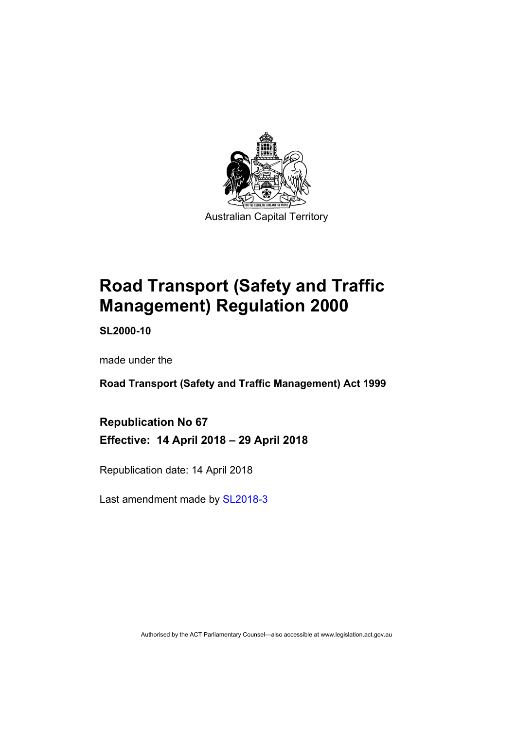Australian Capital Territory

# Road Transport (Safety and Traffic Management) Regulation 2000

**SL2000-10**

made under the

**Road Transport (Safety and Traffic Management) Act 1999**

## Republication No 67

## Effective: 14 April 2018 – 29 April 2018

Republication date: 14 April 2018

Last amendment made by SL2018-3

Authorised by the ACT Parliamentary Counsel—also accessible at www.legislation.act.gov.au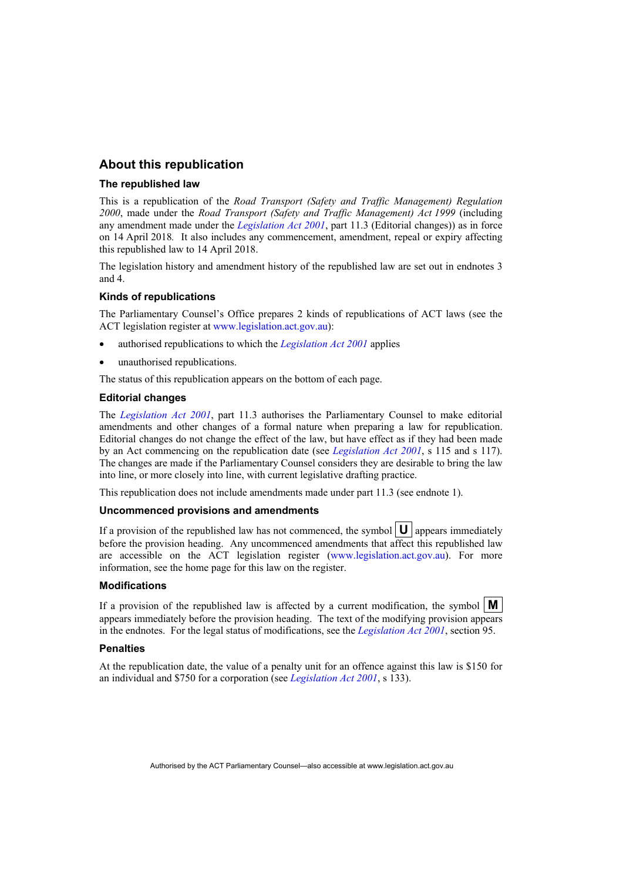## About this republication

### The republished law

This is a republication of the *Road Transport (Safety and Traffic Management) Regulation 2000*, made under the *Road Transport (Safety and Traffic Management) Act 1999* (including any amendment made under the *Legislation Act 2001*, part 11.3 (Editorial changes)) as in force on 14 April 2018*.* It also includes any commencement, amendment, repeal or expiry affecting this republished law to 14 April 2018.

The legislation history and amendment history of the republished law are set out in endnotes 3 and 4.

### Kinds of republications

The Parliamentary Counsel's Office prepares 2 kinds of republications of ACT laws (see the ACT legislation register at www.legislation.act.gov.au):

- authorised republications to which the *Legislation Act 2001* applies
- unauthorised republications.

The status of this republication appears on the bottom of each page.

### Editorial changes

The *Legislation Act 2001*, part 11.3 authorises the Parliamentary Counsel to make editorial amendments and other changes of a formal nature when preparing a law for republication. Editorial changes do not change the effect of the law, but have effect as if they had been made by an Act commencing on the republication date (see *Legislation Act 2001*, s 115 and s 117). The changes are made if the Parliamentary Counsel considers they are desirable to bring the law into line, or more closely into line, with current legislative drafting practice.

This republication does not include amendments made under part 11.3 (see endnote 1).

### Uncommenced provisions and amendments

If a provision of the republished law has not commenced, the symbol **U** appears immediately before the provision heading. Any uncommenced amendments that affect this republished law are accessible on the ACT legislation register (www.legislation.act.gov.au). For more information, see the home page for this law on the register.

### Modifications

If a provision of the republished law is affected by a current modification, the symbol **M** appears immediately before the provision heading. The text of the modifying provision appears in the endnotes. For the legal status of modifications, see the *Legislation Act 2001*, section 95.

### Penalties

At the republication date, the value of a penalty unit for an offence against this law is $150 for an individual and $750 for a corporation (see *Legislation Act 2001*, s 133).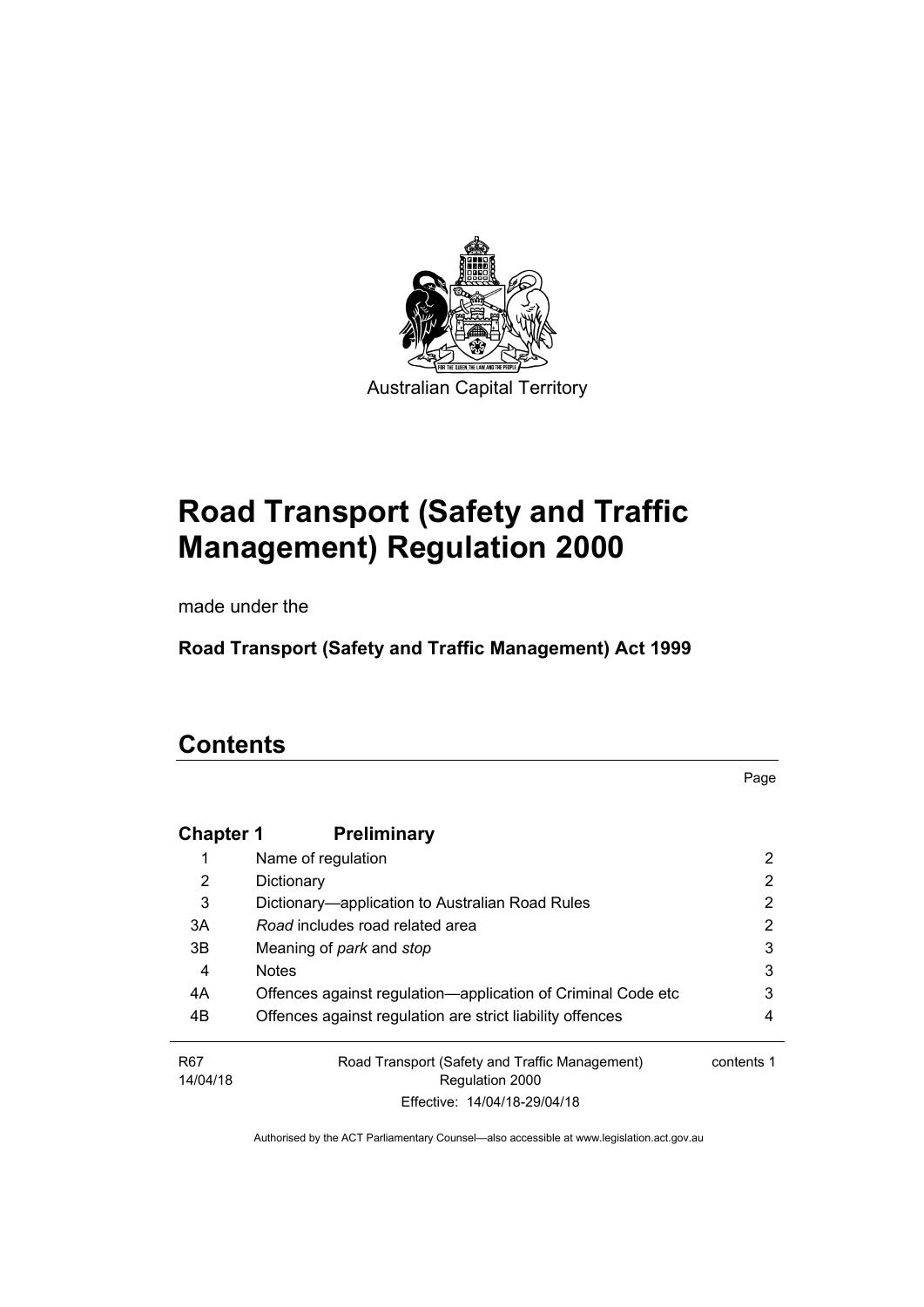Australian Capital Territory

# Road Transport (Safety and Traffic Management) Regulation 2000

made under the

**Road Transport (Safety and Traffic Management) Act 1999**

## Contents

| | | Page |
|---|---|---|
| **Chapter 1** | **Preliminary** | |
| 1 | Name of regulation | 2 |
| 2 | Dictionary | 2 |
| 3 | Dictionary—application to Australian Road Rules | 2 |
| 3A | *Road* includes road related area | 2 |
| 3B | Meaning of *park* and *stop* | 3 |
| 4 | Notes | 3 |
| 4A | Offences against regulation—application of Criminal Code etc | 3 |
| 4B | Offences against regulation are strict liability offences | 4 |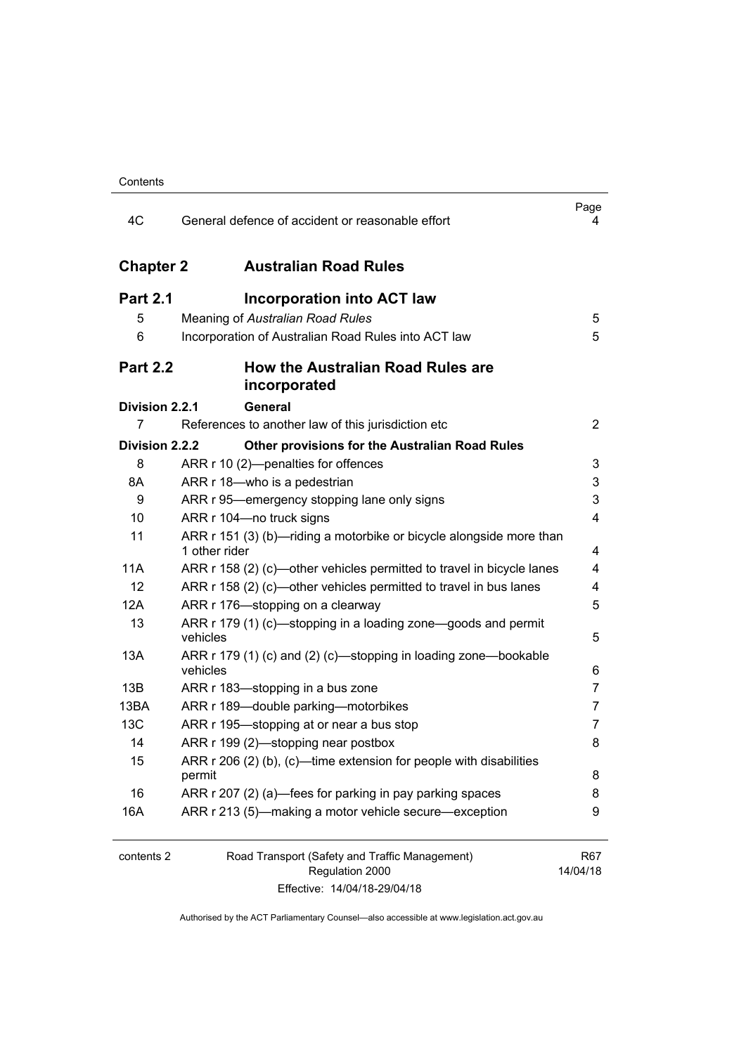| | | Page |
|---|---|---|
| 4C | General defence of accident or reasonable effort | 4 |
| **Chapter 2** | **Australian Road Rules** | |
| **Part 2.1** | **Incorporation into ACT law** | |
| 5 | Meaning of *Australian Road Rules* | 5 |
| 6 | Incorporation of Australian Road Rules into ACT law | 5 |
| **Part 2.2** | **How the Australian Road Rules are incorporated** | |
| **Division 2.2.1** | **General** | |
| 7 | References to another law of this jurisdiction etc | 2 |
| **Division 2.2.2** | **Other provisions for the Australian Road Rules** | |
| 8 | ARR r 10 (2)—penalties for offences | 3 |
| 8A | ARR r 18—who is a pedestrian | 3 |
| 9 | ARR r 95—emergency stopping lane only signs | 3 |
| 10 | ARR r 104—no truck signs | 4 |
| 11 | ARR r 151 (3) (b)—riding a motorbike or bicycle alongside more than 1 other rider | 4 |
| 11A | ARR r 158 (2) (c)—other vehicles permitted to travel in bicycle lanes | 4 |
| 12 | ARR r 158 (2) (c)—other vehicles permitted to travel in bus lanes | 4 |
| 12A | ARR r 176—stopping on a clearway | 5 |
| 13 | ARR r 179 (1) (c)—stopping in a loading zone—goods and permit vehicles | 5 |
| 13A | ARR r 179 (1) (c) and (2) (c)—stopping in loading zone—bookable vehicles | 6 |
| 13B | ARR r 183—stopping in a bus zone | 7 |
| 13BA | ARR r 189—double parking—motorbikes | 7 |
| 13C | ARR r 195—stopping at or near a bus stop | 7 |
| 14 | ARR r 199 (2)—stopping near postbox | 8 |
| 15 | ARR r 206 (2) (b), (c)—time extension for people with disabilities permit | 8 |
| 16 | ARR r 207 (2) (a)—fees for parking in pay parking spaces | 8 |
| 16A | ARR r 213 (5)—making a motor vehicle secure—exception | 9 |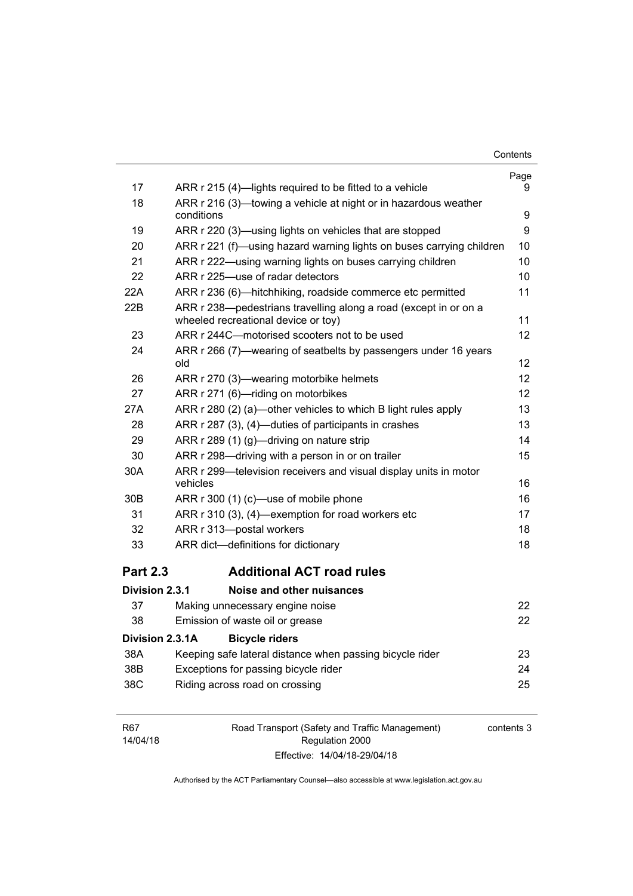| | | Page |
|---|---|---|
| 17 | ARR r 215 (4)—lights required to be fitted to a vehicle | 9 |
| 18 | ARR r 216 (3)—towing a vehicle at night or in hazardous weather conditions | 9 |
| 19 | ARR r 220 (3)—using lights on vehicles that are stopped | 9 |
| 20 | ARR r 221 (f)—using hazard warning lights on buses carrying children | 10 |
| 21 | ARR r 222—using warning lights on buses carrying children | 10 |
| 22 | ARR r 225—use of radar detectors | 10 |
| 22A | ARR r 236 (6)—hitchhiking, roadside commerce etc permitted | 11 |
| 22B | ARR r 238—pedestrians travelling along a road (except in or on a wheeled recreational device or toy) | 11 |
| 23 | ARR r 244C—motorised scooters not to be used | 12 |
| 24 | ARR r 266 (7)—wearing of seatbelts by passengers under 16 years old | 12 |
| 26 | ARR r 270 (3)—wearing motorbike helmets | 12 |
| 27 | ARR r 271 (6)—riding on motorbikes | 12 |
| 27A | ARR r 280 (2) (a)—other vehicles to which B light rules apply | 13 |
| 28 | ARR r 287 (3), (4)—duties of participants in crashes | 13 |
| 29 | ARR r 289 (1) (g)—driving on nature strip | 14 |
| 30 | ARR r 298—driving with a person in or on trailer | 15 |
| 30A | ARR r 299—television receivers and visual display units in motor vehicles | 16 |
| 30B | ARR r 300 (1) (c)—use of mobile phone | 16 |
| 31 | ARR r 310 (3), (4)—exemption for road workers etc | 17 |
| 32 | ARR r 313—postal workers | 18 |
| 33 | ARR dict—definitions for dictionary | 18 |

## Part 2.3 Additional ACT road rules

### Division 2.3.1 Noise and other nuisances

| | | |
|---|---|---|
| 37 | Making unnecessary engine noise | 22 |
| 38 | Emission of waste oil or grease | 22 |

### Division 2.3.1A Bicycle riders

| | | |
|---|---|---|
| 38A | Keeping safe lateral distance when passing bicycle rider | 23 |
| 38B | Exceptions for passing bicycle rider | 24 |
| 38C | Riding across road on crossing | 25 |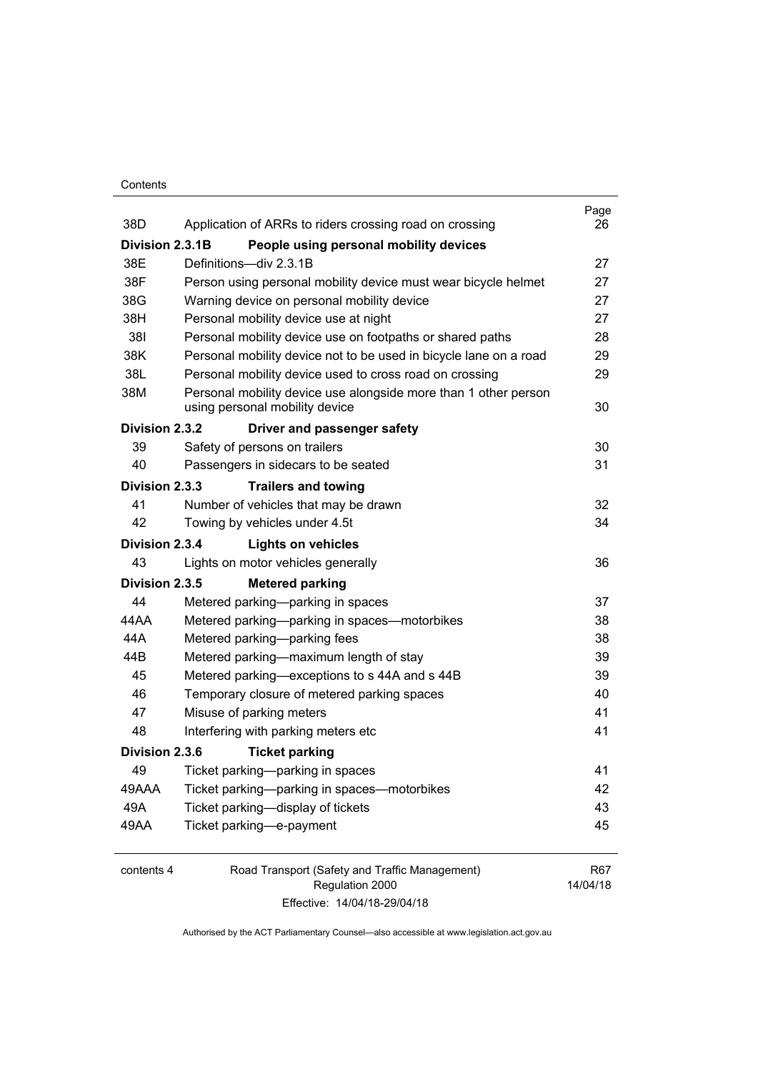| | | Page |
|---|---|---|
| 38D | Application of ARRs to riders crossing road on crossing | 26 |
| **Division 2.3.1B** | **People using personal mobility devices** | |
| 38E | Definitions—div 2.3.1B | 27 |
| 38F | Person using personal mobility device must wear bicycle helmet | 27 |
| 38G | Warning device on personal mobility device | 27 |
| 38H | Personal mobility device use at night | 27 |
| 38I | Personal mobility device use on footpaths or shared paths | 28 |
| 38K | Personal mobility device not to be used in bicycle lane on a road | 29 |
| 38L | Personal mobility device used to cross road on crossing | 29 |
| 38M | Personal mobility device use alongside more than 1 other person using personal mobility device | 30 |
| **Division 2.3.2** | **Driver and passenger safety** | |
| 39 | Safety of persons on trailers | 30 |
| 40 | Passengers in sidecars to be seated | 31 |
| **Division 2.3.3** | **Trailers and towing** | |
| 41 | Number of vehicles that may be drawn | 32 |
| 42 | Towing by vehicles under 4.5t | 34 |
| **Division 2.3.4** | **Lights on vehicles** | |
| 43 | Lights on motor vehicles generally | 36 |
| **Division 2.3.5** | **Metered parking** | |
| 44 | Metered parking—parking in spaces | 37 |
| 44AA | Metered parking—parking in spaces—motorbikes | 38 |
| 44A | Metered parking—parking fees | 38 |
| 44B | Metered parking—maximum length of stay | 39 |
| 45 | Metered parking—exceptions to s 44A and s 44B | 39 |
| 46 | Temporary closure of metered parking spaces | 40 |
| 47 | Misuse of parking meters | 41 |
| 48 | Interfering with parking meters etc | 41 |
| **Division 2.3.6** | **Ticket parking** | |
| 49 | Ticket parking—parking in spaces | 41 |
| 49AAA | Ticket parking—parking in spaces—motorbikes | 42 |
| 49A | Ticket parking—display of tickets | 43 |
| 49AA | Ticket parking—e-payment | 45 |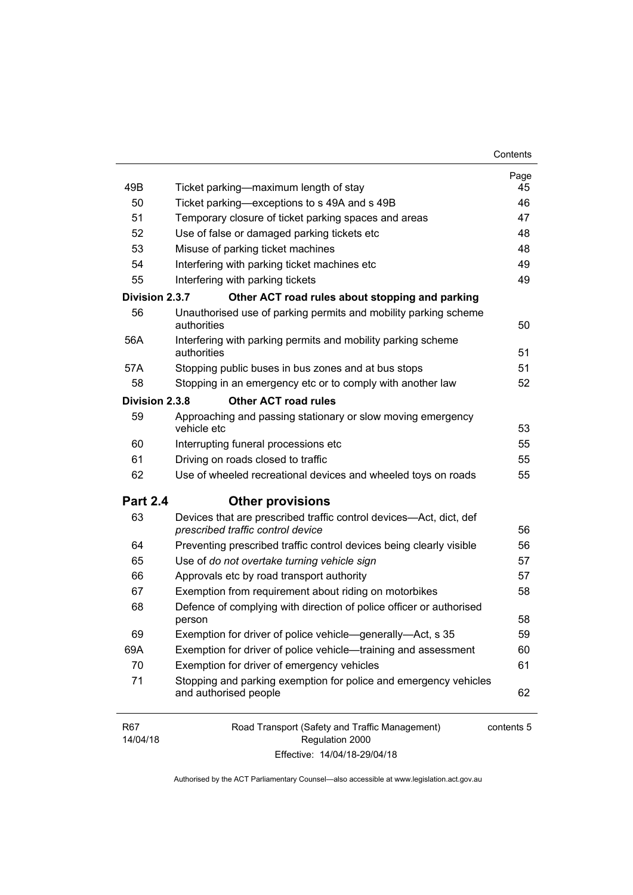| | | Page |
|---|---|---|
| 49B | Ticket parking—maximum length of stay | 45 |
| 50 | Ticket parking—exceptions to s 49A and s 49B | 46 |
| 51 | Temporary closure of ticket parking spaces and areas | 47 |
| 52 | Use of false or damaged parking tickets etc | 48 |
| 53 | Misuse of parking ticket machines | 48 |
| 54 | Interfering with parking ticket machines etc | 49 |
| 55 | Interfering with parking tickets | 49 |
| **Division 2.3.7** | **Other ACT road rules about stopping and parking** | |
| 56 | Unauthorised use of parking permits and mobility parking scheme authorities | 50 |
| 56A | Interfering with parking permits and mobility parking scheme authorities | 51 |
| 57A | Stopping public buses in bus zones and at bus stops | 51 |
| 58 | Stopping in an emergency etc or to comply with another law | 52 |
| **Division 2.3.8** | **Other ACT road rules** | |
| 59 | Approaching and passing stationary or slow moving emergency vehicle etc | 53 |
| 60 | Interrupting funeral processions etc | 55 |
| 61 | Driving on roads closed to traffic | 55 |
| 62 | Use of wheeled recreational devices and wheeled toys on roads | 55 |
| **Part 2.4** | **Other provisions** | |
| 63 | Devices that are prescribed traffic control devices—Act, dict, def *prescribed traffic control device* | 56 |
| 64 | Preventing prescribed traffic control devices being clearly visible | 56 |
| 65 | Use of *do not overtake turning vehicle sign* | 57 |
| 66 | Approvals etc by road transport authority | 57 |
| 67 | Exemption from requirement about riding on motorbikes | 58 |
| 68 | Defence of complying with direction of police officer or authorised person | 58 |
| 69 | Exemption for driver of police vehicle—generally—Act, s 35 | 59 |
| 69A | Exemption for driver of police vehicle—training and assessment | 60 |
| 70 | Exemption for driver of emergency vehicles | 61 |
| 71 | Stopping and parking exemption for police and emergency vehicles and authorised people | 62 |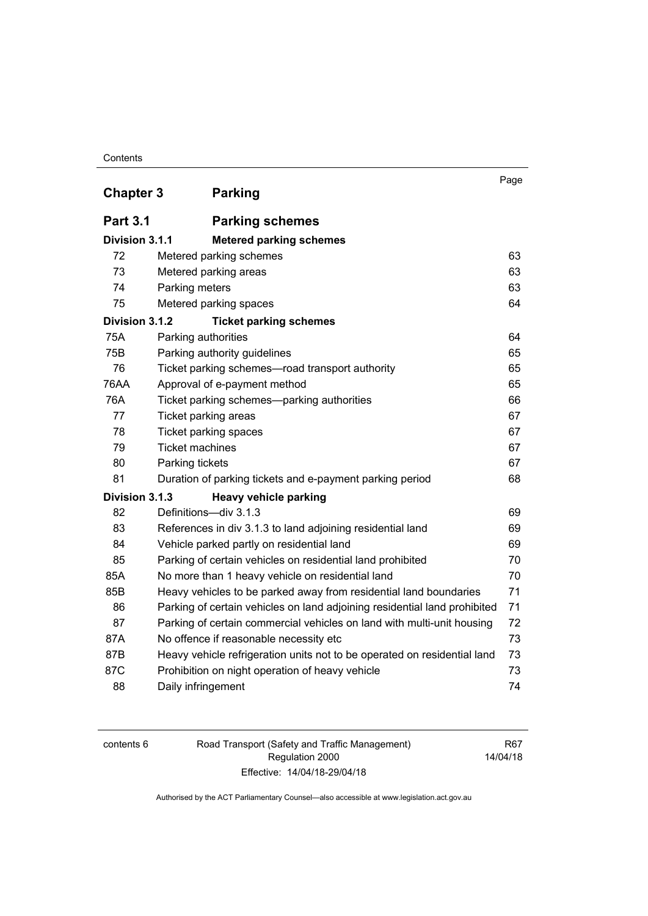| | | Page |
|---|---|---|
| **Chapter 3** | **Parking** | |
| **Part 3.1** | **Parking schemes** | |
| **Division 3.1.1** | **Metered parking schemes** | |
| 72 | Metered parking schemes | 63 |
| 73 | Metered parking areas | 63 |
| 74 | Parking meters | 63 |
| 75 | Metered parking spaces | 64 |
| **Division 3.1.2** | **Ticket parking schemes** | |
| 75A | Parking authorities | 64 |
| 75B | Parking authority guidelines | 65 |
| 76 | Ticket parking schemes—road transport authority | 65 |
| 76AA | Approval of e-payment method | 65 |
| 76A | Ticket parking schemes—parking authorities | 66 |
| 77 | Ticket parking areas | 67 |
| 78 | Ticket parking spaces | 67 |
| 79 | Ticket machines | 67 |
| 80 | Parking tickets | 67 |
| 81 | Duration of parking tickets and e-payment parking period | 68 |
| **Division 3.1.3** | **Heavy vehicle parking** | |
| 82 | Definitions—div 3.1.3 | 69 |
| 83 | References in div 3.1.3 to land adjoining residential land | 69 |
| 84 | Vehicle parked partly on residential land | 69 |
| 85 | Parking of certain vehicles on residential land prohibited | 70 |
| 85A | No more than 1 heavy vehicle on residential land | 70 |
| 85B | Heavy vehicles to be parked away from residential land boundaries | 71 |
| 86 | Parking of certain vehicles on land adjoining residential land prohibited | 71 |
| 87 | Parking of certain commercial vehicles on land with multi-unit housing | 72 |
| 87A | No offence if reasonable necessity etc | 73 |
| 87B | Heavy vehicle refrigeration units not to be operated on residential land | 73 |
| 87C | Prohibition on night operation of heavy vehicle | 73 |
| 88 | Daily infringement | 74 |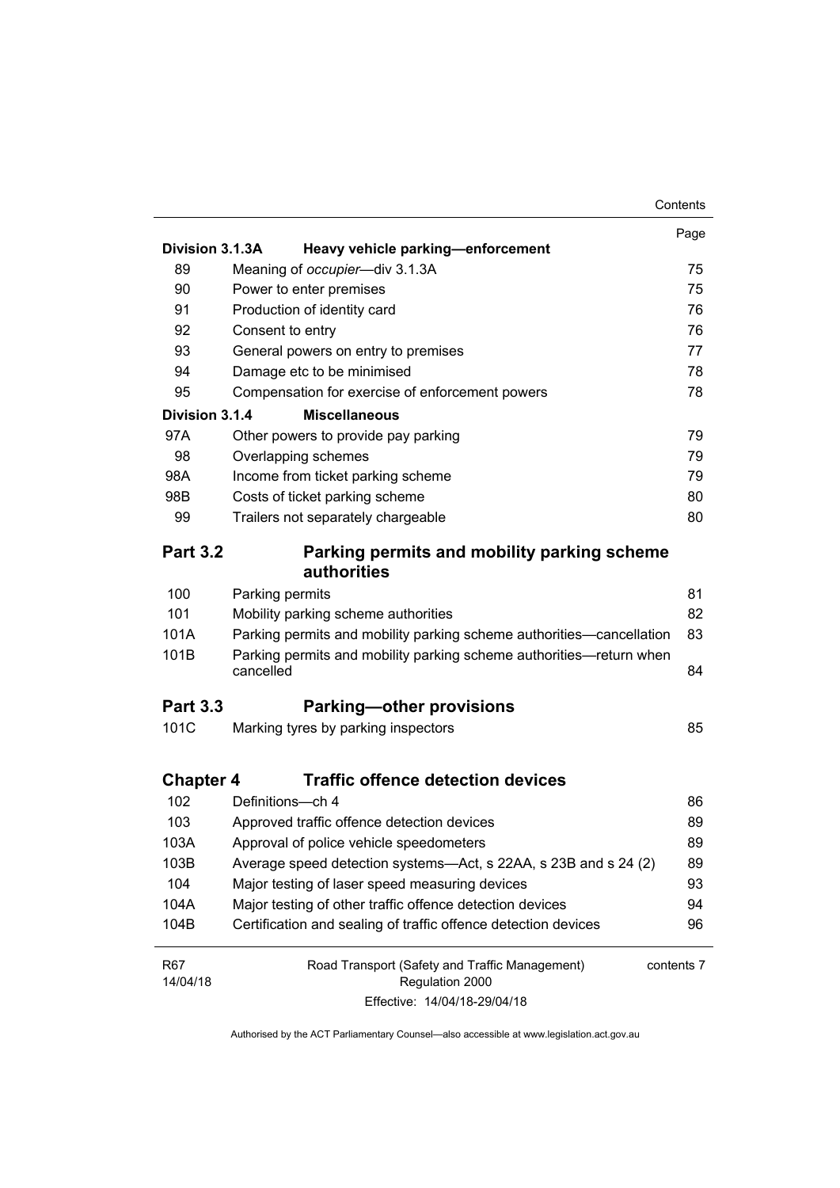| | | Page |
|---|---|---|
| **Division 3.1.3A** | **Heavy vehicle parking—enforcement** | |
| 89 | Meaning of *occupier*—div 3.1.3A | 75 |
| 90 | Power to enter premises | 75 |
| 91 | Production of identity card | 76 |
| 92 | Consent to entry | 76 |
| 93 | General powers on entry to premises | 77 |
| 94 | Damage etc to be minimised | 78 |
| 95 | Compensation for exercise of enforcement powers | 78 |
| **Division 3.1.4** | **Miscellaneous** | |
| 97A | Other powers to provide pay parking | 79 |
| 98 | Overlapping schemes | 79 |
| 98A | Income from ticket parking scheme | 79 |
| 98B | Costs of ticket parking scheme | 80 |
| 99 | Trailers not separately chargeable | 80 |

## Part 3.2 Parking permits and mobility parking scheme authorities

| | | |
|---|---|---|
| 100 | Parking permits | 81 |
| 101 | Mobility parking scheme authorities | 82 |
| 101A | Parking permits and mobility parking scheme authorities—cancellation | 83 |
| 101B | Parking permits and mobility parking scheme authorities—return when cancelled | 84 |

## Part 3.3 Parking—other provisions

| | | |
|---|---|---|
| 101C | Marking tyres by parking inspectors | 85 |

# Chapter 4 Traffic offence detection devices

| | | |
|---|---|---|
| 102 | Definitions—ch 4 | 86 |
| 103 | Approved traffic offence detection devices | 89 |
| 103A | Approval of police vehicle speedometers | 89 |
| 103B | Average speed detection systems—Act, s 22AA, s 23B and s 24 (2) | 89 |
| 104 | Major testing of laser speed measuring devices | 93 |
| 104A | Major testing of other traffic offence detection devices | 94 |
| 104B | Certification and sealing of traffic offence detection devices | 96 |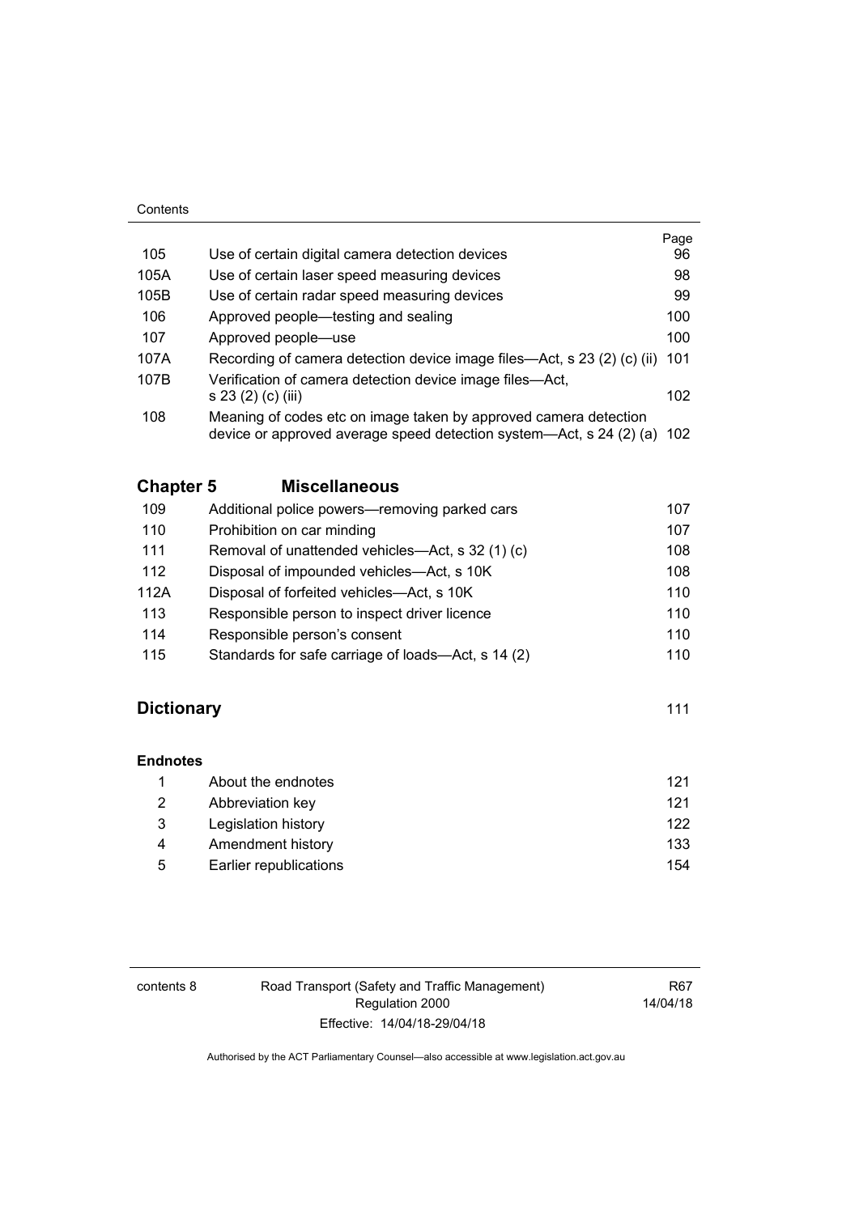|  |  | Page |
| --- | --- | --- |
| 105 | Use of certain digital camera detection devices | 96 |
| 105A | Use of certain laser speed measuring devices | 98 |
| 105B | Use of certain radar speed measuring devices | 99 |
| 106 | Approved people—testing and sealing | 100 |
| 107 | Approved people—use | 100 |
| 107A | Recording of camera detection device image files—Act, s 23 (2) (c) (ii) | 101 |
| 107B | Verification of camera detection device image files—Act, s 23 (2) (c) (iii) | 102 |
| 108 | Meaning of codes etc on image taken by approved camera detection device or approved average speed detection system—Act, s 24 (2) (a) | 102 |

## Chapter 5 Miscellaneous

|  |  |  |
| --- | --- | --- |
| 109 | Additional police powers—removing parked cars | 107 |
| 110 | Prohibition on car minding | 107 |
| 111 | Removal of unattended vehicles—Act, s 32 (1) (c) | 108 |
| 112 | Disposal of impounded vehicles—Act, s 10K | 108 |
| 112A | Disposal of forfeited vehicles—Act, s 10K | 110 |
| 113 | Responsible person to inspect driver licence | 110 |
| 114 | Responsible person's consent | 110 |
| 115 | Standards for safe carriage of loads—Act, s 14 (2) | 110 |

## Dictionary 111

### Endnotes

|  |  |  |
| --- | --- | --- |
| 1 | About the endnotes | 121 |
| 2 | Abbreviation key | 121 |
| 3 | Legislation history | 122 |
| 4 | Amendment history | 133 |
| 5 | Earlier republications | 154 |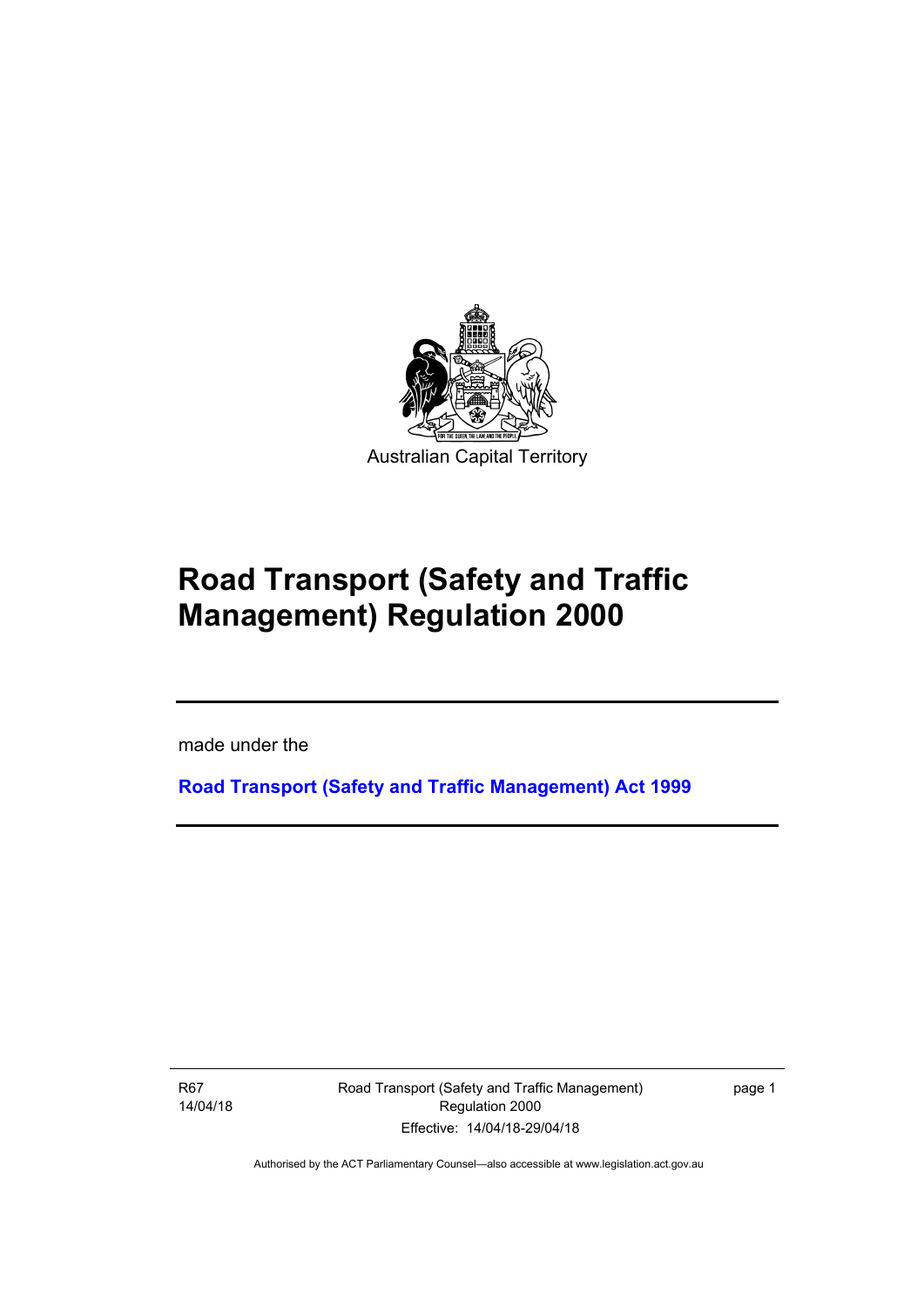Australian Capital Territory

# Road Transport (Safety and Traffic Management) Regulation 2000

made under the

**Road Transport (Safety and Traffic Management) Act 1999**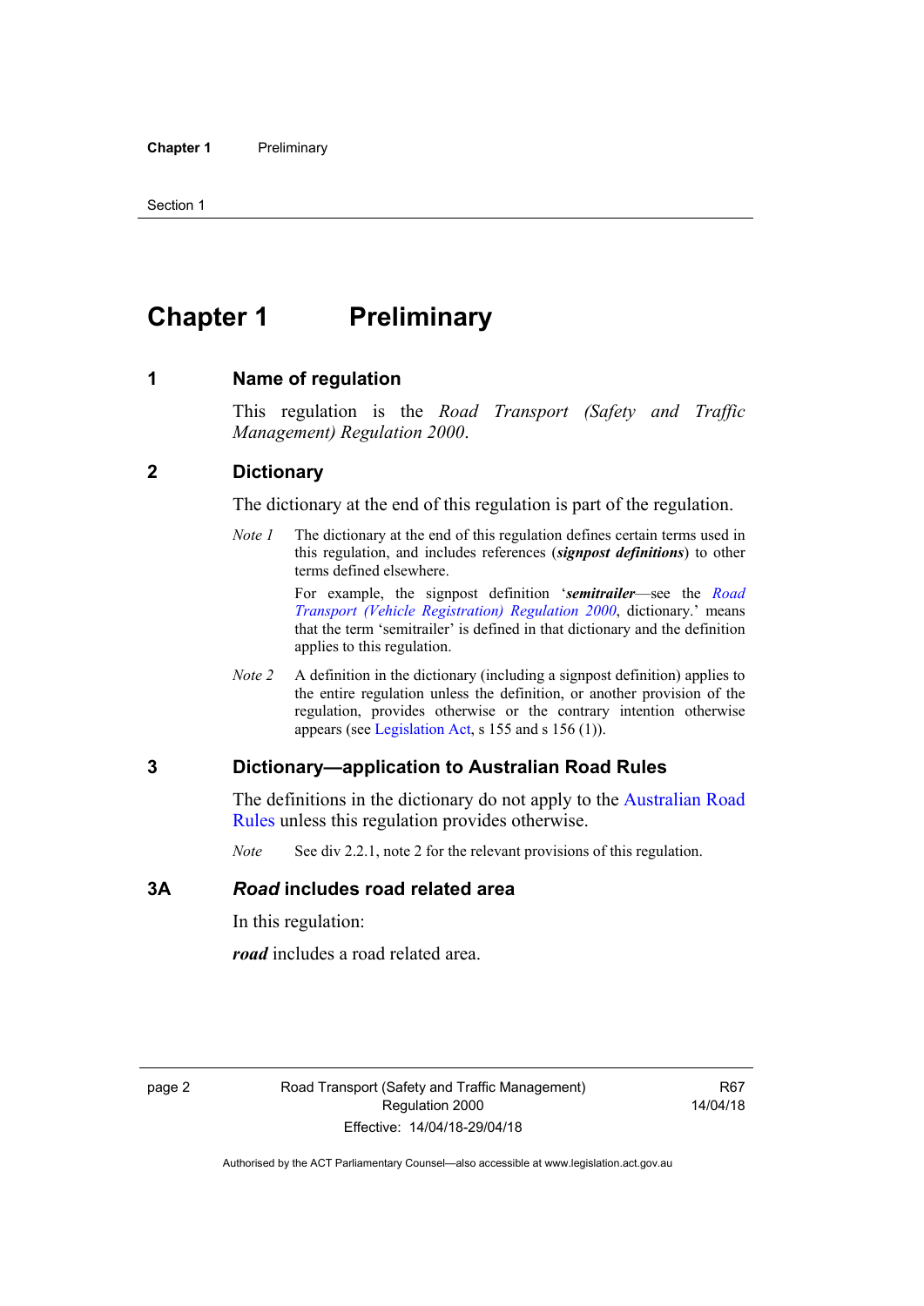# Chapter 1 Preliminary

## 1 Name of regulation

This regulation is the *Road Transport (Safety and Traffic Management) Regulation 2000*.

## 2 Dictionary

The dictionary at the end of this regulation is part of the regulation.

*Note 1* The dictionary at the end of this regulation defines certain terms used in this regulation, and includes references (***signpost definitions***) to other terms defined elsewhere.

For example, the signpost definition '***semitrailer***—see the *Road Transport (Vehicle Registration) Regulation 2000*, dictionary.' means that the term 'semitrailer' is defined in that dictionary and the definition applies to this regulation.

*Note 2* A definition in the dictionary (including a signpost definition) applies to the entire regulation unless the definition, or another provision of the regulation, provides otherwise or the contrary intention otherwise appears (see Legislation Act, s 155 and s 156 (1)).

## 3 Dictionary—application to Australian Road Rules

The definitions in the dictionary do not apply to the Australian Road Rules unless this regulation provides otherwise.

*Note* See div 2.2.1, note 2 for the relevant provisions of this regulation.

## 3A *Road* includes road related area

In this regulation:

***road*** includes a road related area.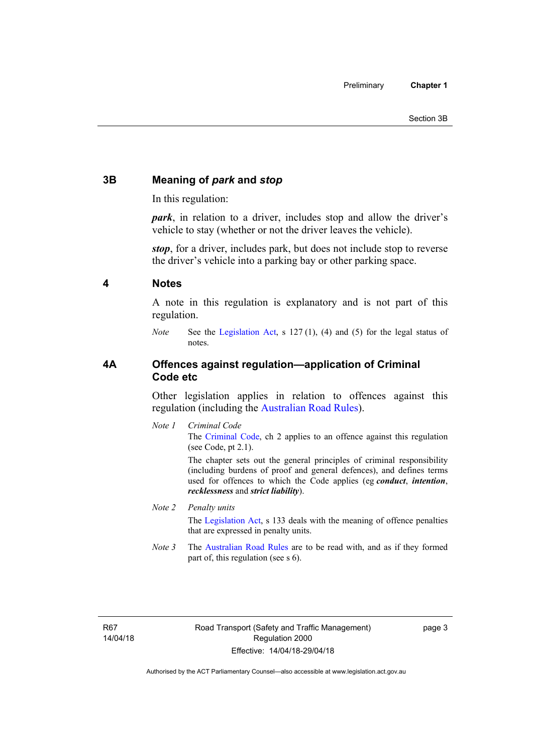## 3B Meaning of *park* and *stop*

In this regulation:

***park***, in relation to a driver, includes stop and allow the driver's vehicle to stay (whether or not the driver leaves the vehicle).

***stop***, for a driver, includes park, but does not include stop to reverse the driver's vehicle into a parking bay or other parking space.

## 4 Notes

A note in this regulation is explanatory and is not part of this regulation.

*Note* See the Legislation Act, s 127 (1), (4) and (5) for the legal status of notes.

## 4A Offences against regulation—application of Criminal Code etc

Other legislation applies in relation to offences against this regulation (including the Australian Road Rules).

*Note 1* *Criminal Code*

The Criminal Code, ch 2 applies to an offence against this regulation (see Code, pt 2.1).

The chapter sets out the general principles of criminal responsibility (including burdens of proof and general defences), and defines terms used for offences to which the Code applies (eg ***conduct***, ***intention***, ***recklessness*** and ***strict liability***).

*Note 2* *Penalty units*

The Legislation Act, s 133 deals with the meaning of offence penalties that are expressed in penalty units.

*Note 3* The Australian Road Rules are to be read with, and as if they formed part of, this regulation (see s 6).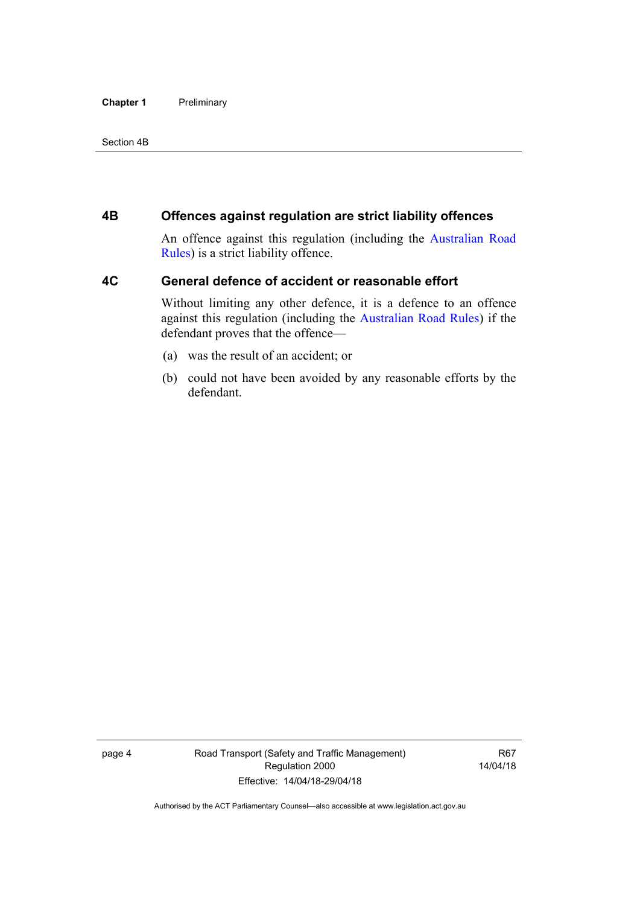## 4B Offences against regulation are strict liability offences

An offence against this regulation (including the Australian Road Rules) is a strict liability offence.

## 4C General defence of accident or reasonable effort

Without limiting any other defence, it is a defence to an offence against this regulation (including the Australian Road Rules) if the defendant proves that the offence—

(a) was the result of an accident; or

(b) could not have been avoided by any reasonable efforts by the defendant.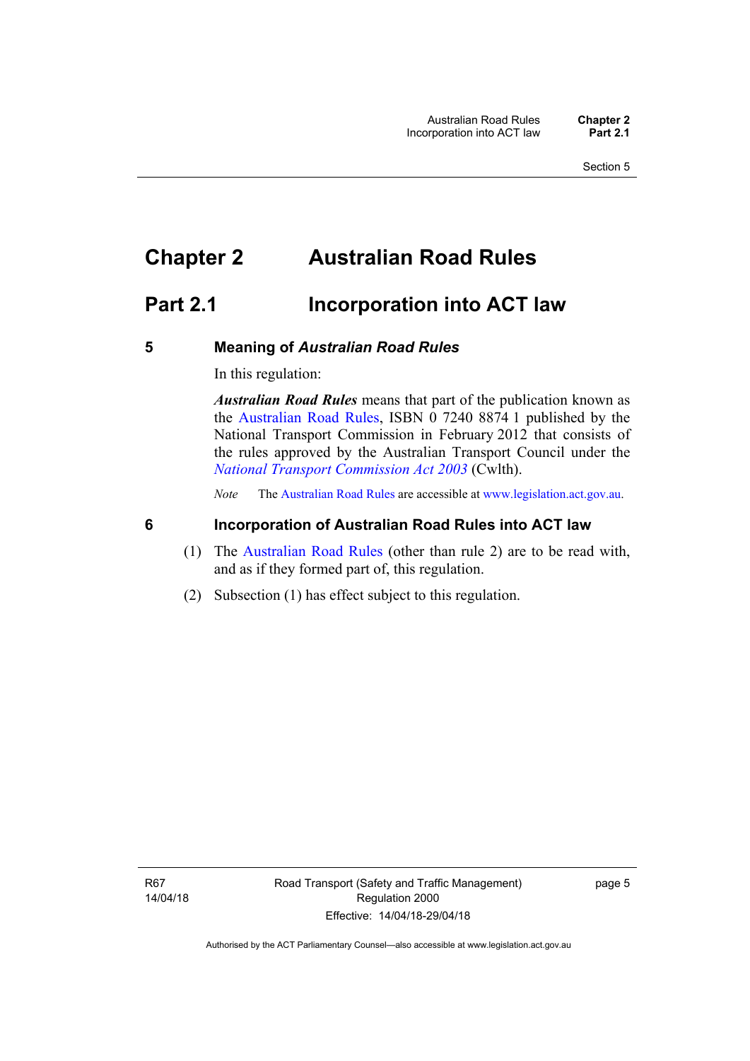# Chapter 2 Australian Road Rules

## Part 2.1 Incorporation into ACT law

### 5 Meaning of *Australian Road Rules*

In this regulation:

***Australian Road Rules*** means that part of the publication known as the Australian Road Rules, ISBN 0 7240 8874 1 published by the National Transport Commission in February 2012 that consists of the rules approved by the Australian Transport Council under the *National Transport Commission Act 2003* (Cwlth).

*Note* The Australian Road Rules are accessible at www.legislation.act.gov.au.

### 6 Incorporation of Australian Road Rules into ACT law

(1) The Australian Road Rules (other than rule 2) are to be read with, and as if they formed part of, this regulation.

(2) Subsection (1) has effect subject to this regulation.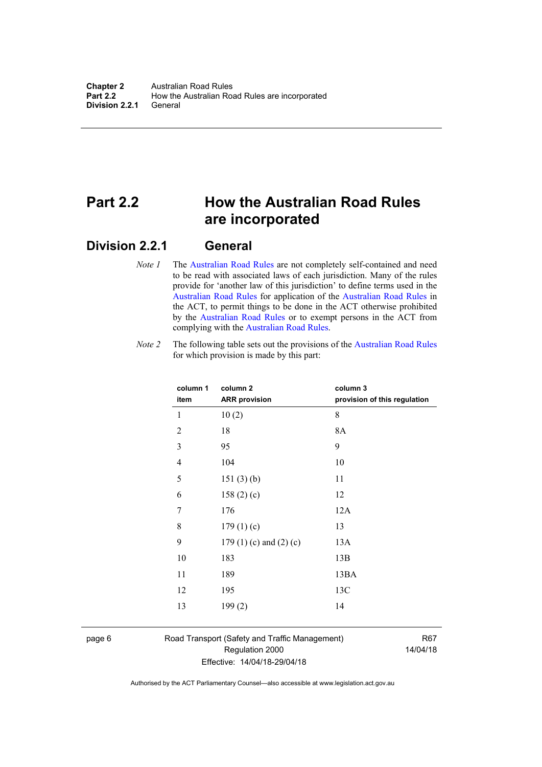# Part 2.2 How the Australian Road Rules are incorporated

## Division 2.2.1 General

*Note 1* The Australian Road Rules are not completely self-contained and need to be read with associated laws of each jurisdiction. Many of the rules provide for 'another law of this jurisdiction' to define terms used in the Australian Road Rules for application of the Australian Road Rules in the ACT, to permit things to be done in the ACT otherwise prohibited by the Australian Road Rules or to exempt persons in the ACT from complying with the Australian Road Rules.

*Note 2* The following table sets out the provisions of the Australian Road Rules for which provision is made by this part:

| column 1<br>item | column 2<br>ARR provision | column 3<br>provision of this regulation |
|---|---|---|
| 1 | 10 (2) | 8 |
| 2 | 18 | 8A |
| 3 | 95 | 9 |
| 4 | 104 | 10 |
| 5 | 151 (3) (b) | 11 |
| 6 | 158 (2) (c) | 12 |
| 7 | 176 | 12A |
| 8 | 179 (1) (c) | 13 |
| 9 | 179 (1) (c) and (2) (c) | 13A |
| 10 | 183 | 13B |
| 11 | 189 | 13BA |
| 12 | 195 | 13C |
| 13 | 199 (2) | 14 |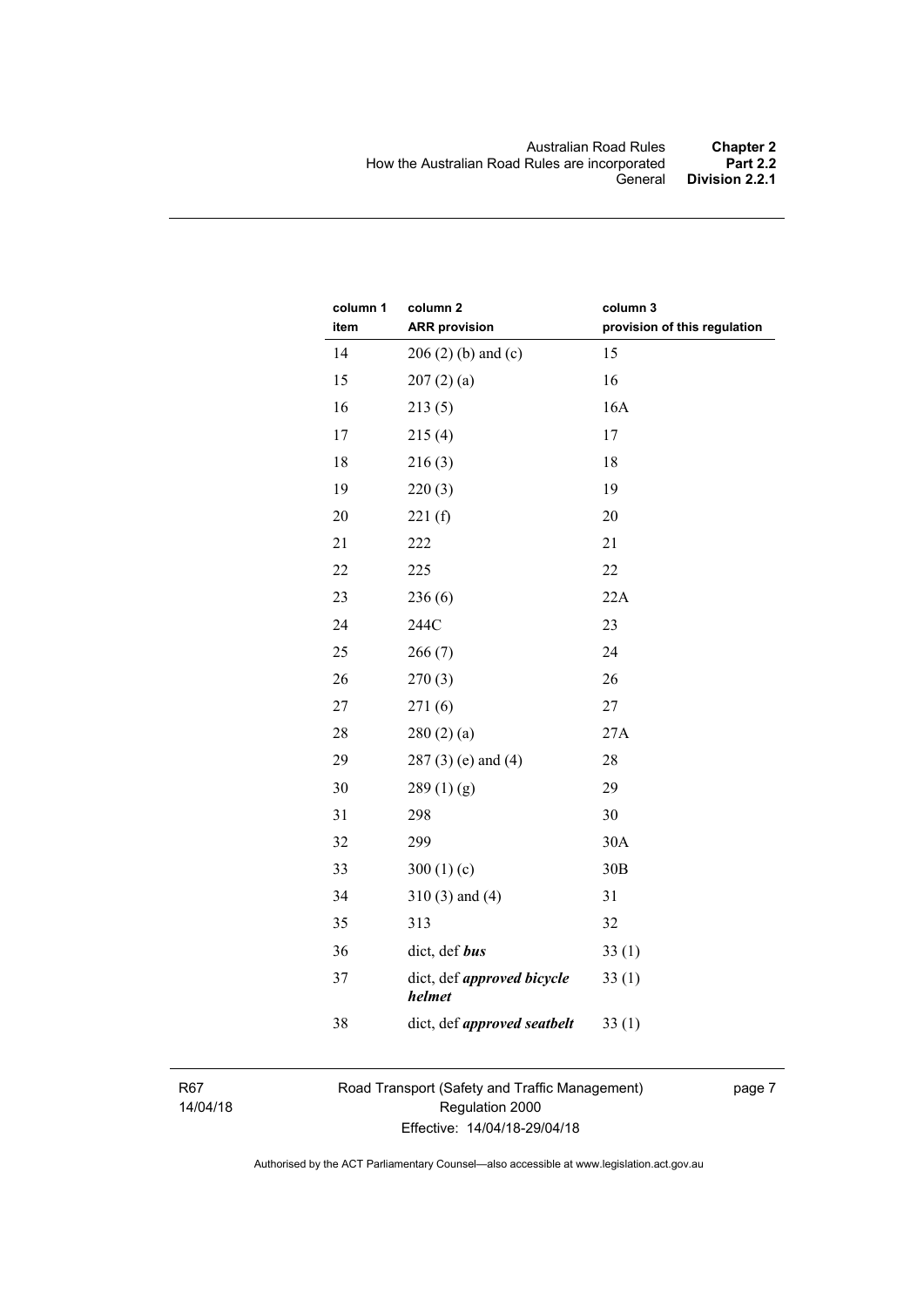| column 1<br>item | column 2<br>ARR provision | column 3<br>provision of this regulation |
|---|---|---|
| 14 | 206 (2) (b) and (c) | 15 |
| 15 | 207 (2) (a) | 16 |
| 16 | 213 (5) | 16A |
| 17 | 215 (4) | 17 |
| 18 | 216 (3) | 18 |
| 19 | 220 (3) | 19 |
| 20 | 221 (f) | 20 |
| 21 | 222 | 21 |
| 22 | 225 | 22 |
| 23 | 236 (6) | 22A |
| 24 | 244C | 23 |
| 25 | 266 (7) | 24 |
| 26 | 270 (3) | 26 |
| 27 | 271 (6) | 27 |
| 28 | 280 (2) (a) | 27A |
| 29 | 287 (3) (e) and (4) | 28 |
| 30 | 289 (1) (g) | 29 |
| 31 | 298 | 30 |
| 32 | 299 | 30A |
| 33 | 300 (1) (c) | 30B |
| 34 | 310 (3) and (4) | 31 |
| 35 | 313 | 32 |
| 36 | dict, def ***bus*** | 33 (1) |
| 37 | dict, def ***approved bicycle helmet*** | 33 (1) |
| 38 | dict, def ***approved seatbelt*** | 33 (1) |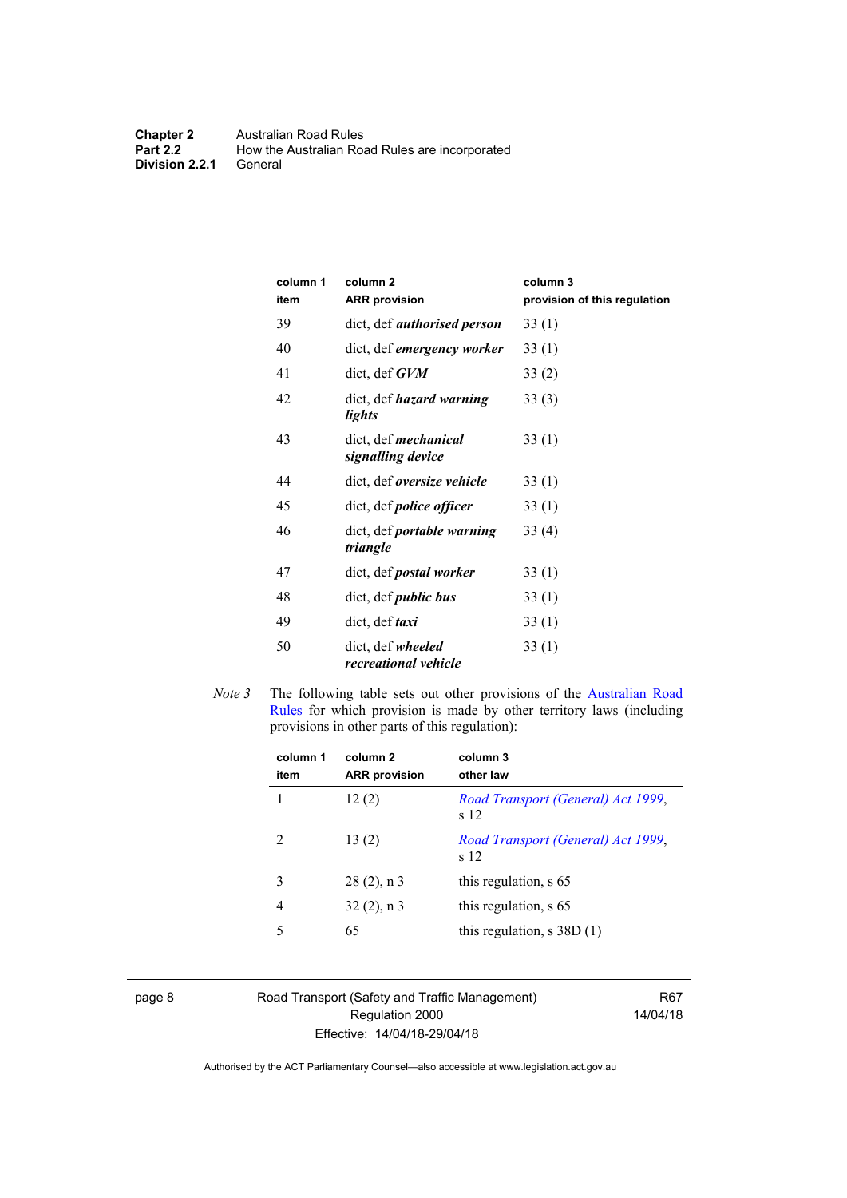| column 1 item | column 2 ARR provision | column 3 provision of this regulation |
|---|---|---|
| 39 | dict, def ***authorised person*** | 33 (1) |
| 40 | dict, def ***emergency worker*** | 33 (1) |
| 41 | dict, def ***GVM*** | 33 (2) |
| 42 | dict, def ***hazard warning lights*** | 33 (3) |
| 43 | dict, def ***mechanical signalling device*** | 33 (1) |
| 44 | dict, def ***oversize vehicle*** | 33 (1) |
| 45 | dict, def ***police officer*** | 33 (1) |
| 46 | dict, def ***portable warning triangle*** | 33 (4) |
| 47 | dict, def ***postal worker*** | 33 (1) |
| 48 | dict, def ***public bus*** | 33 (1) |
| 49 | dict, def ***taxi*** | 33 (1) |
| 50 | dict, def ***wheeled recreational vehicle*** | 33 (1) |

*Note 3* The following table sets out other provisions of the Australian Road Rules for which provision is made by other territory laws (including provisions in other parts of this regulation):

| column 1 item | column 2 ARR provision | column 3 other law |
|---|---|---|
| 1 | 12 (2) | *Road Transport (General) Act 1999*, s 12 |
| 2 | 13 (2) | *Road Transport (General) Act 1999*, s 12 |
| 3 | 28 (2), n 3 | this regulation, s 65 |
| 4 | 32 (2), n 3 | this regulation, s 65 |
| 5 | 65 | this regulation, s 38D (1) |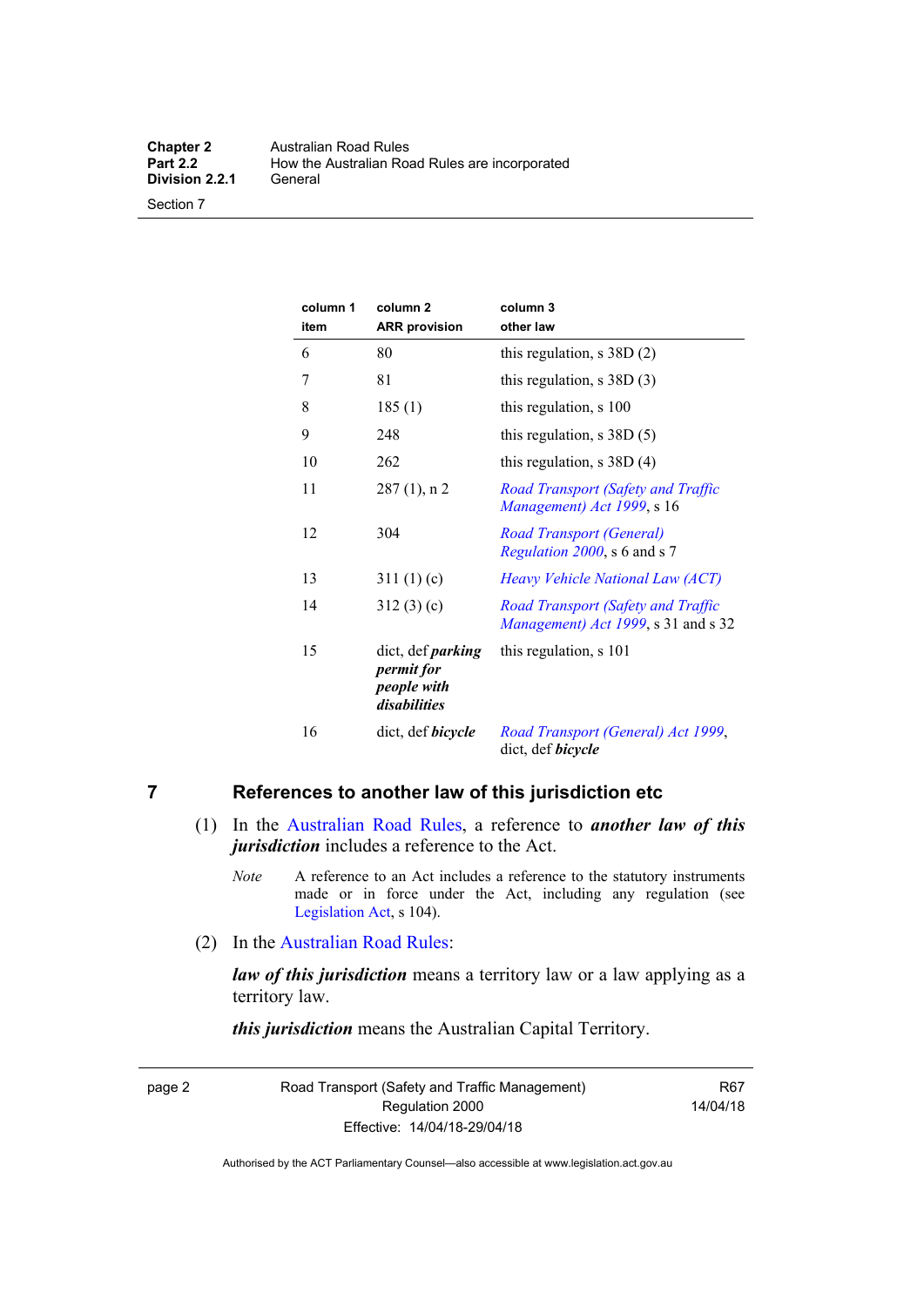| column 1 item | column 2 ARR provision | column 3 other law |
|---|---|---|
| 6 | 80 | this regulation, s 38D (2) |
| 7 | 81 | this regulation, s 38D (3) |
| 8 | 185 (1) | this regulation, s 100 |
| 9 | 248 | this regulation, s 38D (5) |
| 10 | 262 | this regulation, s 38D (4) |
| 11 | 287 (1), n 2 | *Road Transport (Safety and Traffic Management) Act 1999*, s 16 |
| 12 | 304 | *Road Transport (General) Regulation 2000*, s 6 and s 7 |
| 13 | 311 (1) (c) | *Heavy Vehicle National Law (ACT)* |
| 14 | 312 (3) (c) | *Road Transport (Safety and Traffic Management) Act 1999*, s 31 and s 32 |
| 15 | dict, def ***parking permit for people with disabilities*** | this regulation, s 101 |
| 16 | dict, def ***bicycle*** | *Road Transport (General) Act 1999*, dict, def ***bicycle*** |

## 7 References to another law of this jurisdiction etc

(1) In the Australian Road Rules, a reference to ***another law of this jurisdiction*** includes a reference to the Act.

*Note* A reference to an Act includes a reference to the statutory instruments made or in force under the Act, including any regulation (see Legislation Act, s 104).

(2) In the Australian Road Rules:

***law of this jurisdiction*** means a territory law or a law applying as a territory law.

***this jurisdiction*** means the Australian Capital Territory.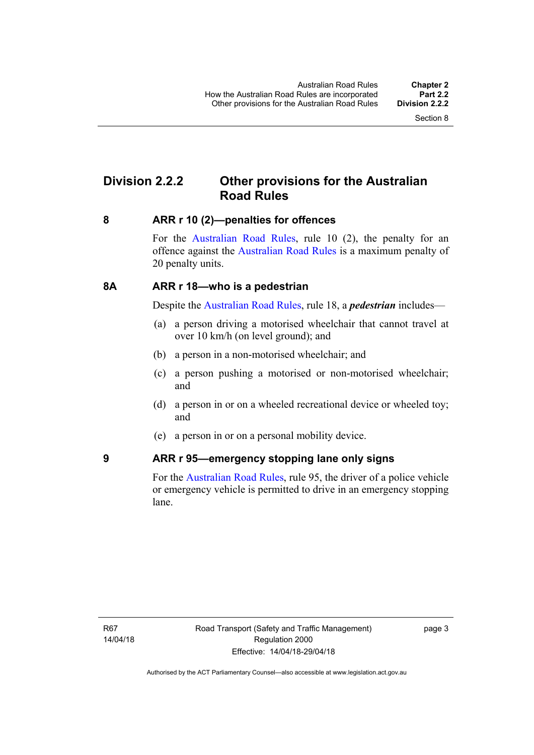## Division 2.2.2 Other provisions for the Australian Road Rules

### 8 ARR r 10 (2)—penalties for offences

For the Australian Road Rules, rule 10 (2), the penalty for an offence against the Australian Road Rules is a maximum penalty of 20 penalty units.

### 8A ARR r 18—who is a pedestrian

Despite the Australian Road Rules, rule 18, a ***pedestrian*** includes—

(a) a person driving a motorised wheelchair that cannot travel at over 10 km/h (on level ground); and

(b) a person in a non-motorised wheelchair; and

(c) a person pushing a motorised or non-motorised wheelchair; and

(d) a person in or on a wheeled recreational device or wheeled toy; and

(e) a person in or on a personal mobility device.

### 9 ARR r 95—emergency stopping lane only signs

For the Australian Road Rules, rule 95, the driver of a police vehicle or emergency vehicle is permitted to drive in an emergency stopping lane.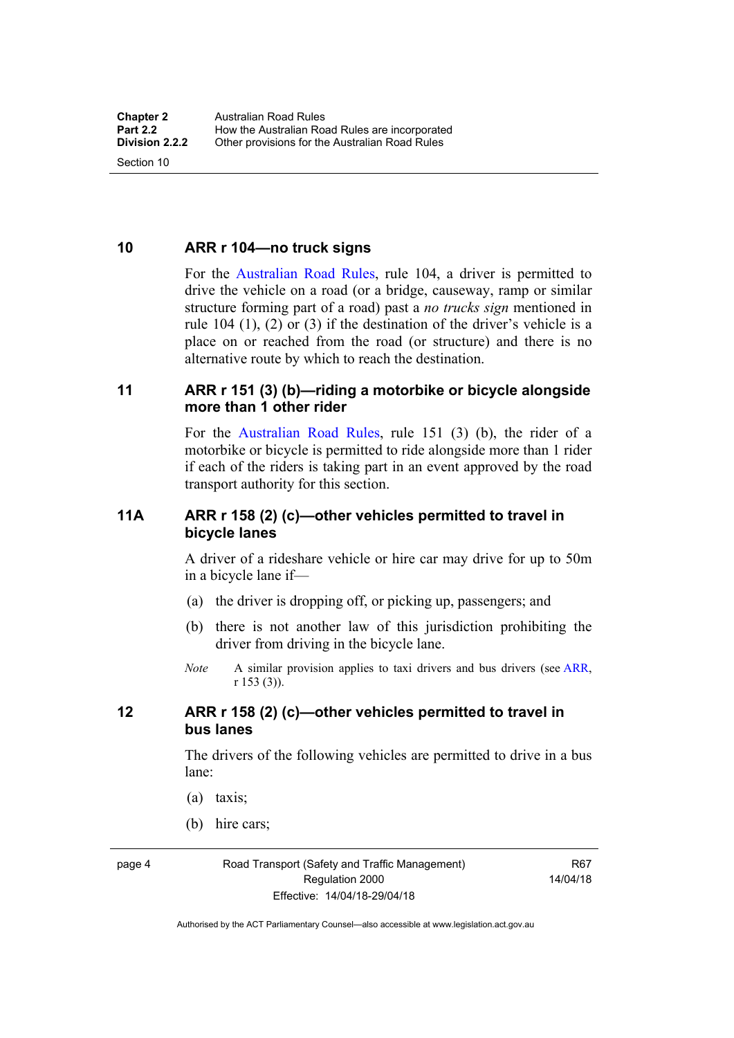## 10 ARR r 104—no truck signs

For the Australian Road Rules, rule 104, a driver is permitted to drive the vehicle on a road (or a bridge, causeway, ramp or similar structure forming part of a road) past a *no trucks sign* mentioned in rule 104 (1), (2) or (3) if the destination of the driver's vehicle is a place on or reached from the road (or structure) and there is no alternative route by which to reach the destination.

## 11 ARR r 151 (3) (b)—riding a motorbike or bicycle alongside more than 1 other rider

For the Australian Road Rules, rule 151 (3) (b), the rider of a motorbike or bicycle is permitted to ride alongside more than 1 rider if each of the riders is taking part in an event approved by the road transport authority for this section.

## 11A ARR r 158 (2) (c)—other vehicles permitted to travel in bicycle lanes

A driver of a rideshare vehicle or hire car may drive for up to 50m in a bicycle lane if—

(a) the driver is dropping off, or picking up, passengers; and

(b) there is not another law of this jurisdiction prohibiting the driver from driving in the bicycle lane.

*Note* A similar provision applies to taxi drivers and bus drivers (see ARR, r 153 (3)).

## 12 ARR r 158 (2) (c)—other vehicles permitted to travel in bus lanes

The drivers of the following vehicles are permitted to drive in a bus lane:

(a) taxis;

(b) hire cars;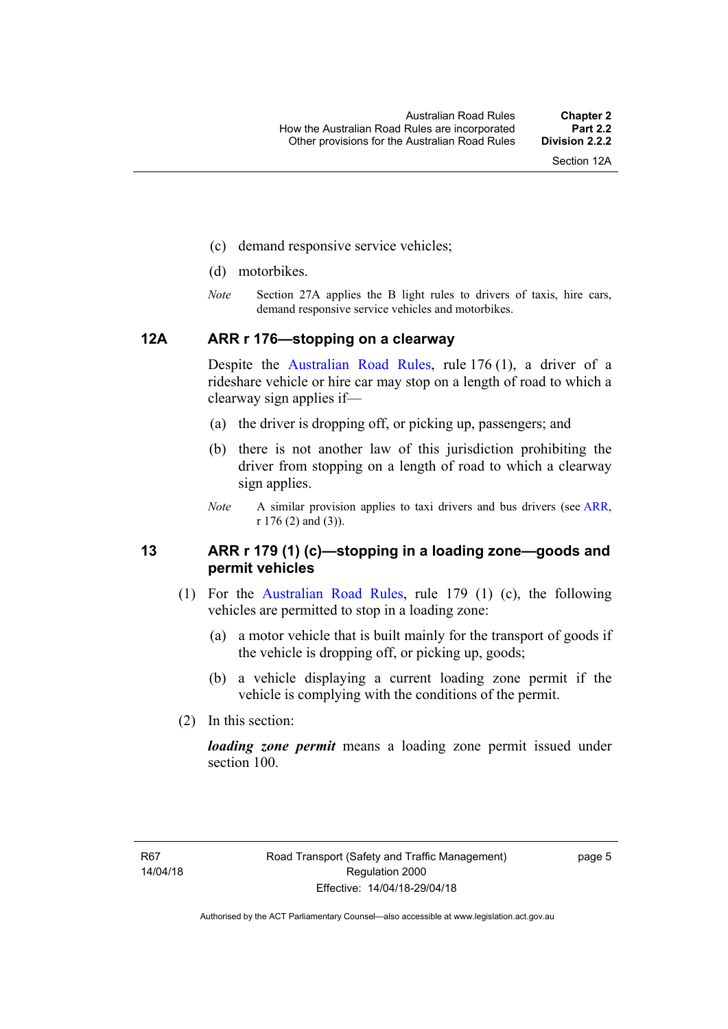(c) demand responsive service vehicles;

(d) motorbikes.

*Note* Section 27A applies the B light rules to drivers of taxis, hire cars, demand responsive service vehicles and motorbikes.

### 12A ARR r 176—stopping on a clearway

Despite the Australian Road Rules, rule 176 (1), a driver of a rideshare vehicle or hire car may stop on a length of road to which a clearway sign applies if—

(a) the driver is dropping off, or picking up, passengers; and

(b) there is not another law of this jurisdiction prohibiting the driver from stopping on a length of road to which a clearway sign applies.

*Note* A similar provision applies to taxi drivers and bus drivers (see ARR, r 176 (2) and (3)).

### 13 ARR r 179 (1) (c)—stopping in a loading zone—goods and permit vehicles

(1) For the Australian Road Rules, rule 179 (1) (c), the following vehicles are permitted to stop in a loading zone:

(a) a motor vehicle that is built mainly for the transport of goods if the vehicle is dropping off, or picking up, goods;

(b) a vehicle displaying a current loading zone permit if the vehicle is complying with the conditions of the permit.

(2) In this section:

***loading zone permit*** means a loading zone permit issued under section 100.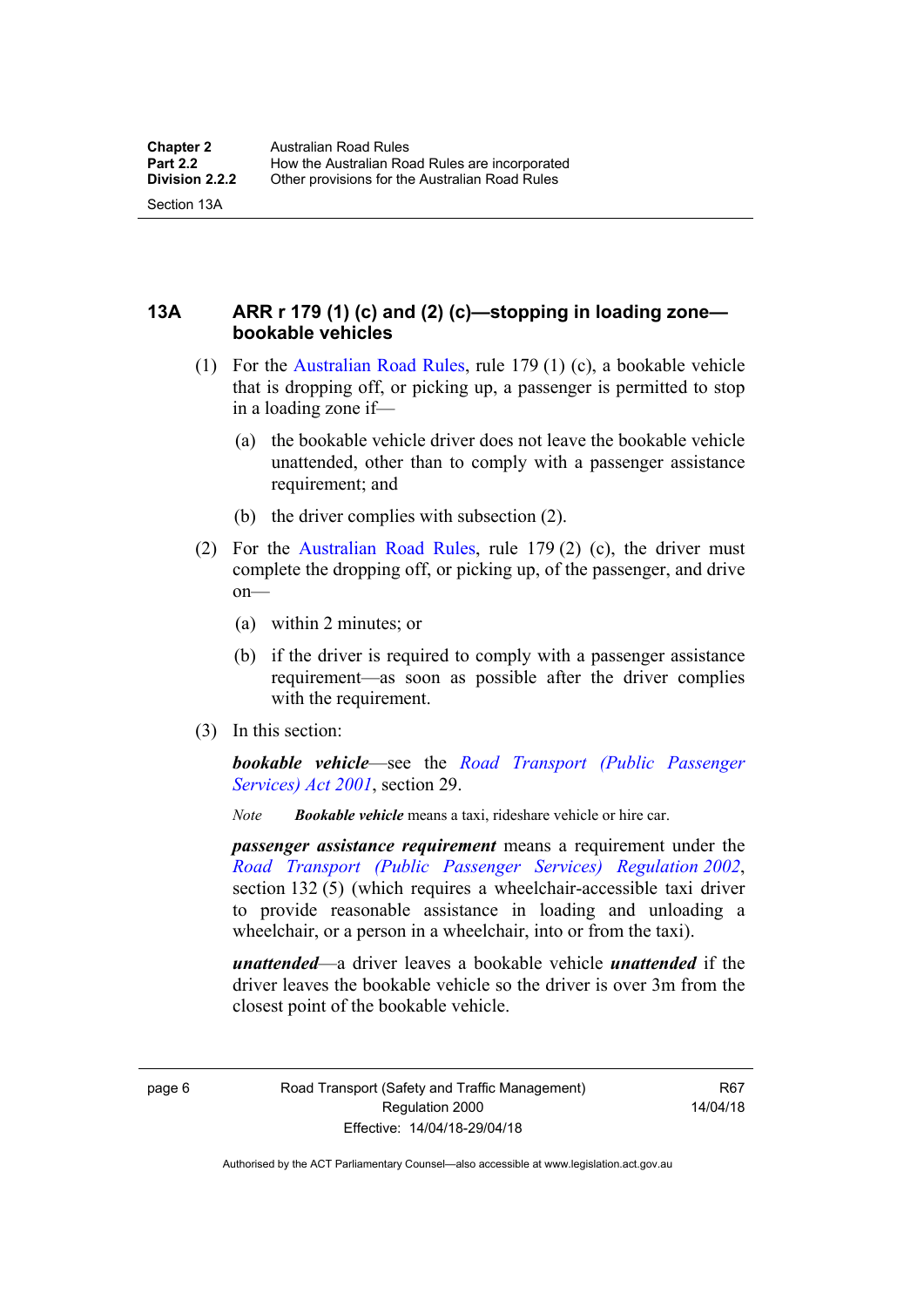## 13A ARR r 179 (1) (c) and (2) (c)—stopping in loading zone—bookable vehicles

(1) For the Australian Road Rules, rule 179 (1) (c), a bookable vehicle that is dropping off, or picking up, a passenger is permitted to stop in a loading zone if—

(a) the bookable vehicle driver does not leave the bookable vehicle unattended, other than to comply with a passenger assistance requirement; and

(b) the driver complies with subsection (2).

(2) For the Australian Road Rules, rule 179 (2) (c), the driver must complete the dropping off, or picking up, of the passenger, and drive on—

(a) within 2 minutes; or

(b) if the driver is required to comply with a passenger assistance requirement—as soon as possible after the driver complies with the requirement.

(3) In this section:

***bookable vehicle***—see the *Road Transport (Public Passenger Services) Act 2001*, section 29.

*Note* ***Bookable vehicle*** means a taxi, rideshare vehicle or hire car.

***passenger assistance requirement*** means a requirement under the *Road Transport (Public Passenger Services) Regulation 2002*, section 132 (5) (which requires a wheelchair-accessible taxi driver to provide reasonable assistance in loading and unloading a wheelchair, or a person in a wheelchair, into or from the taxi).

***unattended***—a driver leaves a bookable vehicle ***unattended*** if the driver leaves the bookable vehicle so the driver is over 3m from the closest point of the bookable vehicle.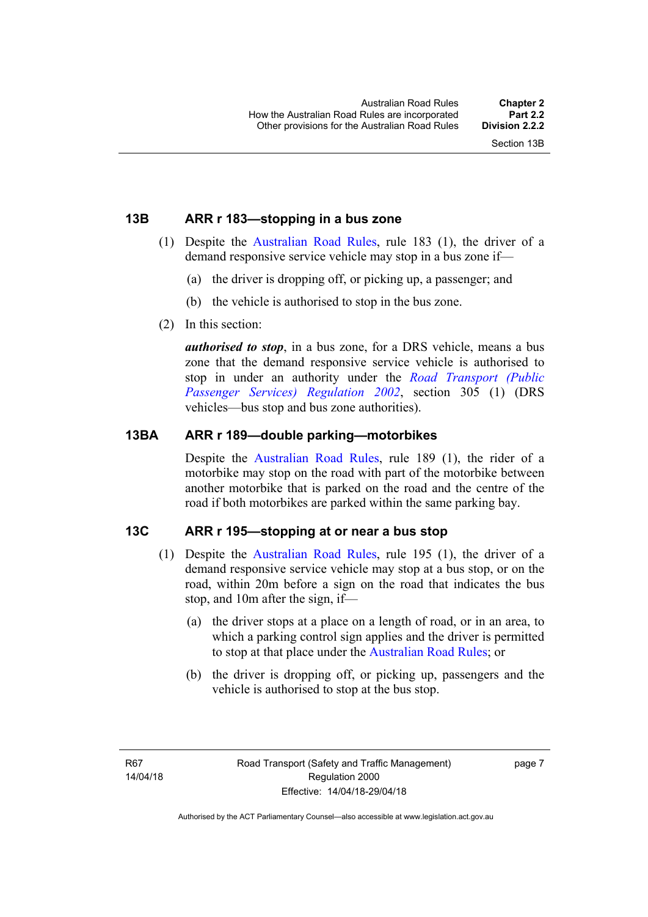### 13B ARR r 183—stopping in a bus zone

(1) Despite the Australian Road Rules, rule 183 (1), the driver of a demand responsive service vehicle may stop in a bus zone if—

(a) the driver is dropping off, or picking up, a passenger; and

(b) the vehicle is authorised to stop in the bus zone.

(2) In this section:

***authorised to stop***, in a bus zone, for a DRS vehicle, means a bus zone that the demand responsive service vehicle is authorised to stop in under an authority under the *Road Transport (Public Passenger Services) Regulation 2002*, section 305 (1) (DRS vehicles—bus stop and bus zone authorities).

### 13BA ARR r 189—double parking—motorbikes

Despite the Australian Road Rules, rule 189 (1), the rider of a motorbike may stop on the road with part of the motorbike between another motorbike that is parked on the road and the centre of the road if both motorbikes are parked within the same parking bay.

### 13C ARR r 195—stopping at or near a bus stop

(1) Despite the Australian Road Rules, rule 195 (1), the driver of a demand responsive service vehicle may stop at a bus stop, or on the road, within 20m before a sign on the road that indicates the bus stop, and 10m after the sign, if—

(a) the driver stops at a place on a length of road, or in an area, to which a parking control sign applies and the driver is permitted to stop at that place under the Australian Road Rules; or

(b) the driver is dropping off, or picking up, passengers and the vehicle is authorised to stop at the bus stop.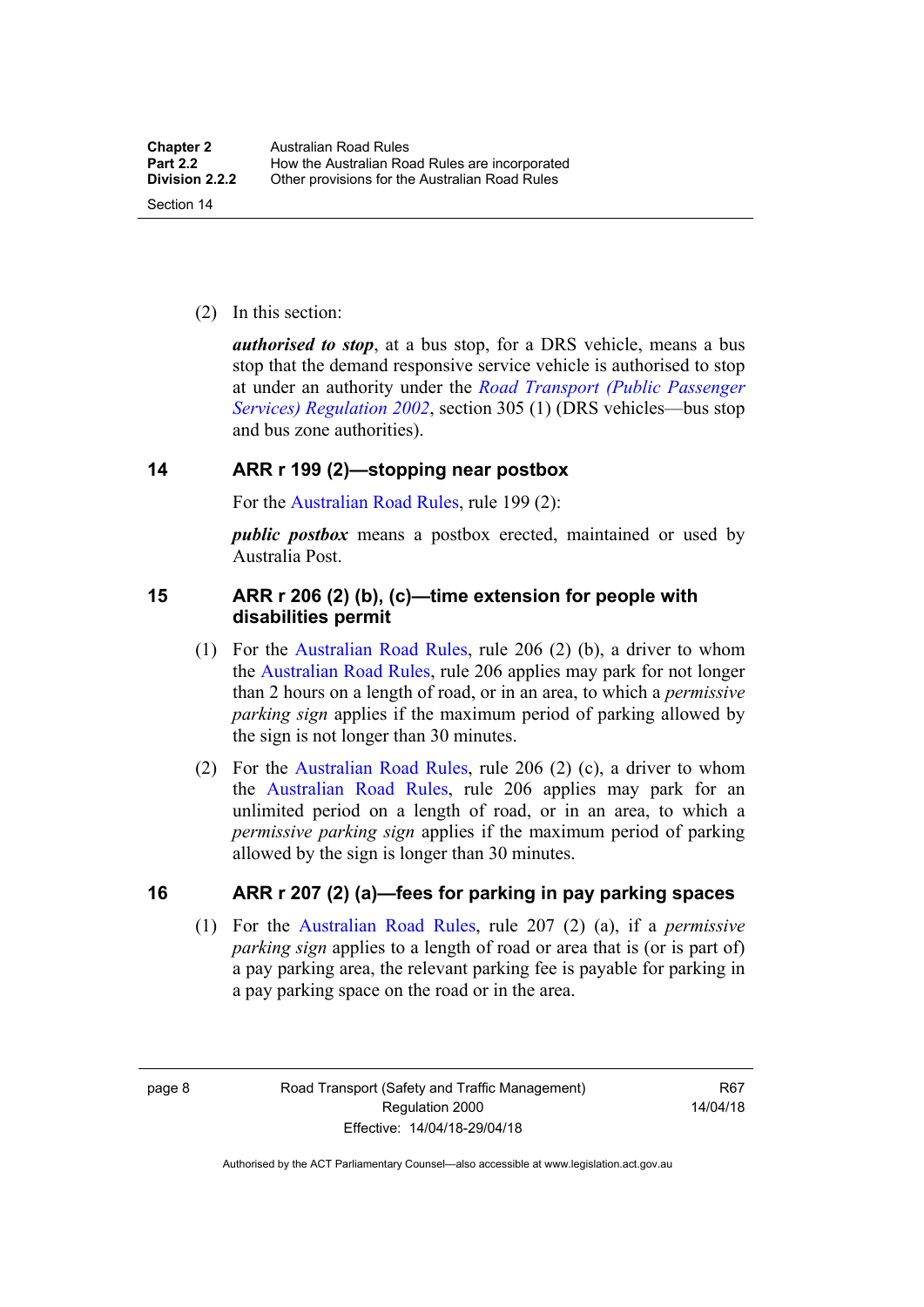(2) In this section:

***authorised to stop***, at a bus stop, for a DRS vehicle, means a bus stop that the demand responsive service vehicle is authorised to stop at under an authority under the *Road Transport (Public Passenger Services) Regulation 2002*, section 305 (1) (DRS vehicles—bus stop and bus zone authorities).

## 14 ARR r 199 (2)—stopping near postbox

For the Australian Road Rules, rule 199 (2):

***public postbox*** means a postbox erected, maintained or used by Australia Post.

## 15 ARR r 206 (2) (b), (c)—time extension for people with disabilities permit

(1) For the Australian Road Rules, rule 206 (2) (b), a driver to whom the Australian Road Rules, rule 206 applies may park for not longer than 2 hours on a length of road, or in an area, to which a *permissive parking sign* applies if the maximum period of parking allowed by the sign is not longer than 30 minutes.

(2) For the Australian Road Rules, rule 206 (2) (c), a driver to whom the Australian Road Rules, rule 206 applies may park for an unlimited period on a length of road, or in an area, to which a *permissive parking sign* applies if the maximum period of parking allowed by the sign is longer than 30 minutes.

## 16 ARR r 207 (2) (a)—fees for parking in pay parking spaces

(1) For the Australian Road Rules, rule 207 (2) (a), if a *permissive parking sign* applies to a length of road or area that is (or is part of) a pay parking area, the relevant parking fee is payable for parking in a pay parking space on the road or in the area.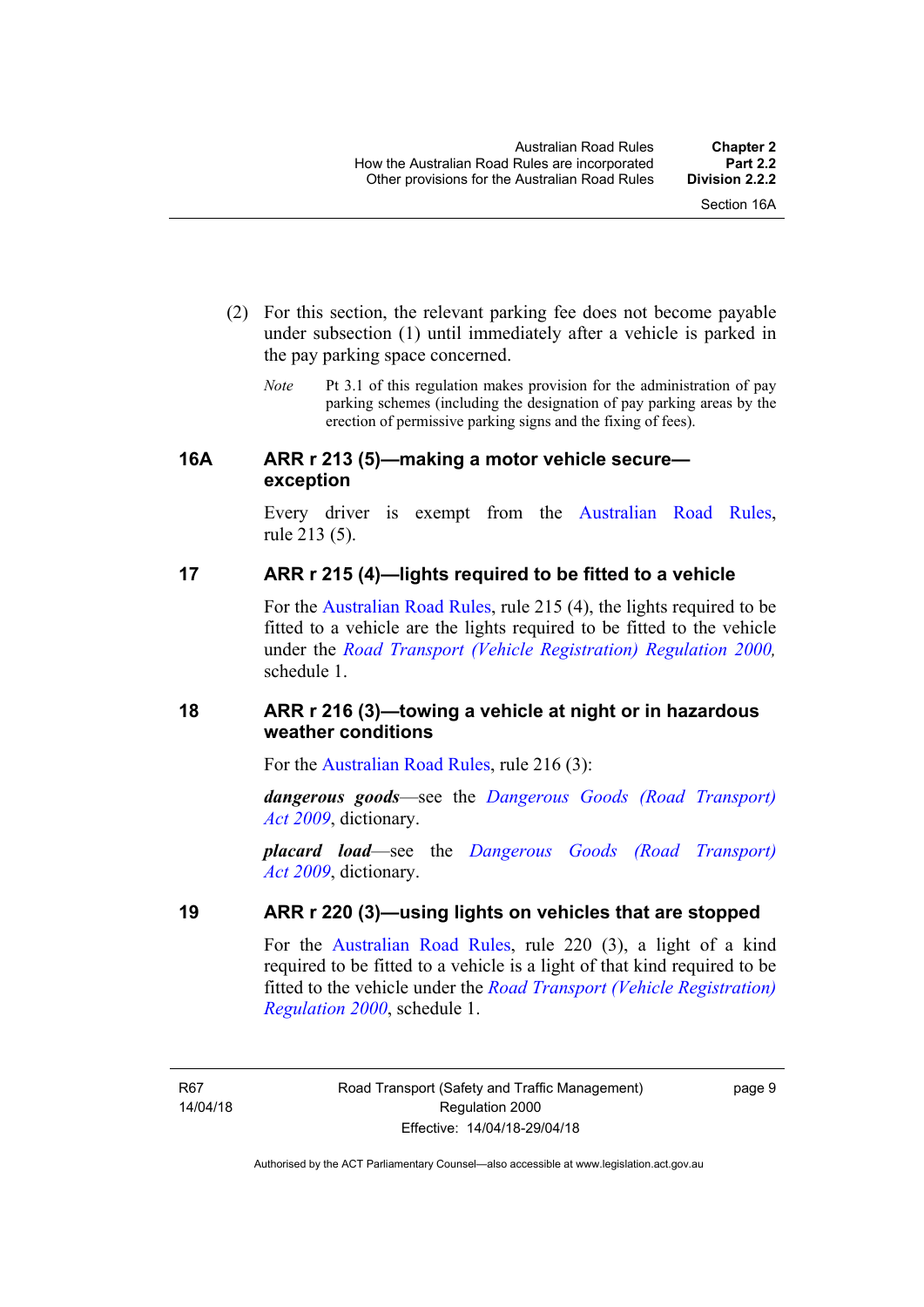(2) For this section, the relevant parking fee does not become payable under subsection (1) until immediately after a vehicle is parked in the pay parking space concerned.

*Note* Pt 3.1 of this regulation makes provision for the administration of pay parking schemes (including the designation of pay parking areas by the erection of permissive parking signs and the fixing of fees).

## 16A ARR r 213 (5)—making a motor vehicle secure—exception

Every driver is exempt from the Australian Road Rules, rule 213 (5).

## 17 ARR r 215 (4)—lights required to be fitted to a vehicle

For the Australian Road Rules, rule 215 (4), the lights required to be fitted to a vehicle are the lights required to be fitted to the vehicle under the *Road Transport (Vehicle Registration) Regulation 2000,* schedule 1.

## 18 ARR r 216 (3)—towing a vehicle at night or in hazardous weather conditions

For the Australian Road Rules, rule 216 (3):

***dangerous goods***—see the *Dangerous Goods (Road Transport) Act 2009*, dictionary.

***placard load***—see the *Dangerous Goods (Road Transport) Act 2009*, dictionary.

## 19 ARR r 220 (3)—using lights on vehicles that are stopped

For the Australian Road Rules, rule 220 (3), a light of a kind required to be fitted to a vehicle is a light of that kind required to be fitted to the vehicle under the *Road Transport (Vehicle Registration) Regulation 2000*, schedule 1.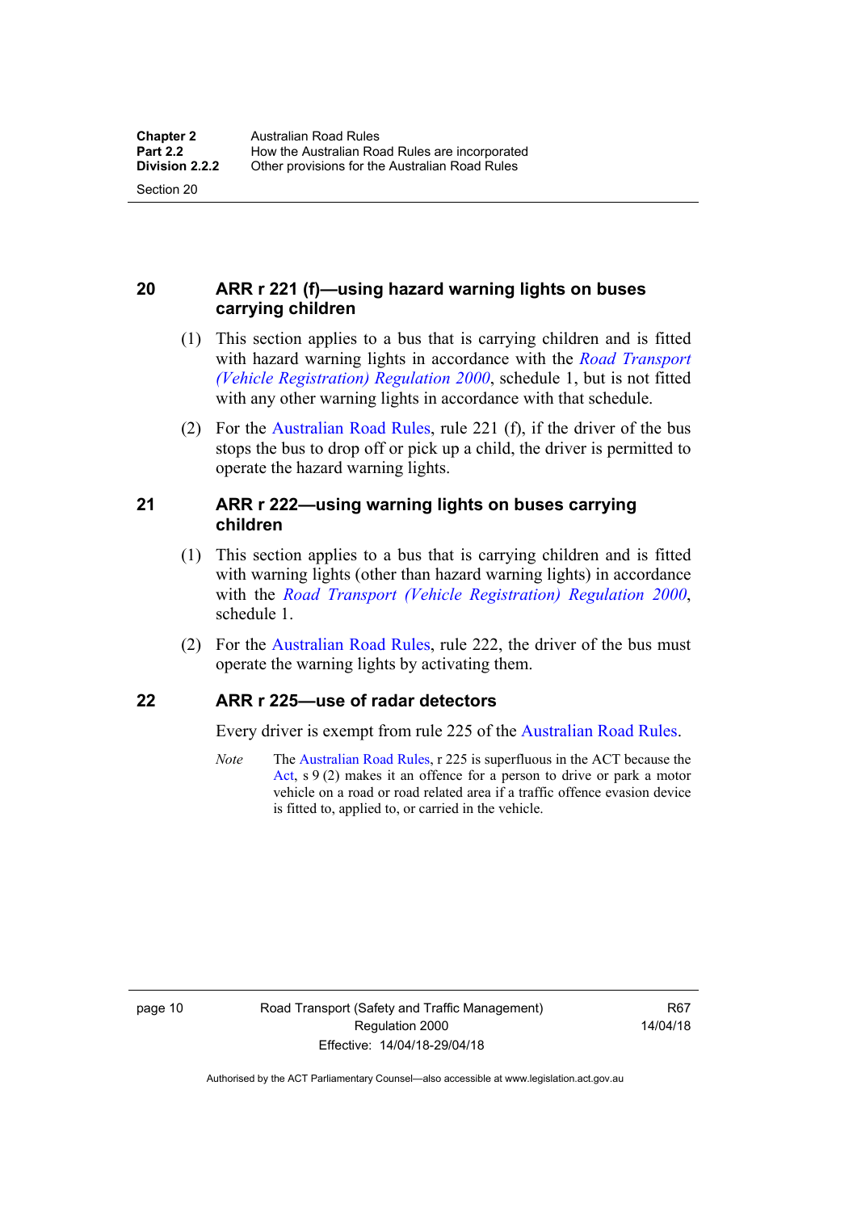## 20 ARR r 221 (f)—using hazard warning lights on buses carrying children

(1) This section applies to a bus that is carrying children and is fitted with hazard warning lights in accordance with the *Road Transport (Vehicle Registration) Regulation 2000*, schedule 1, but is not fitted with any other warning lights in accordance with that schedule.

(2) For the Australian Road Rules, rule 221 (f), if the driver of the bus stops the bus to drop off or pick up a child, the driver is permitted to operate the hazard warning lights.

## 21 ARR r 222—using warning lights on buses carrying children

(1) This section applies to a bus that is carrying children and is fitted with warning lights (other than hazard warning lights) in accordance with the *Road Transport (Vehicle Registration) Regulation 2000*, schedule 1.

(2) For the Australian Road Rules, rule 222, the driver of the bus must operate the warning lights by activating them.

## 22 ARR r 225—use of radar detectors

Every driver is exempt from rule 225 of the Australian Road Rules.

*Note* The Australian Road Rules, r 225 is superfluous in the ACT because the Act, s 9 (2) makes it an offence for a person to drive or park a motor vehicle on a road or road related area if a traffic offence evasion device is fitted to, applied to, or carried in the vehicle.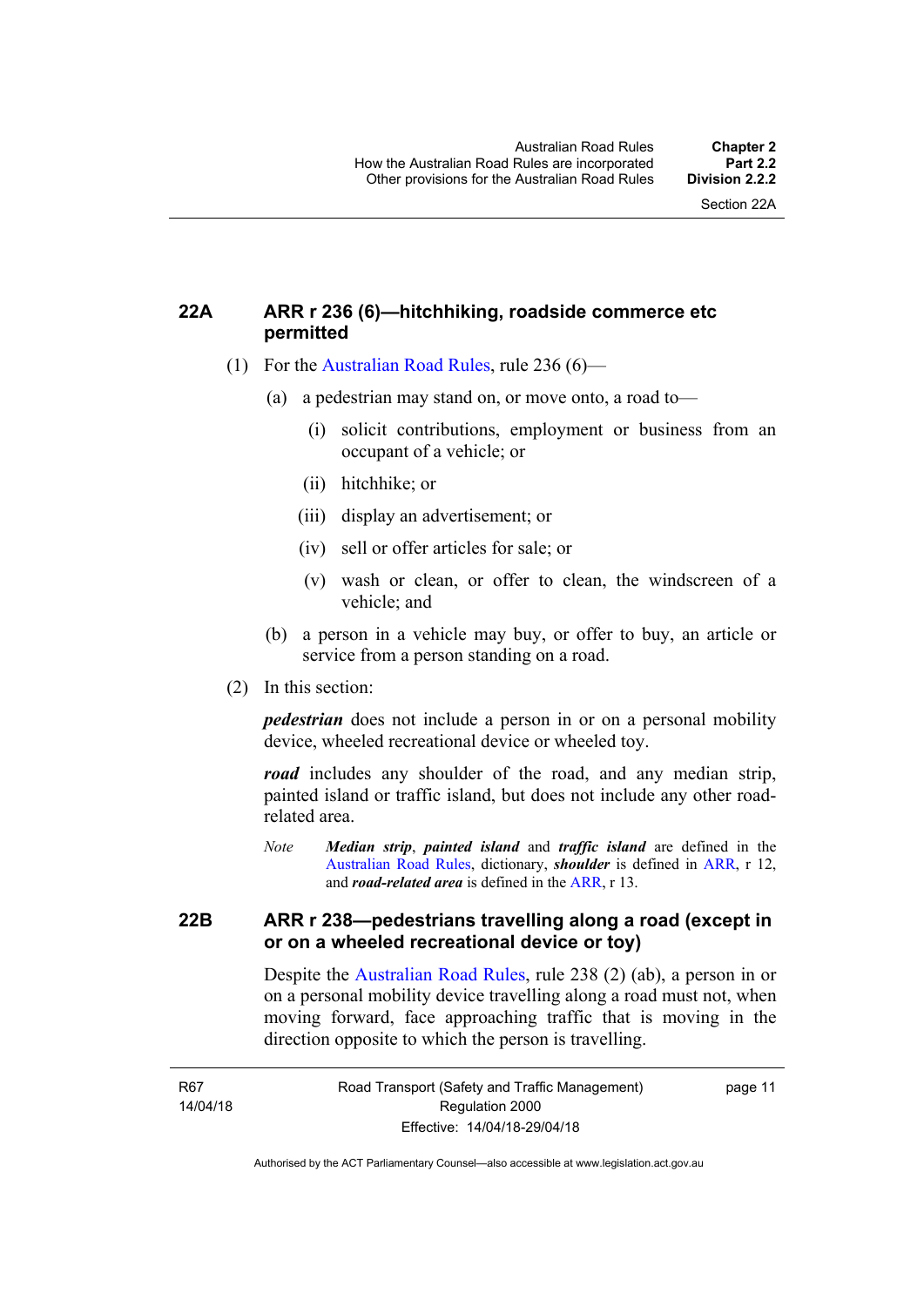## 22A ARR r 236 (6)—hitchhiking, roadside commerce etc permitted

(1) For the Australian Road Rules, rule 236 (6)—

(a) a pedestrian may stand on, or move onto, a road to—

(i) solicit contributions, employment or business from an occupant of a vehicle; or

(ii) hitchhike; or

(iii) display an advertisement; or

(iv) sell or offer articles for sale; or

(v) wash or clean, or offer to clean, the windscreen of a vehicle; and

(b) a person in a vehicle may buy, or offer to buy, an article or service from a person standing on a road.

(2) In this section:

***pedestrian*** does not include a person in or on a personal mobility device, wheeled recreational device or wheeled toy.

***road*** includes any shoulder of the road, and any median strip, painted island or traffic island, but does not include any other road-related area.

*Note* ***Median strip***, ***painted island*** and ***traffic island*** are defined in the Australian Road Rules, dictionary, ***shoulder*** is defined in ARR, r 12, and ***road-related area*** is defined in the ARR, r 13.

## 22B ARR r 238—pedestrians travelling along a road (except in or on a wheeled recreational device or toy)

Despite the Australian Road Rules, rule 238 (2) (ab), a person in or on a personal mobility device travelling along a road must not, when moving forward, face approaching traffic that is moving in the direction opposite to which the person is travelling.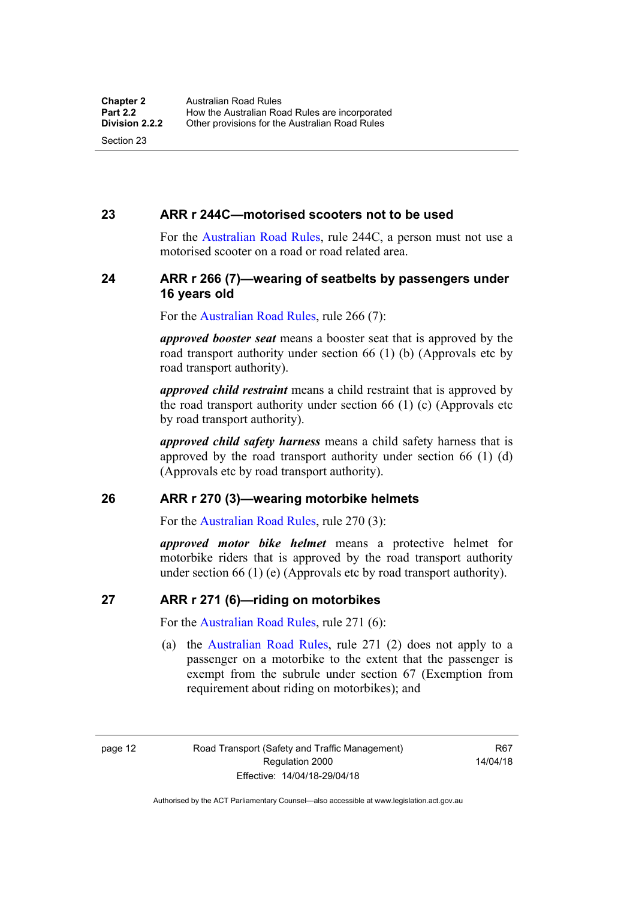## 23 ARR r 244C—motorised scooters not to be used

For the Australian Road Rules, rule 244C, a person must not use a motorised scooter on a road or road related area.

## 24 ARR r 266 (7)—wearing of seatbelts by passengers under 16 years old

For the Australian Road Rules, rule 266 (7):

***approved booster seat*** means a booster seat that is approved by the road transport authority under section 66 (1) (b) (Approvals etc by road transport authority).

***approved child restraint*** means a child restraint that is approved by the road transport authority under section 66 (1) (c) (Approvals etc by road transport authority).

***approved child safety harness*** means a child safety harness that is approved by the road transport authority under section 66 (1) (d) (Approvals etc by road transport authority).

## 26 ARR r 270 (3)—wearing motorbike helmets

For the Australian Road Rules, rule 270 (3):

***approved motor bike helmet*** means a protective helmet for motorbike riders that is approved by the road transport authority under section 66 (1) (e) (Approvals etc by road transport authority).

## 27 ARR r 271 (6)—riding on motorbikes

For the Australian Road Rules, rule 271 (6):

(a) the Australian Road Rules, rule 271 (2) does not apply to a passenger on a motorbike to the extent that the passenger is exempt from the subrule under section 67 (Exemption from requirement about riding on motorbikes); and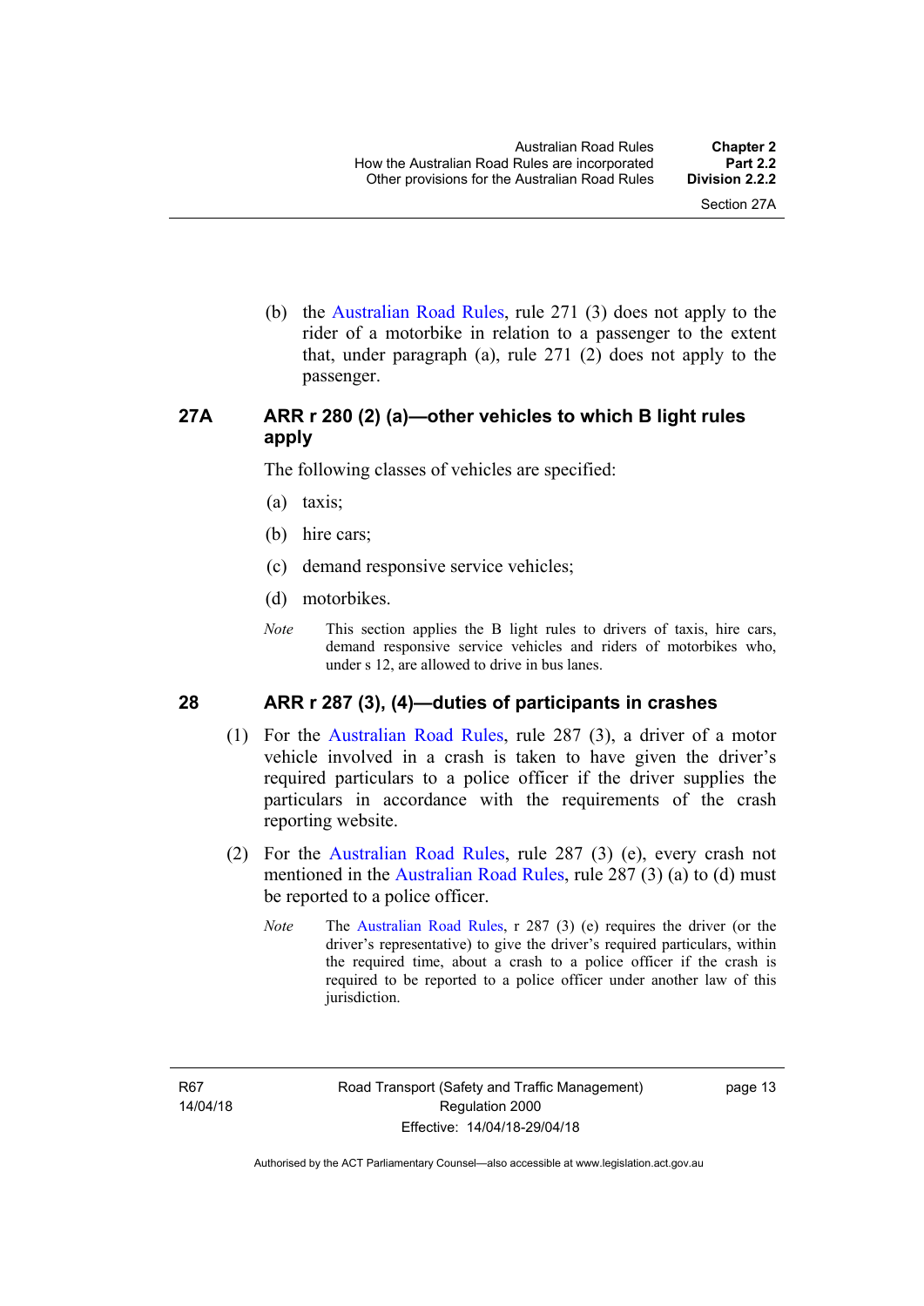(b) the Australian Road Rules, rule 271 (3) does not apply to the rider of a motorbike in relation to a passenger to the extent that, under paragraph (a), rule 271 (2) does not apply to the passenger.

### 27A ARR r 280 (2) (a)—other vehicles to which B light rules apply

The following classes of vehicles are specified:

(a) taxis;

(b) hire cars;

(c) demand responsive service vehicles;

(d) motorbikes.

*Note* This section applies the B light rules to drivers of taxis, hire cars, demand responsive service vehicles and riders of motorbikes who, under s 12, are allowed to drive in bus lanes.

### 28 ARR r 287 (3), (4)—duties of participants in crashes

(1) For the Australian Road Rules, rule 287 (3), a driver of a motor vehicle involved in a crash is taken to have given the driver's required particulars to a police officer if the driver supplies the particulars in accordance with the requirements of the crash reporting website.

(2) For the Australian Road Rules, rule 287 (3) (e), every crash not mentioned in the Australian Road Rules, rule 287 (3) (a) to (d) must be reported to a police officer.

*Note* The Australian Road Rules, r 287 (3) (e) requires the driver (or the driver's representative) to give the driver's required particulars, within the required time, about a crash to a police officer if the crash is required to be reported to a police officer under another law of this jurisdiction.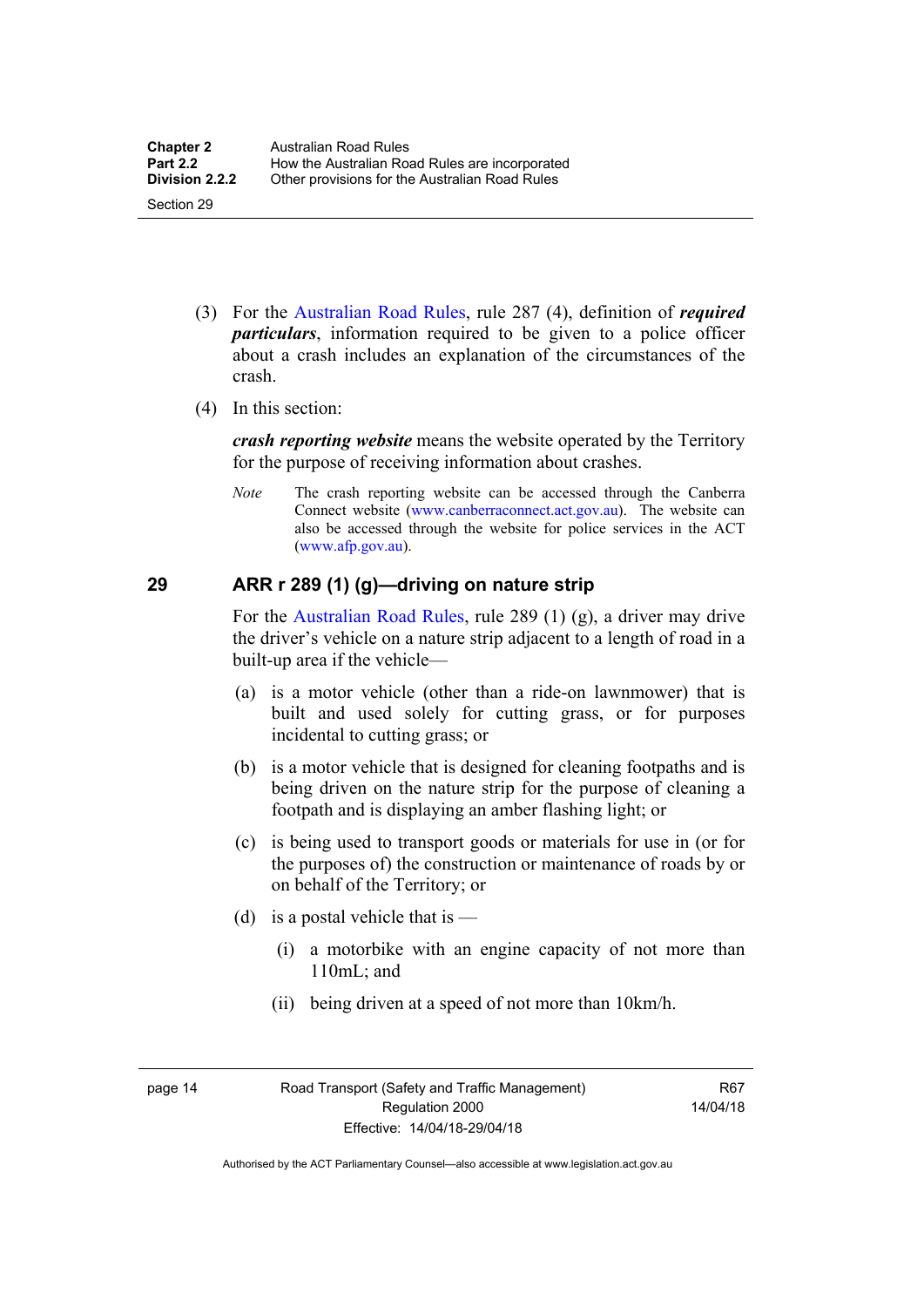(3) For the Australian Road Rules, rule 287 (4), definition of ***required particulars***, information required to be given to a police officer about a crash includes an explanation of the circumstances of the crash.

(4) In this section:

***crash reporting website*** means the website operated by the Territory for the purpose of receiving information about crashes.

*Note* The crash reporting website can be accessed through the Canberra Connect website (www.canberraconnect.act.gov.au). The website can also be accessed through the website for police services in the ACT (www.afp.gov.au).

## 29 ARR r 289 (1) (g)—driving on nature strip

For the Australian Road Rules, rule 289 (1) (g), a driver may drive the driver's vehicle on a nature strip adjacent to a length of road in a built-up area if the vehicle—

(a) is a motor vehicle (other than a ride-on lawnmower) that is built and used solely for cutting grass, or for purposes incidental to cutting grass; or

(b) is a motor vehicle that is designed for cleaning footpaths and is being driven on the nature strip for the purpose of cleaning a footpath and is displaying an amber flashing light; or

(c) is being used to transport goods or materials for use in (or for the purposes of) the construction or maintenance of roads by or on behalf of the Territory; or

(d) is a postal vehicle that is —

(i) a motorbike with an engine capacity of not more than 110mL; and

(ii) being driven at a speed of not more than 10km/h.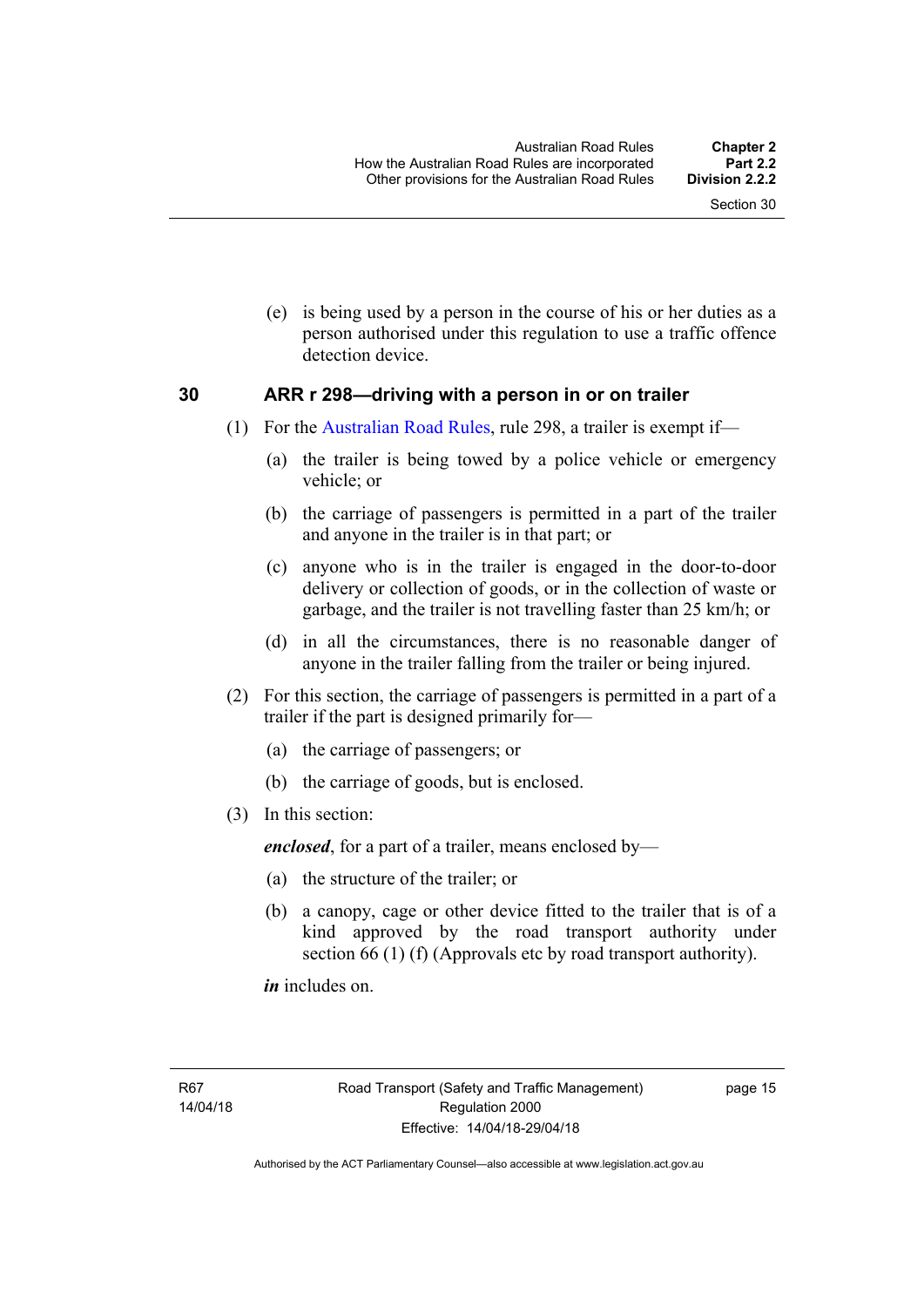(e) is being used by a person in the course of his or her duties as a person authorised under this regulation to use a traffic offence detection device.

## 30 ARR r 298—driving with a person in or on trailer

(1) For the Australian Road Rules, rule 298, a trailer is exempt if—

(a) the trailer is being towed by a police vehicle or emergency vehicle; or

(b) the carriage of passengers is permitted in a part of the trailer and anyone in the trailer is in that part; or

(c) anyone who is in the trailer is engaged in the door-to-door delivery or collection of goods, or in the collection of waste or garbage, and the trailer is not travelling faster than 25 km/h; or

(d) in all the circumstances, there is no reasonable danger of anyone in the trailer falling from the trailer or being injured.

(2) For this section, the carriage of passengers is permitted in a part of a trailer if the part is designed primarily for—

(a) the carriage of passengers; or

(b) the carriage of goods, but is enclosed.

(3) In this section:

***enclosed***, for a part of a trailer, means enclosed by—

(a) the structure of the trailer; or

(b) a canopy, cage or other device fitted to the trailer that is of a kind approved by the road transport authority under section 66 (1) (f) (Approvals etc by road transport authority).

***in*** includes on.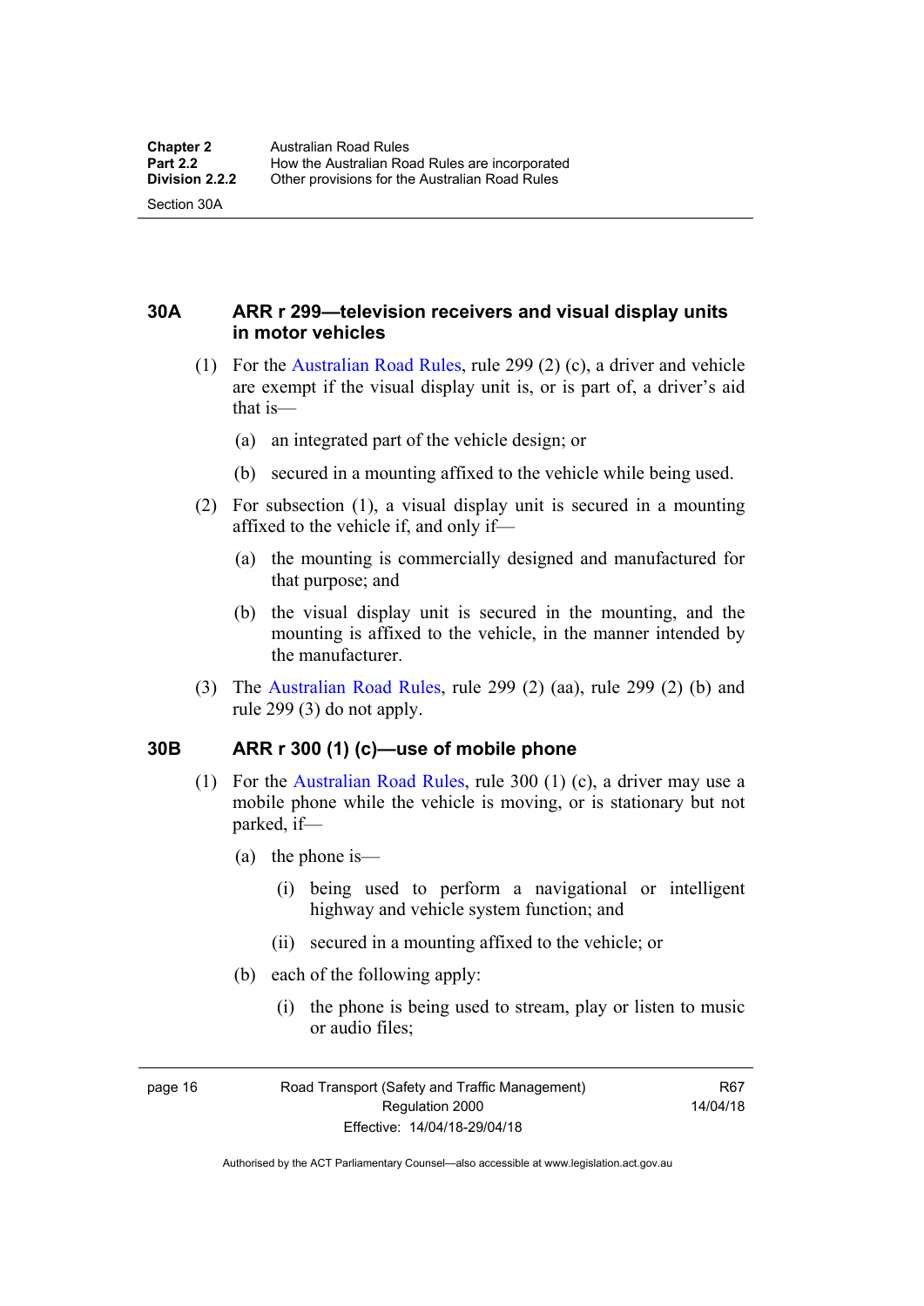### 30A ARR r 299—television receivers and visual display units in motor vehicles

(1) For the Australian Road Rules, rule 299 (2) (c), a driver and vehicle are exempt if the visual display unit is, or is part of, a driver's aid that is—

(a) an integrated part of the vehicle design; or

(b) secured in a mounting affixed to the vehicle while being used.

(2) For subsection (1), a visual display unit is secured in a mounting affixed to the vehicle if, and only if—

(a) the mounting is commercially designed and manufactured for that purpose; and

(b) the visual display unit is secured in the mounting, and the mounting is affixed to the vehicle, in the manner intended by the manufacturer.

(3) The Australian Road Rules, rule 299 (2) (aa), rule 299 (2) (b) and rule 299 (3) do not apply.

### 30B ARR r 300 (1) (c)—use of mobile phone

(1) For the Australian Road Rules, rule 300 (1) (c), a driver may use a mobile phone while the vehicle is moving, or is stationary but not parked, if—

(a) the phone is—

(i) being used to perform a navigational or intelligent highway and vehicle system function; and

(ii) secured in a mounting affixed to the vehicle; or

(b) each of the following apply:

(i) the phone is being used to stream, play or listen to music or audio files;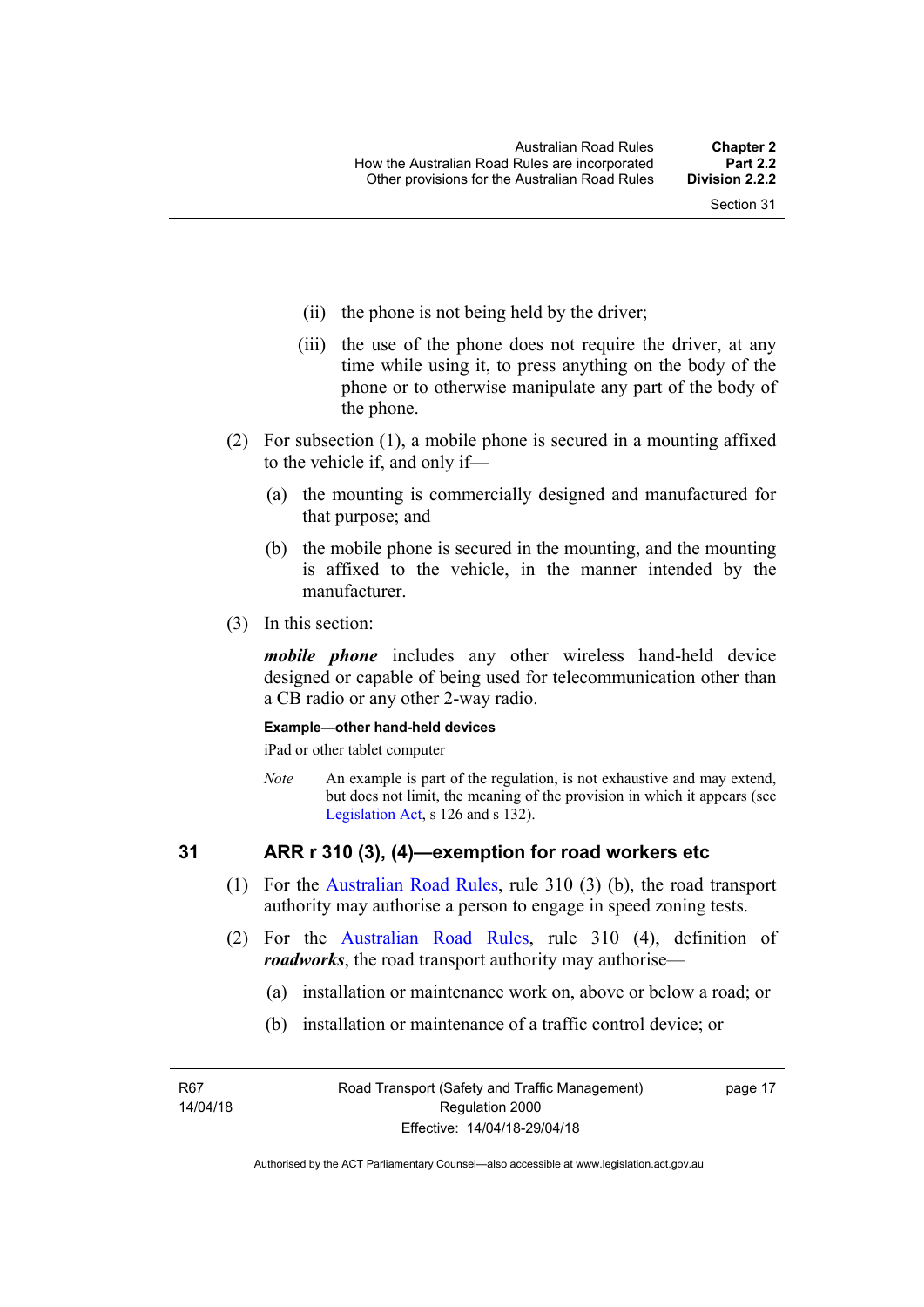(ii) the phone is not being held by the driver;

(iii) the use of the phone does not require the driver, at any time while using it, to press anything on the body of the phone or to otherwise manipulate any part of the body of the phone.

(2) For subsection (1), a mobile phone is secured in a mounting affixed to the vehicle if, and only if—

(a) the mounting is commercially designed and manufactured for that purpose; and

(b) the mobile phone is secured in the mounting, and the mounting is affixed to the vehicle, in the manner intended by the manufacturer.

(3) In this section:

***mobile phone*** includes any other wireless hand-held device designed or capable of being used for telecommunication other than a CB radio or any other 2-way radio.

**Example—other hand-held devices**

iPad or other tablet computer

*Note* An example is part of the regulation, is not exhaustive and may extend, but does not limit, the meaning of the provision in which it appears (see Legislation Act, s 126 and s 132).

## 31 ARR r 310 (3), (4)—exemption for road workers etc

(1) For the Australian Road Rules, rule 310 (3) (b), the road transport authority may authorise a person to engage in speed zoning tests.

(2) For the Australian Road Rules, rule 310 (4), definition of ***roadworks***, the road transport authority may authorise—

(a) installation or maintenance work on, above or below a road; or

(b) installation or maintenance of a traffic control device; or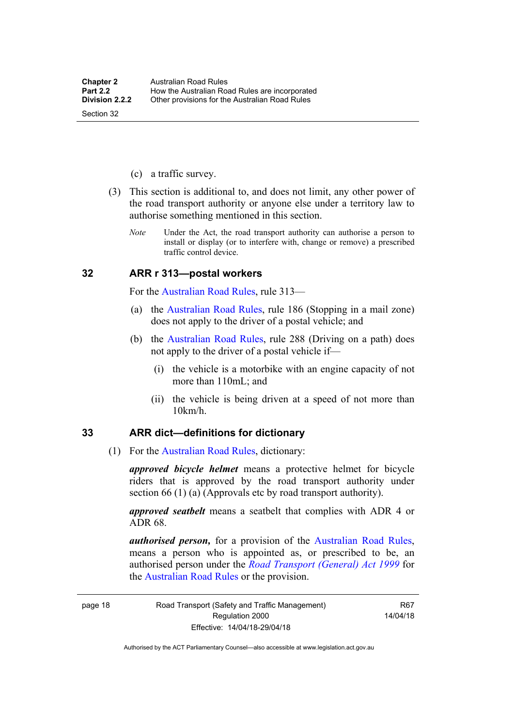(c) a traffic survey.

(3) This section is additional to, and does not limit, any other power of the road transport authority or anyone else under a territory law to authorise something mentioned in this section.

*Note* Under the Act, the road transport authority can authorise a person to install or display (or to interfere with, change or remove) a prescribed traffic control device.

## 32 ARR r 313—postal workers

For the Australian Road Rules, rule 313—

(a) the Australian Road Rules, rule 186 (Stopping in a mail zone) does not apply to the driver of a postal vehicle; and

(b) the Australian Road Rules, rule 288 (Driving on a path) does not apply to the driver of a postal vehicle if—

  (i) the vehicle is a motorbike with an engine capacity of not more than 110mL; and

  (ii) the vehicle is being driven at a speed of not more than 10km/h.

## 33 ARR dict—definitions for dictionary

(1) For the Australian Road Rules, dictionary:

***approved bicycle helmet*** means a protective helmet for bicycle riders that is approved by the road transport authority under section 66 (1) (a) (Approvals etc by road transport authority).

***approved seatbelt*** means a seatbelt that complies with ADR 4 or ADR 68.

***authorised person,*** for a provision of the Australian Road Rules, means a person who is appointed as, or prescribed to be, an authorised person under the *Road Transport (General) Act 1999* for the Australian Road Rules or the provision.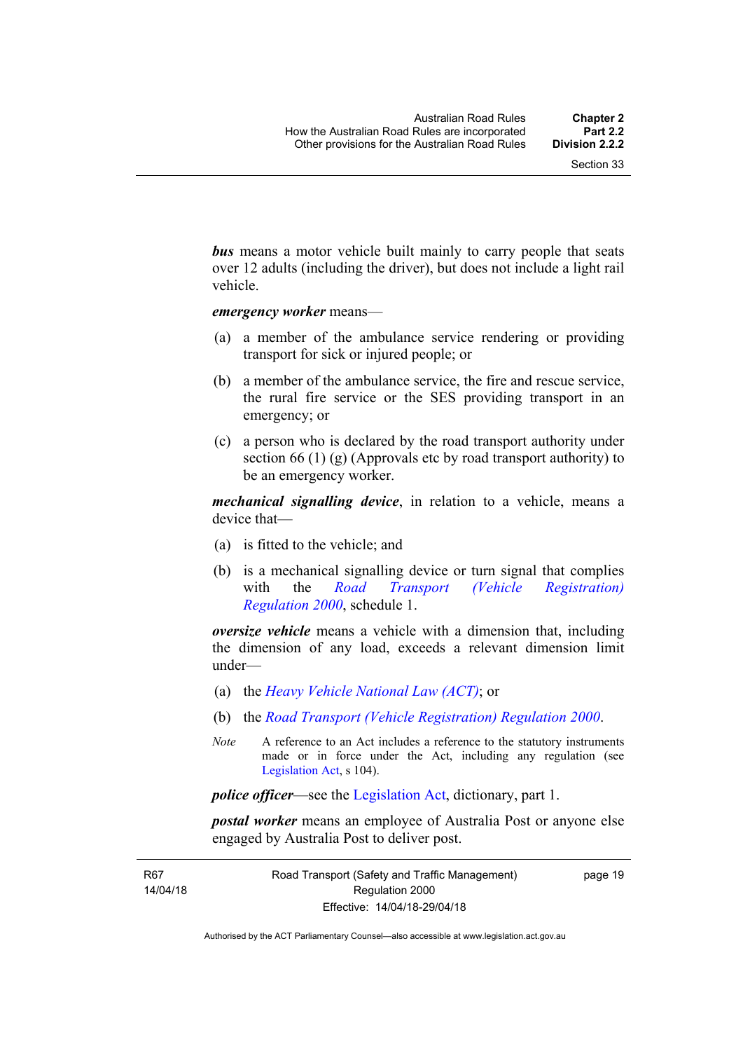***bus*** means a motor vehicle built mainly to carry people that seats over 12 adults (including the driver), but does not include a light rail vehicle.

***emergency worker*** means—

(a) a member of the ambulance service rendering or providing transport for sick or injured people; or

(b) a member of the ambulance service, the fire and rescue service, the rural fire service or the SES providing transport in an emergency; or

(c) a person who is declared by the road transport authority under section 66 (1) (g) (Approvals etc by road transport authority) to be an emergency worker.

***mechanical signalling device***, in relation to a vehicle, means a device that—

(a) is fitted to the vehicle; and

(b) is a mechanical signalling device or turn signal that complies with the *Road Transport (Vehicle Registration) Regulation 2000*, schedule 1.

***oversize vehicle*** means a vehicle with a dimension that, including the dimension of any load, exceeds a relevant dimension limit under—

(a) the *Heavy Vehicle National Law (ACT)*; or

(b) the *Road Transport (Vehicle Registration) Regulation 2000*.

*Note* A reference to an Act includes a reference to the statutory instruments made or in force under the Act, including any regulation (see Legislation Act, s 104).

***police officer***—see the Legislation Act, dictionary, part 1.

***postal worker*** means an employee of Australia Post or anyone else engaged by Australia Post to deliver post.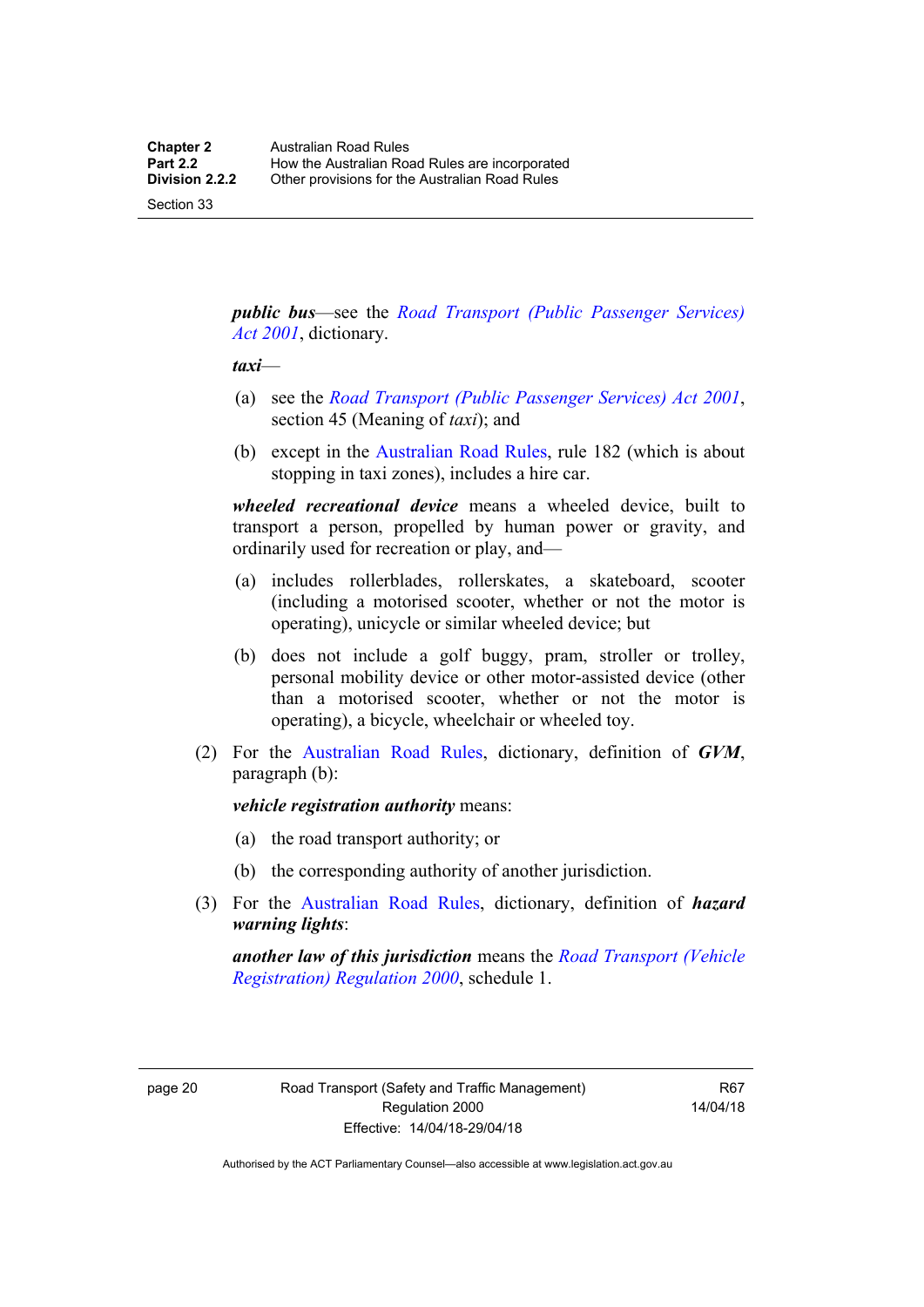***public bus***—see the *Road Transport (Public Passenger Services) Act 2001*, dictionary.

***taxi***—

(a) see the *Road Transport (Public Passenger Services) Act 2001*, section 45 (Meaning of *taxi*); and

(b) except in the Australian Road Rules, rule 182 (which is about stopping in taxi zones), includes a hire car.

***wheeled recreational device*** means a wheeled device, built to transport a person, propelled by human power or gravity, and ordinarily used for recreation or play, and—

(a) includes rollerblades, rollerskates, a skateboard, scooter (including a motorised scooter, whether or not the motor is operating), unicycle or similar wheeled device; but

(b) does not include a golf buggy, pram, stroller or trolley, personal mobility device or other motor-assisted device (other than a motorised scooter, whether or not the motor is operating), a bicycle, wheelchair or wheeled toy.

(2) For the Australian Road Rules, dictionary, definition of ***GVM***, paragraph (b):

***vehicle registration authority*** means:

(a) the road transport authority; or

(b) the corresponding authority of another jurisdiction.

(3) For the Australian Road Rules, dictionary, definition of ***hazard warning lights***:

***another law of this jurisdiction*** means the *Road Transport (Vehicle Registration) Regulation 2000*, schedule 1.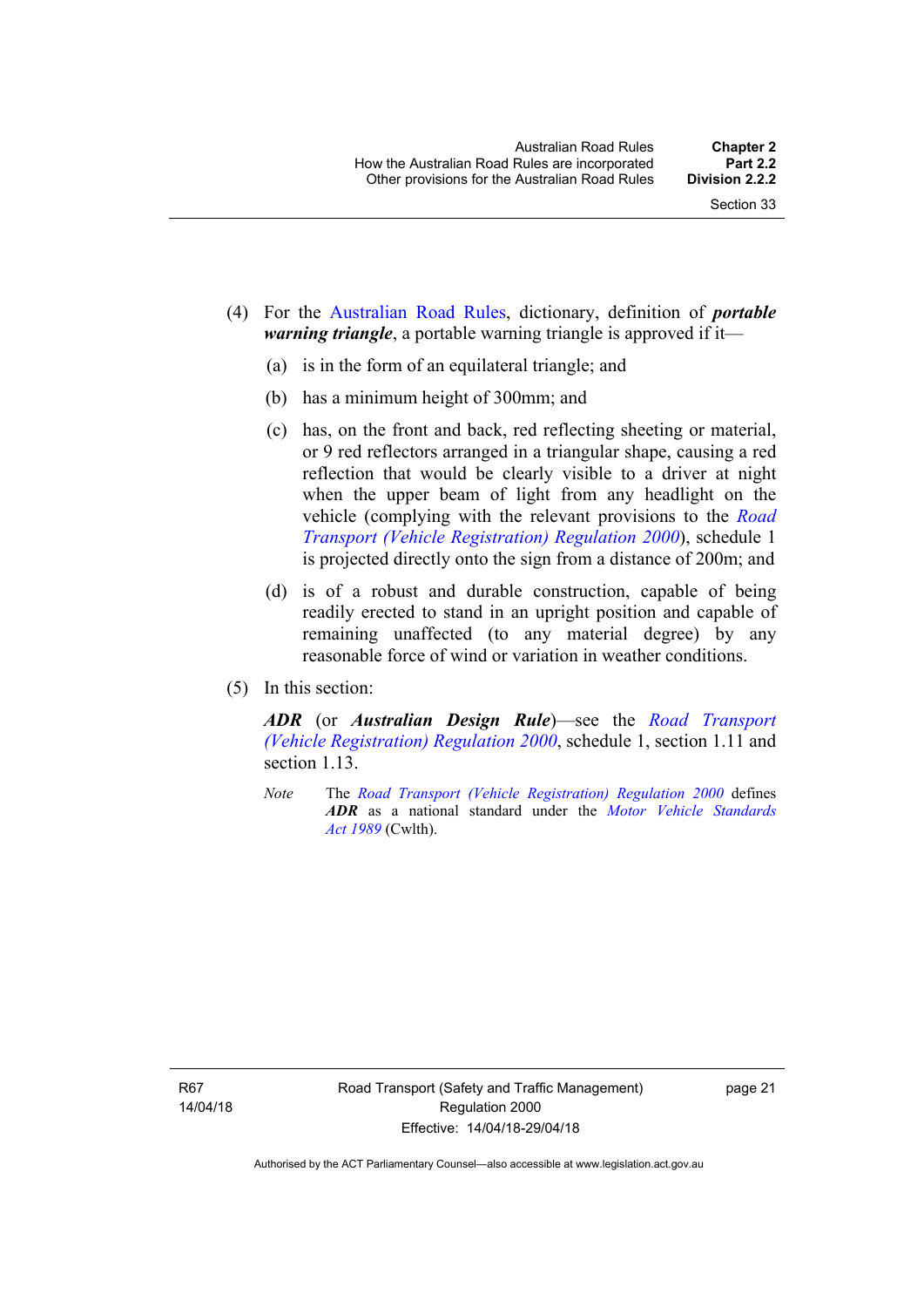(4) For the Australian Road Rules, dictionary, definition of ***portable warning triangle***, a portable warning triangle is approved if it—

(a) is in the form of an equilateral triangle; and

(b) has a minimum height of 300mm; and

(c) has, on the front and back, red reflecting sheeting or material, or 9 red reflectors arranged in a triangular shape, causing a red reflection that would be clearly visible to a driver at night when the upper beam of light from any headlight on the vehicle (complying with the relevant provisions to the *Road Transport (Vehicle Registration) Regulation 2000*), schedule 1 is projected directly onto the sign from a distance of 200m; and

(d) is of a robust and durable construction, capable of being readily erected to stand in an upright position and capable of remaining unaffected (to any material degree) by any reasonable force of wind or variation in weather conditions.

(5) In this section:

***ADR*** (or ***Australian Design Rule***)—see the *Road Transport (Vehicle Registration) Regulation 2000*, schedule 1, section 1.11 and section 1.13.

*Note* The *Road Transport (Vehicle Registration) Regulation 2000* defines ***ADR*** as a national standard under the *Motor Vehicle Standards Act 1989* (Cwlth).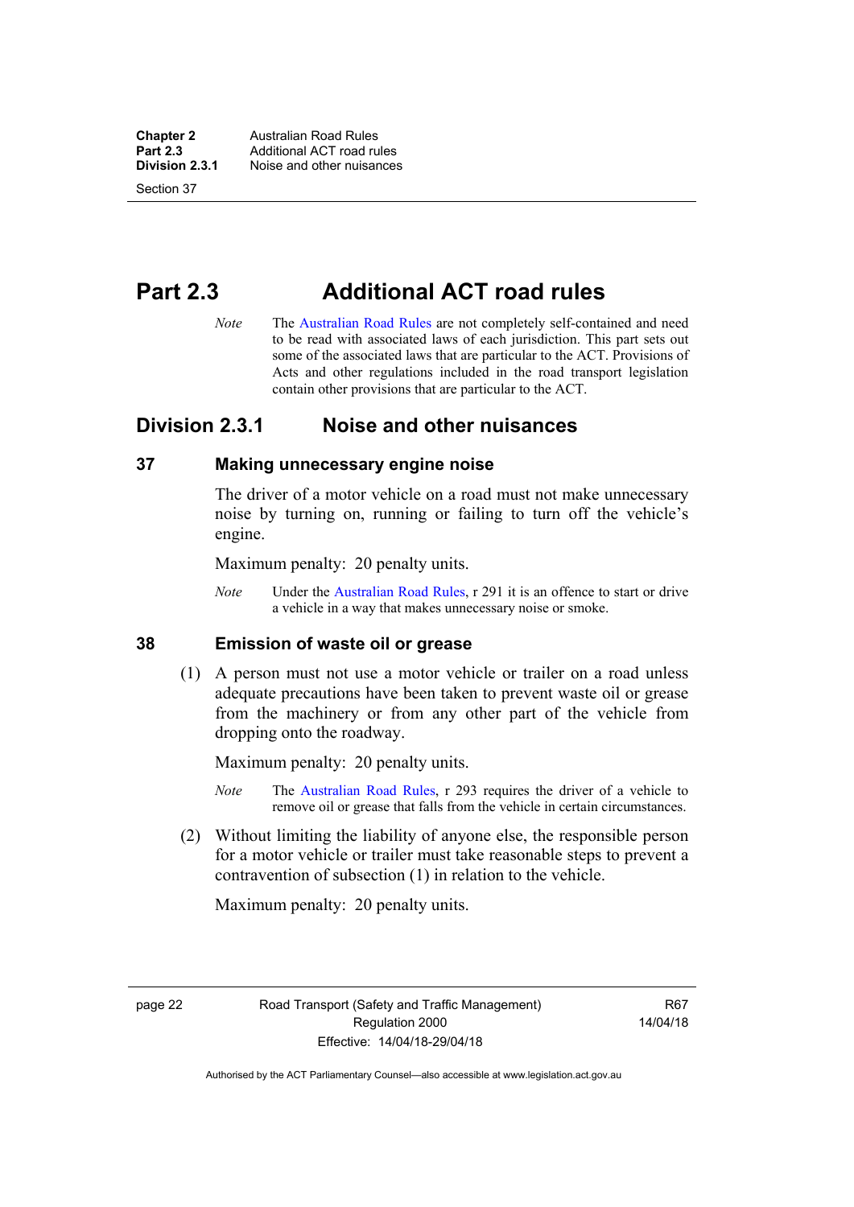# Part 2.3 Additional ACT road rules

*Note* The Australian Road Rules are not completely self-contained and need to be read with associated laws of each jurisdiction. This part sets out some of the associated laws that are particular to the ACT. Provisions of Acts and other regulations included in the road transport legislation contain other provisions that are particular to the ACT.

## Division 2.3.1 Noise and other nuisances

### 37 Making unnecessary engine noise

The driver of a motor vehicle on a road must not make unnecessary noise by turning on, running or failing to turn off the vehicle's engine.

Maximum penalty: 20 penalty units.

*Note* Under the Australian Road Rules, r 291 it is an offence to start or drive a vehicle in a way that makes unnecessary noise or smoke.

### 38 Emission of waste oil or grease

(1) A person must not use a motor vehicle or trailer on a road unless adequate precautions have been taken to prevent waste oil or grease from the machinery or from any other part of the vehicle from dropping onto the roadway.

Maximum penalty: 20 penalty units.

*Note* The Australian Road Rules, r 293 requires the driver of a vehicle to remove oil or grease that falls from the vehicle in certain circumstances.

(2) Without limiting the liability of anyone else, the responsible person for a motor vehicle or trailer must take reasonable steps to prevent a contravention of subsection (1) in relation to the vehicle.

Maximum penalty: 20 penalty units.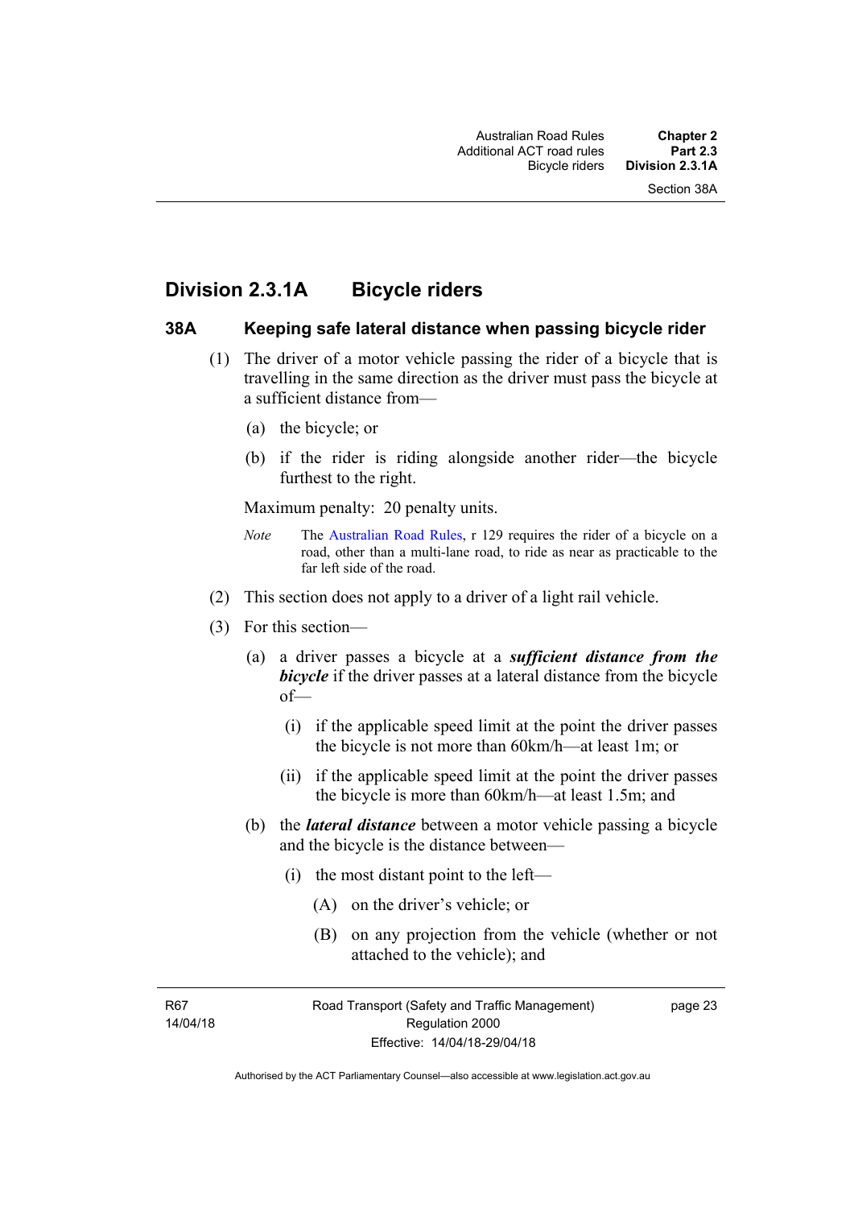## Division 2.3.1A Bicycle riders

### 38A Keeping safe lateral distance when passing bicycle rider

(1) The driver of a motor vehicle passing the rider of a bicycle that is travelling in the same direction as the driver must pass the bicycle at a sufficient distance from—

(a) the bicycle; or

(b) if the rider is riding alongside another rider—the bicycle furthest to the right.

Maximum penalty: 20 penalty units.

*Note* The Australian Road Rules, r 129 requires the rider of a bicycle on a road, other than a multi-lane road, to ride as near as practicable to the far left side of the road.

(2) This section does not apply to a driver of a light rail vehicle.

(3) For this section—

(a) a driver passes a bicycle at a ***sufficient distance from the bicycle*** if the driver passes at a lateral distance from the bicycle of—

(i) if the applicable speed limit at the point the driver passes the bicycle is not more than 60km/h—at least 1m; or

(ii) if the applicable speed limit at the point the driver passes the bicycle is more than 60km/h—at least 1.5m; and

(b) the ***lateral distance*** between a motor vehicle passing a bicycle and the bicycle is the distance between—

(i) the most distant point to the left—

(A) on the driver's vehicle; or

(B) on any projection from the vehicle (whether or not attached to the vehicle); and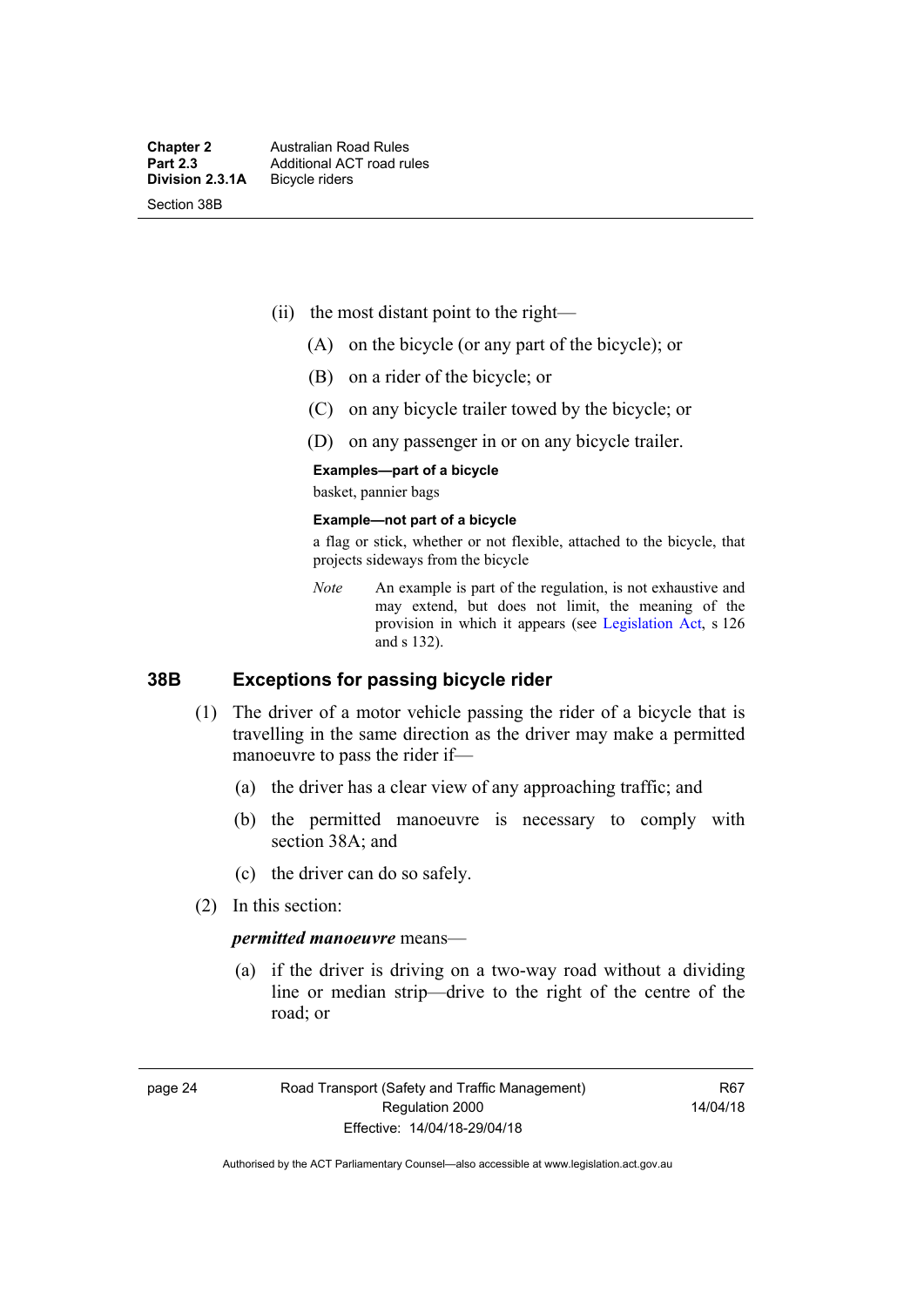(ii) the most distant point to the right—

(A) on the bicycle (or any part of the bicycle); or

(B) on a rider of the bicycle; or

(C) on any bicycle trailer towed by the bicycle; or

(D) on any passenger in or on any bicycle trailer.

**Examples—part of a bicycle**

basket, pannier bags

**Example—not part of a bicycle**

a flag or stick, whether or not flexible, attached to the bicycle, that projects sideways from the bicycle

*Note* An example is part of the regulation, is not exhaustive and may extend, but does not limit, the meaning of the provision in which it appears (see Legislation Act, s 126 and s 132).

## 38B Exceptions for passing bicycle rider

(1) The driver of a motor vehicle passing the rider of a bicycle that is travelling in the same direction as the driver may make a permitted manoeuvre to pass the rider if—

(a) the driver has a clear view of any approaching traffic; and

(b) the permitted manoeuvre is necessary to comply with section 38A; and

(c) the driver can do so safely.

(2) In this section:

***permitted manoeuvre*** means—

(a) if the driver is driving on a two-way road without a dividing line or median strip—drive to the right of the centre of the road; or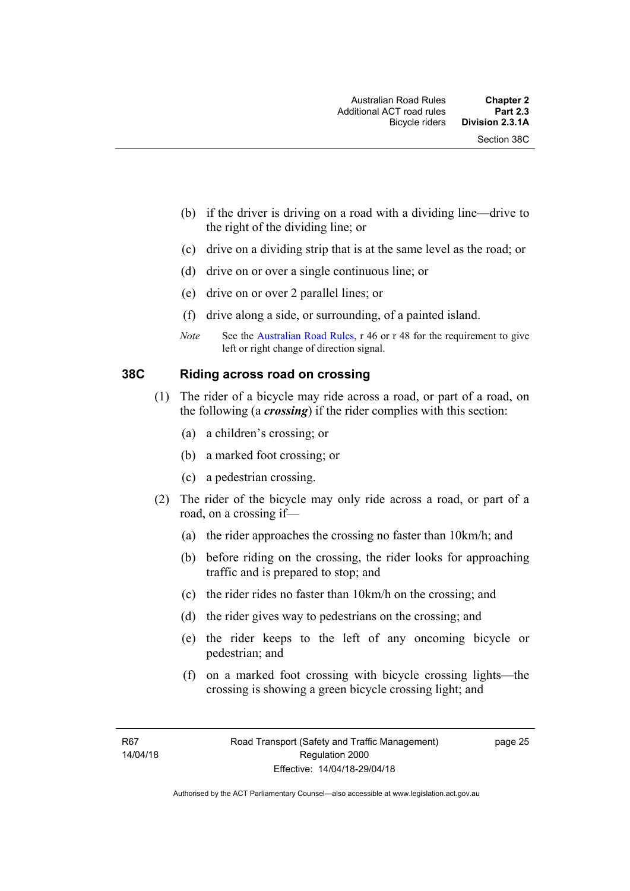(b) if the driver is driving on a road with a dividing line—drive to the right of the dividing line; or

(c) drive on a dividing strip that is at the same level as the road; or

(d) drive on or over a single continuous line; or

(e) drive on or over 2 parallel lines; or

(f) drive along a side, or surrounding, of a painted island.

*Note* See the Australian Road Rules, r 46 or r 48 for the requirement to give left or right change of direction signal.

### 38C Riding across road on crossing

(1) The rider of a bicycle may ride across a road, or part of a road, on the following (a ***crossing***) if the rider complies with this section:

(a) a children's crossing; or

(b) a marked foot crossing; or

(c) a pedestrian crossing.

(2) The rider of the bicycle may only ride across a road, or part of a road, on a crossing if—

(a) the rider approaches the crossing no faster than 10km/h; and

(b) before riding on the crossing, the rider looks for approaching traffic and is prepared to stop; and

(c) the rider rides no faster than 10km/h on the crossing; and

(d) the rider gives way to pedestrians on the crossing; and

(e) the rider keeps to the left of any oncoming bicycle or pedestrian; and

(f) on a marked foot crossing with bicycle crossing lights—the crossing is showing a green bicycle crossing light; and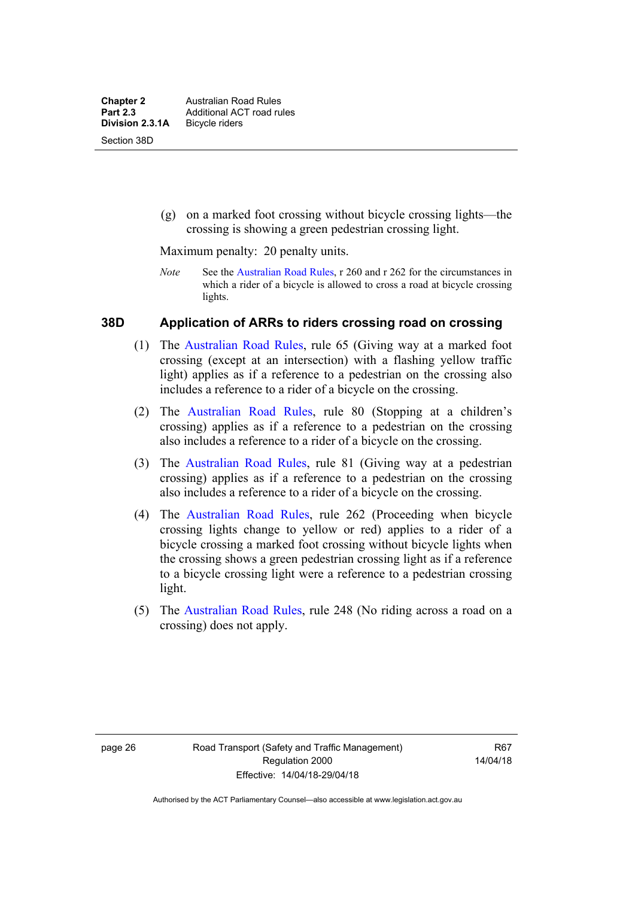(g) on a marked foot crossing without bicycle crossing lights—the crossing is showing a green pedestrian crossing light.

Maximum penalty: 20 penalty units.

*Note* See the Australian Road Rules, r 260 and r 262 for the circumstances in which a rider of a bicycle is allowed to cross a road at bicycle crossing lights.

### 38D Application of ARRs to riders crossing road on crossing

(1) The Australian Road Rules, rule 65 (Giving way at a marked foot crossing (except at an intersection) with a flashing yellow traffic light) applies as if a reference to a pedestrian on the crossing also includes a reference to a rider of a bicycle on the crossing.

(2) The Australian Road Rules, rule 80 (Stopping at a children's crossing) applies as if a reference to a pedestrian on the crossing also includes a reference to a rider of a bicycle on the crossing.

(3) The Australian Road Rules, rule 81 (Giving way at a pedestrian crossing) applies as if a reference to a pedestrian on the crossing also includes a reference to a rider of a bicycle on the crossing.

(4) The Australian Road Rules, rule 262 (Proceeding when bicycle crossing lights change to yellow or red) applies to a rider of a bicycle crossing a marked foot crossing without bicycle lights when the crossing shows a green pedestrian crossing light as if a reference to a bicycle crossing light were a reference to a pedestrian crossing light.

(5) The Australian Road Rules, rule 248 (No riding across a road on a crossing) does not apply.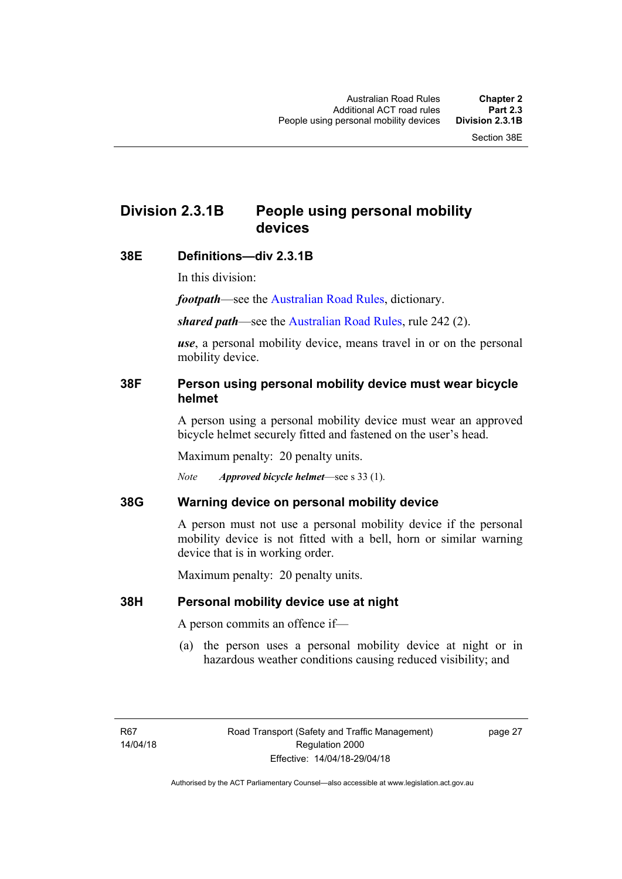## Division 2.3.1B People using personal mobility devices

### 38E Definitions—div 2.3.1B

In this division:

***footpath***—see the Australian Road Rules, dictionary.

***shared path***—see the Australian Road Rules, rule 242 (2).

***use***, a personal mobility device, means travel in or on the personal mobility device.

### 38F Person using personal mobility device must wear bicycle helmet

A person using a personal mobility device must wear an approved bicycle helmet securely fitted and fastened on the user's head.

Maximum penalty: 20 penalty units.

*Note* ***Approved bicycle helmet***—see s 33 (1).

### 38G Warning device on personal mobility device

A person must not use a personal mobility device if the personal mobility device is not fitted with a bell, horn or similar warning device that is in working order.

Maximum penalty: 20 penalty units.

### 38H Personal mobility device use at night

A person commits an offence if—

(a) the person uses a personal mobility device at night or in hazardous weather conditions causing reduced visibility; and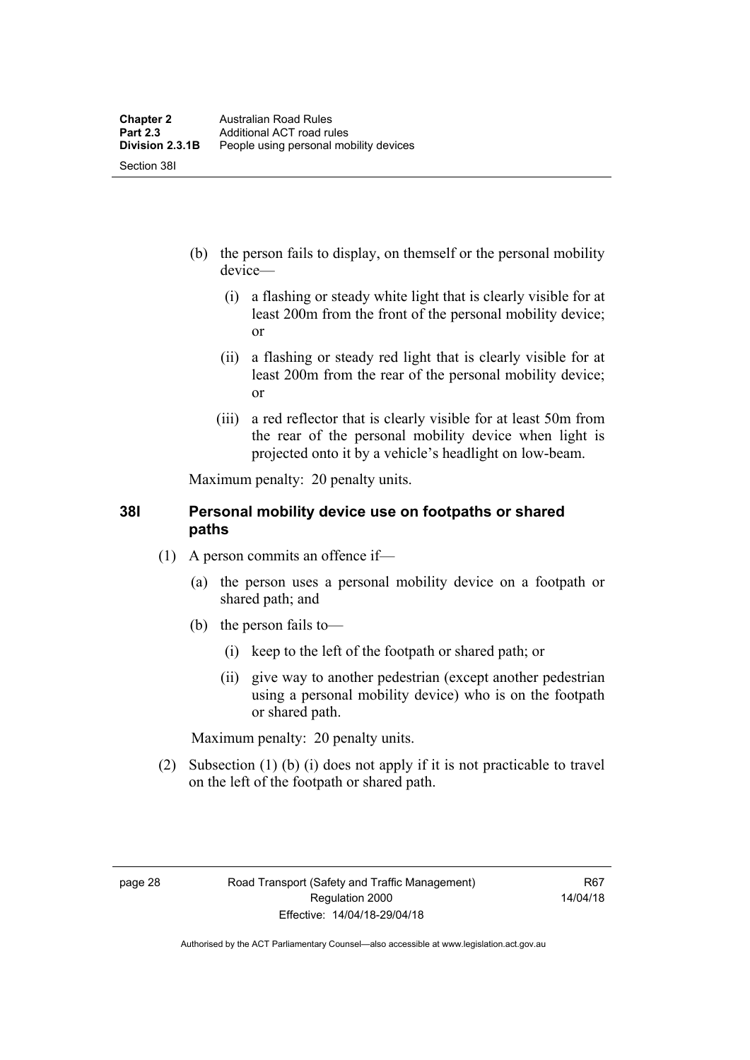(b) the person fails to display, on themself or the personal mobility device—

   (i) a flashing or steady white light that is clearly visible for at least 200m from the front of the personal mobility device; or

   (ii) a flashing or steady red light that is clearly visible for at least 200m from the rear of the personal mobility device; or

   (iii) a red reflector that is clearly visible for at least 50m from the rear of the personal mobility device when light is projected onto it by a vehicle's headlight on low-beam.

Maximum penalty: 20 penalty units.

### 38I Personal mobility device use on footpaths or shared paths

(1) A person commits an offence if—

   (a) the person uses a personal mobility device on a footpath or shared path; and

   (b) the person fails to—

      (i) keep to the left of the footpath or shared path; or

      (ii) give way to another pedestrian (except another pedestrian using a personal mobility device) who is on the footpath or shared path.

Maximum penalty: 20 penalty units.

(2) Subsection (1) (b) (i) does not apply if it is not practicable to travel on the left of the footpath or shared path.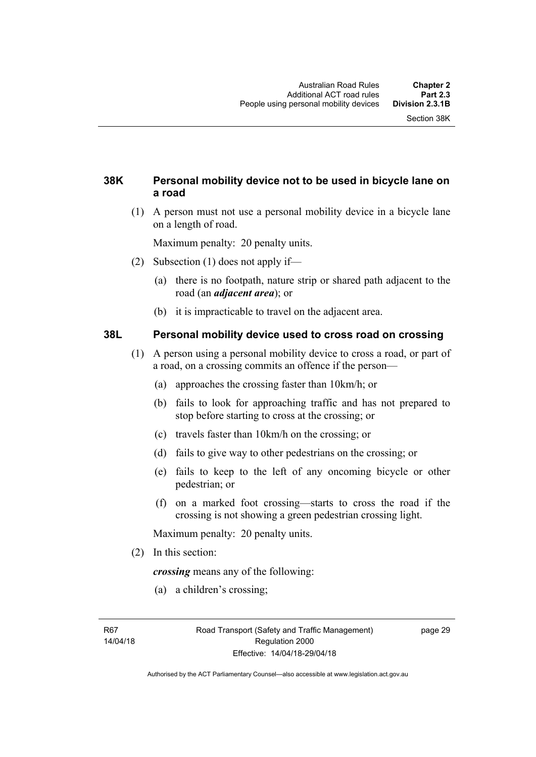### 38K Personal mobility device not to be used in bicycle lane on a road

(1) A person must not use a personal mobility device in a bicycle lane on a length of road.

Maximum penalty: 20 penalty units.

(2) Subsection (1) does not apply if—

(a) there is no footpath, nature strip or shared path adjacent to the road (an ***adjacent area***); or

(b) it is impracticable to travel on the adjacent area.

### 38L Personal mobility device used to cross road on crossing

(1) A person using a personal mobility device to cross a road, or part of a road, on a crossing commits an offence if the person—

(a) approaches the crossing faster than 10km/h; or

(b) fails to look for approaching traffic and has not prepared to stop before starting to cross at the crossing; or

(c) travels faster than 10km/h on the crossing; or

(d) fails to give way to other pedestrians on the crossing; or

(e) fails to keep to the left of any oncoming bicycle or other pedestrian; or

(f) on a marked foot crossing—starts to cross the road if the crossing is not showing a green pedestrian crossing light.

Maximum penalty: 20 penalty units.

(2) In this section:

***crossing*** means any of the following:

(a) a children's crossing;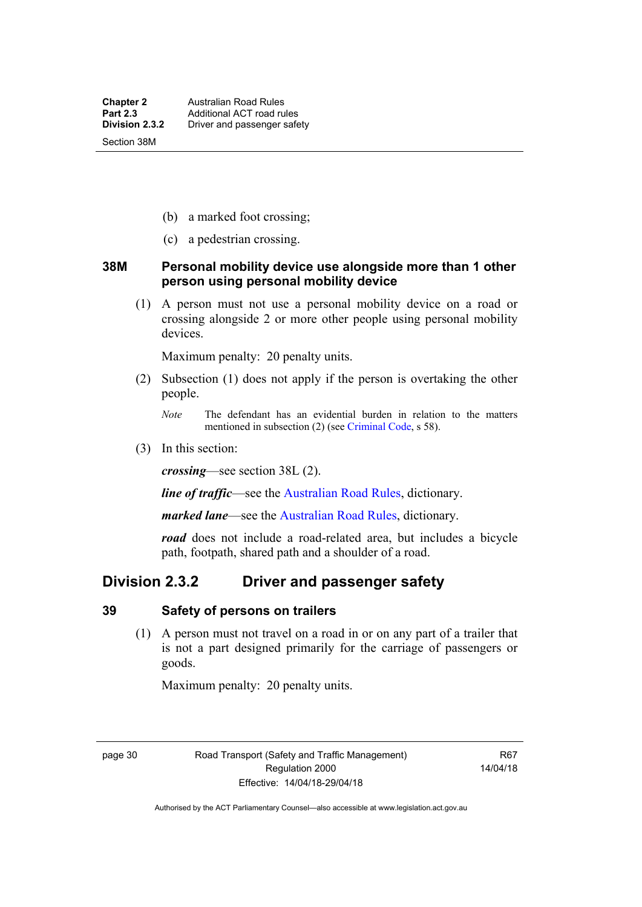(b) a marked foot crossing;

(c) a pedestrian crossing.

### 38M Personal mobility device use alongside more than 1 other person using personal mobility device

(1) A person must not use a personal mobility device on a road or crossing alongside 2 or more other people using personal mobility devices.

Maximum penalty: 20 penalty units.

(2) Subsection (1) does not apply if the person is overtaking the other people.

*Note* The defendant has an evidential burden in relation to the matters mentioned in subsection (2) (see Criminal Code, s 58).

(3) In this section:

***crossing***—see section 38L (2).

***line of traffic***—see the Australian Road Rules, dictionary.

***marked lane***—see the Australian Road Rules, dictionary.

***road*** does not include a road-related area, but includes a bicycle path, footpath, shared path and a shoulder of a road.

## Division 2.3.2 Driver and passenger safety

### 39 Safety of persons on trailers

(1) A person must not travel on a road in or on any part of a trailer that is not a part designed primarily for the carriage of passengers or goods.

Maximum penalty: 20 penalty units.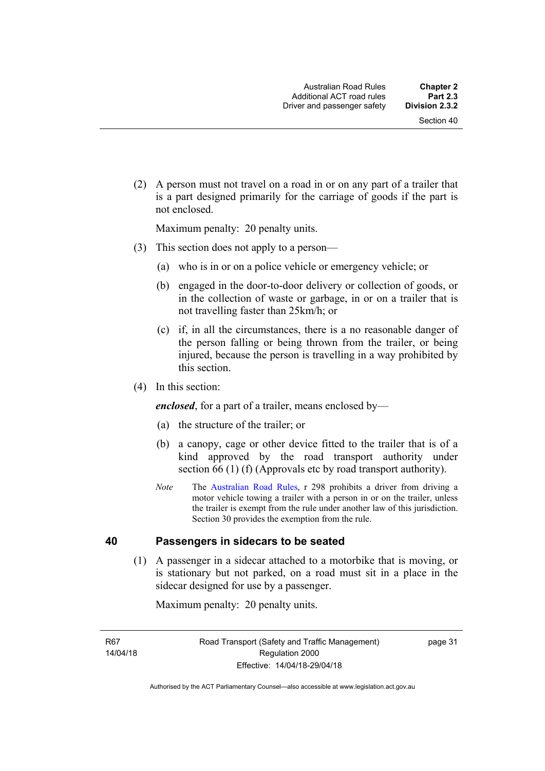(2) A person must not travel on a road in or on any part of a trailer that is a part designed primarily for the carriage of goods if the part is not enclosed.

Maximum penalty: 20 penalty units.

(3) This section does not apply to a person—

(a) who is in or on a police vehicle or emergency vehicle; or

(b) engaged in the door-to-door delivery or collection of goods, or in the collection of waste or garbage, in or on a trailer that is not travelling faster than 25km/h; or

(c) if, in all the circumstances, there is a no reasonable danger of the person falling or being thrown from the trailer, or being injured, because the person is travelling in a way prohibited by this section.

(4) In this section:

***enclosed***, for a part of a trailer, means enclosed by—

(a) the structure of the trailer; or

(b) a canopy, cage or other device fitted to the trailer that is of a kind approved by the road transport authority under section 66 (1) (f) (Approvals etc by road transport authority).

*Note* The Australian Road Rules, r 298 prohibits a driver from driving a motor vehicle towing a trailer with a person in or on the trailer, unless the trailer is exempt from the rule under another law of this jurisdiction. Section 30 provides the exemption from the rule.

## 40 Passengers in sidecars to be seated

(1) A passenger in a sidecar attached to a motorbike that is moving, or is stationary but not parked, on a road must sit in a place in the sidecar designed for use by a passenger.

Maximum penalty: 20 penalty units.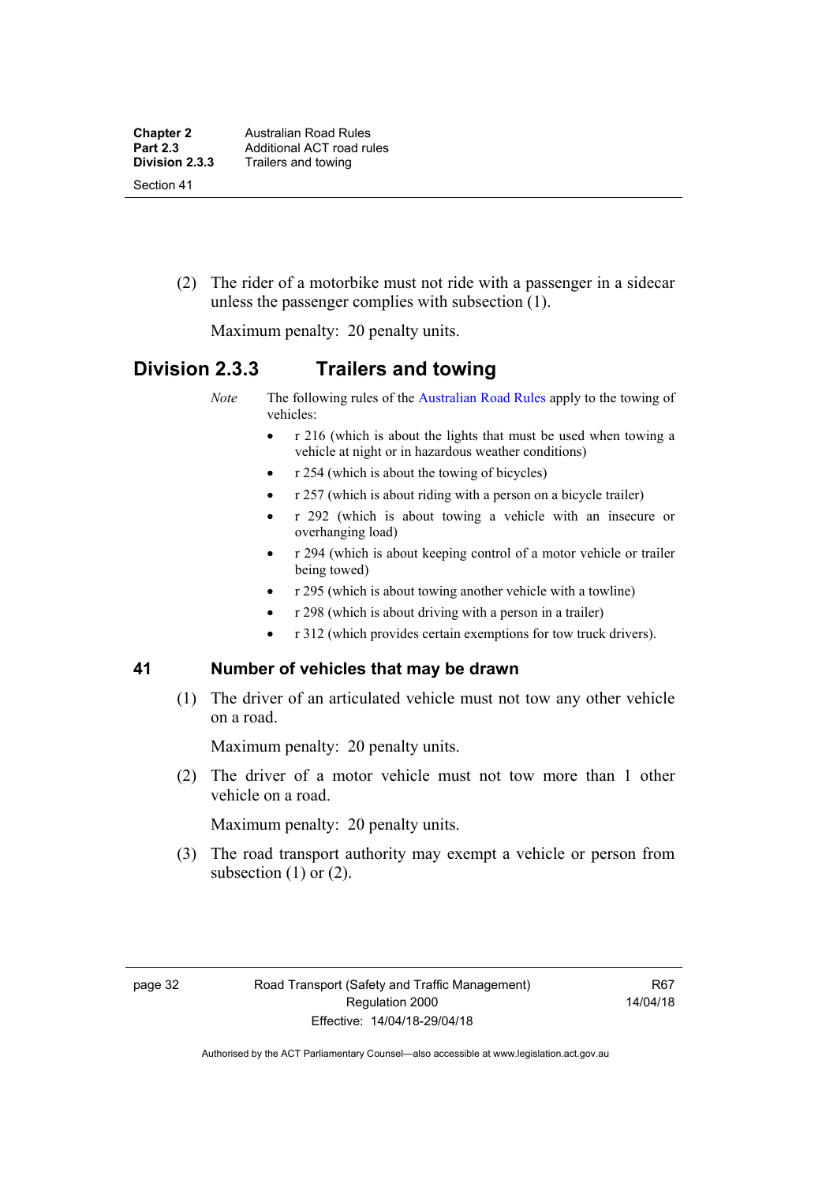(2) The rider of a motorbike must not ride with a passenger in a sidecar unless the passenger complies with subsection (1).

Maximum penalty: 20 penalty units.

## Division 2.3.3 Trailers and towing

*Note* The following rules of the Australian Road Rules apply to the towing of vehicles:

- r 216 (which is about the lights that must be used when towing a vehicle at night or in hazardous weather conditions)
- r 254 (which is about the towing of bicycles)
- r 257 (which is about riding with a person on a bicycle trailer)
- r 292 (which is about towing a vehicle with an insecure or overhanging load)
- r 294 (which is about keeping control of a motor vehicle or trailer being towed)
- r 295 (which is about towing another vehicle with a towline)
- r 298 (which is about driving with a person in a trailer)
- r 312 (which provides certain exemptions for tow truck drivers).

### 41 Number of vehicles that may be drawn

(1) The driver of an articulated vehicle must not tow any other vehicle on a road.

Maximum penalty: 20 penalty units.

(2) The driver of a motor vehicle must not tow more than 1 other vehicle on a road.

Maximum penalty: 20 penalty units.

(3) The road transport authority may exempt a vehicle or person from subsection (1) or (2).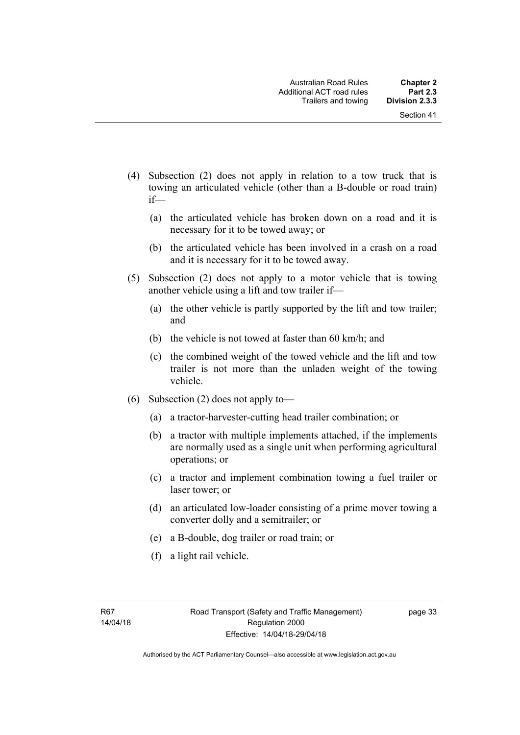(4) Subsection (2) does not apply in relation to a tow truck that is towing an articulated vehicle (other than a B-double or road train) if—

(a) the articulated vehicle has broken down on a road and it is necessary for it to be towed away; or

(b) the articulated vehicle has been involved in a crash on a road and it is necessary for it to be towed away.

(5) Subsection (2) does not apply to a motor vehicle that is towing another vehicle using a lift and tow trailer if—

(a) the other vehicle is partly supported by the lift and tow trailer; and

(b) the vehicle is not towed at faster than 60 km/h; and

(c) the combined weight of the towed vehicle and the lift and tow trailer is not more than the unladen weight of the towing vehicle.

(6) Subsection (2) does not apply to—

(a) a tractor-harvester-cutting head trailer combination; or

(b) a tractor with multiple implements attached, if the implements are normally used as a single unit when performing agricultural operations; or

(c) a tractor and implement combination towing a fuel trailer or laser tower; or

(d) an articulated low-loader consisting of a prime mover towing a converter dolly and a semitrailer; or

(e) a B-double, dog trailer or road train; or

(f) a light rail vehicle.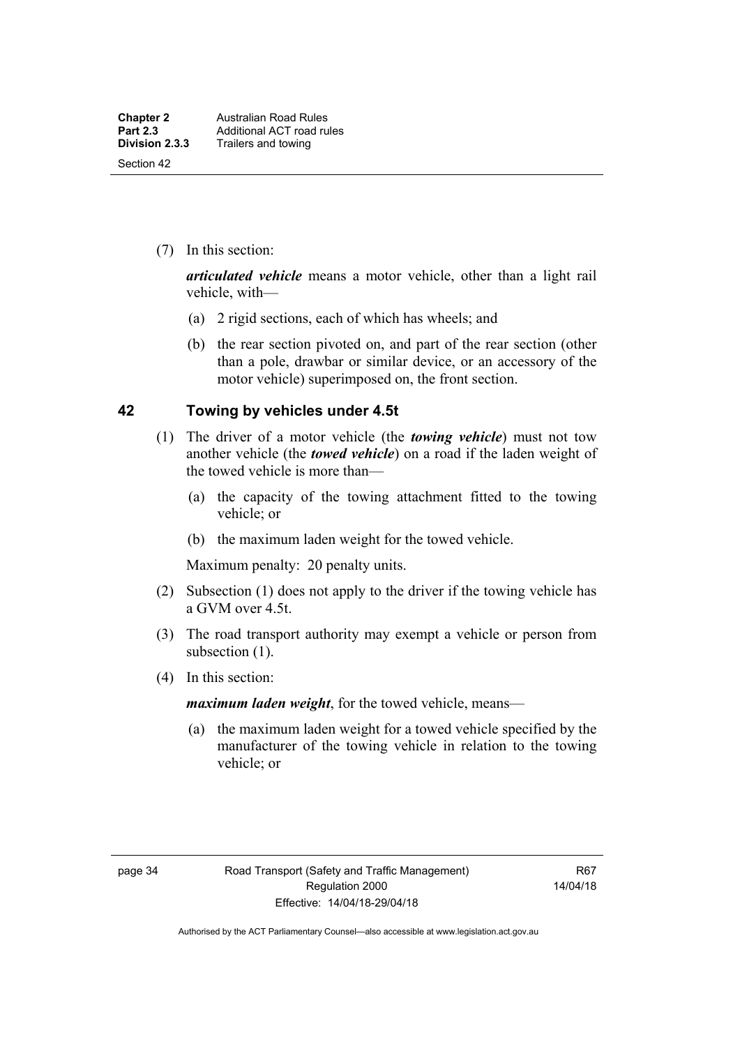(7) In this section:

***articulated vehicle*** means a motor vehicle, other than a light rail vehicle, with—

(a) 2 rigid sections, each of which has wheels; and

(b) the rear section pivoted on, and part of the rear section (other than a pole, drawbar or similar device, or an accessory of the motor vehicle) superimposed on, the front section.

## 42 Towing by vehicles under 4.5t

(1) The driver of a motor vehicle (the ***towing vehicle***) must not tow another vehicle (the ***towed vehicle***) on a road if the laden weight of the towed vehicle is more than—

(a) the capacity of the towing attachment fitted to the towing vehicle; or

(b) the maximum laden weight for the towed vehicle.

Maximum penalty: 20 penalty units.

(2) Subsection (1) does not apply to the driver if the towing vehicle has a GVM over 4.5t.

(3) The road transport authority may exempt a vehicle or person from subsection (1).

(4) In this section:

***maximum laden weight***, for the towed vehicle, means—

(a) the maximum laden weight for a towed vehicle specified by the manufacturer of the towing vehicle in relation to the towing vehicle; or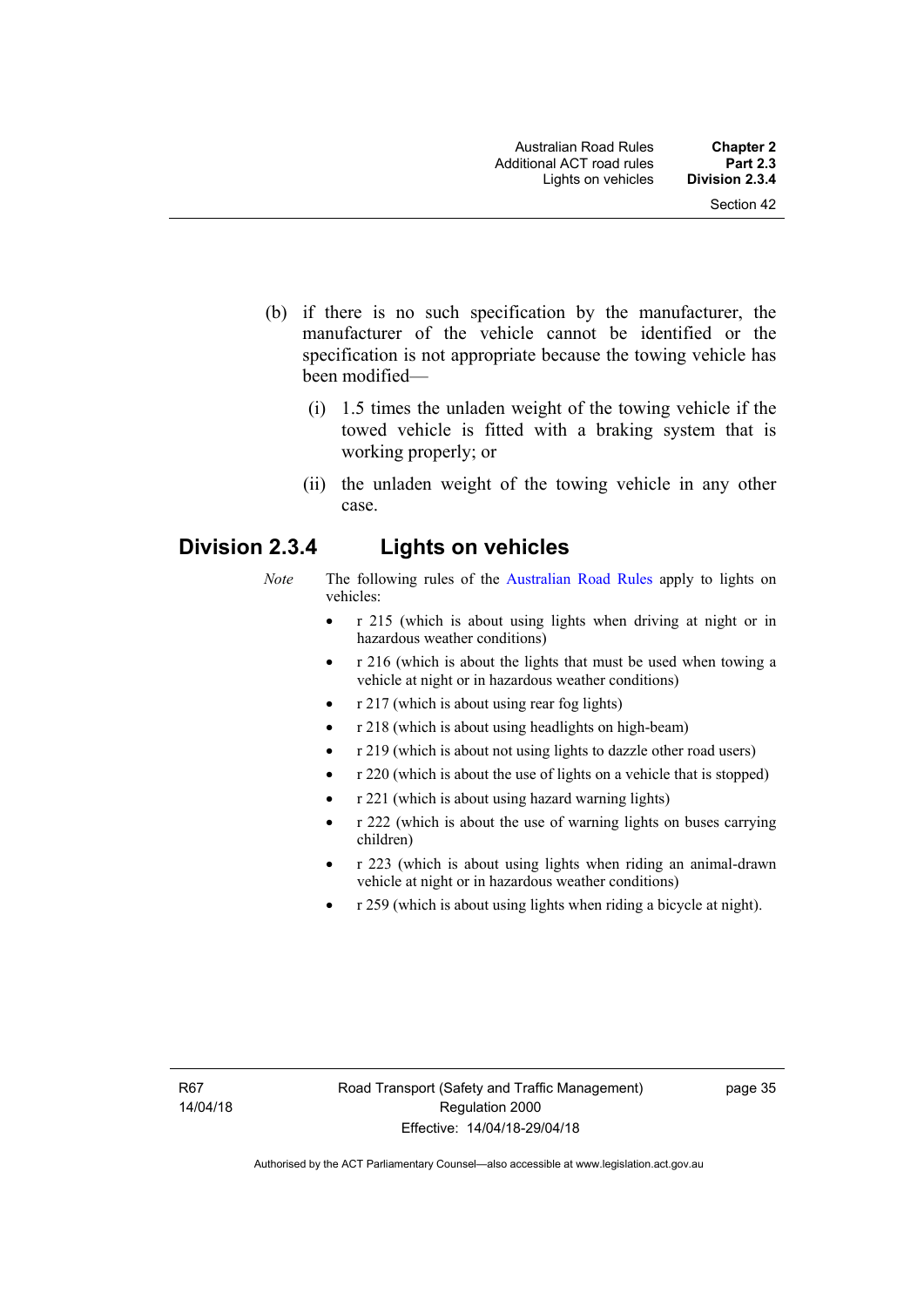(b) if there is no such specification by the manufacturer, the manufacturer of the vehicle cannot be identified or the specification is not appropriate because the towing vehicle has been modified—

  (i) 1.5 times the unladen weight of the towing vehicle if the towed vehicle is fitted with a braking system that is working properly; or

  (ii) the unladen weight of the towing vehicle in any other case.

## Division 2.3.4 Lights on vehicles

*Note* The following rules of the Australian Road Rules apply to lights on vehicles:

- r 215 (which is about using lights when driving at night or in hazardous weather conditions)
- r 216 (which is about the lights that must be used when towing a vehicle at night or in hazardous weather conditions)
- r 217 (which is about using rear fog lights)
- r 218 (which is about using headlights on high-beam)
- r 219 (which is about not using lights to dazzle other road users)
- r 220 (which is about the use of lights on a vehicle that is stopped)
- r 221 (which is about using hazard warning lights)
- r 222 (which is about the use of warning lights on buses carrying children)
- r 223 (which is about using lights when riding an animal-drawn vehicle at night or in hazardous weather conditions)
- r 259 (which is about using lights when riding a bicycle at night).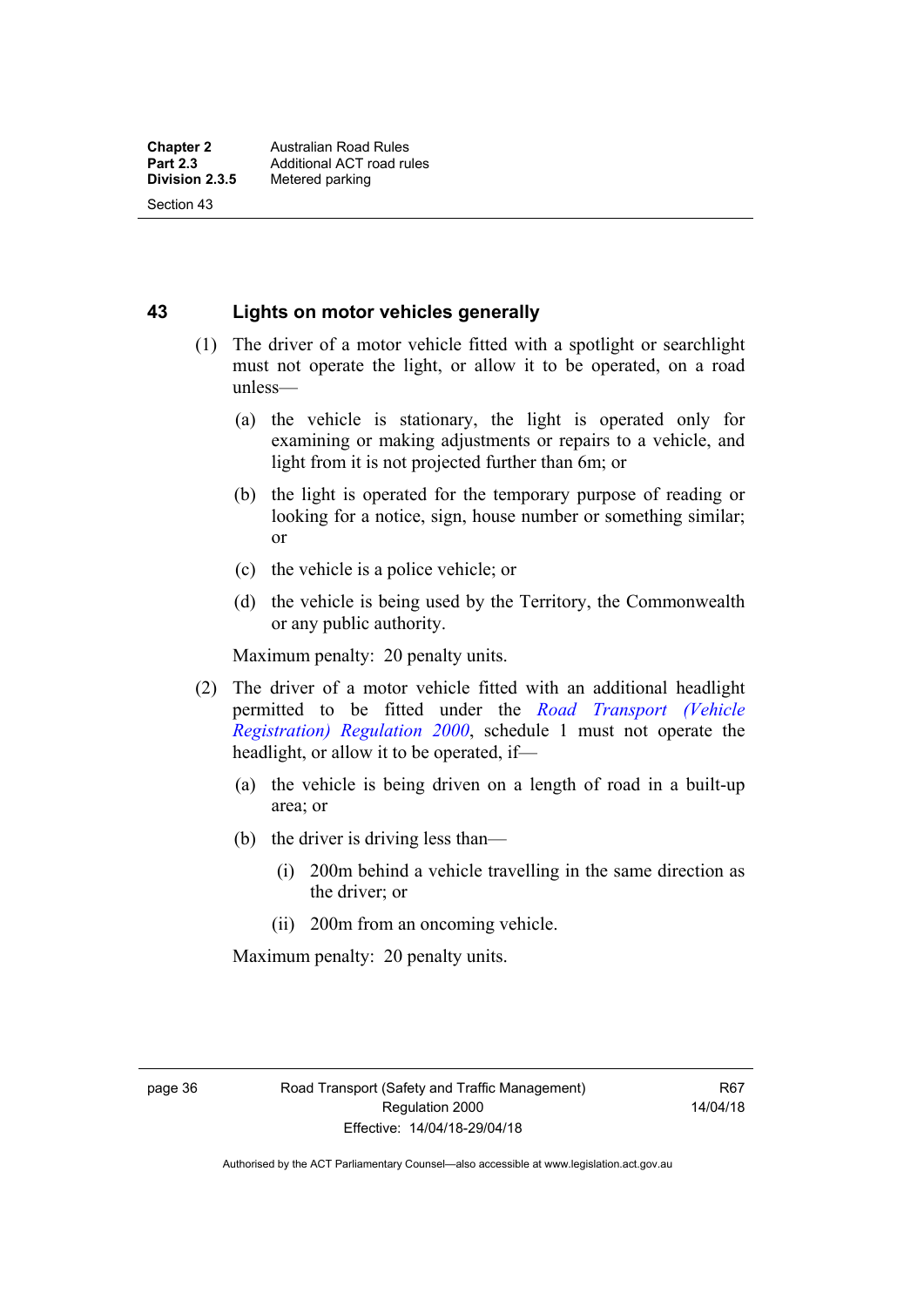## 43 Lights on motor vehicles generally

(1) The driver of a motor vehicle fitted with a spotlight or searchlight must not operate the light, or allow it to be operated, on a road unless—

(a) the vehicle is stationary, the light is operated only for examining or making adjustments or repairs to a vehicle, and light from it is not projected further than 6m; or

(b) the light is operated for the temporary purpose of reading or looking for a notice, sign, house number or something similar; or

(c) the vehicle is a police vehicle; or

(d) the vehicle is being used by the Territory, the Commonwealth or any public authority.

Maximum penalty: 20 penalty units.

(2) The driver of a motor vehicle fitted with an additional headlight permitted to be fitted under the *Road Transport (Vehicle Registration) Regulation 2000*, schedule 1 must not operate the headlight, or allow it to be operated, if—

(a) the vehicle is being driven on a length of road in a built-up area; or

(b) the driver is driving less than—

(i) 200m behind a vehicle travelling in the same direction as the driver; or

(ii) 200m from an oncoming vehicle.

Maximum penalty: 20 penalty units.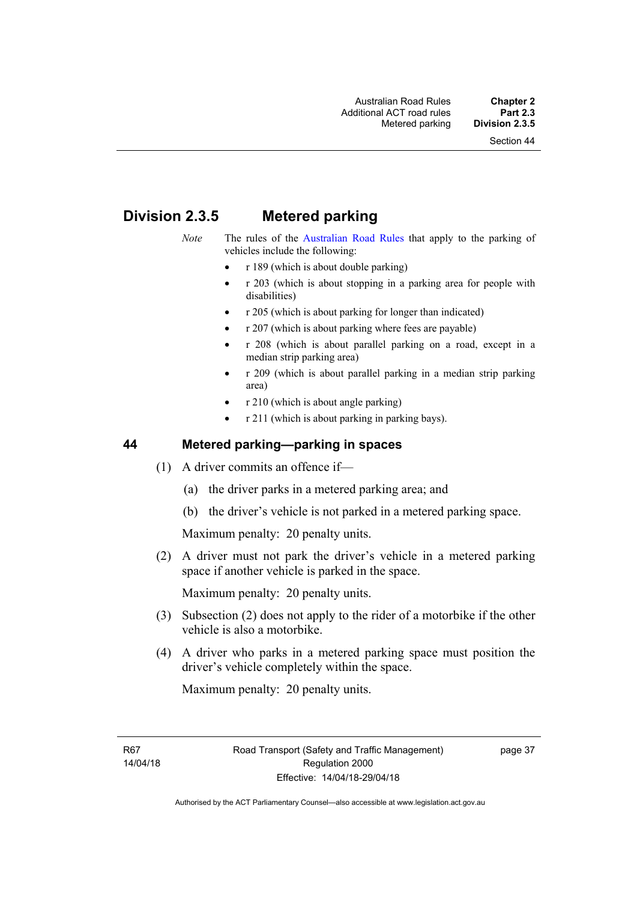## Division 2.3.5 Metered parking

*Note* The rules of the Australian Road Rules that apply to the parking of vehicles include the following:

- r 189 (which is about double parking)
- r 203 (which is about stopping in a parking area for people with disabilities)
- r 205 (which is about parking for longer than indicated)
- r 207 (which is about parking where fees are payable)
- r 208 (which is about parallel parking on a road, except in a median strip parking area)
- r 209 (which is about parallel parking in a median strip parking area)
- r 210 (which is about angle parking)
- r 211 (which is about parking in parking bays).

### 44 Metered parking—parking in spaces

(1) A driver commits an offence if—

(a) the driver parks in a metered parking area; and

(b) the driver's vehicle is not parked in a metered parking space.

Maximum penalty: 20 penalty units.

(2) A driver must not park the driver's vehicle in a metered parking space if another vehicle is parked in the space.

Maximum penalty: 20 penalty units.

(3) Subsection (2) does not apply to the rider of a motorbike if the other vehicle is also a motorbike.

(4) A driver who parks in a metered parking space must position the driver's vehicle completely within the space.

Maximum penalty: 20 penalty units.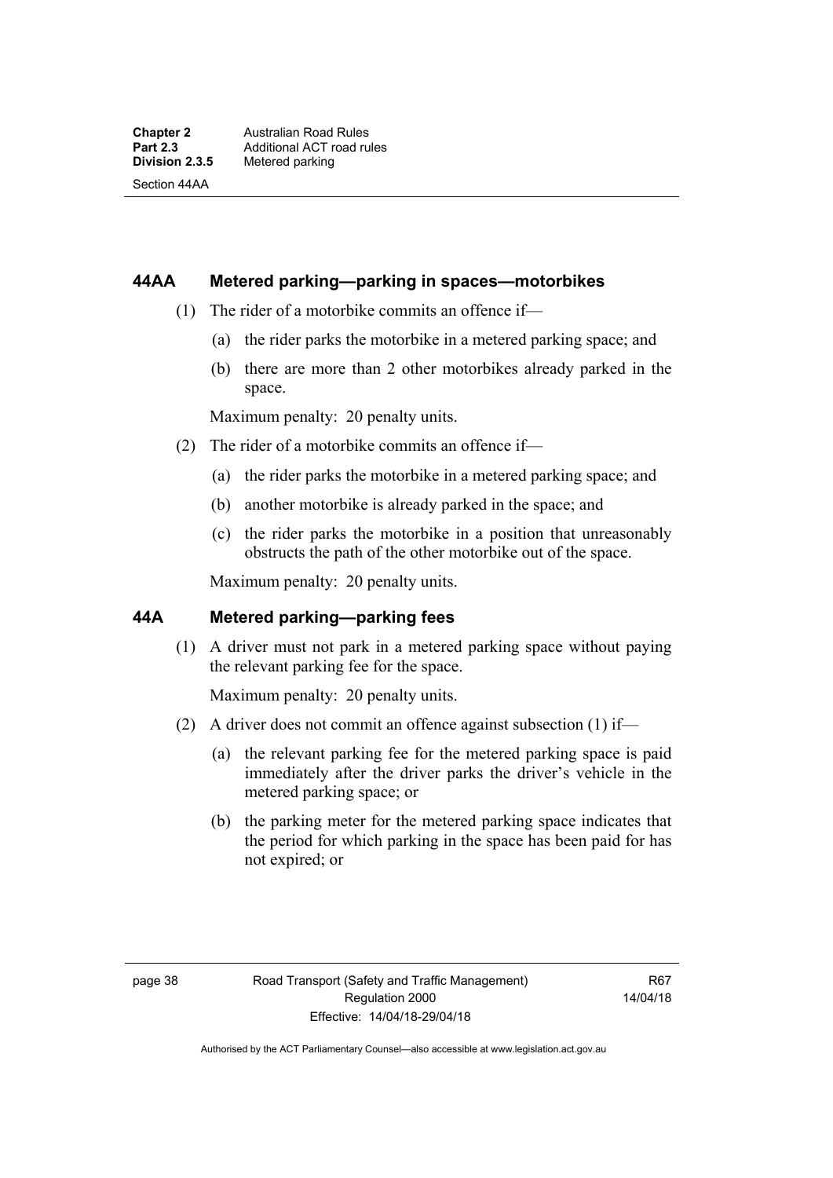## 44AA Metered parking—parking in spaces—motorbikes

(1) The rider of a motorbike commits an offence if—

(a) the rider parks the motorbike in a metered parking space; and

(b) there are more than 2 other motorbikes already parked in the space.

Maximum penalty: 20 penalty units.

(2) The rider of a motorbike commits an offence if—

(a) the rider parks the motorbike in a metered parking space; and

(b) another motorbike is already parked in the space; and

(c) the rider parks the motorbike in a position that unreasonably obstructs the path of the other motorbike out of the space.

Maximum penalty: 20 penalty units.

## 44A Metered parking—parking fees

(1) A driver must not park in a metered parking space without paying the relevant parking fee for the space.

Maximum penalty: 20 penalty units.

(2) A driver does not commit an offence against subsection (1) if—

(a) the relevant parking fee for the metered parking space is paid immediately after the driver parks the driver's vehicle in the metered parking space; or

(b) the parking meter for the metered parking space indicates that the period for which parking in the space has been paid for has not expired; or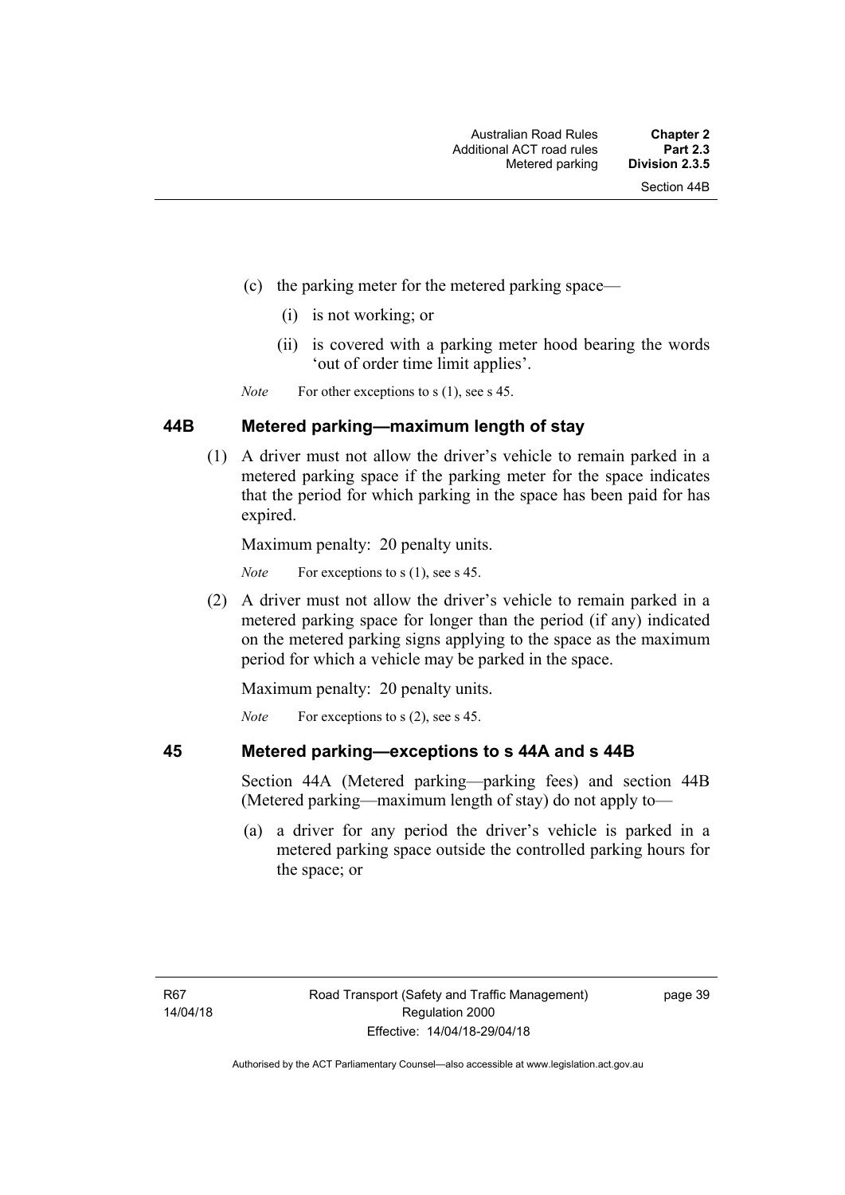(c) the parking meter for the metered parking space—

  (i) is not working; or

  (ii) is covered with a parking meter hood bearing the words 'out of order time limit applies'.

*Note* For other exceptions to s (1), see s 45.

## 44B Metered parking—maximum length of stay

(1) A driver must not allow the driver's vehicle to remain parked in a metered parking space if the parking meter for the space indicates that the period for which parking in the space has been paid for has expired.

Maximum penalty: 20 penalty units.

*Note* For exceptions to s (1), see s 45.

(2) A driver must not allow the driver's vehicle to remain parked in a metered parking space for longer than the period (if any) indicated on the metered parking signs applying to the space as the maximum period for which a vehicle may be parked in the space.

Maximum penalty: 20 penalty units.

*Note* For exceptions to s (2), see s 45.

## 45 Metered parking—exceptions to s 44A and s 44B

Section 44A (Metered parking—parking fees) and section 44B (Metered parking—maximum length of stay) do not apply to—

(a) a driver for any period the driver's vehicle is parked in a metered parking space outside the controlled parking hours for the space; or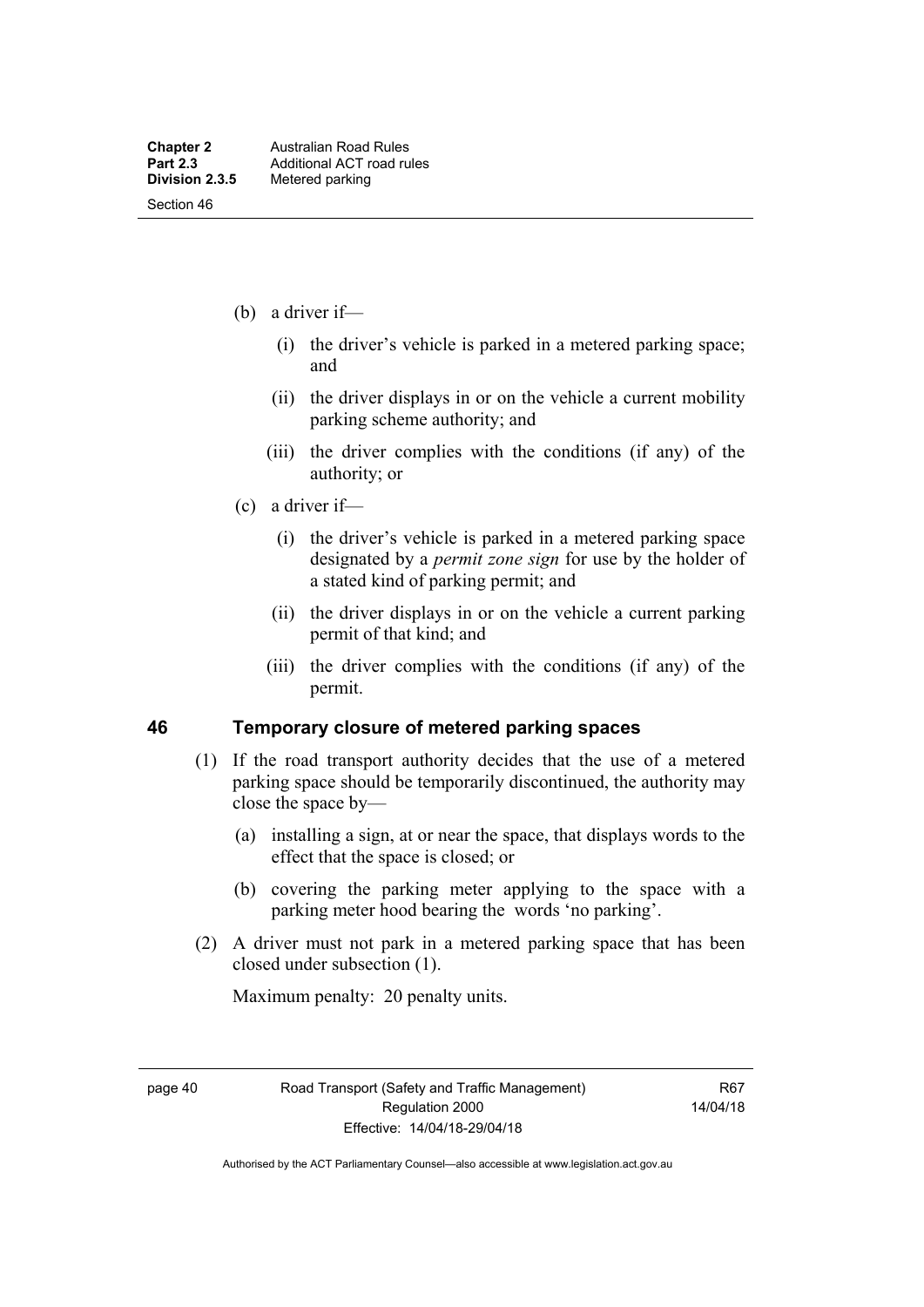(b) a driver if—

(i) the driver's vehicle is parked in a metered parking space; and

(ii) the driver displays in or on the vehicle a current mobility parking scheme authority; and

(iii) the driver complies with the conditions (if any) of the authority; or

(c) a driver if—

(i) the driver's vehicle is parked in a metered parking space designated by a *permit zone sign* for use by the holder of a stated kind of parking permit; and

(ii) the driver displays in or on the vehicle a current parking permit of that kind; and

(iii) the driver complies with the conditions (if any) of the permit.

## 46 Temporary closure of metered parking spaces

(1) If the road transport authority decides that the use of a metered parking space should be temporarily discontinued, the authority may close the space by—

(a) installing a sign, at or near the space, that displays words to the effect that the space is closed; or

(b) covering the parking meter applying to the space with a parking meter hood bearing the words 'no parking'.

(2) A driver must not park in a metered parking space that has been closed under subsection (1).

Maximum penalty: 20 penalty units.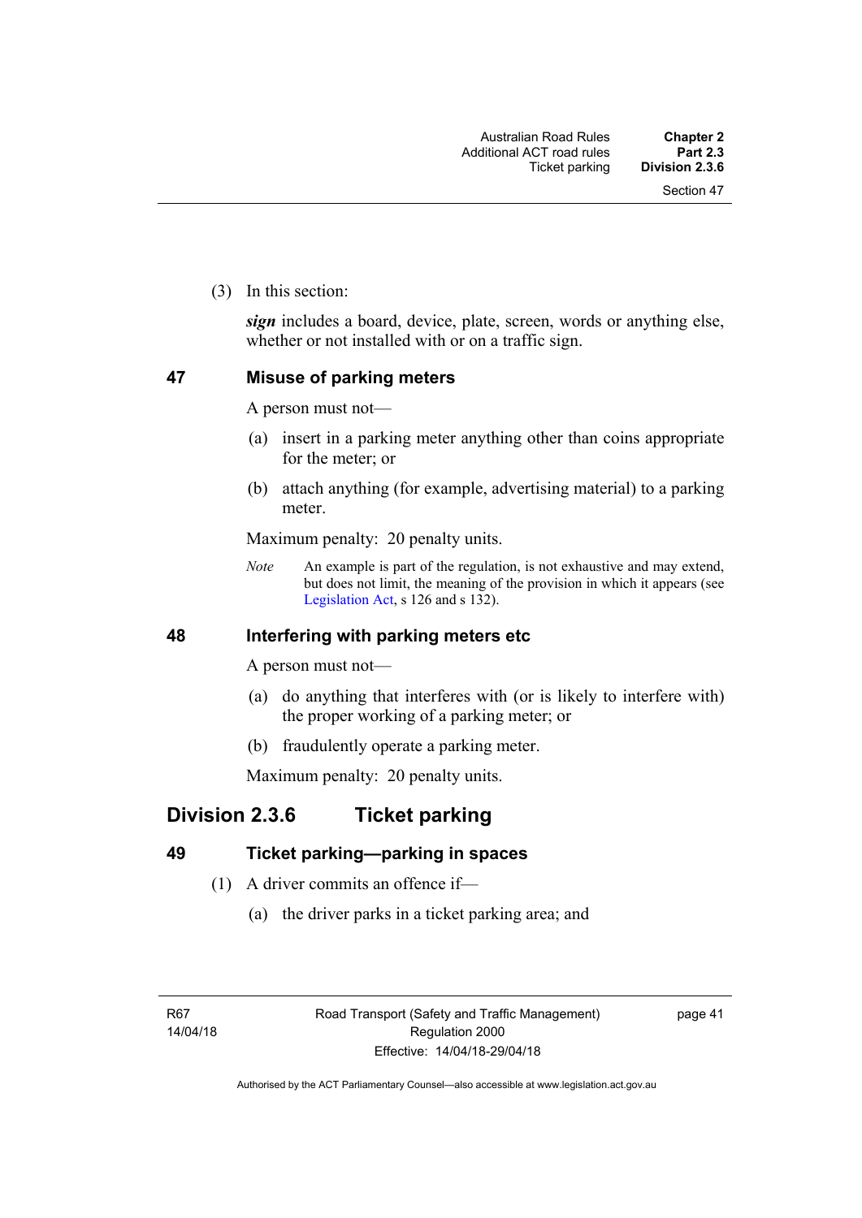(3) In this section:

***sign*** includes a board, device, plate, screen, words or anything else, whether or not installed with or on a traffic sign.

### 47 Misuse of parking meters

A person must not—

(a) insert in a parking meter anything other than coins appropriate for the meter; or

(b) attach anything (for example, advertising material) to a parking meter.

Maximum penalty: 20 penalty units.

*Note* An example is part of the regulation, is not exhaustive and may extend, but does not limit, the meaning of the provision in which it appears (see Legislation Act, s 126 and s 132).

### 48 Interfering with parking meters etc

A person must not—

(a) do anything that interferes with (or is likely to interfere with) the proper working of a parking meter; or

(b) fraudulently operate a parking meter.

Maximum penalty: 20 penalty units.

## Division 2.3.6 Ticket parking

### 49 Ticket parking—parking in spaces

(1) A driver commits an offence if—

(a) the driver parks in a ticket parking area; and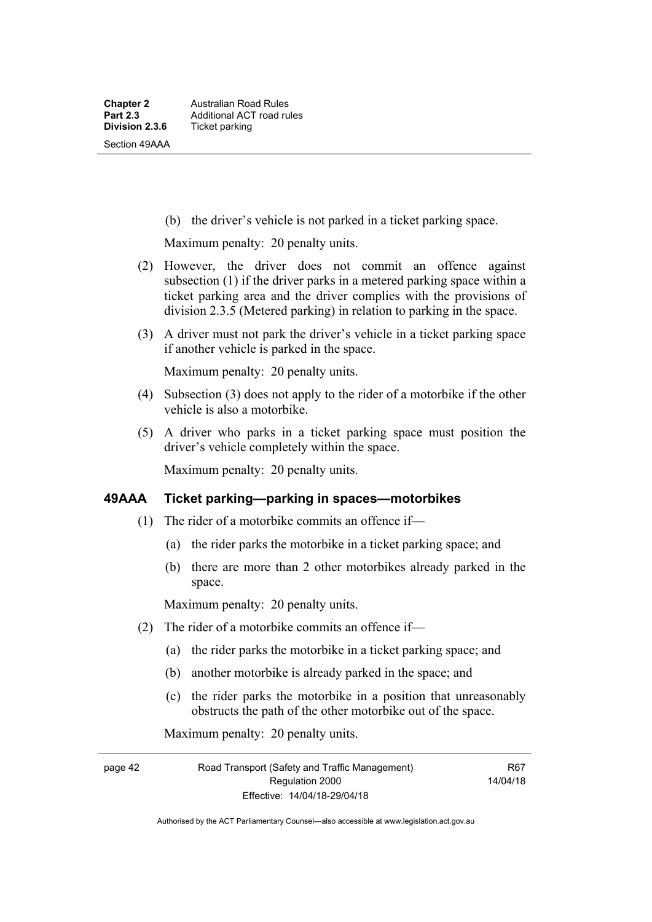(b) the driver's vehicle is not parked in a ticket parking space.

Maximum penalty: 20 penalty units.

(2) However, the driver does not commit an offence against subsection (1) if the driver parks in a metered parking space within a ticket parking area and the driver complies with the provisions of division 2.3.5 (Metered parking) in relation to parking in the space.

(3) A driver must not park the driver's vehicle in a ticket parking space if another vehicle is parked in the space.

Maximum penalty: 20 penalty units.

(4) Subsection (3) does not apply to the rider of a motorbike if the other vehicle is also a motorbike.

(5) A driver who parks in a ticket parking space must position the driver's vehicle completely within the space.

Maximum penalty: 20 penalty units.

### 49AAA Ticket parking—parking in spaces—motorbikes

(1) The rider of a motorbike commits an offence if—

(a) the rider parks the motorbike in a ticket parking space; and

(b) there are more than 2 other motorbikes already parked in the space.

Maximum penalty: 20 penalty units.

(2) The rider of a motorbike commits an offence if—

(a) the rider parks the motorbike in a ticket parking space; and

(b) another motorbike is already parked in the space; and

(c) the rider parks the motorbike in a position that unreasonably obstructs the path of the other motorbike out of the space.

Maximum penalty: 20 penalty units.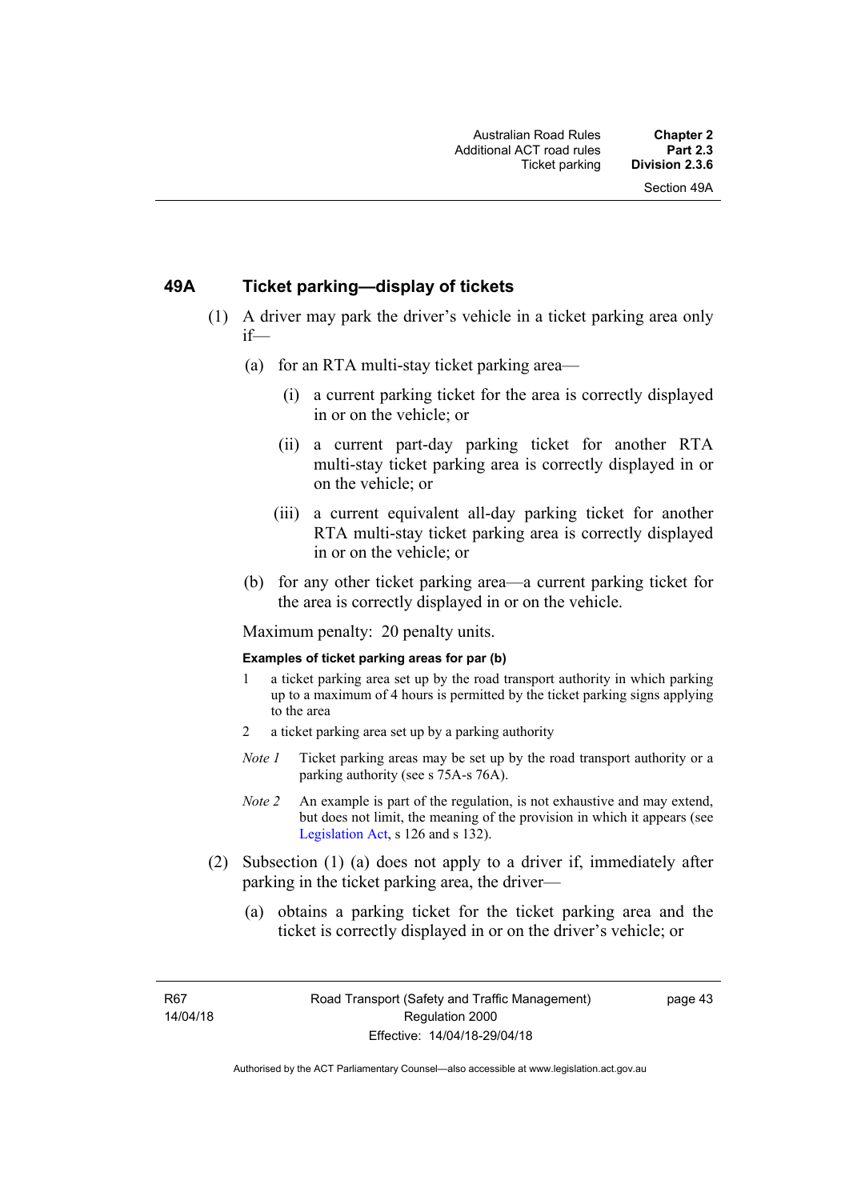## 49A Ticket parking—display of tickets

(1) A driver may park the driver's vehicle in a ticket parking area only if—

(a) for an RTA multi-stay ticket parking area—

(i) a current parking ticket for the area is correctly displayed in or on the vehicle; or

(ii) a current part-day parking ticket for another RTA multi-stay ticket parking area is correctly displayed in or on the vehicle; or

(iii) a current equivalent all-day parking ticket for another RTA multi-stay ticket parking area is correctly displayed in or on the vehicle; or

(b) for any other ticket parking area—a current parking ticket for the area is correctly displayed in or on the vehicle.

Maximum penalty: 20 penalty units.

**Examples of ticket parking areas for par (b)**

1 a ticket parking area set up by the road transport authority in which parking up to a maximum of 4 hours is permitted by the ticket parking signs applying to the area

2 a ticket parking area set up by a parking authority

*Note 1* Ticket parking areas may be set up by the road transport authority or a parking authority (see s 75A-s 76A).

*Note 2* An example is part of the regulation, is not exhaustive and may extend, but does not limit, the meaning of the provision in which it appears (see Legislation Act, s 126 and s 132).

(2) Subsection (1) (a) does not apply to a driver if, immediately after parking in the ticket parking area, the driver—

(a) obtains a parking ticket for the ticket parking area and the ticket is correctly displayed in or on the driver's vehicle; or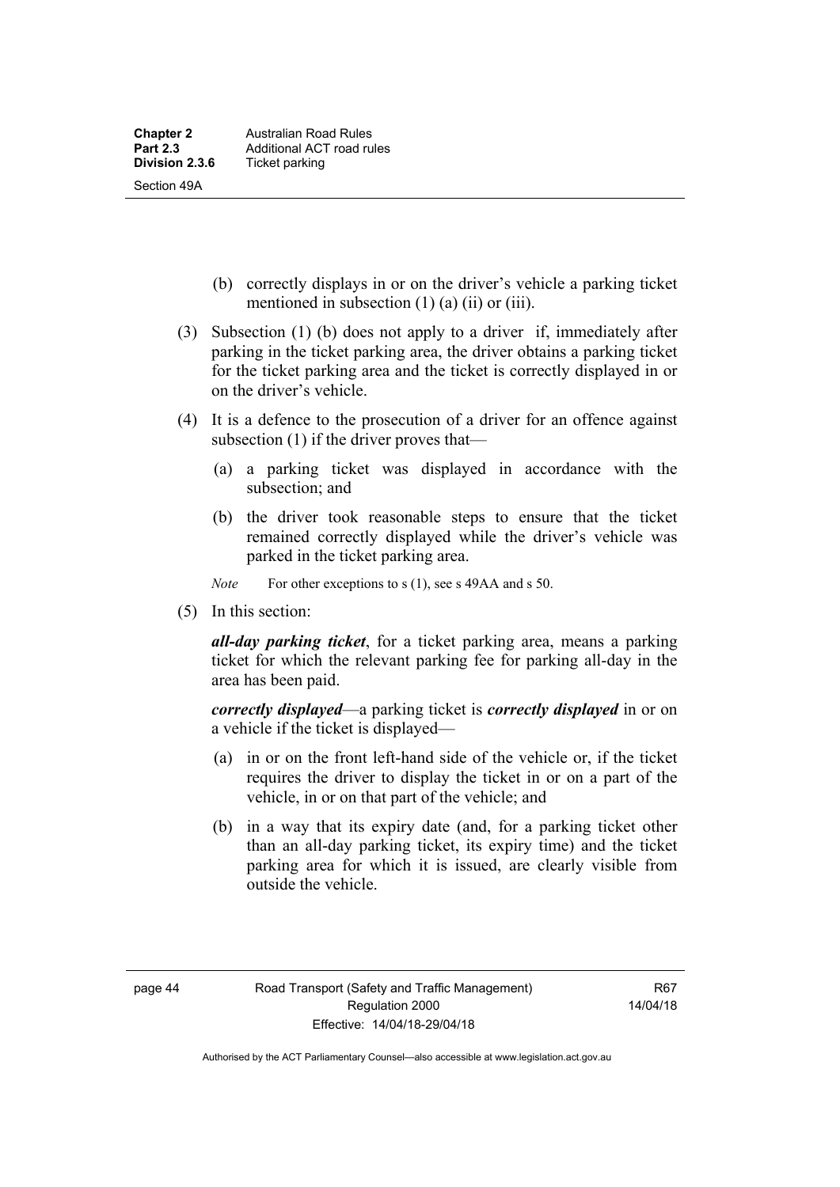(b) correctly displays in or on the driver's vehicle a parking ticket mentioned in subsection (1) (a) (ii) or (iii).

(3) Subsection (1) (b) does not apply to a driver if, immediately after parking in the ticket parking area, the driver obtains a parking ticket for the ticket parking area and the ticket is correctly displayed in or on the driver's vehicle.

(4) It is a defence to the prosecution of a driver for an offence against subsection (1) if the driver proves that—

(a) a parking ticket was displayed in accordance with the subsection; and

(b) the driver took reasonable steps to ensure that the ticket remained correctly displayed while the driver's vehicle was parked in the ticket parking area.

*Note* For other exceptions to s (1), see s 49AA and s 50.

(5) In this section:

***all-day parking ticket***, for a ticket parking area, means a parking ticket for which the relevant parking fee for parking all-day in the area has been paid.

***correctly displayed***—a parking ticket is ***correctly displayed*** in or on a vehicle if the ticket is displayed—

(a) in or on the front left-hand side of the vehicle or, if the ticket requires the driver to display the ticket in or on a part of the vehicle, in or on that part of the vehicle; and

(b) in a way that its expiry date (and, for a parking ticket other than an all-day parking ticket, its expiry time) and the ticket parking area for which it is issued, are clearly visible from outside the vehicle.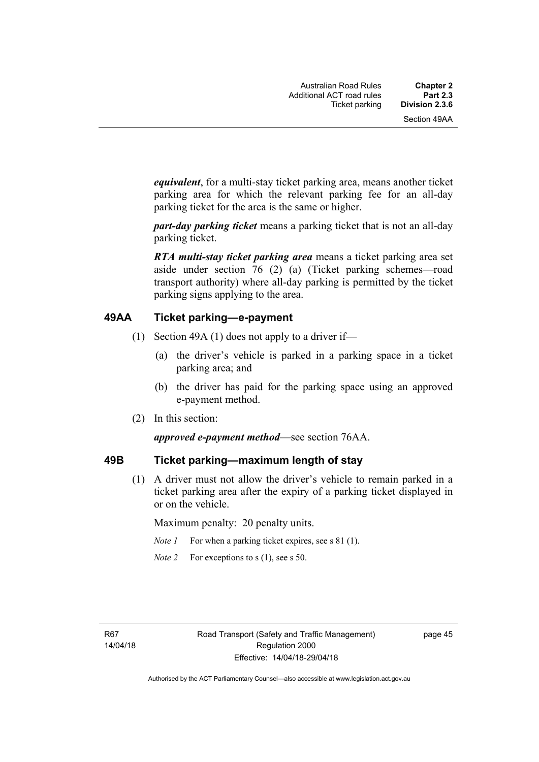***equivalent***, for a multi-stay ticket parking area, means another ticket parking area for which the relevant parking fee for an all-day parking ticket for the area is the same or higher.

***part-day parking ticket*** means a parking ticket that is not an all-day parking ticket.

***RTA multi-stay ticket parking area*** means a ticket parking area set aside under section 76 (2) (a) (Ticket parking schemes—road transport authority) where all-day parking is permitted by the ticket parking signs applying to the area.

## 49AA Ticket parking—e-payment

(1) Section 49A (1) does not apply to a driver if—

(a) the driver's vehicle is parked in a parking space in a ticket parking area; and

(b) the driver has paid for the parking space using an approved e-payment method.

(2) In this section:

***approved e-payment method***—see section 76AA.

## 49B Ticket parking—maximum length of stay

(1) A driver must not allow the driver's vehicle to remain parked in a ticket parking area after the expiry of a parking ticket displayed in or on the vehicle.

Maximum penalty: 20 penalty units.

*Note 1* For when a parking ticket expires, see s 81 (1).

*Note 2* For exceptions to s (1), see s 50.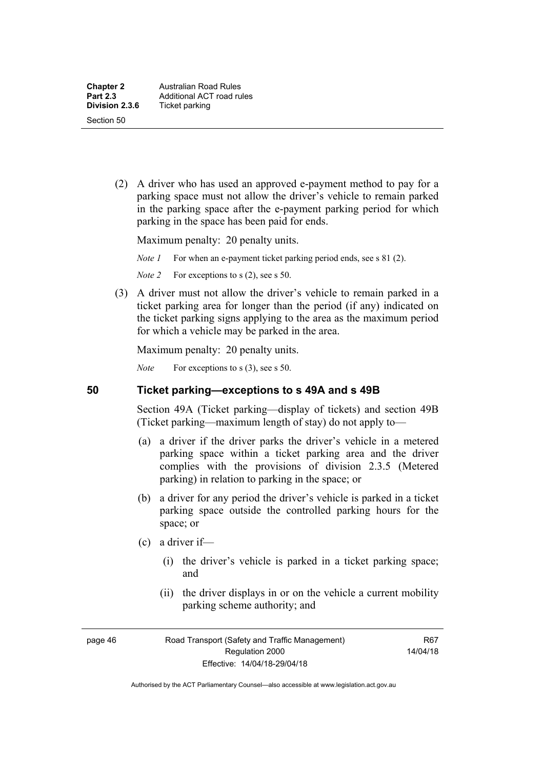(2) A driver who has used an approved e-payment method to pay for a parking space must not allow the driver's vehicle to remain parked in the parking space after the e-payment parking period for which parking in the space has been paid for ends.

Maximum penalty: 20 penalty units.

*Note 1* For when an e-payment ticket parking period ends, see s 81 (2).

*Note 2* For exceptions to s (2), see s 50.

(3) A driver must not allow the driver's vehicle to remain parked in a ticket parking area for longer than the period (if any) indicated on the ticket parking signs applying to the area as the maximum period for which a vehicle may be parked in the area.

Maximum penalty: 20 penalty units.

*Note* For exceptions to s (3), see s 50.

## 50 Ticket parking—exceptions to s 49A and s 49B

Section 49A (Ticket parking—display of tickets) and section 49B (Ticket parking—maximum length of stay) do not apply to—

(a) a driver if the driver parks the driver's vehicle in a metered parking space within a ticket parking area and the driver complies with the provisions of division 2.3.5 (Metered parking) in relation to parking in the space; or

(b) a driver for any period the driver's vehicle is parked in a ticket parking space outside the controlled parking hours for the space; or

(c) a driver if—

(i) the driver's vehicle is parked in a ticket parking space; and

(ii) the driver displays in or on the vehicle a current mobility parking scheme authority; and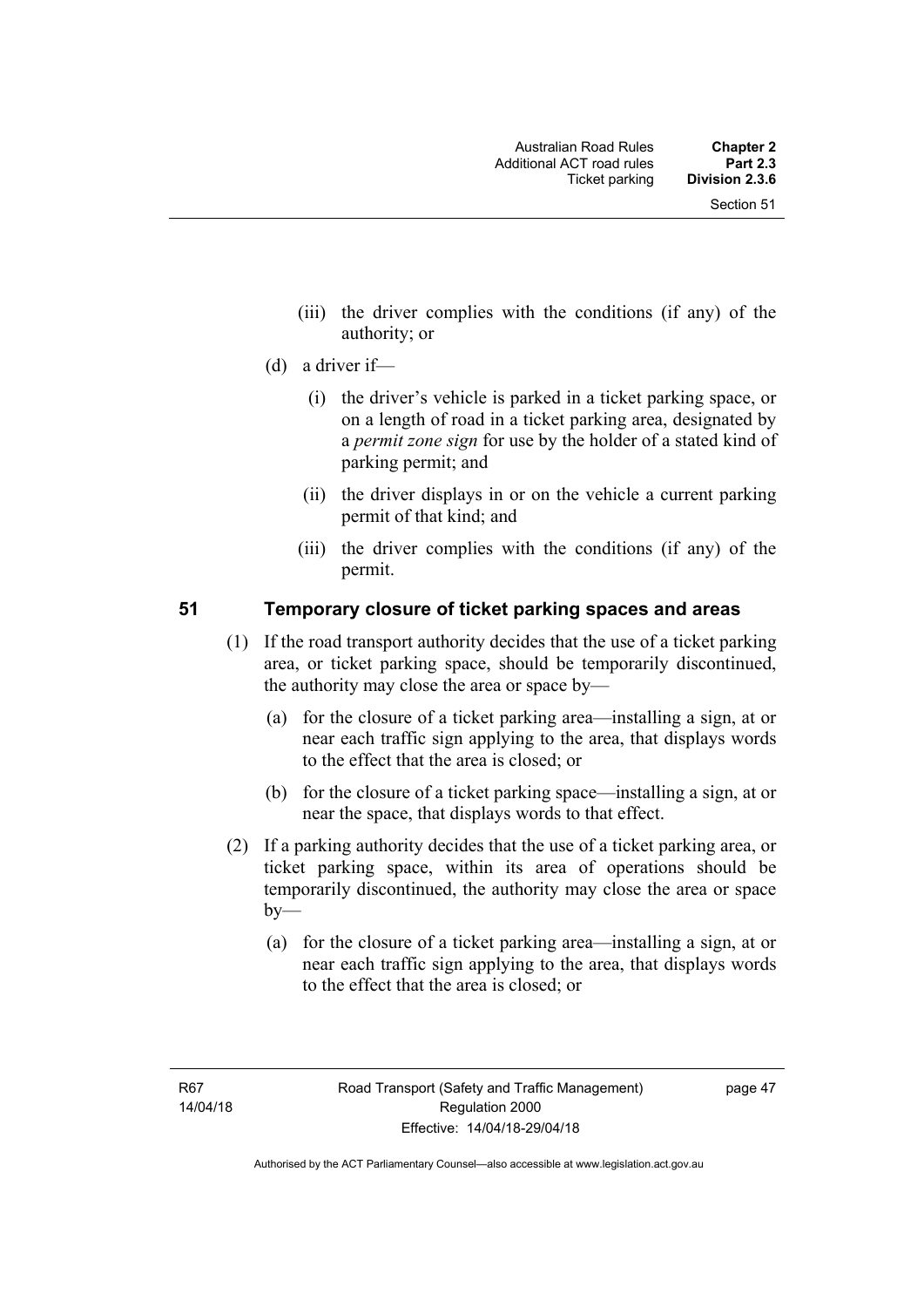(iii) the driver complies with the conditions (if any) of the authority; or

(d) a driver if—

(i) the driver's vehicle is parked in a ticket parking space, or on a length of road in a ticket parking area, designated by a *permit zone sign* for use by the holder of a stated kind of parking permit; and

(ii) the driver displays in or on the vehicle a current parking permit of that kind; and

(iii) the driver complies with the conditions (if any) of the permit.

## 51 Temporary closure of ticket parking spaces and areas

(1) If the road transport authority decides that the use of a ticket parking area, or ticket parking space, should be temporarily discontinued, the authority may close the area or space by—

(a) for the closure of a ticket parking area—installing a sign, at or near each traffic sign applying to the area, that displays words to the effect that the area is closed; or

(b) for the closure of a ticket parking space—installing a sign, at or near the space, that displays words to that effect.

(2) If a parking authority decides that the use of a ticket parking area, or ticket parking space, within its area of operations should be temporarily discontinued, the authority may close the area or space by—

(a) for the closure of a ticket parking area—installing a sign, at or near each traffic sign applying to the area, that displays words to the effect that the area is closed; or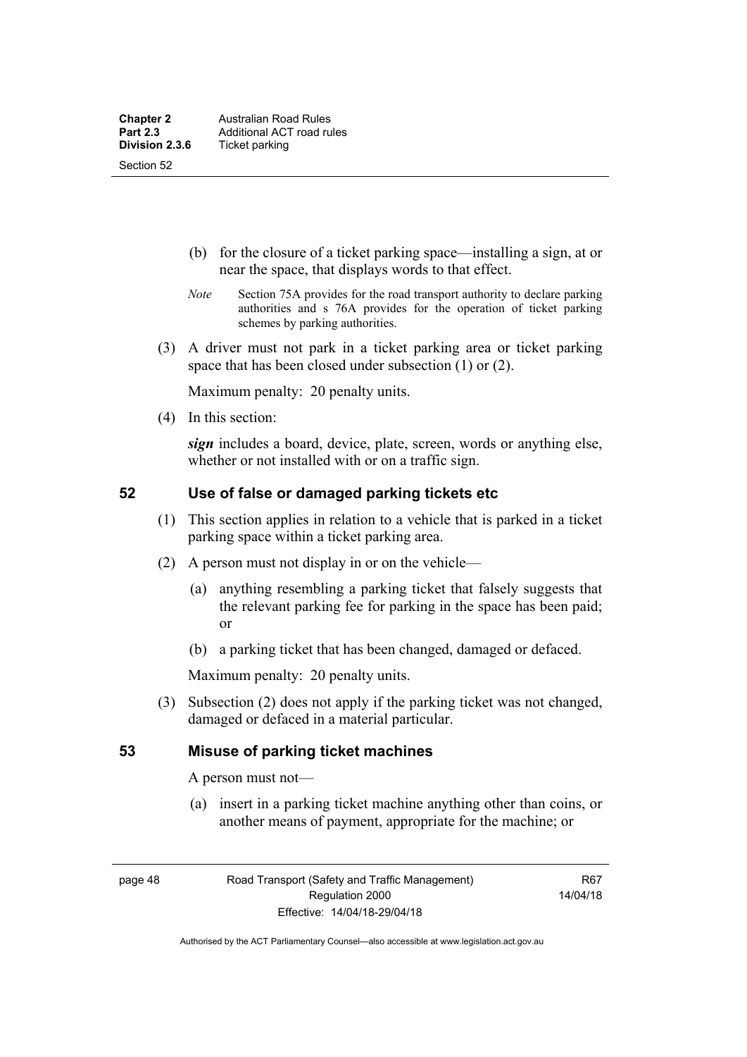(b) for the closure of a ticket parking space—installing a sign, at or near the space, that displays words to that effect.

*Note* Section 75A provides for the road transport authority to declare parking authorities and s 76A provides for the operation of ticket parking schemes by parking authorities.

(3) A driver must not park in a ticket parking area or ticket parking space that has been closed under subsection (1) or (2).

Maximum penalty: 20 penalty units.

(4) In this section:

***sign*** includes a board, device, plate, screen, words or anything else, whether or not installed with or on a traffic sign.

## 52 Use of false or damaged parking tickets etc

(1) This section applies in relation to a vehicle that is parked in a ticket parking space within a ticket parking area.

(2) A person must not display in or on the vehicle—

(a) anything resembling a parking ticket that falsely suggests that the relevant parking fee for parking in the space has been paid; or

(b) a parking ticket that has been changed, damaged or defaced.

Maximum penalty: 20 penalty units.

(3) Subsection (2) does not apply if the parking ticket was not changed, damaged or defaced in a material particular.

## 53 Misuse of parking ticket machines

A person must not—

(a) insert in a parking ticket machine anything other than coins, or another means of payment, appropriate for the machine; or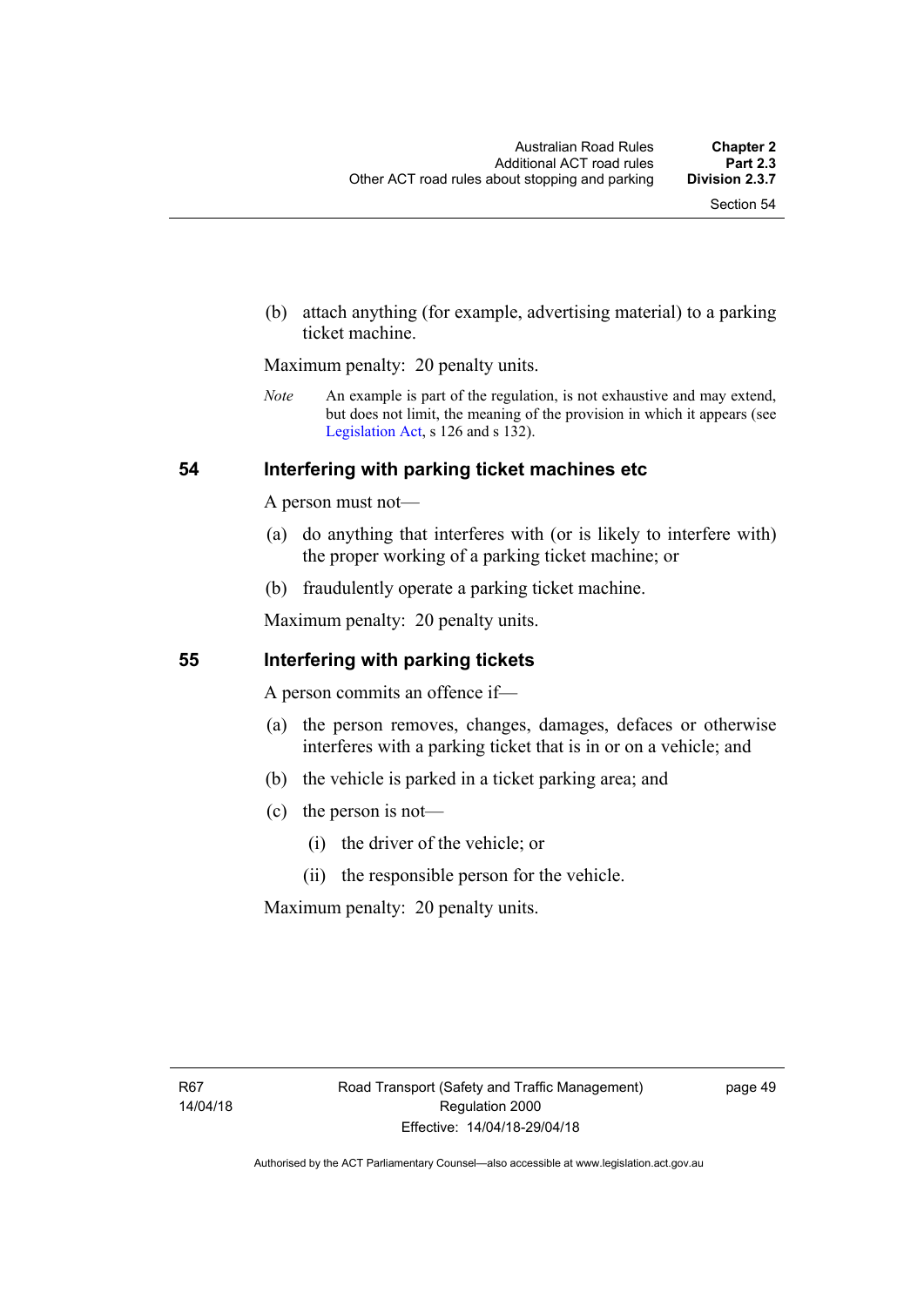(b) attach anything (for example, advertising material) to a parking ticket machine.

Maximum penalty: 20 penalty units.

*Note* An example is part of the regulation, is not exhaustive and may extend, but does not limit, the meaning of the provision in which it appears (see Legislation Act, s 126 and s 132).

## 54 Interfering with parking ticket machines etc

A person must not—

(a) do anything that interferes with (or is likely to interfere with) the proper working of a parking ticket machine; or

(b) fraudulently operate a parking ticket machine.

Maximum penalty: 20 penalty units.

## 55 Interfering with parking tickets

A person commits an offence if—

(a) the person removes, changes, damages, defaces or otherwise interferes with a parking ticket that is in or on a vehicle; and

(b) the vehicle is parked in a ticket parking area; and

(c) the person is not—

(i) the driver of the vehicle; or

(ii) the responsible person for the vehicle.

Maximum penalty: 20 penalty units.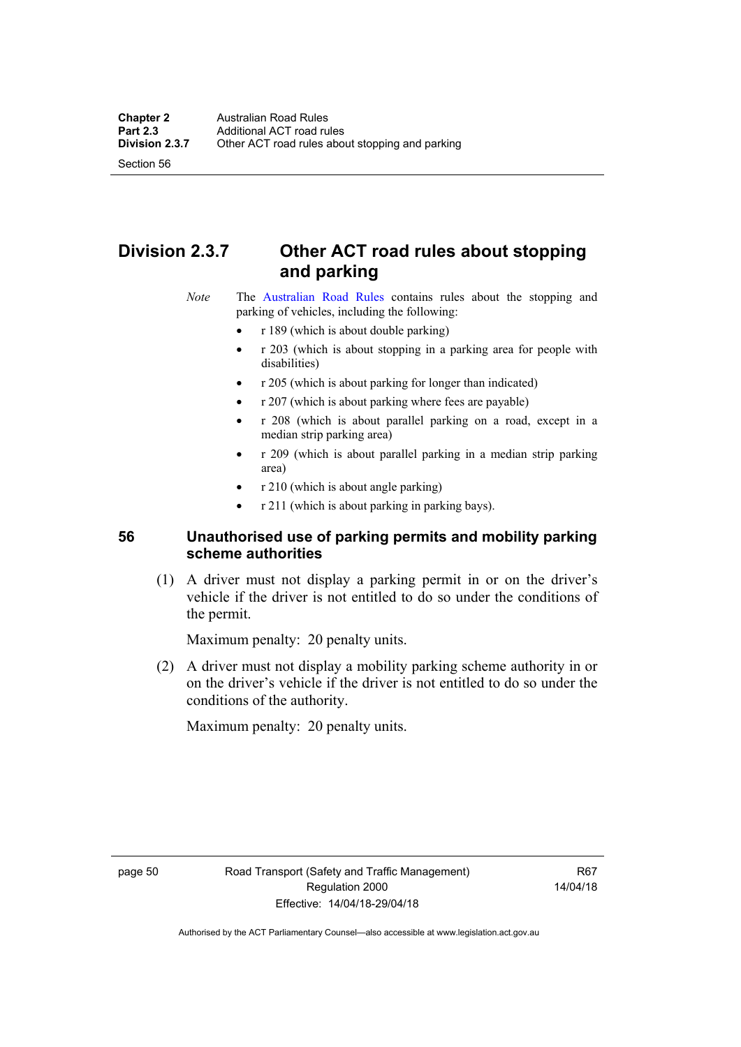## Division 2.3.7 Other ACT road rules about stopping and parking

*Note* The Australian Road Rules contains rules about the stopping and parking of vehicles, including the following:

- r 189 (which is about double parking)
- r 203 (which is about stopping in a parking area for people with disabilities)
- r 205 (which is about parking for longer than indicated)
- r 207 (which is about parking where fees are payable)
- r 208 (which is about parallel parking on a road, except in a median strip parking area)
- r 209 (which is about parallel parking in a median strip parking area)
- r 210 (which is about angle parking)
- r 211 (which is about parking in parking bays).

### 56 Unauthorised use of parking permits and mobility parking scheme authorities

(1) A driver must not display a parking permit in or on the driver's vehicle if the driver is not entitled to do so under the conditions of the permit.

Maximum penalty: 20 penalty units.

(2) A driver must not display a mobility parking scheme authority in or on the driver's vehicle if the driver is not entitled to do so under the conditions of the authority.

Maximum penalty: 20 penalty units.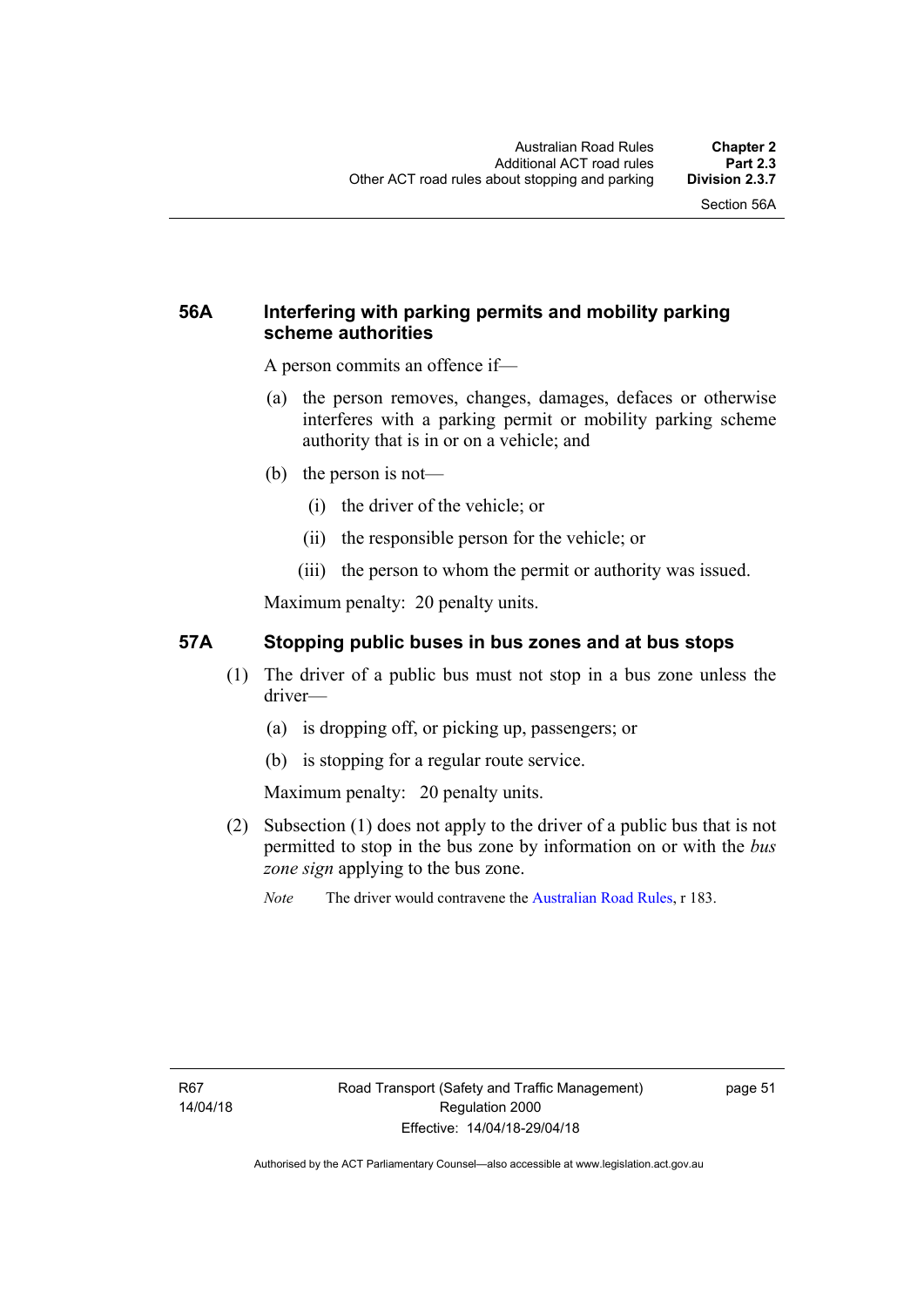## 56A Interfering with parking permits and mobility parking scheme authorities

A person commits an offence if—

(a) the person removes, changes, damages, defaces or otherwise interferes with a parking permit or mobility parking scheme authority that is in or on a vehicle; and

(b) the person is not—

(i) the driver of the vehicle; or

(ii) the responsible person for the vehicle; or

(iii) the person to whom the permit or authority was issued.

Maximum penalty: 20 penalty units.

## 57A Stopping public buses in bus zones and at bus stops

(1) The driver of a public bus must not stop in a bus zone unless the driver—

(a) is dropping off, or picking up, passengers; or

(b) is stopping for a regular route service.

Maximum penalty: 20 penalty units.

(2) Subsection (1) does not apply to the driver of a public bus that is not permitted to stop in the bus zone by information on or with the *bus zone sign* applying to the bus zone.

*Note* The driver would contravene the Australian Road Rules, r 183.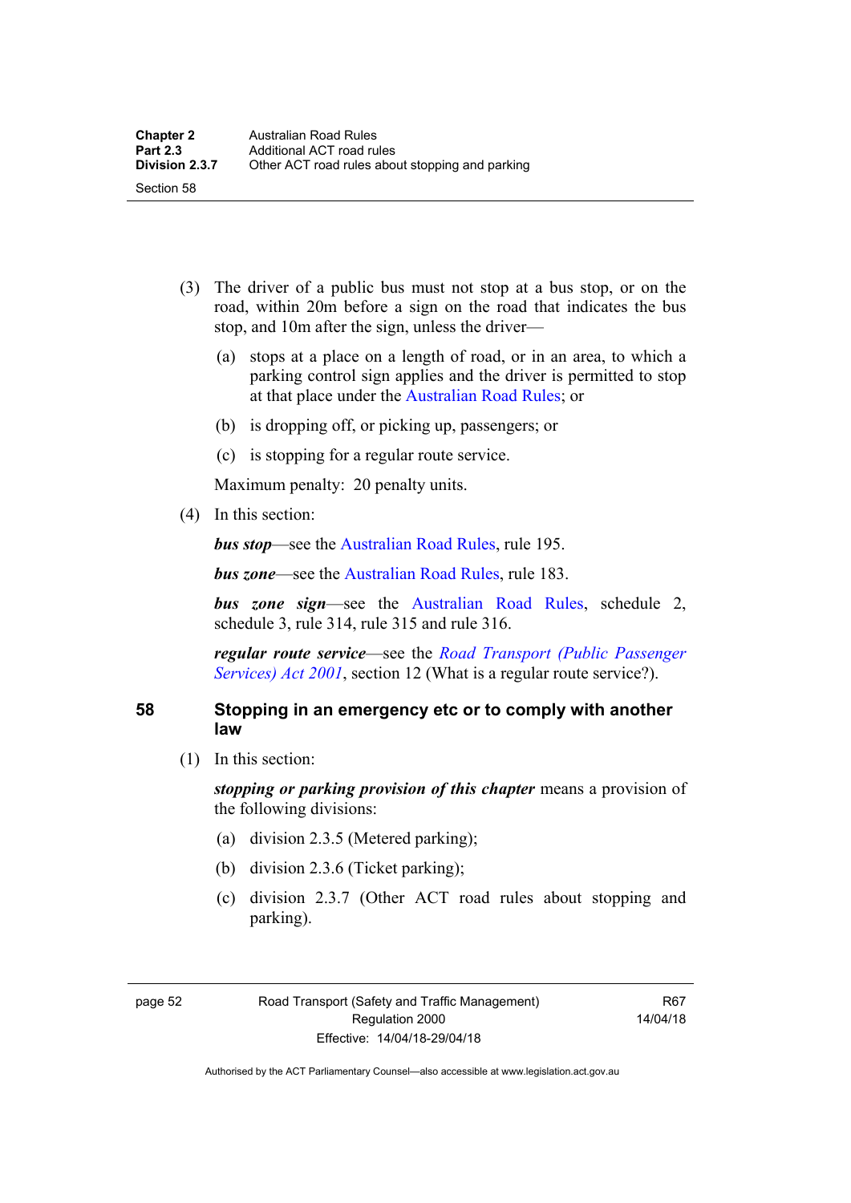(3) The driver of a public bus must not stop at a bus stop, or on the road, within 20m before a sign on the road that indicates the bus stop, and 10m after the sign, unless the driver—

(a) stops at a place on a length of road, or in an area, to which a parking control sign applies and the driver is permitted to stop at that place under the Australian Road Rules; or

(b) is dropping off, or picking up, passengers; or

(c) is stopping for a regular route service.

Maximum penalty: 20 penalty units.

(4) In this section:

***bus stop***—see the Australian Road Rules, rule 195.

***bus zone***—see the Australian Road Rules, rule 183.

***bus zone sign***—see the Australian Road Rules, schedule 2, schedule 3, rule 314, rule 315 and rule 316.

***regular route service***—see the *Road Transport (Public Passenger Services) Act 2001*, section 12 (What is a regular route service?).

## 58 Stopping in an emergency etc or to comply with another law

(1) In this section:

***stopping or parking provision of this chapter*** means a provision of the following divisions:

(a) division 2.3.5 (Metered parking);

(b) division 2.3.6 (Ticket parking);

(c) division 2.3.7 (Other ACT road rules about stopping and parking).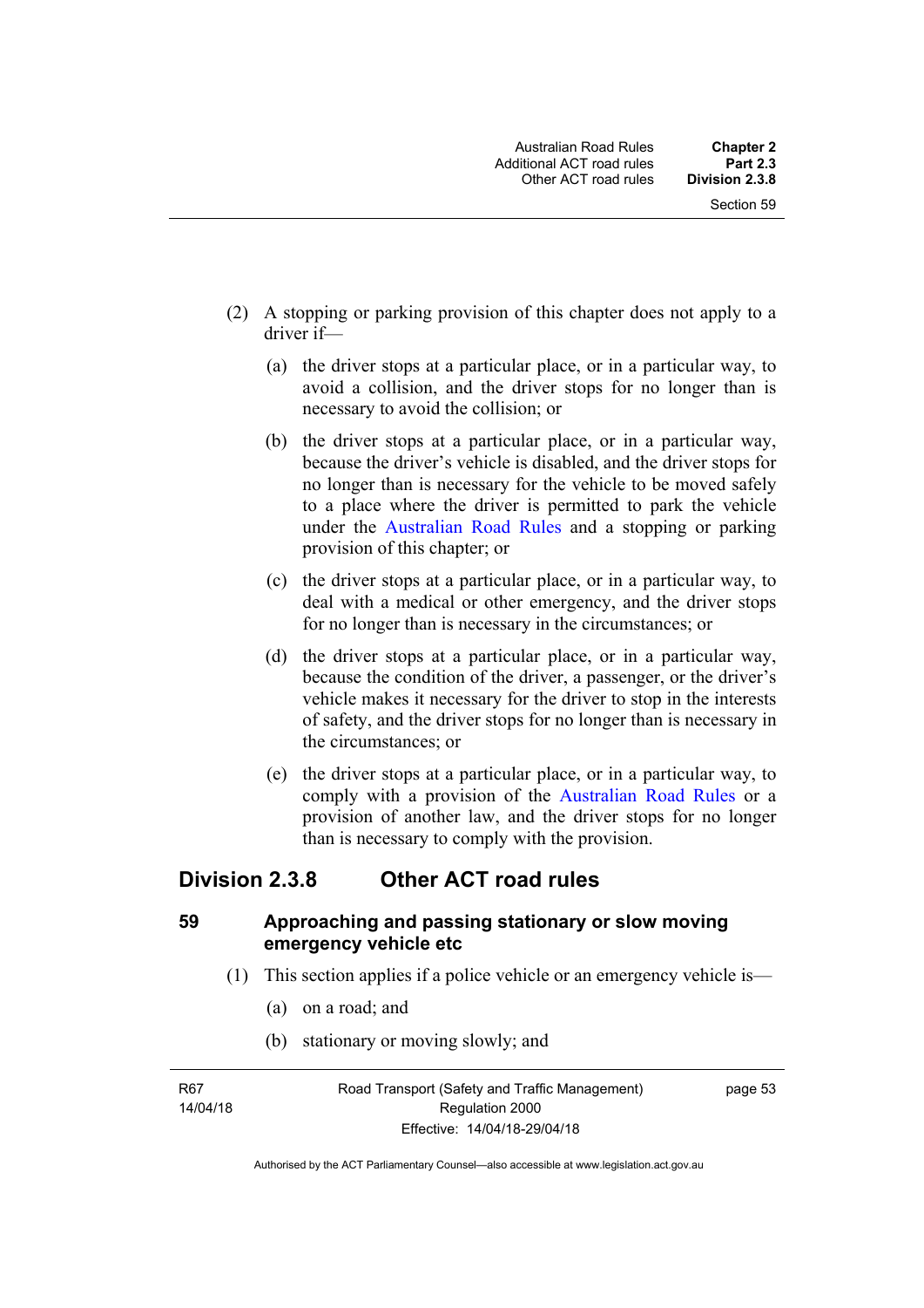(2) A stopping or parking provision of this chapter does not apply to a driver if—

(a) the driver stops at a particular place, or in a particular way, to avoid a collision, and the driver stops for no longer than is necessary to avoid the collision; or

(b) the driver stops at a particular place, or in a particular way, because the driver's vehicle is disabled, and the driver stops for no longer than is necessary for the vehicle to be moved safely to a place where the driver is permitted to park the vehicle under the Australian Road Rules and a stopping or parking provision of this chapter; or

(c) the driver stops at a particular place, or in a particular way, to deal with a medical or other emergency, and the driver stops for no longer than is necessary in the circumstances; or

(d) the driver stops at a particular place, or in a particular way, because the condition of the driver, a passenger, or the driver's vehicle makes it necessary for the driver to stop in the interests of safety, and the driver stops for no longer than is necessary in the circumstances; or

(e) the driver stops at a particular place, or in a particular way, to comply with a provision of the Australian Road Rules or a provision of another law, and the driver stops for no longer than is necessary to comply with the provision.

## Division 2.3.8 Other ACT road rules

### 59 Approaching and passing stationary or slow moving emergency vehicle etc

(1) This section applies if a police vehicle or an emergency vehicle is—

(a) on a road; and

(b) stationary or moving slowly; and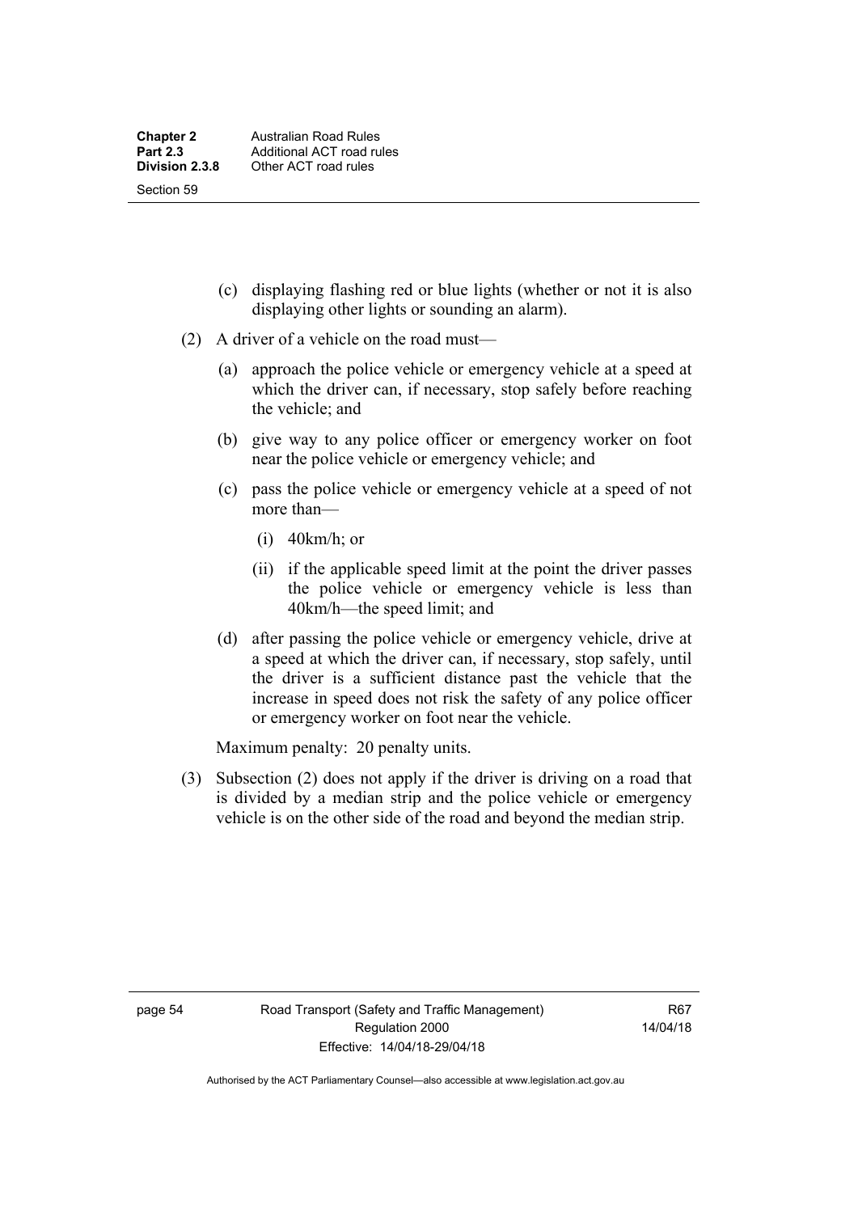(c) displaying flashing red or blue lights (whether or not it is also displaying other lights or sounding an alarm).

(2) A driver of a vehicle on the road must—

(a) approach the police vehicle or emergency vehicle at a speed at which the driver can, if necessary, stop safely before reaching the vehicle; and

(b) give way to any police officer or emergency worker on foot near the police vehicle or emergency vehicle; and

(c) pass the police vehicle or emergency vehicle at a speed of not more than—

(i) 40km/h; or

(ii) if the applicable speed limit at the point the driver passes the police vehicle or emergency vehicle is less than 40km/h—the speed limit; and

(d) after passing the police vehicle or emergency vehicle, drive at a speed at which the driver can, if necessary, stop safely, until the driver is a sufficient distance past the vehicle that the increase in speed does not risk the safety of any police officer or emergency worker on foot near the vehicle.

Maximum penalty: 20 penalty units.

(3) Subsection (2) does not apply if the driver is driving on a road that is divided by a median strip and the police vehicle or emergency vehicle is on the other side of the road and beyond the median strip.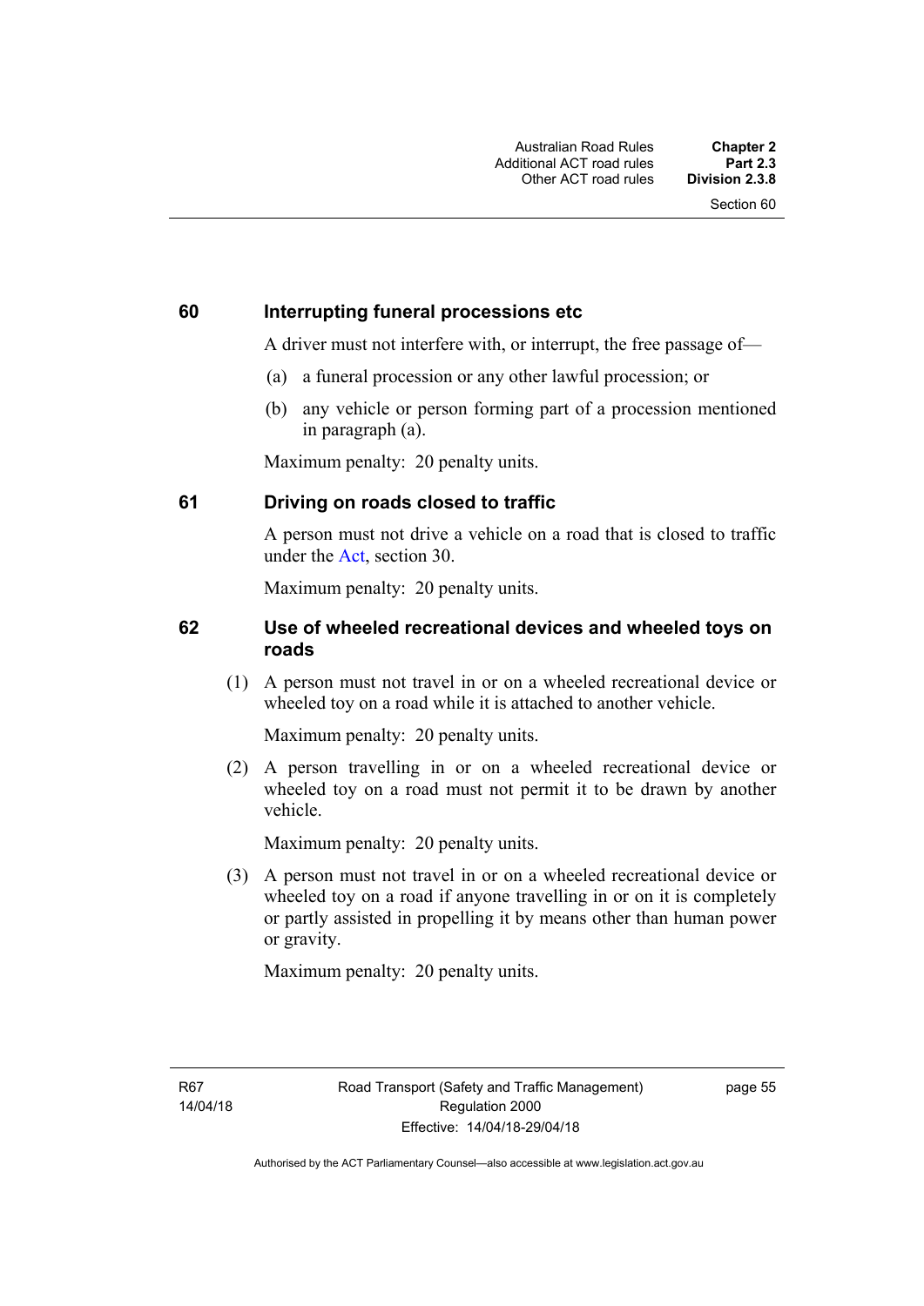## 60 Interrupting funeral processions etc

A driver must not interfere with, or interrupt, the free passage of—

(a) a funeral procession or any other lawful procession; or

(b) any vehicle or person forming part of a procession mentioned in paragraph (a).

Maximum penalty: 20 penalty units.

## 61 Driving on roads closed to traffic

A person must not drive a vehicle on a road that is closed to traffic under the Act, section 30.

Maximum penalty: 20 penalty units.

## 62 Use of wheeled recreational devices and wheeled toys on roads

(1) A person must not travel in or on a wheeled recreational device or wheeled toy on a road while it is attached to another vehicle.

Maximum penalty: 20 penalty units.

(2) A person travelling in or on a wheeled recreational device or wheeled toy on a road must not permit it to be drawn by another vehicle.

Maximum penalty: 20 penalty units.

(3) A person must not travel in or on a wheeled recreational device or wheeled toy on a road if anyone travelling in or on it is completely or partly assisted in propelling it by means other than human power or gravity.

Maximum penalty: 20 penalty units.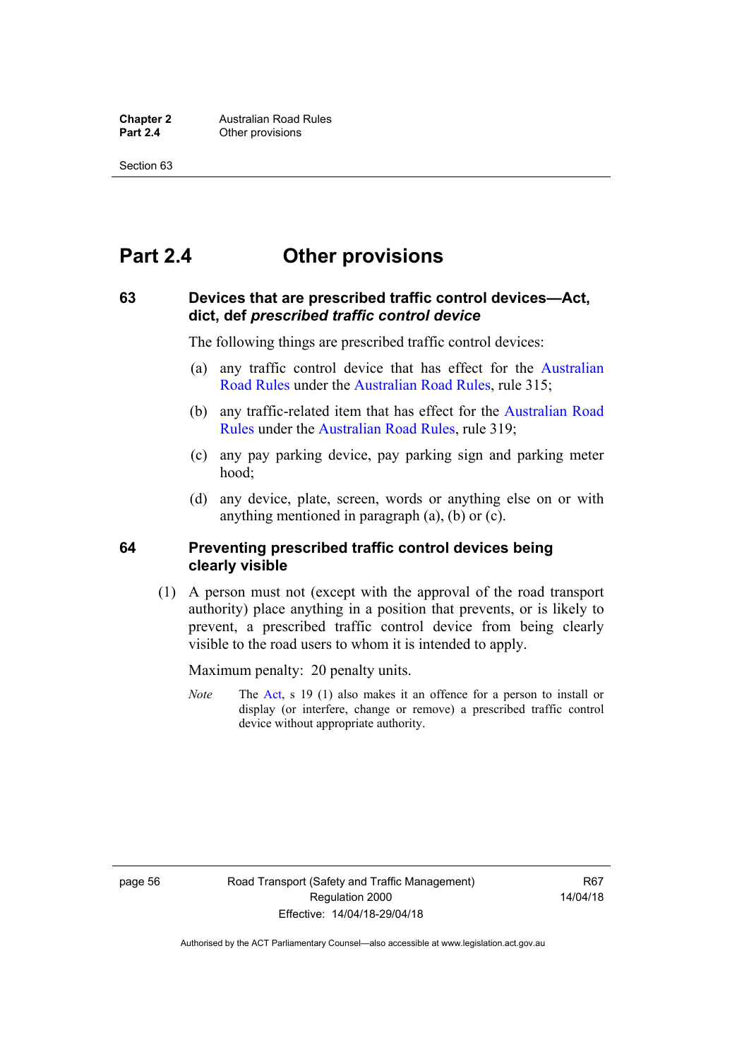# Part 2.4 Other provisions

### 63 Devices that are prescribed traffic control devices—Act, dict, def *prescribed traffic control device*

The following things are prescribed traffic control devices:

(a) any traffic control device that has effect for the Australian Road Rules under the Australian Road Rules, rule 315;

(b) any traffic-related item that has effect for the Australian Road Rules under the Australian Road Rules, rule 319;

(c) any pay parking device, pay parking sign and parking meter hood;

(d) any device, plate, screen, words or anything else on or with anything mentioned in paragraph (a), (b) or (c).

### 64 Preventing prescribed traffic control devices being clearly visible

(1) A person must not (except with the approval of the road transport authority) place anything in a position that prevents, or is likely to prevent, a prescribed traffic control device from being clearly visible to the road users to whom it is intended to apply.

Maximum penalty: 20 penalty units.

*Note* The Act, s 19 (1) also makes it an offence for a person to install or display (or interfere, change or remove) a prescribed traffic control device without appropriate authority.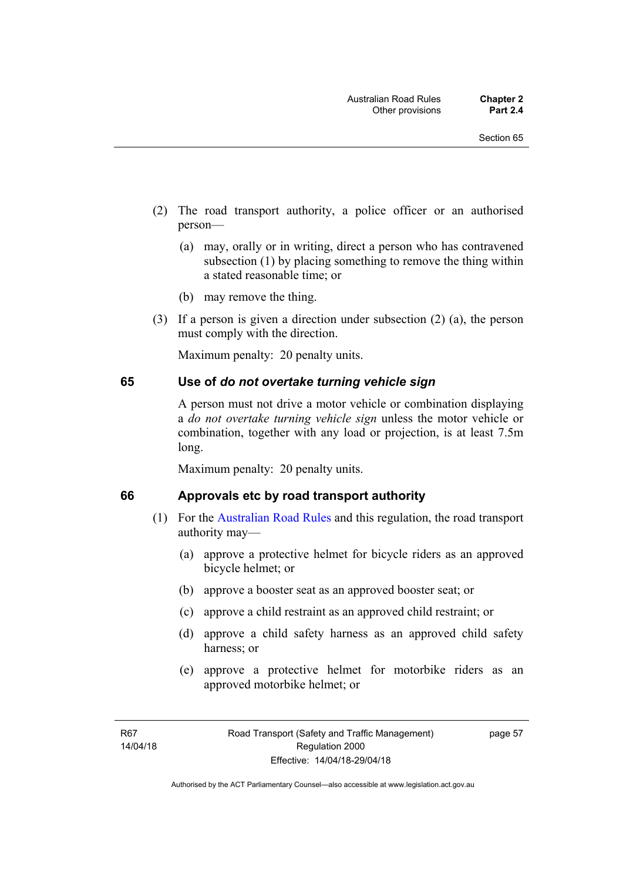(2) The road transport authority, a police officer or an authorised person—

(a) may, orally or in writing, direct a person who has contravened subsection (1) by placing something to remove the thing within a stated reasonable time; or

(b) may remove the thing.

(3) If a person is given a direction under subsection (2) (a), the person must comply with the direction.

Maximum penalty: 20 penalty units.

## 65 Use of *do not overtake turning vehicle sign*

A person must not drive a motor vehicle or combination displaying a *do not overtake turning vehicle sign* unless the motor vehicle or combination, together with any load or projection, is at least 7.5m long.

Maximum penalty: 20 penalty units.

## 66 Approvals etc by road transport authority

(1) For the Australian Road Rules and this regulation, the road transport authority may—

(a) approve a protective helmet for bicycle riders as an approved bicycle helmet; or

(b) approve a booster seat as an approved booster seat; or

(c) approve a child restraint as an approved child restraint; or

(d) approve a child safety harness as an approved child safety harness; or

(e) approve a protective helmet for motorbike riders as an approved motorbike helmet; or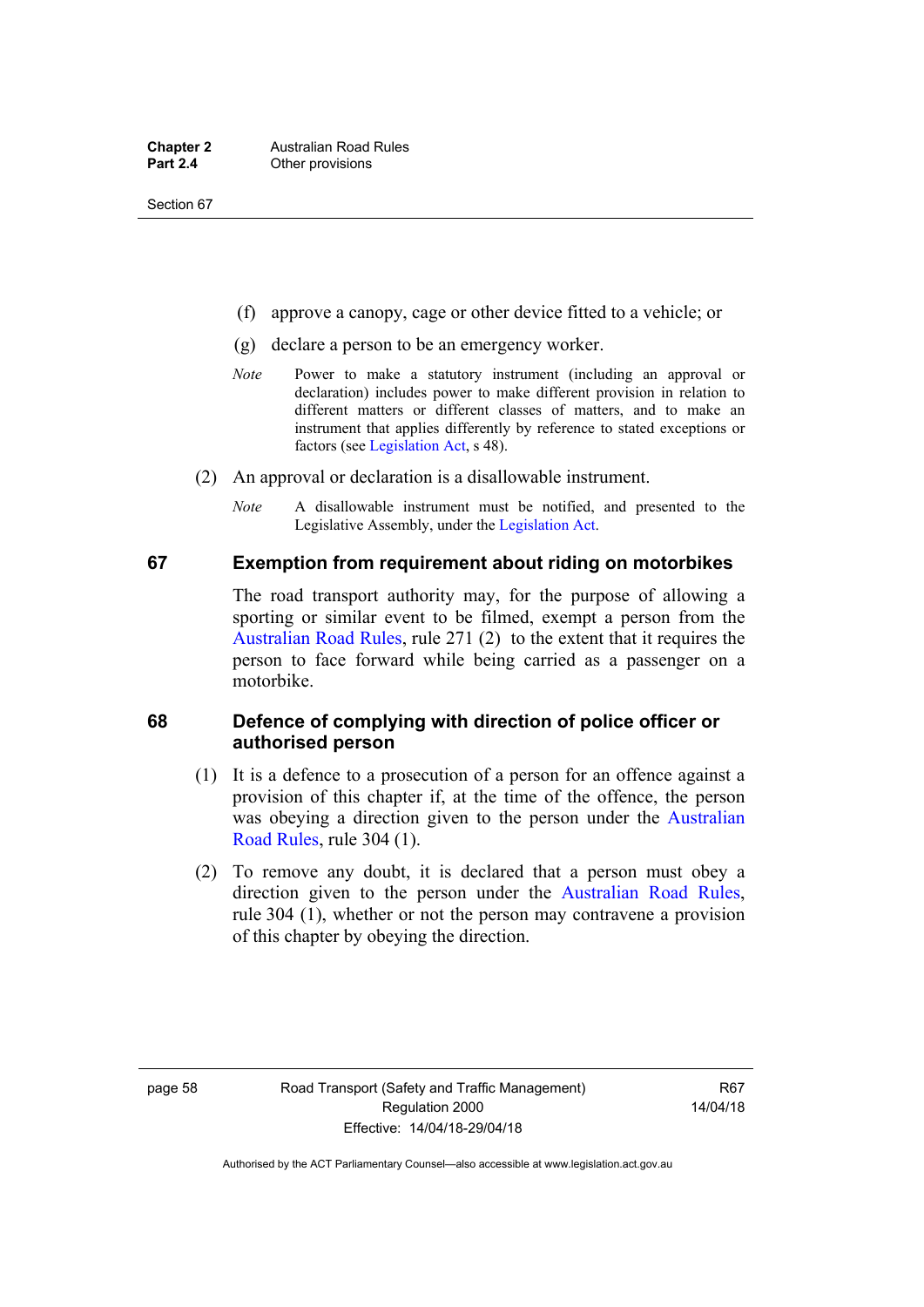(f) approve a canopy, cage or other device fitted to a vehicle; or

(g) declare a person to be an emergency worker.

*Note* Power to make a statutory instrument (including an approval or declaration) includes power to make different provision in relation to different matters or different classes of matters, and to make an instrument that applies differently by reference to stated exceptions or factors (see Legislation Act, s 48).

(2) An approval or declaration is a disallowable instrument.

*Note* A disallowable instrument must be notified, and presented to the Legislative Assembly, under the Legislation Act.

### 67 Exemption from requirement about riding on motorbikes

The road transport authority may, for the purpose of allowing a sporting or similar event to be filmed, exempt a person from the Australian Road Rules, rule 271 (2) to the extent that it requires the person to face forward while being carried as a passenger on a motorbike.

### 68 Defence of complying with direction of police officer or authorised person

(1) It is a defence to a prosecution of a person for an offence against a provision of this chapter if, at the time of the offence, the person was obeying a direction given to the person under the Australian Road Rules, rule 304 (1).

(2) To remove any doubt, it is declared that a person must obey a direction given to the person under the Australian Road Rules, rule 304 (1), whether or not the person may contravene a provision of this chapter by obeying the direction.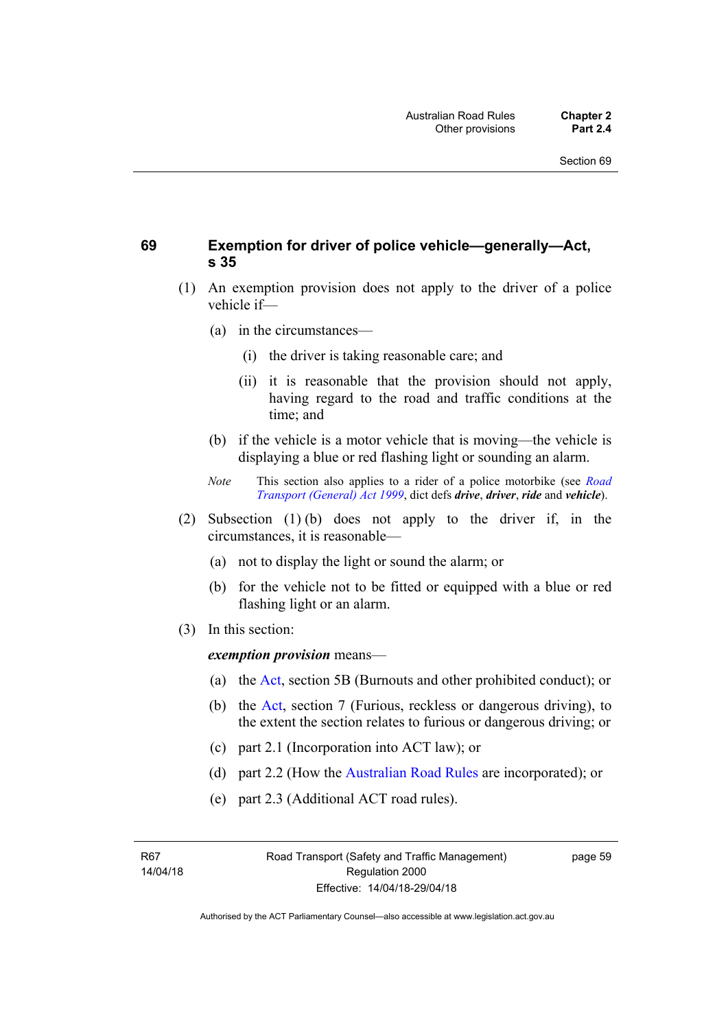## 69 Exemption for driver of police vehicle—generally—Act, s 35

(1) An exemption provision does not apply to the driver of a police vehicle if—

(a) in the circumstances—

(i) the driver is taking reasonable care; and

(ii) it is reasonable that the provision should not apply, having regard to the road and traffic conditions at the time; and

(b) if the vehicle is a motor vehicle that is moving—the vehicle is displaying a blue or red flashing light or sounding an alarm.

*Note* This section also applies to a rider of a police motorbike (see *Road Transport (General) Act 1999*, dict defs ***drive***, ***driver***, ***ride*** and ***vehicle***).

(2) Subsection (1) (b) does not apply to the driver if, in the circumstances, it is reasonable—

(a) not to display the light or sound the alarm; or

(b) for the vehicle not to be fitted or equipped with a blue or red flashing light or an alarm.

(3) In this section:

***exemption provision*** means—

(a) the Act, section 5B (Burnouts and other prohibited conduct); or

(b) the Act, section 7 (Furious, reckless or dangerous driving), to the extent the section relates to furious or dangerous driving; or

(c) part 2.1 (Incorporation into ACT law); or

(d) part 2.2 (How the Australian Road Rules are incorporated); or

(e) part 2.3 (Additional ACT road rules).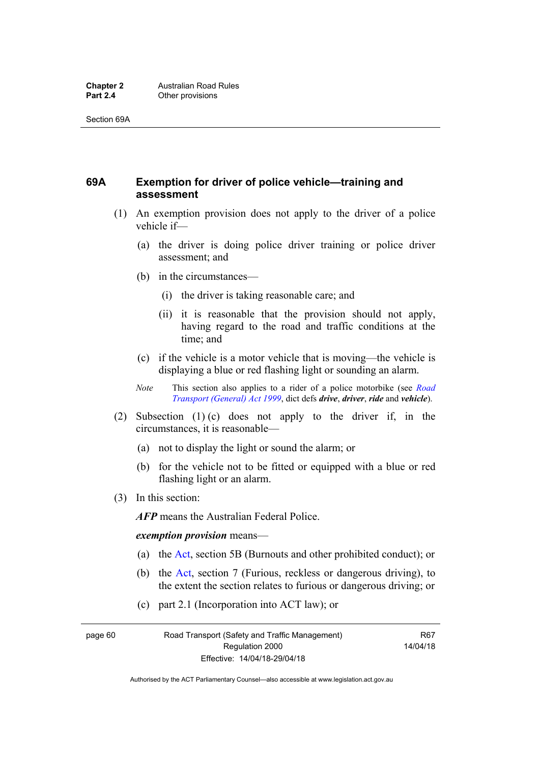## 69A Exemption for driver of police vehicle—training and assessment

(1) An exemption provision does not apply to the driver of a police vehicle if—

(a) the driver is doing police driver training or police driver assessment; and

(b) in the circumstances—

(i) the driver is taking reasonable care; and

(ii) it is reasonable that the provision should not apply, having regard to the road and traffic conditions at the time; and

(c) if the vehicle is a motor vehicle that is moving—the vehicle is displaying a blue or red flashing light or sounding an alarm.

*Note* This section also applies to a rider of a police motorbike (see *Road Transport (General) Act 1999*, dict defs ***drive***, ***driver***, ***ride*** and ***vehicle***).

(2) Subsection (1) (c) does not apply to the driver if, in the circumstances, it is reasonable—

(a) not to display the light or sound the alarm; or

(b) for the vehicle not to be fitted or equipped with a blue or red flashing light or an alarm.

(3) In this section:

***AFP*** means the Australian Federal Police.

***exemption provision*** means—

(a) the Act, section 5B (Burnouts and other prohibited conduct); or

(b) the Act, section 7 (Furious, reckless or dangerous driving), to the extent the section relates to furious or dangerous driving; or

(c) part 2.1 (Incorporation into ACT law); or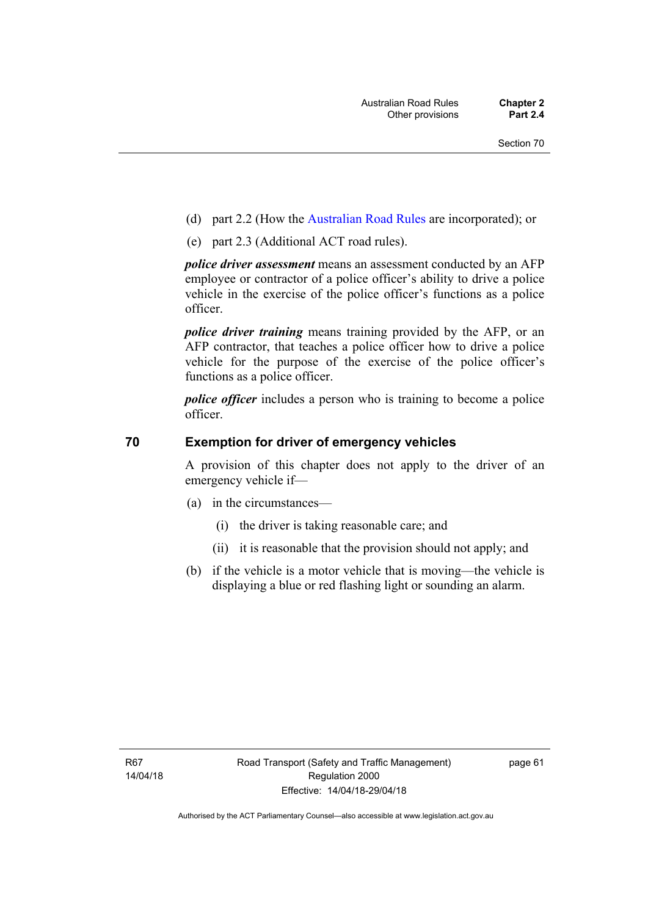(d) part 2.2 (How the Australian Road Rules are incorporated); or

(e) part 2.3 (Additional ACT road rules).

***police driver assessment*** means an assessment conducted by an AFP employee or contractor of a police officer's ability to drive a police vehicle in the exercise of the police officer's functions as a police officer.

***police driver training*** means training provided by the AFP, or an AFP contractor, that teaches a police officer how to drive a police vehicle for the purpose of the exercise of the police officer's functions as a police officer.

***police officer*** includes a person who is training to become a police officer.

## 70 Exemption for driver of emergency vehicles

A provision of this chapter does not apply to the driver of an emergency vehicle if—

(a) in the circumstances—

  (i) the driver is taking reasonable care; and

  (ii) it is reasonable that the provision should not apply; and

(b) if the vehicle is a motor vehicle that is moving—the vehicle is displaying a blue or red flashing light or sounding an alarm.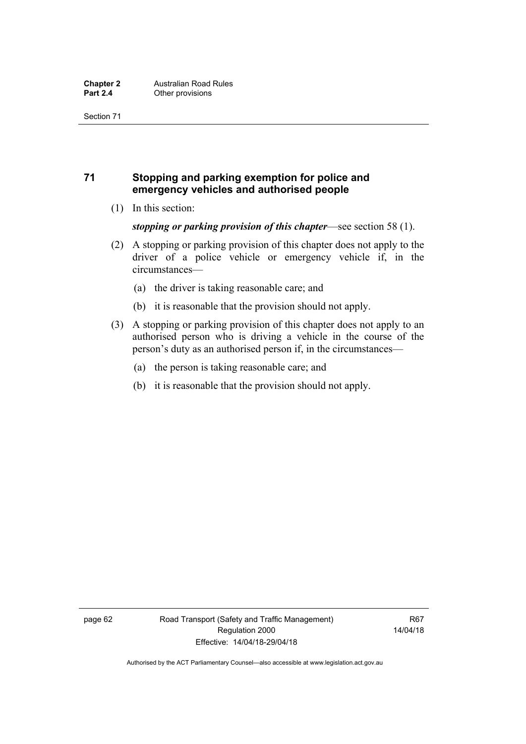## 71 Stopping and parking exemption for police and emergency vehicles and authorised people

(1) In this section:

***stopping or parking provision of this chapter***—see section 58 (1).

(2) A stopping or parking provision of this chapter does not apply to the driver of a police vehicle or emergency vehicle if, in the circumstances—

(a) the driver is taking reasonable care; and

(b) it is reasonable that the provision should not apply.

(3) A stopping or parking provision of this chapter does not apply to an authorised person who is driving a vehicle in the course of the person's duty as an authorised person if, in the circumstances—

(a) the person is taking reasonable care; and

(b) it is reasonable that the provision should not apply.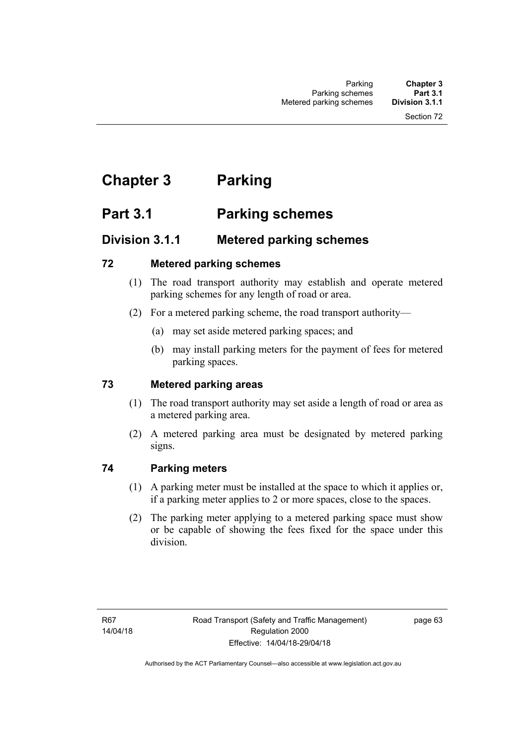# Chapter 3 Parking

## Part 3.1 Parking schemes

### Division 3.1.1 Metered parking schemes

#### 72 Metered parking schemes

(1) The road transport authority may establish and operate metered parking schemes for any length of road or area.

(2) For a metered parking scheme, the road transport authority—

(a) may set aside metered parking spaces; and

(b) may install parking meters for the payment of fees for metered parking spaces.

#### 73 Metered parking areas

(1) The road transport authority may set aside a length of road or area as a metered parking area.

(2) A metered parking area must be designated by metered parking signs.

#### 74 Parking meters

(1) A parking meter must be installed at the space to which it applies or, if a parking meter applies to 2 or more spaces, close to the spaces.

(2) The parking meter applying to a metered parking space must show or be capable of showing the fees fixed for the space under this division.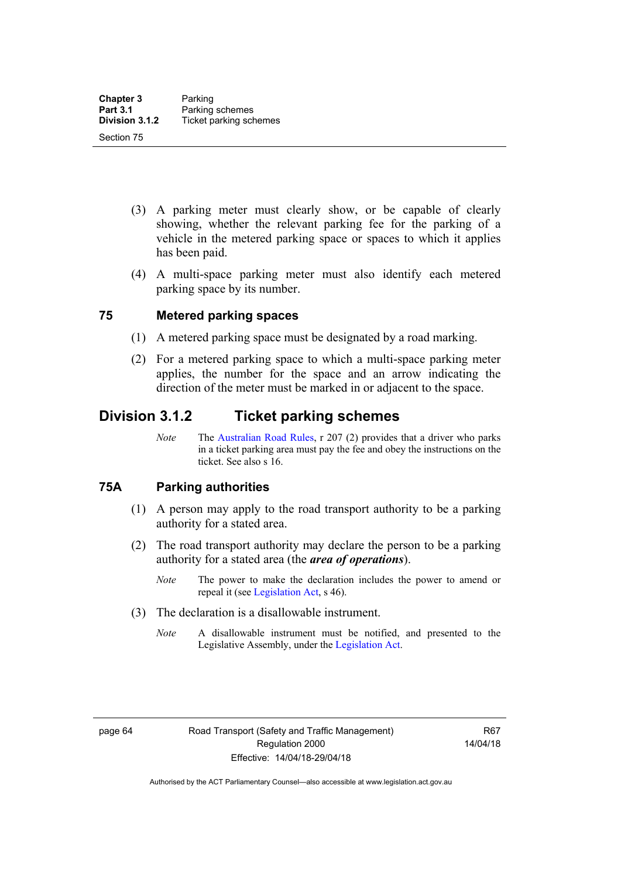(3) A parking meter must clearly show, or be capable of clearly showing, whether the relevant parking fee for the parking of a vehicle in the metered parking space or spaces to which it applies has been paid.

(4) A multi-space parking meter must also identify each metered parking space by its number.

### 75 Metered parking spaces

(1) A metered parking space must be designated by a road marking.

(2) For a metered parking space to which a multi-space parking meter applies, the number for the space and an arrow indicating the direction of the meter must be marked in or adjacent to the space.

## Division 3.1.2 Ticket parking schemes

*Note* The Australian Road Rules, r 207 (2) provides that a driver who parks in a ticket parking area must pay the fee and obey the instructions on the ticket. See also s 16.

### 75A Parking authorities

(1) A person may apply to the road transport authority to be a parking authority for a stated area.

(2) The road transport authority may declare the person to be a parking authority for a stated area (the ***area of operations***).

*Note* The power to make the declaration includes the power to amend or repeal it (see Legislation Act, s 46).

(3) The declaration is a disallowable instrument.

*Note* A disallowable instrument must be notified, and presented to the Legislative Assembly, under the Legislation Act.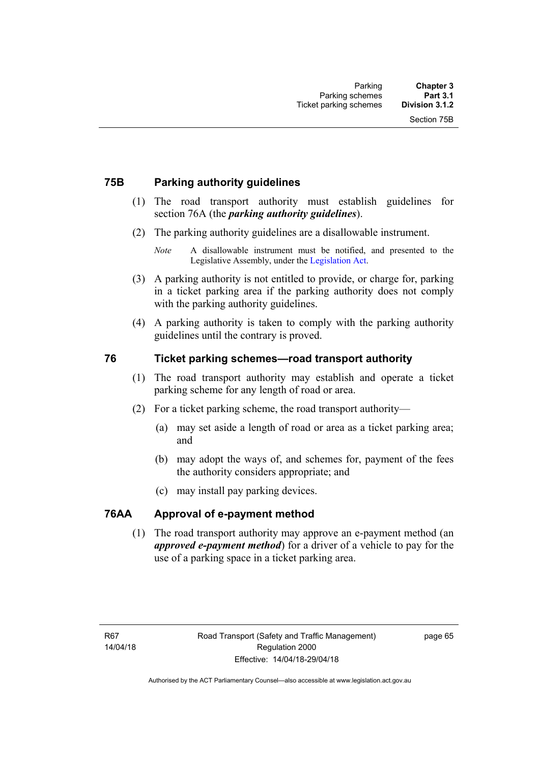### 75B Parking authority guidelines

(1) The road transport authority must establish guidelines for section 76A (the ***parking authority guidelines***).

(2) The parking authority guidelines are a disallowable instrument.

*Note* A disallowable instrument must be notified, and presented to the Legislative Assembly, under the Legislation Act.

(3) A parking authority is not entitled to provide, or charge for, parking in a ticket parking area if the parking authority does not comply with the parking authority guidelines.

(4) A parking authority is taken to comply with the parking authority guidelines until the contrary is proved.

### 76 Ticket parking schemes—road transport authority

(1) The road transport authority may establish and operate a ticket parking scheme for any length of road or area.

(2) For a ticket parking scheme, the road transport authority—

(a) may set aside a length of road or area as a ticket parking area; and

(b) may adopt the ways of, and schemes for, payment of the fees the authority considers appropriate; and

(c) may install pay parking devices.

### 76AA Approval of e-payment method

(1) The road transport authority may approve an e-payment method (an ***approved e-payment method***) for a driver of a vehicle to pay for the use of a parking space in a ticket parking area.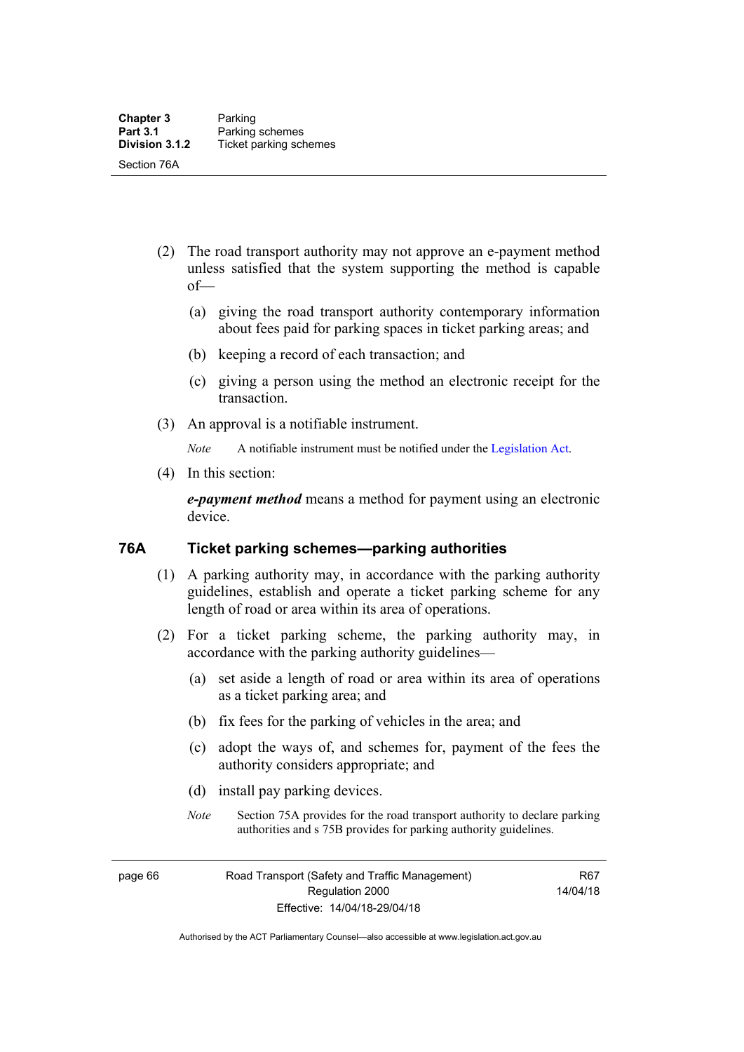(2) The road transport authority may not approve an e-payment method unless satisfied that the system supporting the method is capable of—

(a) giving the road transport authority contemporary information about fees paid for parking spaces in ticket parking areas; and

(b) keeping a record of each transaction; and

(c) giving a person using the method an electronic receipt for the transaction.

(3) An approval is a notifiable instrument.

*Note* A notifiable instrument must be notified under the Legislation Act.

(4) In this section:

***e-payment method*** means a method for payment using an electronic device.

### 76A Ticket parking schemes—parking authorities

(1) A parking authority may, in accordance with the parking authority guidelines, establish and operate a ticket parking scheme for any length of road or area within its area of operations.

(2) For a ticket parking scheme, the parking authority may, in accordance with the parking authority guidelines—

(a) set aside a length of road or area within its area of operations as a ticket parking area; and

(b) fix fees for the parking of vehicles in the area; and

(c) adopt the ways of, and schemes for, payment of the fees the authority considers appropriate; and

(d) install pay parking devices.

*Note* Section 75A provides for the road transport authority to declare parking authorities and s 75B provides for parking authority guidelines.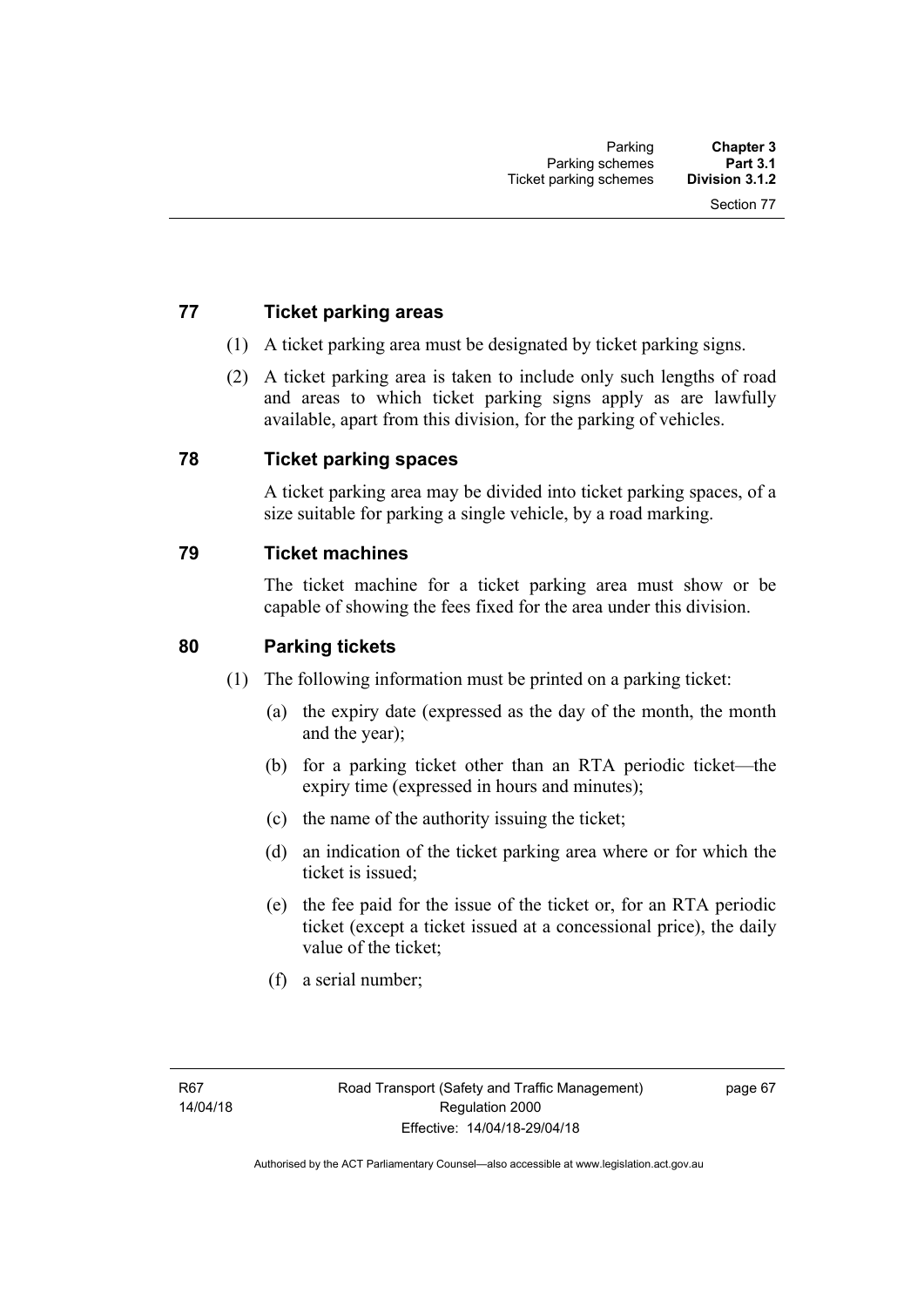## 77 Ticket parking areas

(1) A ticket parking area must be designated by ticket parking signs.

(2) A ticket parking area is taken to include only such lengths of road and areas to which ticket parking signs apply as are lawfully available, apart from this division, for the parking of vehicles.

## 78 Ticket parking spaces

A ticket parking area may be divided into ticket parking spaces, of a size suitable for parking a single vehicle, by a road marking.

## 79 Ticket machines

The ticket machine for a ticket parking area must show or be capable of showing the fees fixed for the area under this division.

## 80 Parking tickets

(1) The following information must be printed on a parking ticket:

(a) the expiry date (expressed as the day of the month, the month and the year);

(b) for a parking ticket other than an RTA periodic ticket—the expiry time (expressed in hours and minutes);

(c) the name of the authority issuing the ticket;

(d) an indication of the ticket parking area where or for which the ticket is issued;

(e) the fee paid for the issue of the ticket or, for an RTA periodic ticket (except a ticket issued at a concessional price), the daily value of the ticket;

(f) a serial number;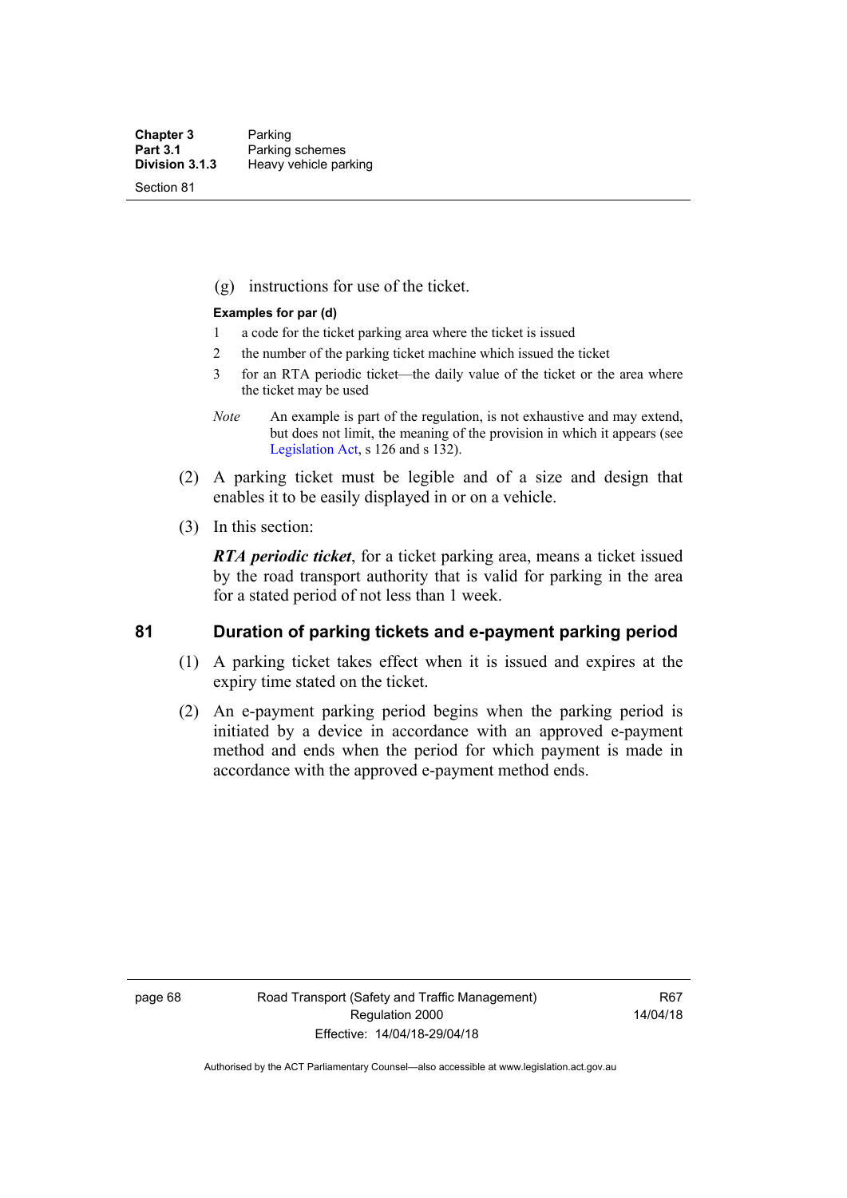(g) instructions for use of the ticket.

**Examples for par (d)**

1 a code for the ticket parking area where the ticket is issued

2 the number of the parking ticket machine which issued the ticket

3 for an RTA periodic ticket—the daily value of the ticket or the area where the ticket may be used

*Note* An example is part of the regulation, is not exhaustive and may extend, but does not limit, the meaning of the provision in which it appears (see Legislation Act, s 126 and s 132).

(2) A parking ticket must be legible and of a size and design that enables it to be easily displayed in or on a vehicle.

(3) In this section:

***RTA periodic ticket***, for a ticket parking area, means a ticket issued by the road transport authority that is valid for parking in the area for a stated period of not less than 1 week.

## 81 Duration of parking tickets and e-payment parking period

(1) A parking ticket takes effect when it is issued and expires at the expiry time stated on the ticket.

(2) An e-payment parking period begins when the parking period is initiated by a device in accordance with an approved e-payment method and ends when the period for which payment is made in accordance with the approved e-payment method ends.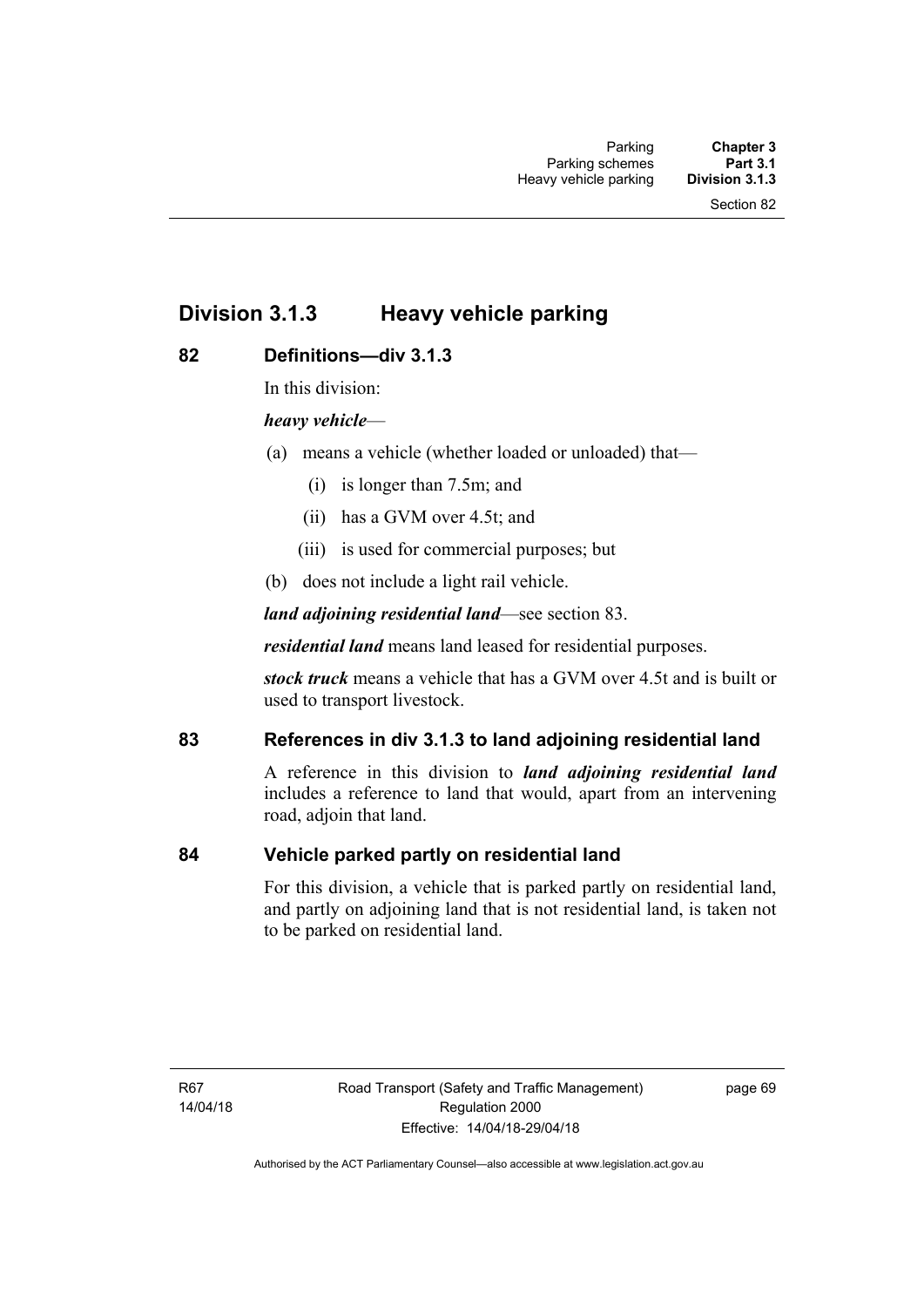## Division 3.1.3 Heavy vehicle parking

### 82 Definitions—div 3.1.3

In this division:

***heavy vehicle***—

(a) means a vehicle (whether loaded or unloaded) that—

 (i) is longer than 7.5m; and

 (ii) has a GVM over 4.5t; and

 (iii) is used for commercial purposes; but

(b) does not include a light rail vehicle.

***land adjoining residential land***—see section 83.

***residential land*** means land leased for residential purposes.

***stock truck*** means a vehicle that has a GVM over 4.5t and is built or used to transport livestock.

### 83 References in div 3.1.3 to land adjoining residential land

A reference in this division to ***land adjoining residential land*** includes a reference to land that would, apart from an intervening road, adjoin that land.

### 84 Vehicle parked partly on residential land

For this division, a vehicle that is parked partly on residential land, and partly on adjoining land that is not residential land, is taken not to be parked on residential land.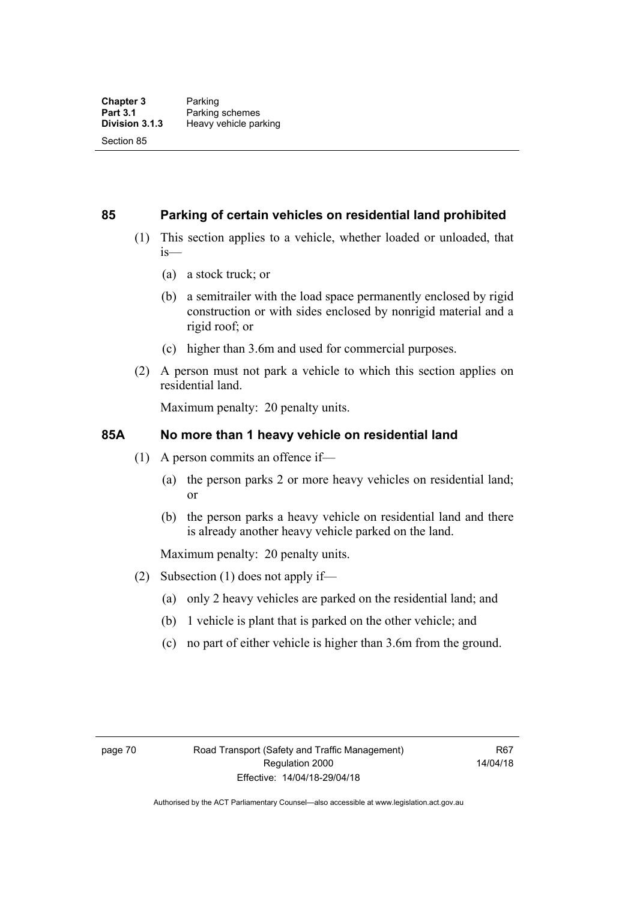## 85 Parking of certain vehicles on residential land prohibited

(1) This section applies to a vehicle, whether loaded or unloaded, that is—

(a) a stock truck; or

(b) a semitrailer with the load space permanently enclosed by rigid construction or with sides enclosed by nonrigid material and a rigid roof; or

(c) higher than 3.6m and used for commercial purposes.

(2) A person must not park a vehicle to which this section applies on residential land.

Maximum penalty: 20 penalty units.

## 85A No more than 1 heavy vehicle on residential land

(1) A person commits an offence if—

(a) the person parks 2 or more heavy vehicles on residential land; or

(b) the person parks a heavy vehicle on residential land and there is already another heavy vehicle parked on the land.

Maximum penalty: 20 penalty units.

(2) Subsection (1) does not apply if—

(a) only 2 heavy vehicles are parked on the residential land; and

(b) 1 vehicle is plant that is parked on the other vehicle; and

(c) no part of either vehicle is higher than 3.6m from the ground.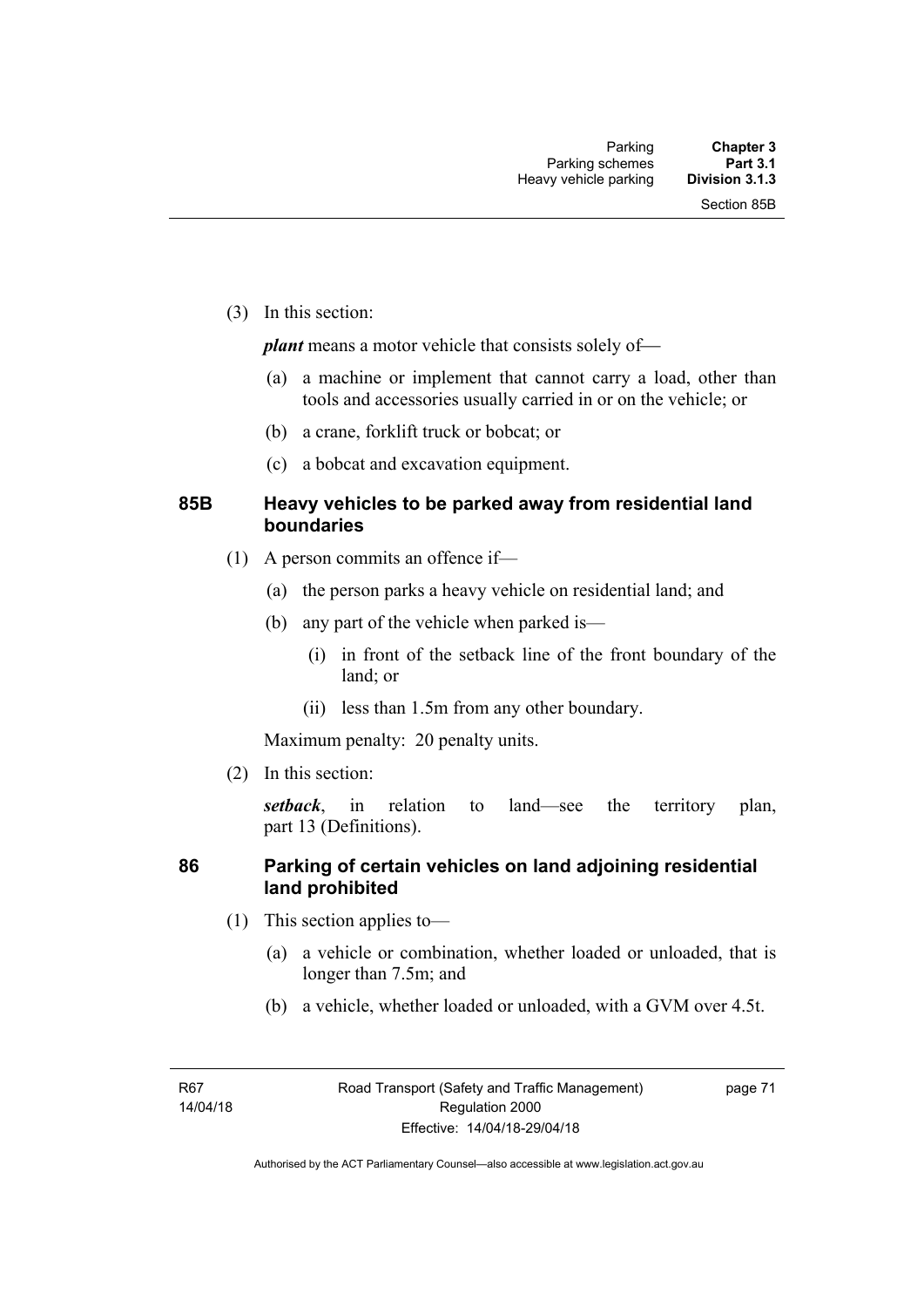(3) In this section:

***plant*** means a motor vehicle that consists solely of—

(a) a machine or implement that cannot carry a load, other than tools and accessories usually carried in or on the vehicle; or

(b) a crane, forklift truck or bobcat; or

(c) a bobcat and excavation equipment.

## 85B Heavy vehicles to be parked away from residential land boundaries

(1) A person commits an offence if—

(a) the person parks a heavy vehicle on residential land; and

(b) any part of the vehicle when parked is—

(i) in front of the setback line of the front boundary of the land; or

(ii) less than 1.5m from any other boundary.

Maximum penalty: 20 penalty units.

(2) In this section:

***setback***, in relation to land—see the territory plan, part 13 (Definitions).

## 86 Parking of certain vehicles on land adjoining residential land prohibited

(1) This section applies to—

(a) a vehicle or combination, whether loaded or unloaded, that is longer than 7.5m; and

(b) a vehicle, whether loaded or unloaded, with a GVM over 4.5t.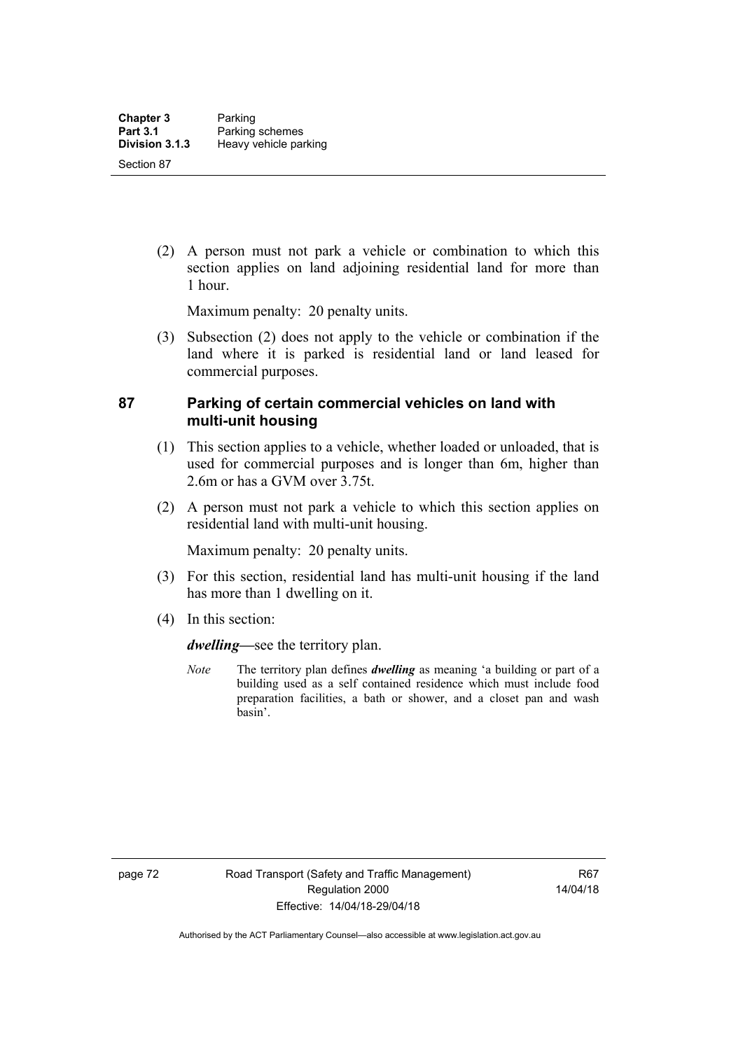(2) A person must not park a vehicle or combination to which this section applies on land adjoining residential land for more than 1 hour.

Maximum penalty: 20 penalty units.

(3) Subsection (2) does not apply to the vehicle or combination if the land where it is parked is residential land or land leased for commercial purposes.

## 87 Parking of certain commercial vehicles on land with multi-unit housing

(1) This section applies to a vehicle, whether loaded or unloaded, that is used for commercial purposes and is longer than 6m, higher than 2.6m or has a GVM over 3.75t.

(2) A person must not park a vehicle to which this section applies on residential land with multi-unit housing.

Maximum penalty: 20 penalty units.

(3) For this section, residential land has multi-unit housing if the land has more than 1 dwelling on it.

(4) In this section:

***dwelling***—see the territory plan.

*Note* The territory plan defines ***dwelling*** as meaning 'a building or part of a building used as a self contained residence which must include food preparation facilities, a bath or shower, and a closet pan and wash basin'.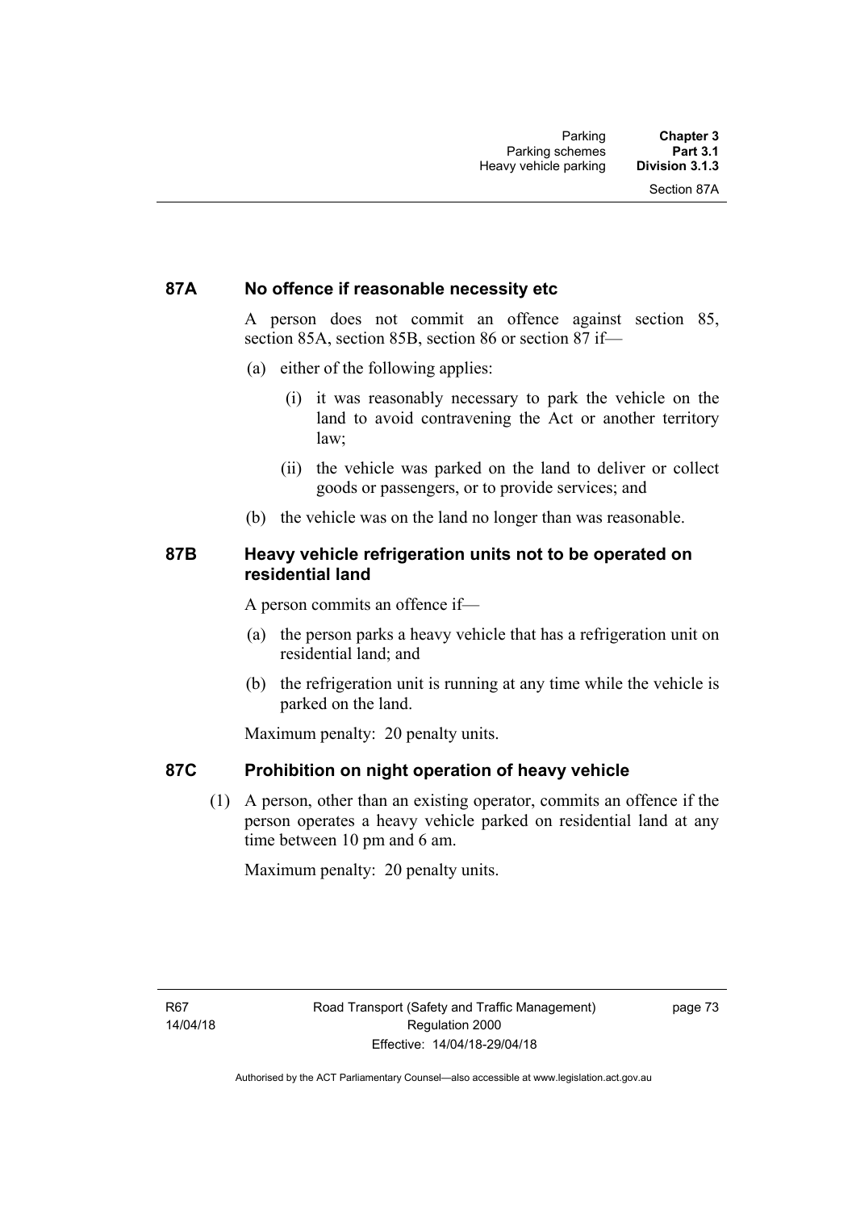### 87A No offence if reasonable necessity etc

A person does not commit an offence against section 85, section 85A, section 85B, section 86 or section 87 if—

(a) either of the following applies:

   (i) it was reasonably necessary to park the vehicle on the land to avoid contravening the Act or another territory law;

   (ii) the vehicle was parked on the land to deliver or collect goods or passengers, or to provide services; and

(b) the vehicle was on the land no longer than was reasonable.

### 87B Heavy vehicle refrigeration units not to be operated on residential land

A person commits an offence if—

(a) the person parks a heavy vehicle that has a refrigeration unit on residential land; and

(b) the refrigeration unit is running at any time while the vehicle is parked on the land.

Maximum penalty: 20 penalty units.

### 87C Prohibition on night operation of heavy vehicle

(1) A person, other than an existing operator, commits an offence if the person operates a heavy vehicle parked on residential land at any time between 10 pm and 6 am.

Maximum penalty: 20 penalty units.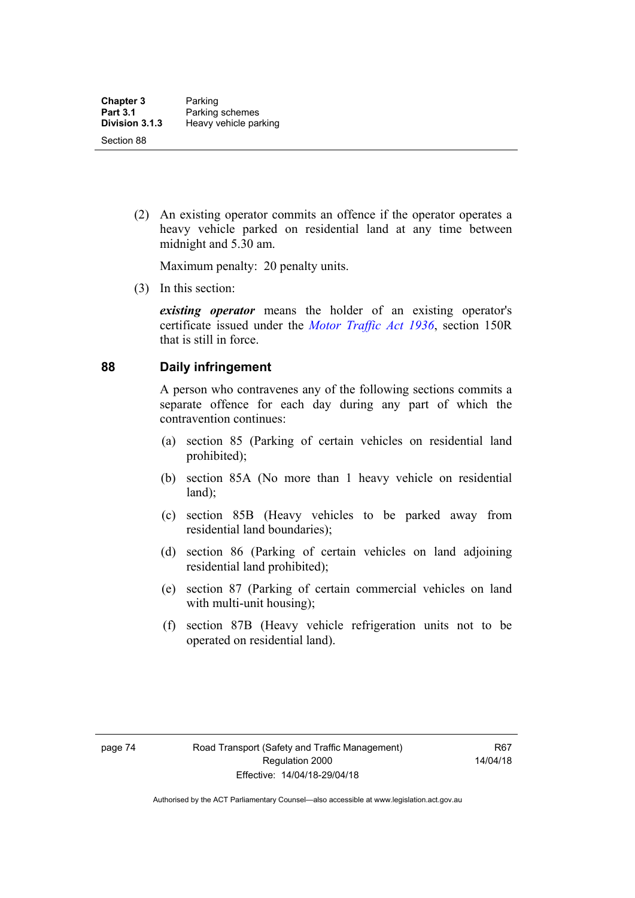(2) An existing operator commits an offence if the operator operates a heavy vehicle parked on residential land at any time between midnight and 5.30 am.

Maximum penalty: 20 penalty units.

(3) In this section:

***existing operator*** means the holder of an existing operator's certificate issued under the *Motor Traffic Act 1936*, section 150R that is still in force.

## 88 Daily infringement

A person who contravenes any of the following sections commits a separate offence for each day during any part of which the contravention continues:

(a) section 85 (Parking of certain vehicles on residential land prohibited);

(b) section 85A (No more than 1 heavy vehicle on residential land);

(c) section 85B (Heavy vehicles to be parked away from residential land boundaries);

(d) section 86 (Parking of certain vehicles on land adjoining residential land prohibited);

(e) section 87 (Parking of certain commercial vehicles on land with multi-unit housing);

(f) section 87B (Heavy vehicle refrigeration units not to be operated on residential land).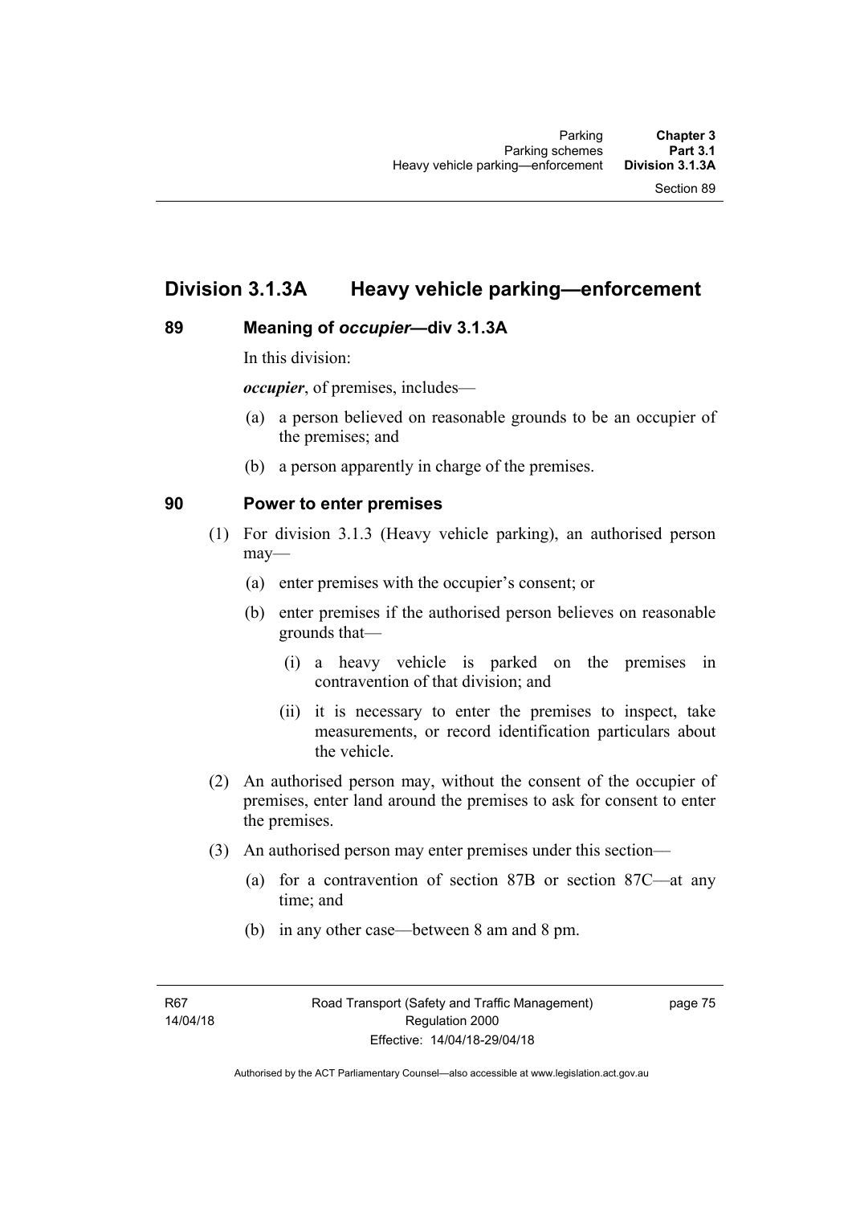## Division 3.1.3A Heavy vehicle parking—enforcement

### 89 Meaning of *occupier*—div 3.1.3A

In this division:

***occupier***, of premises, includes—

(a) a person believed on reasonable grounds to be an occupier of the premises; and

(b) a person apparently in charge of the premises.

### 90 Power to enter premises

(1) For division 3.1.3 (Heavy vehicle parking), an authorised person may—

(a) enter premises with the occupier's consent; or

(b) enter premises if the authorised person believes on reasonable grounds that—

(i) a heavy vehicle is parked on the premises in contravention of that division; and

(ii) it is necessary to enter the premises to inspect, take measurements, or record identification particulars about the vehicle.

(2) An authorised person may, without the consent of the occupier of premises, enter land around the premises to ask for consent to enter the premises.

(3) An authorised person may enter premises under this section—

(a) for a contravention of section 87B or section 87C—at any time; and

(b) in any other case—between 8 am and 8 pm.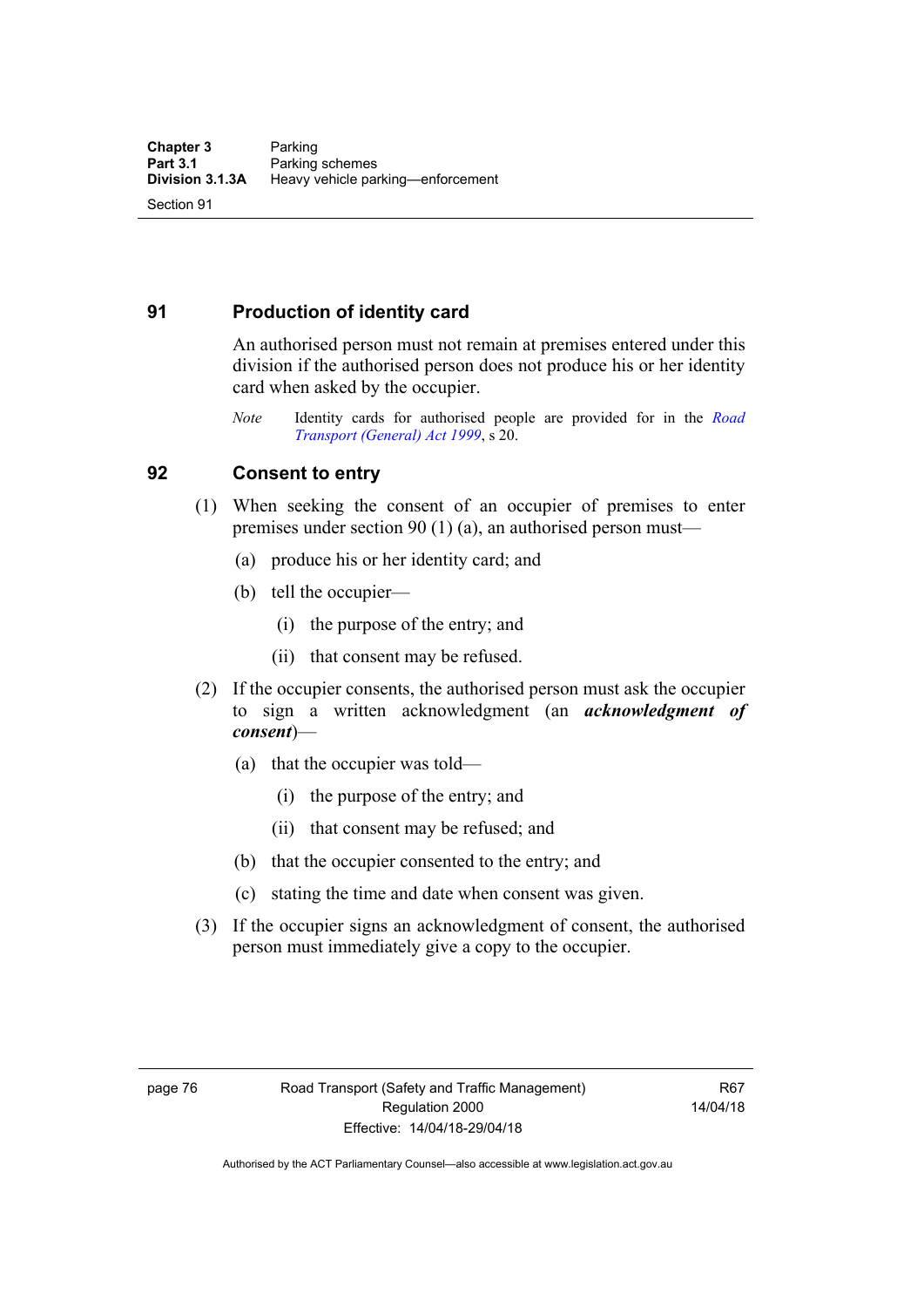## 91 Production of identity card

An authorised person must not remain at premises entered under this division if the authorised person does not produce his or her identity card when asked by the occupier.

*Note* Identity cards for authorised people are provided for in the *Road Transport (General) Act 1999*, s 20.

## 92 Consent to entry

(1) When seeking the consent of an occupier of premises to enter premises under section 90 (1) (a), an authorised person must—

(a) produce his or her identity card; and

(b) tell the occupier—

(i) the purpose of the entry; and

(ii) that consent may be refused.

(2) If the occupier consents, the authorised person must ask the occupier to sign a written acknowledgment (an ***acknowledgment of consent***)—

(a) that the occupier was told—

(i) the purpose of the entry; and

(ii) that consent may be refused; and

(b) that the occupier consented to the entry; and

(c) stating the time and date when consent was given.

(3) If the occupier signs an acknowledgment of consent, the authorised person must immediately give a copy to the occupier.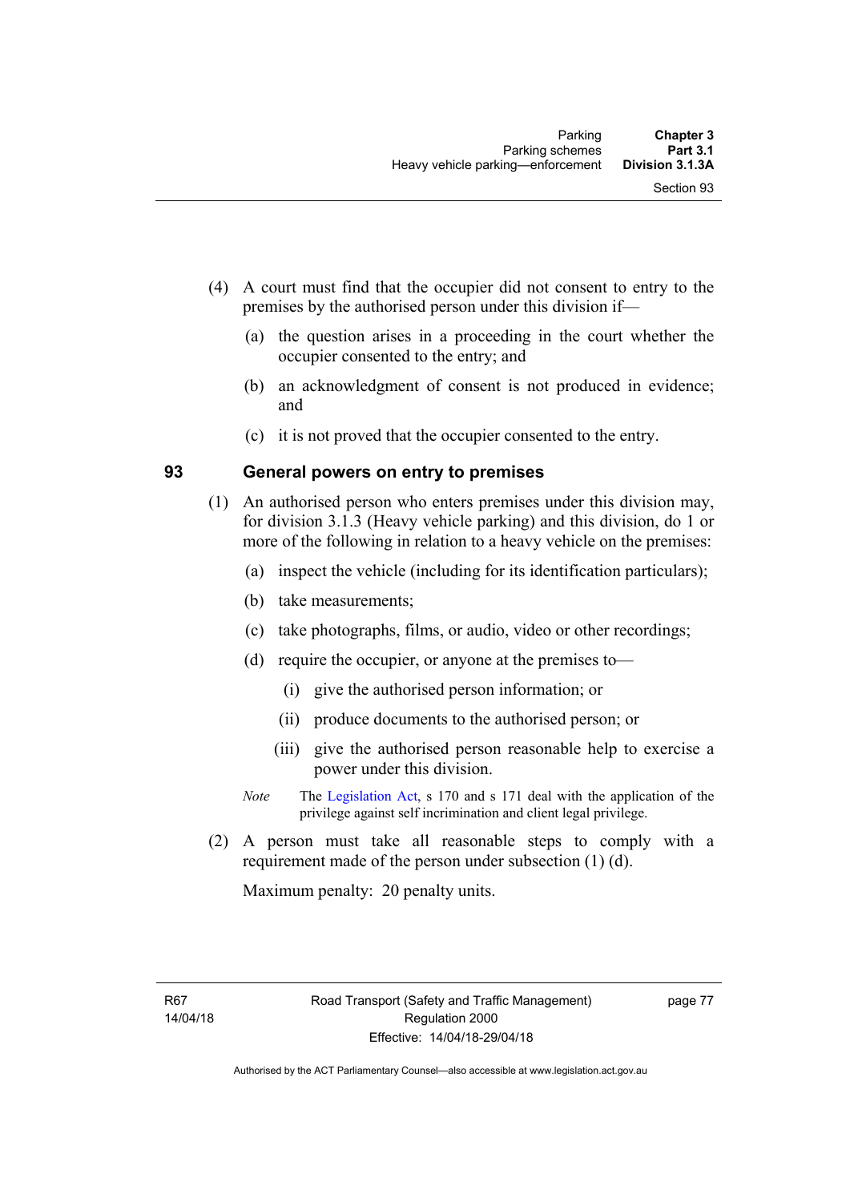(4) A court must find that the occupier did not consent to entry to the premises by the authorised person under this division if—

(a) the question arises in a proceeding in the court whether the occupier consented to the entry; and

(b) an acknowledgment of consent is not produced in evidence; and

(c) it is not proved that the occupier consented to the entry.

### 93 General powers on entry to premises

(1) An authorised person who enters premises under this division may, for division 3.1.3 (Heavy vehicle parking) and this division, do 1 or more of the following in relation to a heavy vehicle on the premises:

(a) inspect the vehicle (including for its identification particulars);

(b) take measurements;

(c) take photographs, films, or audio, video or other recordings;

(d) require the occupier, or anyone at the premises to—

(i) give the authorised person information; or

(ii) produce documents to the authorised person; or

(iii) give the authorised person reasonable help to exercise a power under this division.

*Note* The Legislation Act, s 170 and s 171 deal with the application of the privilege against self incrimination and client legal privilege.

(2) A person must take all reasonable steps to comply with a requirement made of the person under subsection (1) (d).

Maximum penalty: 20 penalty units.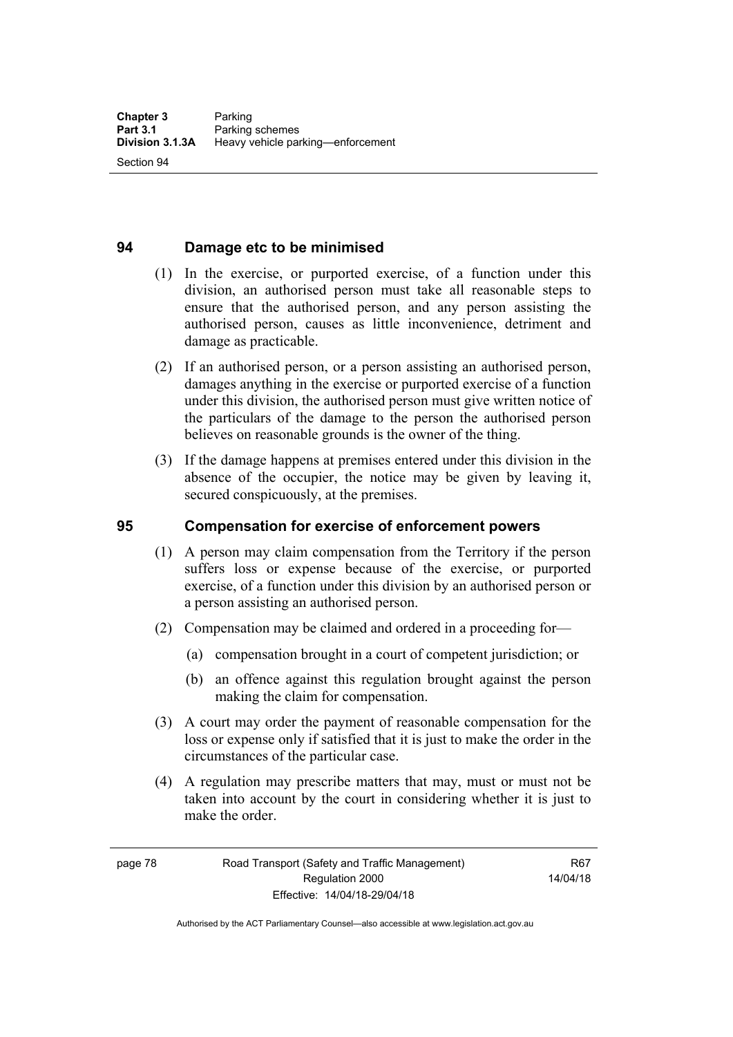## 94 Damage etc to be minimised

(1) In the exercise, or purported exercise, of a function under this division, an authorised person must take all reasonable steps to ensure that the authorised person, and any person assisting the authorised person, causes as little inconvenience, detriment and damage as practicable.

(2) If an authorised person, or a person assisting an authorised person, damages anything in the exercise or purported exercise of a function under this division, the authorised person must give written notice of the particulars of the damage to the person the authorised person believes on reasonable grounds is the owner of the thing.

(3) If the damage happens at premises entered under this division in the absence of the occupier, the notice may be given by leaving it, secured conspicuously, at the premises.

## 95 Compensation for exercise of enforcement powers

(1) A person may claim compensation from the Territory if the person suffers loss or expense because of the exercise, or purported exercise, of a function under this division by an authorised person or a person assisting an authorised person.

(2) Compensation may be claimed and ordered in a proceeding for—

(a) compensation brought in a court of competent jurisdiction; or

(b) an offence against this regulation brought against the person making the claim for compensation.

(3) A court may order the payment of reasonable compensation for the loss or expense only if satisfied that it is just to make the order in the circumstances of the particular case.

(4) A regulation may prescribe matters that may, must or must not be taken into account by the court in considering whether it is just to make the order.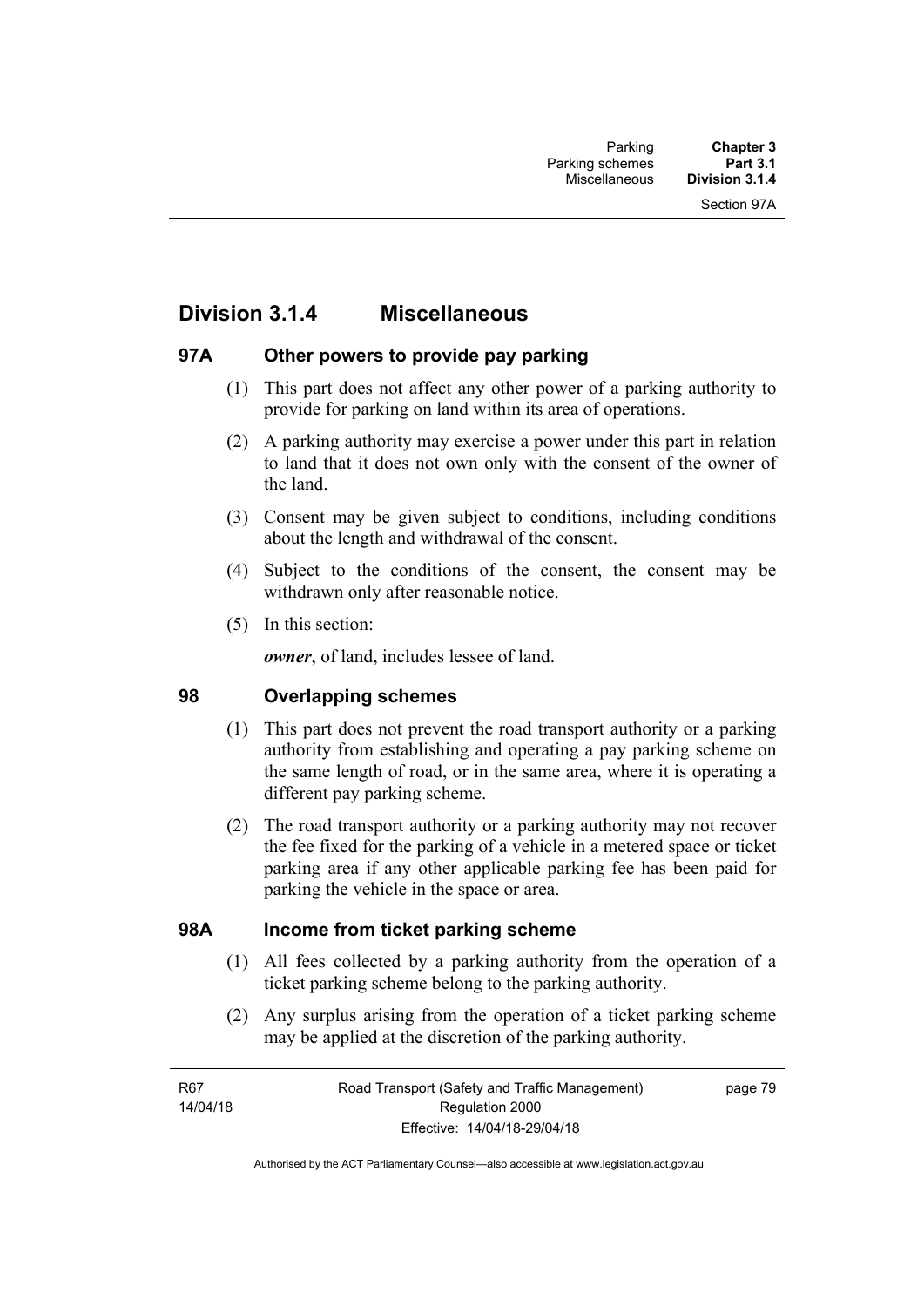## Division 3.1.4 Miscellaneous

### 97A Other powers to provide pay parking

(1) This part does not affect any other power of a parking authority to provide for parking on land within its area of operations.

(2) A parking authority may exercise a power under this part in relation to land that it does not own only with the consent of the owner of the land.

(3) Consent may be given subject to conditions, including conditions about the length and withdrawal of the consent.

(4) Subject to the conditions of the consent, the consent may be withdrawn only after reasonable notice.

(5) In this section:

***owner***, of land, includes lessee of land.

### 98 Overlapping schemes

(1) This part does not prevent the road transport authority or a parking authority from establishing and operating a pay parking scheme on the same length of road, or in the same area, where it is operating a different pay parking scheme.

(2) The road transport authority or a parking authority may not recover the fee fixed for the parking of a vehicle in a metered space or ticket parking area if any other applicable parking fee has been paid for parking the vehicle in the space or area.

### 98A Income from ticket parking scheme

(1) All fees collected by a parking authority from the operation of a ticket parking scheme belong to the parking authority.

(2) Any surplus arising from the operation of a ticket parking scheme may be applied at the discretion of the parking authority.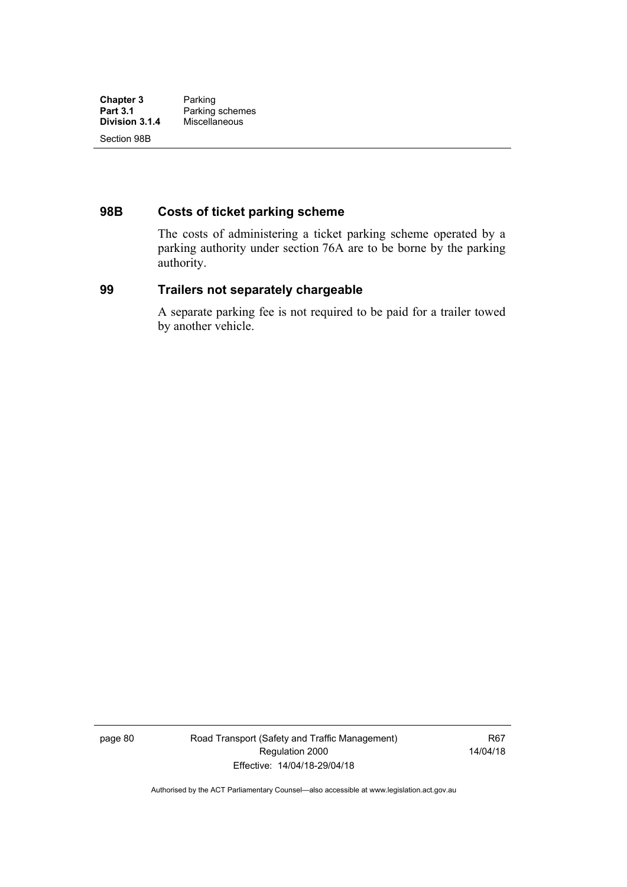## 98B Costs of ticket parking scheme

The costs of administering a ticket parking scheme operated by a parking authority under section 76A are to be borne by the parking authority.

## 99 Trailers not separately chargeable

A separate parking fee is not required to be paid for a trailer towed by another vehicle.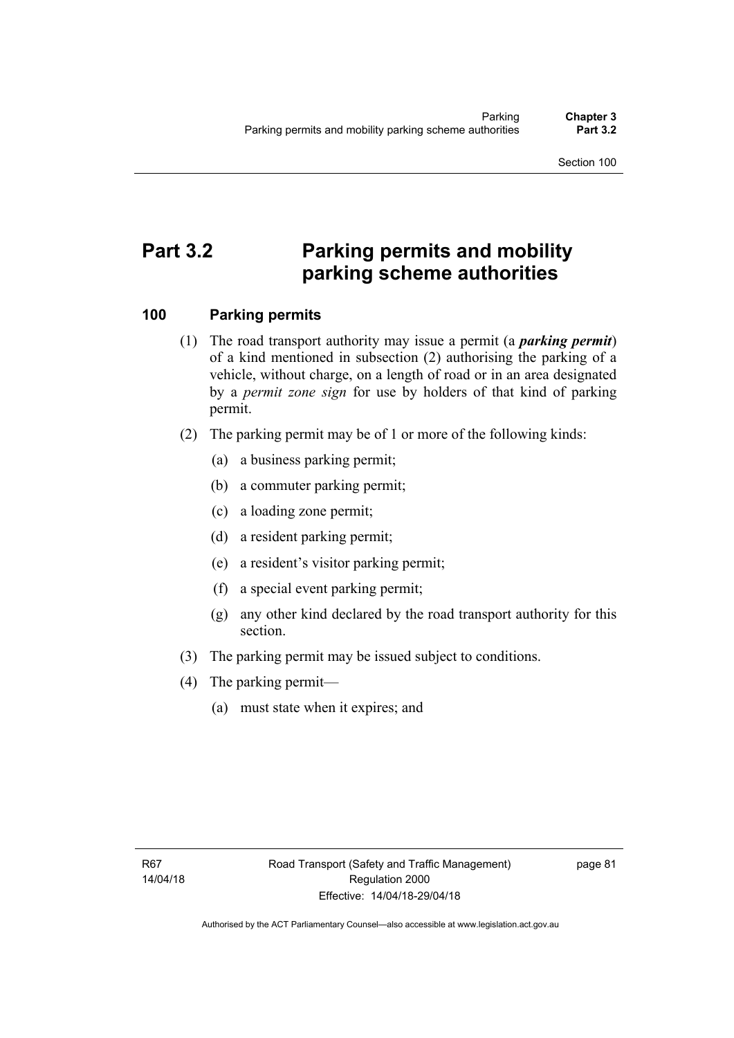# Part 3.2 Parking permits and mobility parking scheme authorities

## 100 Parking permits

(1) The road transport authority may issue a permit (a ***parking permit***) of a kind mentioned in subsection (2) authorising the parking of a vehicle, without charge, on a length of road or in an area designated by a *permit zone sign* for use by holders of that kind of parking permit.

(2) The parking permit may be of 1 or more of the following kinds:

(a) a business parking permit;

(b) a commuter parking permit;

(c) a loading zone permit;

(d) a resident parking permit;

(e) a resident's visitor parking permit;

(f) a special event parking permit;

(g) any other kind declared by the road transport authority for this section.

(3) The parking permit may be issued subject to conditions.

(4) The parking permit—

(a) must state when it expires; and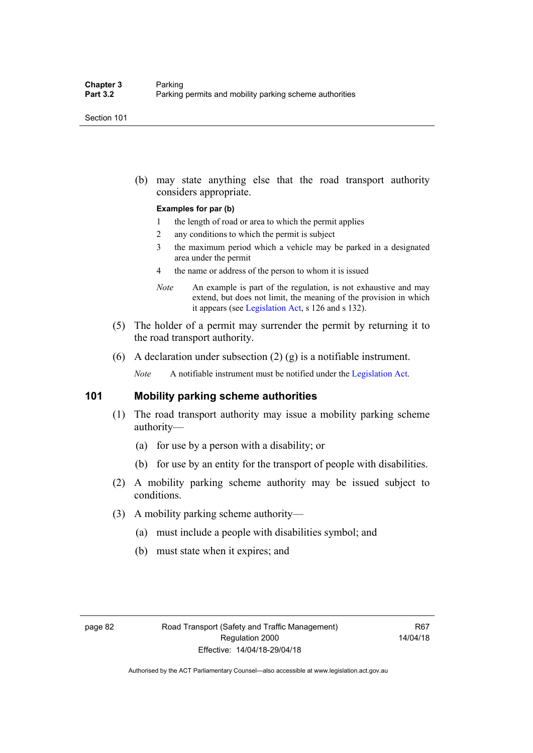(b) may state anything else that the road transport authority considers appropriate.

**Examples for par (b)**

1 the length of road or area to which the permit applies
2 any conditions to which the permit is subject
3 the maximum period which a vehicle may be parked in a designated area under the permit
4 the name or address of the person to whom it is issued

*Note* An example is part of the regulation, is not exhaustive and may extend, but does not limit, the meaning of the provision in which it appears (see Legislation Act, s 126 and s 132).

(5) The holder of a permit may surrender the permit by returning it to the road transport authority.

(6) A declaration under subsection (2) (g) is a notifiable instrument.

*Note* A notifiable instrument must be notified under the Legislation Act.

## 101 Mobility parking scheme authorities

(1) The road transport authority may issue a mobility parking scheme authority—

(a) for use by a person with a disability; or

(b) for use by an entity for the transport of people with disabilities.

(2) A mobility parking scheme authority may be issued subject to conditions.

(3) A mobility parking scheme authority—

(a) must include a people with disabilities symbol; and

(b) must state when it expires; and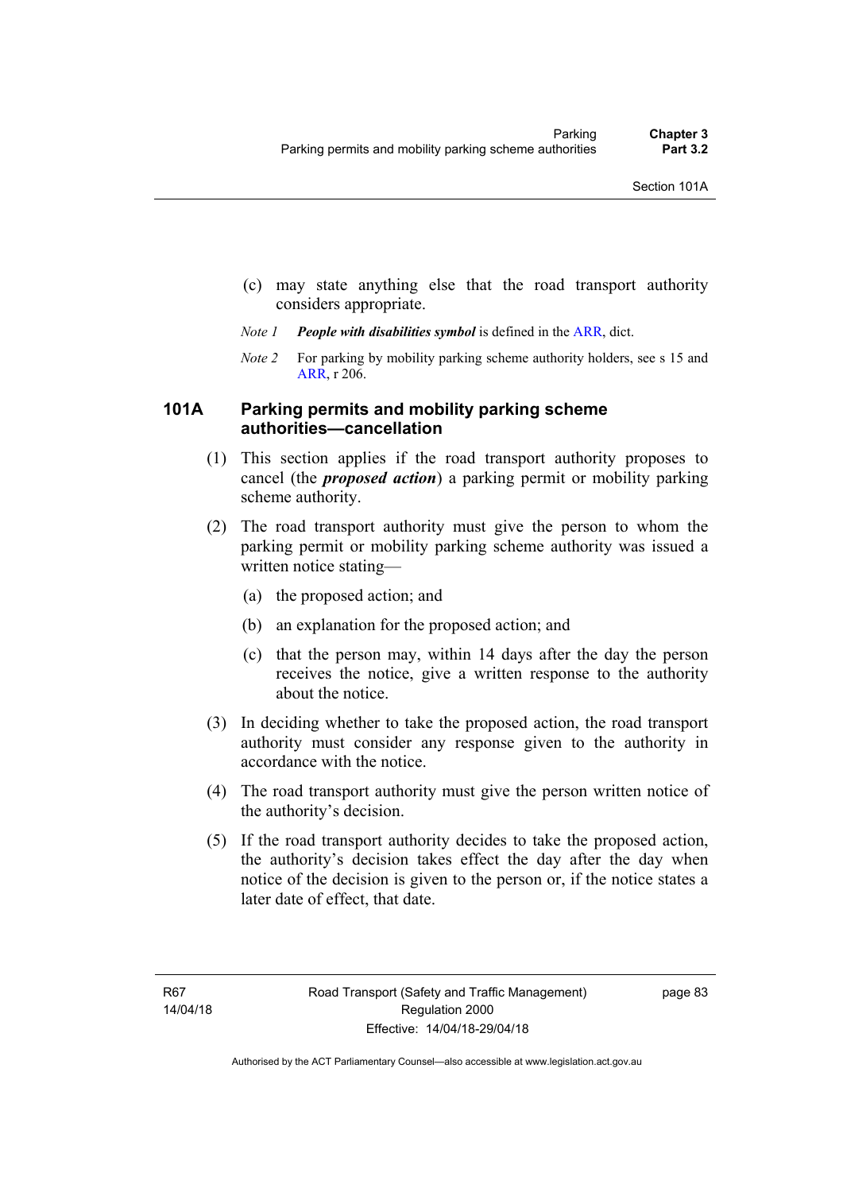(c) may state anything else that the road transport authority considers appropriate.

*Note 1* ***People with disabilities symbol*** is defined in the ARR, dict.

*Note 2* For parking by mobility parking scheme authority holders, see s 15 and ARR, r 206.

### 101A Parking permits and mobility parking scheme authorities—cancellation

(1) This section applies if the road transport authority proposes to cancel (the ***proposed action***) a parking permit or mobility parking scheme authority.

(2) The road transport authority must give the person to whom the parking permit or mobility parking scheme authority was issued a written notice stating—

(a) the proposed action; and

(b) an explanation for the proposed action; and

(c) that the person may, within 14 days after the day the person receives the notice, give a written response to the authority about the notice.

(3) In deciding whether to take the proposed action, the road transport authority must consider any response given to the authority in accordance with the notice.

(4) The road transport authority must give the person written notice of the authority's decision.

(5) If the road transport authority decides to take the proposed action, the authority's decision takes effect the day after the day when notice of the decision is given to the person or, if the notice states a later date of effect, that date.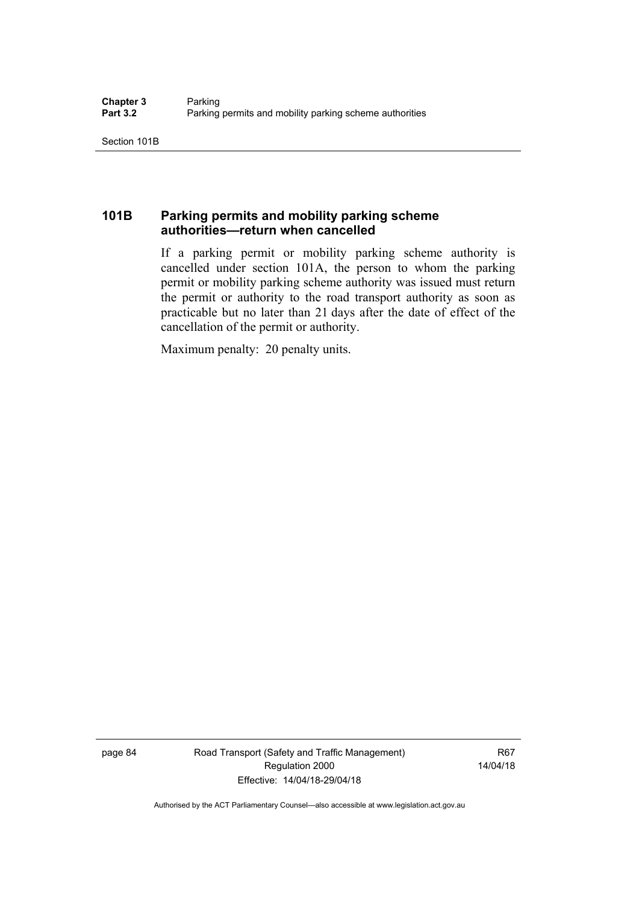## 101B Parking permits and mobility parking scheme authorities—return when cancelled

If a parking permit or mobility parking scheme authority is cancelled under section 101A, the person to whom the parking permit or mobility parking scheme authority was issued must return the permit or authority to the road transport authority as soon as practicable but no later than 21 days after the date of effect of the cancellation of the permit or authority.

Maximum penalty: 20 penalty units.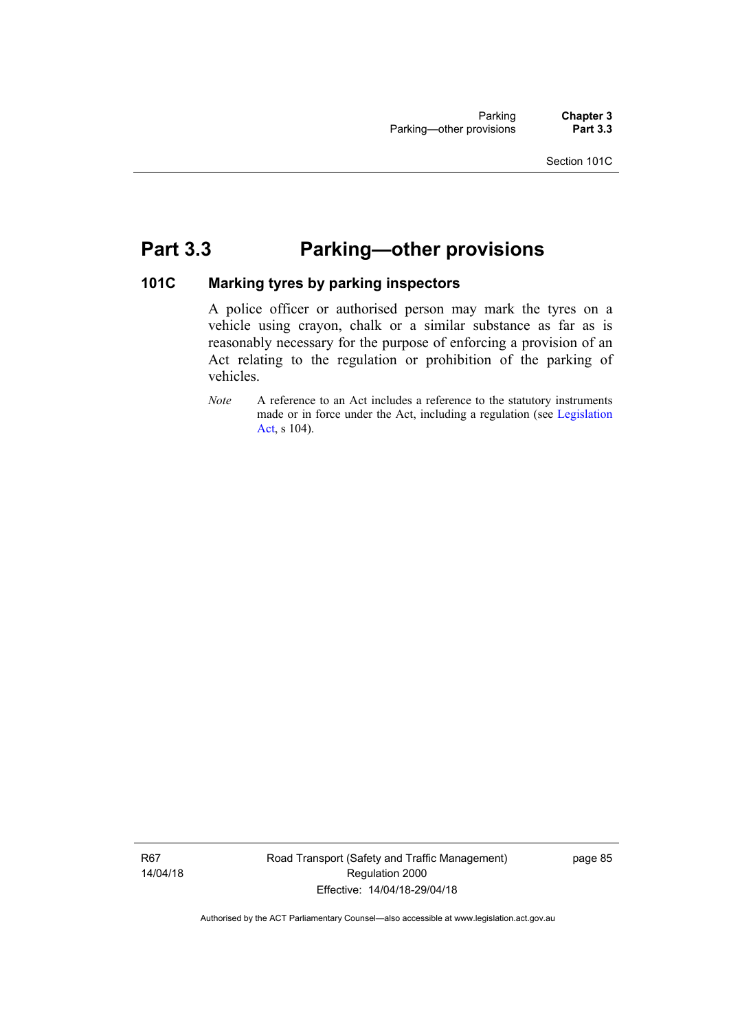# Part 3.3 Parking—other provisions

## 101C Marking tyres by parking inspectors

A police officer or authorised person may mark the tyres on a vehicle using crayon, chalk or a similar substance as far as is reasonably necessary for the purpose of enforcing a provision of an Act relating to the regulation or prohibition of the parking of vehicles.

*Note* A reference to an Act includes a reference to the statutory instruments made or in force under the Act, including a regulation (see Legislation Act, s 104).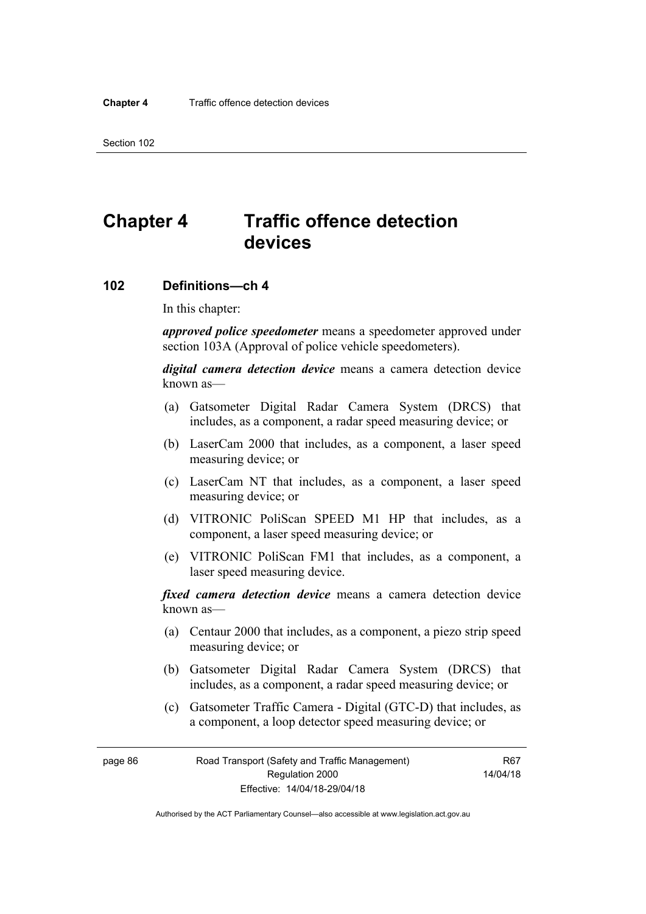# Chapter 4 Traffic offence detection devices

## 102 Definitions—ch 4

In this chapter:

***approved police speedometer*** means a speedometer approved under section 103A (Approval of police vehicle speedometers).

***digital camera detection device*** means a camera detection device known as—

(a) Gatsometer Digital Radar Camera System (DRCS) that includes, as a component, a radar speed measuring device; or

(b) LaserCam 2000 that includes, as a component, a laser speed measuring device; or

(c) LaserCam NT that includes, as a component, a laser speed measuring device; or

(d) VITRONIC PoliScan SPEED M1 HP that includes, as a component, a laser speed measuring device; or

(e) VITRONIC PoliScan FM1 that includes, as a component, a laser speed measuring device.

***fixed camera detection device*** means a camera detection device known as—

(a) Centaur 2000 that includes, as a component, a piezo strip speed measuring device; or

(b) Gatsometer Digital Radar Camera System (DRCS) that includes, as a component, a radar speed measuring device; or

(c) Gatsometer Traffic Camera - Digital (GTC-D) that includes, as a component, a loop detector speed measuring device; or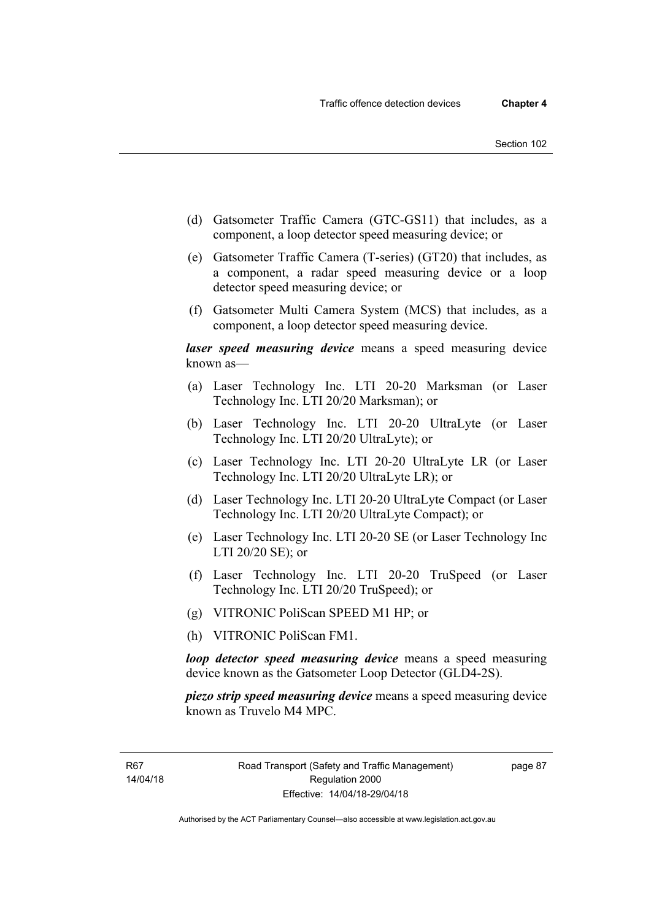(d) Gatsometer Traffic Camera (GTC-GS11) that includes, as a component, a loop detector speed measuring device; or

(e) Gatsometer Traffic Camera (T-series) (GT20) that includes, as a component, a radar speed measuring device or a loop detector speed measuring device; or

(f) Gatsometer Multi Camera System (MCS) that includes, as a component, a loop detector speed measuring device.

***laser speed measuring device*** means a speed measuring device known as—

(a) Laser Technology Inc. LTI 20-20 Marksman (or Laser Technology Inc. LTI 20/20 Marksman); or

(b) Laser Technology Inc. LTI 20-20 UltraLyte (or Laser Technology Inc. LTI 20/20 UltraLyte); or

(c) Laser Technology Inc. LTI 20-20 UltraLyte LR (or Laser Technology Inc. LTI 20/20 UltraLyte LR); or

(d) Laser Technology Inc. LTI 20-20 UltraLyte Compact (or Laser Technology Inc. LTI 20/20 UltraLyte Compact); or

(e) Laser Technology Inc. LTI 20-20 SE (or Laser Technology Inc LTI 20/20 SE); or

(f) Laser Technology Inc. LTI 20-20 TruSpeed (or Laser Technology Inc. LTI 20/20 TruSpeed); or

(g) VITRONIC PoliScan SPEED M1 HP; or

(h) VITRONIC PoliScan FM1.

***loop detector speed measuring device*** means a speed measuring device known as the Gatsometer Loop Detector (GLD4-2S).

***piezo strip speed measuring device*** means a speed measuring device known as Truvelo M4 MPC.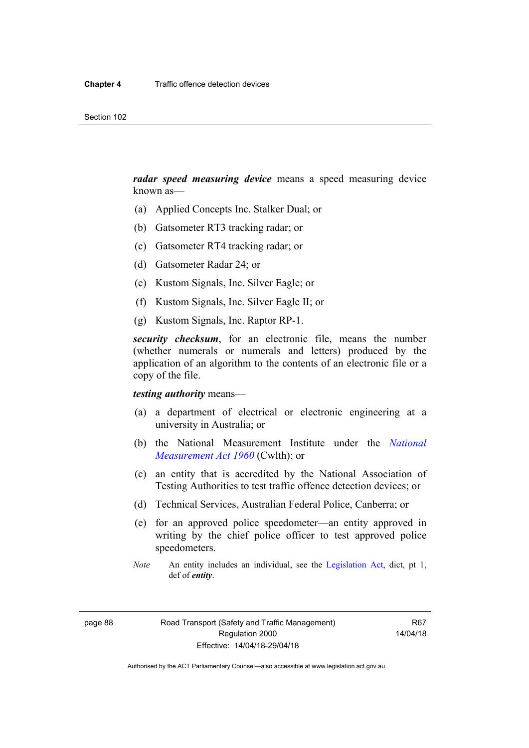***radar speed measuring device*** means a speed measuring device known as—

(a) Applied Concepts Inc. Stalker Dual; or

(b) Gatsometer RT3 tracking radar; or

(c) Gatsometer RT4 tracking radar; or

(d) Gatsometer Radar 24; or

(e) Kustom Signals, Inc. Silver Eagle; or

(f) Kustom Signals, Inc. Silver Eagle II; or

(g) Kustom Signals, Inc. Raptor RP-1.

***security checksum***, for an electronic file, means the number (whether numerals or numerals and letters) produced by the application of an algorithm to the contents of an electronic file or a copy of the file.

***testing authority*** means—

(a) a department of electrical or electronic engineering at a university in Australia; or

(b) the National Measurement Institute under the *National Measurement Act 1960* (Cwlth); or

(c) an entity that is accredited by the National Association of Testing Authorities to test traffic offence detection devices; or

(d) Technical Services, Australian Federal Police, Canberra; or

(e) for an approved police speedometer—an entity approved in writing by the chief police officer to test approved police speedometers.

*Note* An entity includes an individual, see the Legislation Act, dict, pt 1, def of ***entity***.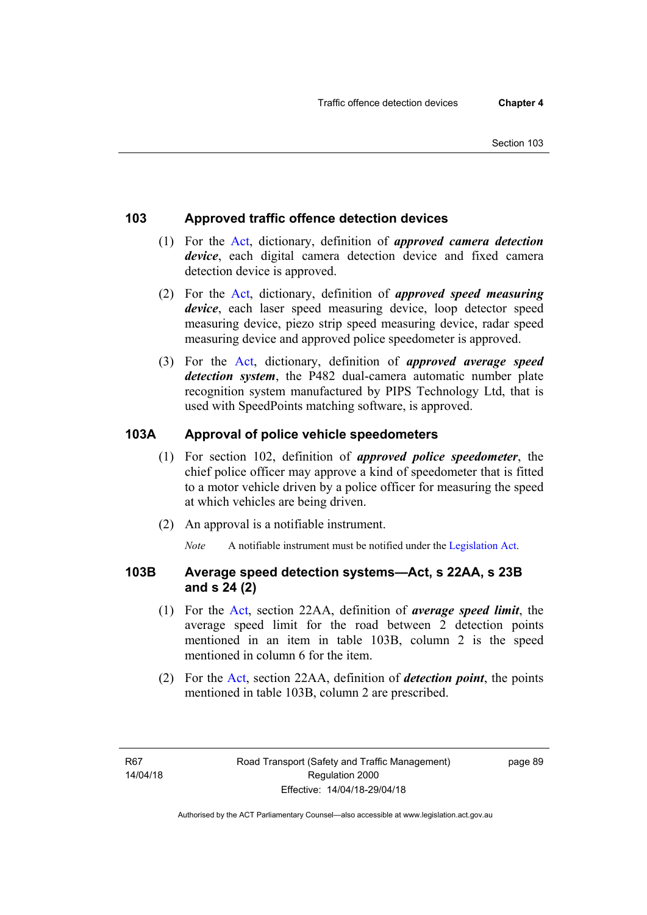## 103 Approved traffic offence detection devices

(1) For the Act, dictionary, definition of ***approved camera detection device***, each digital camera detection device and fixed camera detection device is approved.

(2) For the Act, dictionary, definition of ***approved speed measuring device***, each laser speed measuring device, loop detector speed measuring device, piezo strip speed measuring device, radar speed measuring device and approved police speedometer is approved.

(3) For the Act, dictionary, definition of ***approved average speed detection system***, the P482 dual-camera automatic number plate recognition system manufactured by PIPS Technology Ltd, that is used with SpeedPoints matching software, is approved.

## 103A Approval of police vehicle speedometers

(1) For section 102, definition of ***approved police speedometer***, the chief police officer may approve a kind of speedometer that is fitted to a motor vehicle driven by a police officer for measuring the speed at which vehicles are being driven.

(2) An approval is a notifiable instrument.

*Note* A notifiable instrument must be notified under the Legislation Act.

## 103B Average speed detection systems—Act, s 22AA, s 23B and s 24 (2)

(1) For the Act, section 22AA, definition of ***average speed limit***, the average speed limit for the road between 2 detection points mentioned in an item in table 103B, column 2 is the speed mentioned in column 6 for the item.

(2) For the Act, section 22AA, definition of ***detection point***, the points mentioned in table 103B, column 2 are prescribed.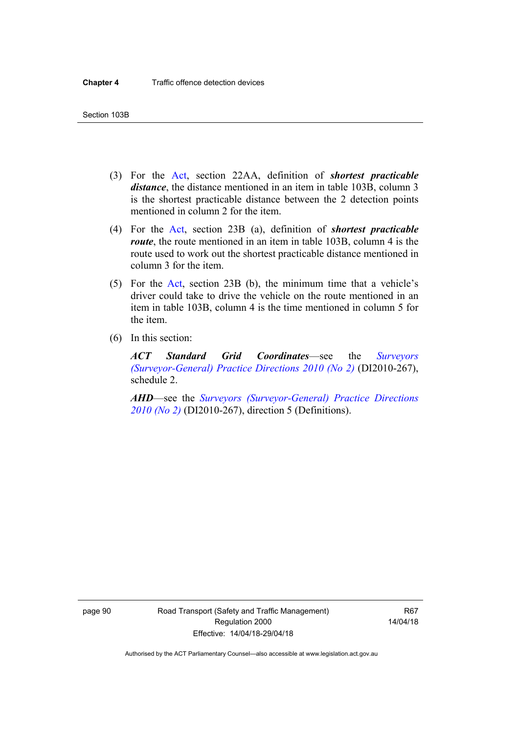(3) For the Act, section 22AA, definition of ***shortest practicable distance***, the distance mentioned in an item in table 103B, column 3 is the shortest practicable distance between the 2 detection points mentioned in column 2 for the item.

(4) For the Act, section 23B (a), definition of ***shortest practicable route***, the route mentioned in an item in table 103B, column 4 is the route used to work out the shortest practicable distance mentioned in column 3 for the item.

(5) For the Act, section 23B (b), the minimum time that a vehicle's driver could take to drive the vehicle on the route mentioned in an item in table 103B, column 4 is the time mentioned in column 5 for the item.

(6) In this section:

***ACT Standard Grid Coordinates***—see the *Surveyors (Surveyor-General) Practice Directions 2010 (No 2)* (DI2010-267), schedule 2.

***AHD***—see the *Surveyors (Surveyor-General) Practice Directions 2010 (No 2)* (DI2010-267), direction 5 (Definitions).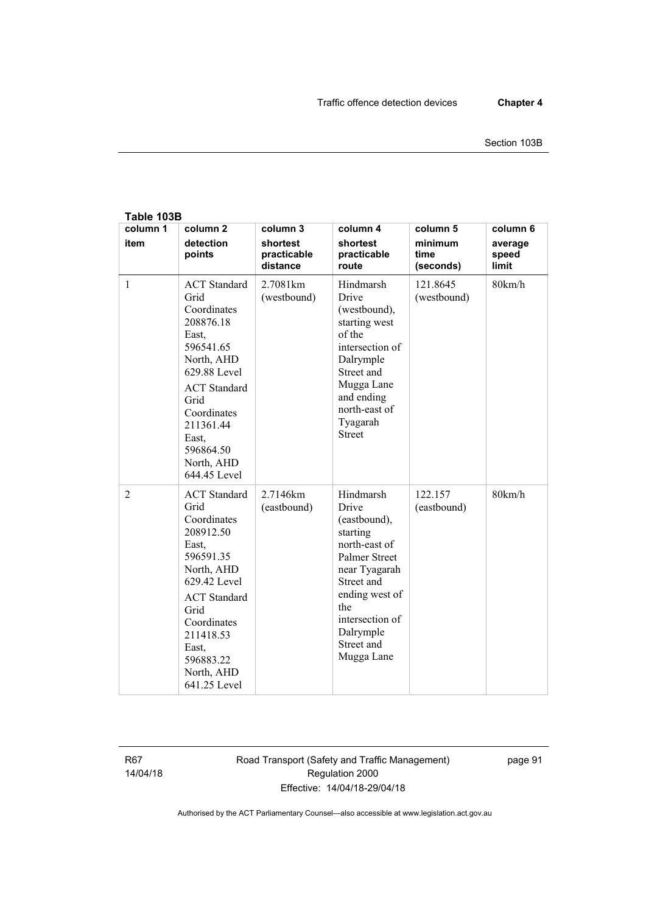**Table 103B**

| column 1<br>item | column 2<br>detection points | column 3<br>shortest practicable distance | column 4<br>shortest practicable route | column 5<br>minimum time (seconds) | column 6<br>average speed limit |
|---|---|---|---|---|---|
| 1 | ACT Standard Grid Coordinates 208876.18 East, 596541.65 North, AHD 629.88 Level<br>ACT Standard Grid Coordinates 211361.44 East, 596864.50 North, AHD 644.45 Level | 2.7081km (westbound) | Hindmarsh Drive (westbound), starting west of the intersection of Dalrymple Street and Mugga Lane and ending north-east of Tyagarah Street | 121.8645 (westbound) | 80km/h |
| 2 | ACT Standard Grid Coordinates 208912.50 East, 596591.35 North, AHD 629.42 Level<br>ACT Standard Grid Coordinates 211418.53 East, 596883.22 North, AHD 641.25 Level | 2.7146km (eastbound) | Hindmarsh Drive (eastbound), starting north-east of Palmer Street near Tyagarah Street and ending west of the intersection of Dalrymple Street and Mugga Lane | 122.157 (eastbound) | 80km/h |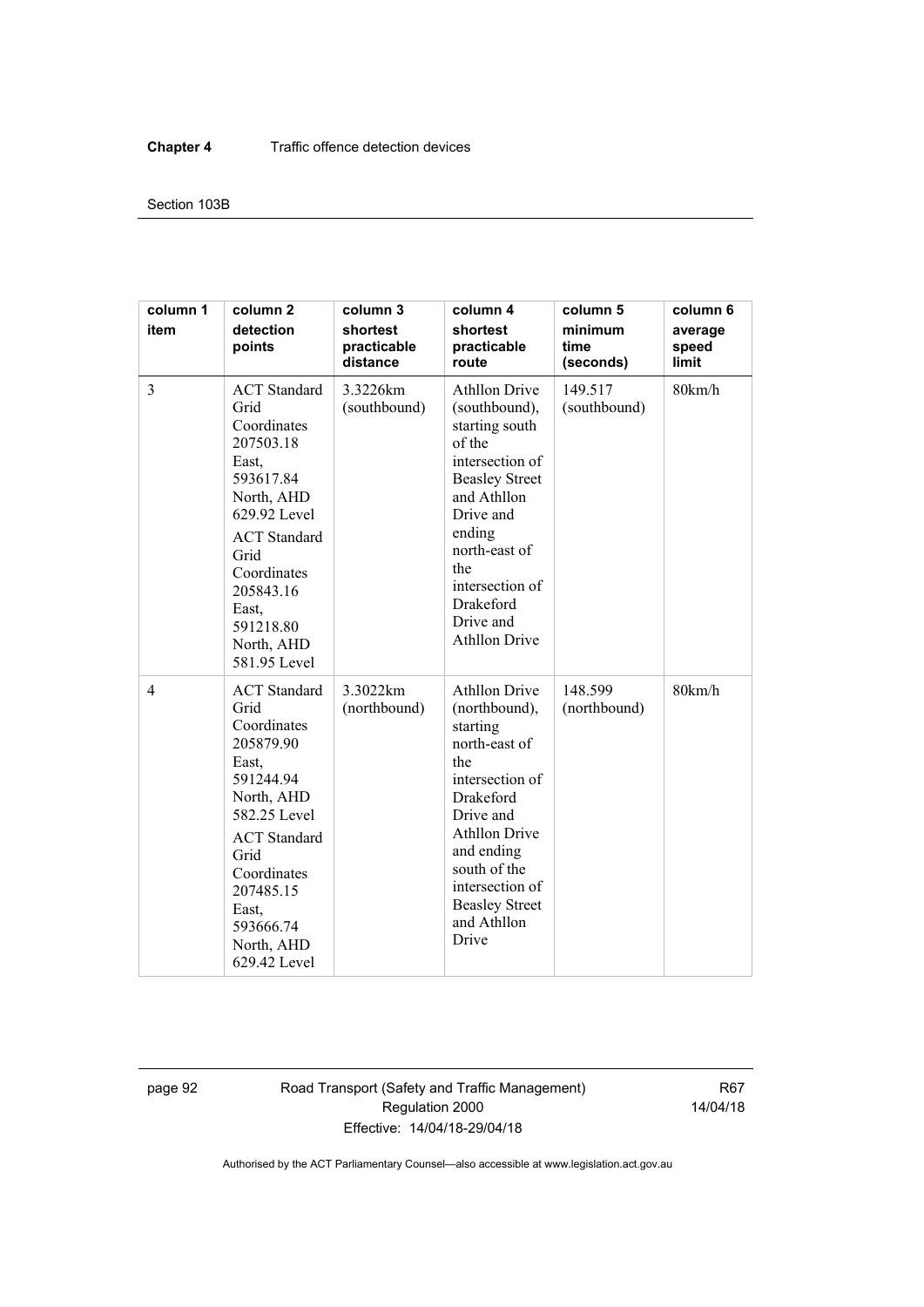| column 1 item | column 2 detection points | column 3 shortest practicable distance | column 4 shortest practicable route | column 5 minimum time (seconds) | column 6 average speed limit |
|---|---|---|---|---|---|
| 3 | ACT Standard Grid Coordinates 207503.18 East, 593617.84 North, AHD 629.92 Level<br>ACT Standard Grid Coordinates 205843.16 East, 591218.80 North, AHD 581.95 Level | 3.3226km (southbound) | Athllon Drive (southbound), starting south of the intersection of Beasley Street and Athllon Drive and ending north-east of the intersection of Drakeford Drive and Athllon Drive | 149.517 (southbound) | 80km/h |
| 4 | ACT Standard Grid Coordinates 205879.90 East, 591244.94 North, AHD 582.25 Level<br>ACT Standard Grid Coordinates 207485.15 East, 593666.74 North, AHD 629.42 Level | 3.3022km (northbound) | Athllon Drive (northbound), starting north-east of the intersection of Drakeford Drive and Athllon Drive and ending south of the intersection of Beasley Street and Athllon Drive | 148.599 (northbound) | 80km/h |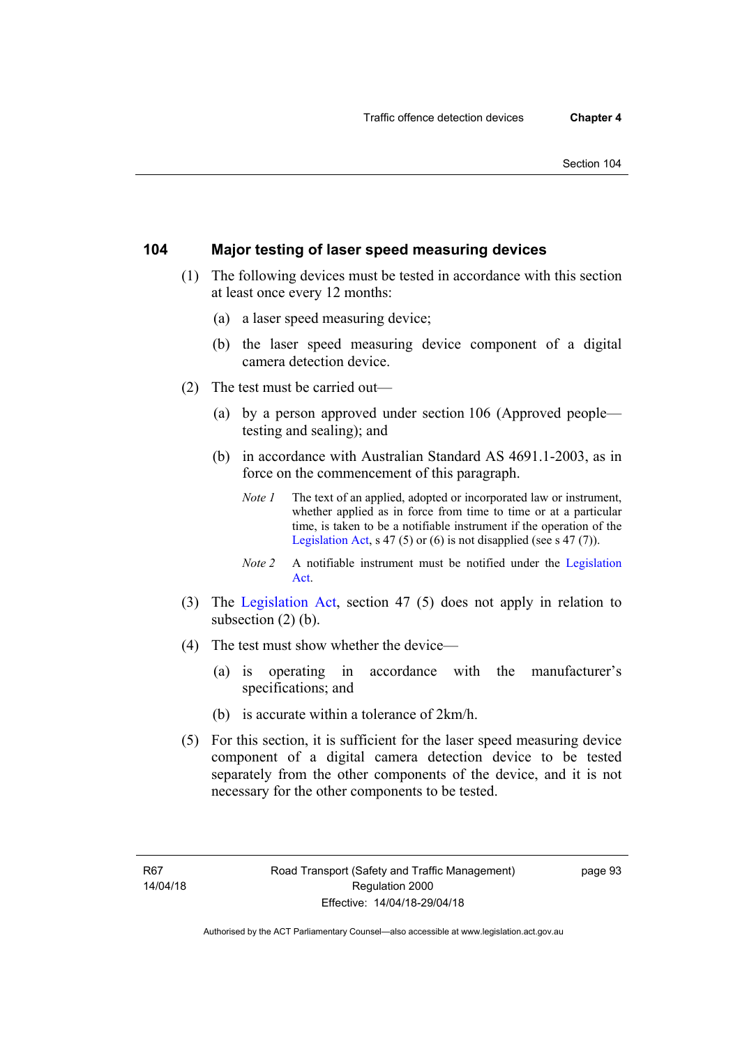## 104 Major testing of laser speed measuring devices

(1) The following devices must be tested in accordance with this section at least once every 12 months:

(a) a laser speed measuring device;

(b) the laser speed measuring device component of a digital camera detection device.

(2) The test must be carried out—

(a) by a person approved under section 106 (Approved people—testing and sealing); and

(b) in accordance with Australian Standard AS 4691.1-2003, as in force on the commencement of this paragraph.

*Note 1* The text of an applied, adopted or incorporated law or instrument, whether applied as in force from time to time or at a particular time, is taken to be a notifiable instrument if the operation of the Legislation Act, s 47 (5) or (6) is not disapplied (see s 47 (7)).

*Note 2* A notifiable instrument must be notified under the Legislation Act.

(3) The Legislation Act, section 47 (5) does not apply in relation to subsection (2) (b).

(4) The test must show whether the device—

(a) is operating in accordance with the manufacturer's specifications; and

(b) is accurate within a tolerance of 2km/h.

(5) For this section, it is sufficient for the laser speed measuring device component of a digital camera detection device to be tested separately from the other components of the device, and it is not necessary for the other components to be tested.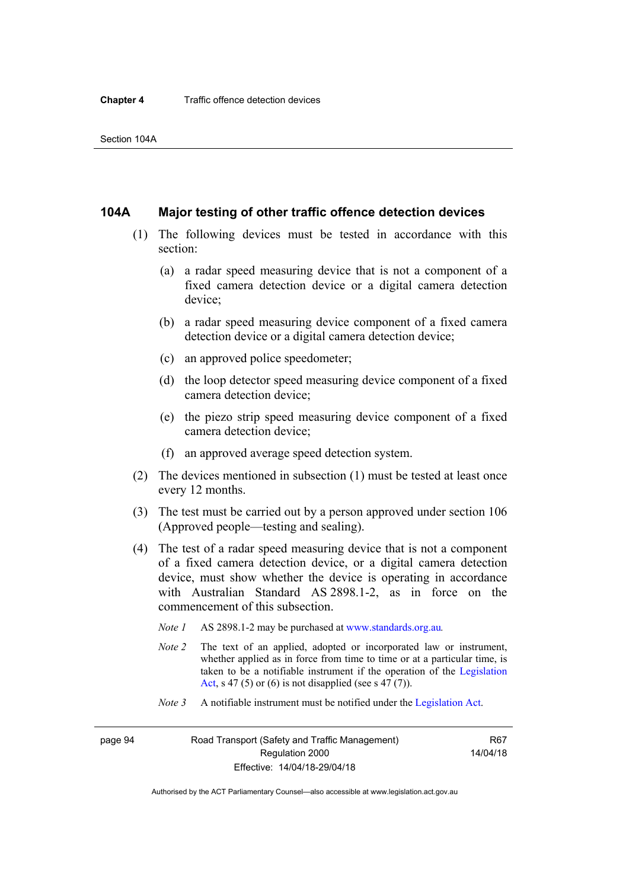### 104A Major testing of other traffic offence detection devices

(1) The following devices must be tested in accordance with this section:

(a) a radar speed measuring device that is not a component of a fixed camera detection device or a digital camera detection device;

(b) a radar speed measuring device component of a fixed camera detection device or a digital camera detection device;

(c) an approved police speedometer;

(d) the loop detector speed measuring device component of a fixed camera detection device;

(e) the piezo strip speed measuring device component of a fixed camera detection device;

(f) an approved average speed detection system.

(2) The devices mentioned in subsection (1) must be tested at least once every 12 months.

(3) The test must be carried out by a person approved under section 106 (Approved people—testing and sealing).

(4) The test of a radar speed measuring device that is not a component of a fixed camera detection device, or a digital camera detection device, must show whether the device is operating in accordance with Australian Standard AS 2898.1-2, as in force on the commencement of this subsection.

*Note 1* AS 2898.1-2 may be purchased at www.standards.org.au.

*Note 2* The text of an applied, adopted or incorporated law or instrument, whether applied as in force from time to time or at a particular time, is taken to be a notifiable instrument if the operation of the Legislation Act, s 47 (5) or (6) is not disapplied (see s 47 (7)).

*Note 3* A notifiable instrument must be notified under the Legislation Act.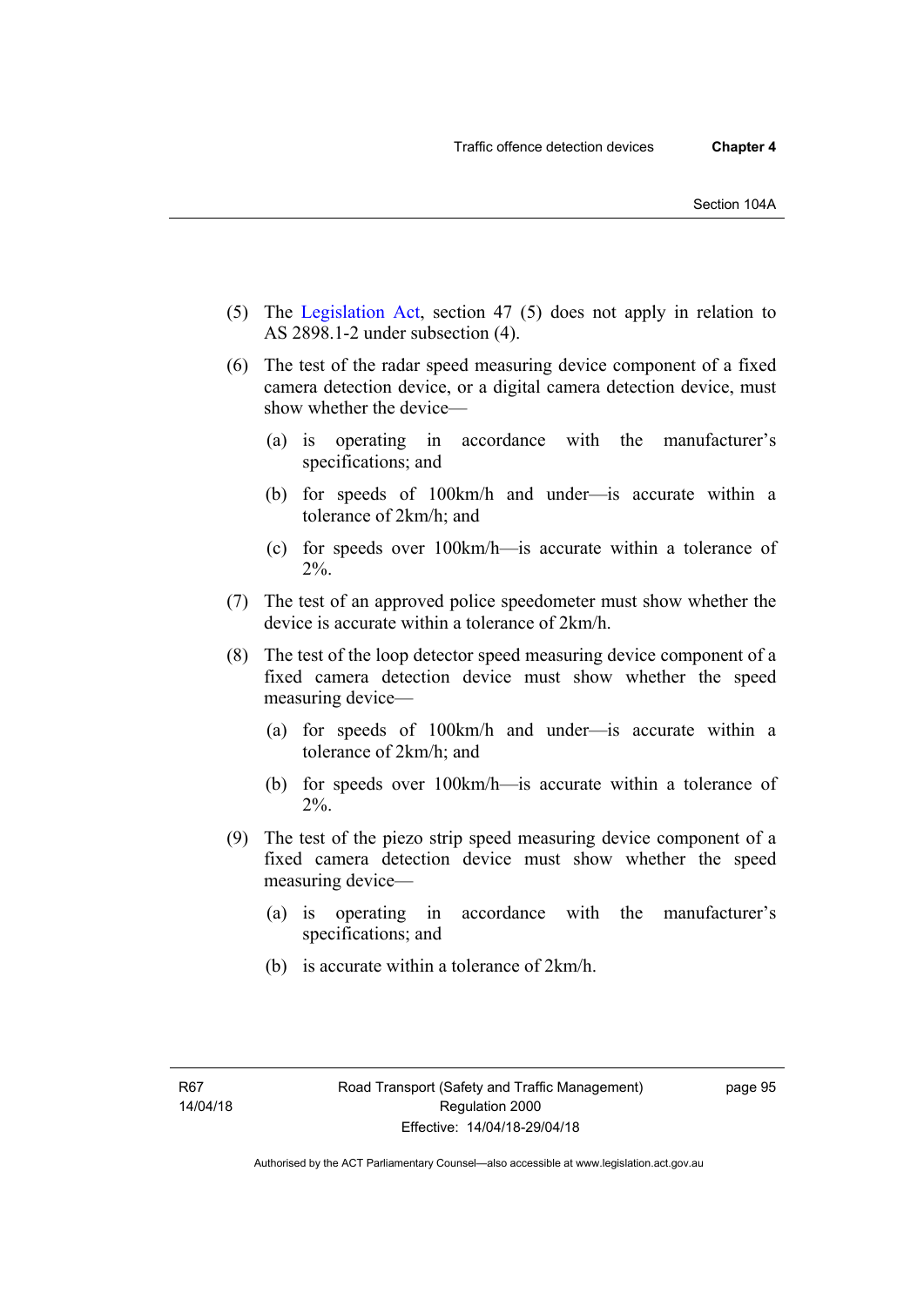(5) The Legislation Act, section 47 (5) does not apply in relation to AS 2898.1-2 under subsection (4).

(6) The test of the radar speed measuring device component of a fixed camera detection device, or a digital camera detection device, must show whether the device—

(a) is operating in accordance with the manufacturer's specifications; and

(b) for speeds of 100km/h and under—is accurate within a tolerance of 2km/h; and

(c) for speeds over 100km/h—is accurate within a tolerance of 2%.

(7) The test of an approved police speedometer must show whether the device is accurate within a tolerance of 2km/h.

(8) The test of the loop detector speed measuring device component of a fixed camera detection device must show whether the speed measuring device—

(a) for speeds of 100km/h and under—is accurate within a tolerance of 2km/h; and

(b) for speeds over 100km/h—is accurate within a tolerance of 2%.

(9) The test of the piezo strip speed measuring device component of a fixed camera detection device must show whether the speed measuring device—

(a) is operating in accordance with the manufacturer's specifications; and

(b) is accurate within a tolerance of 2km/h.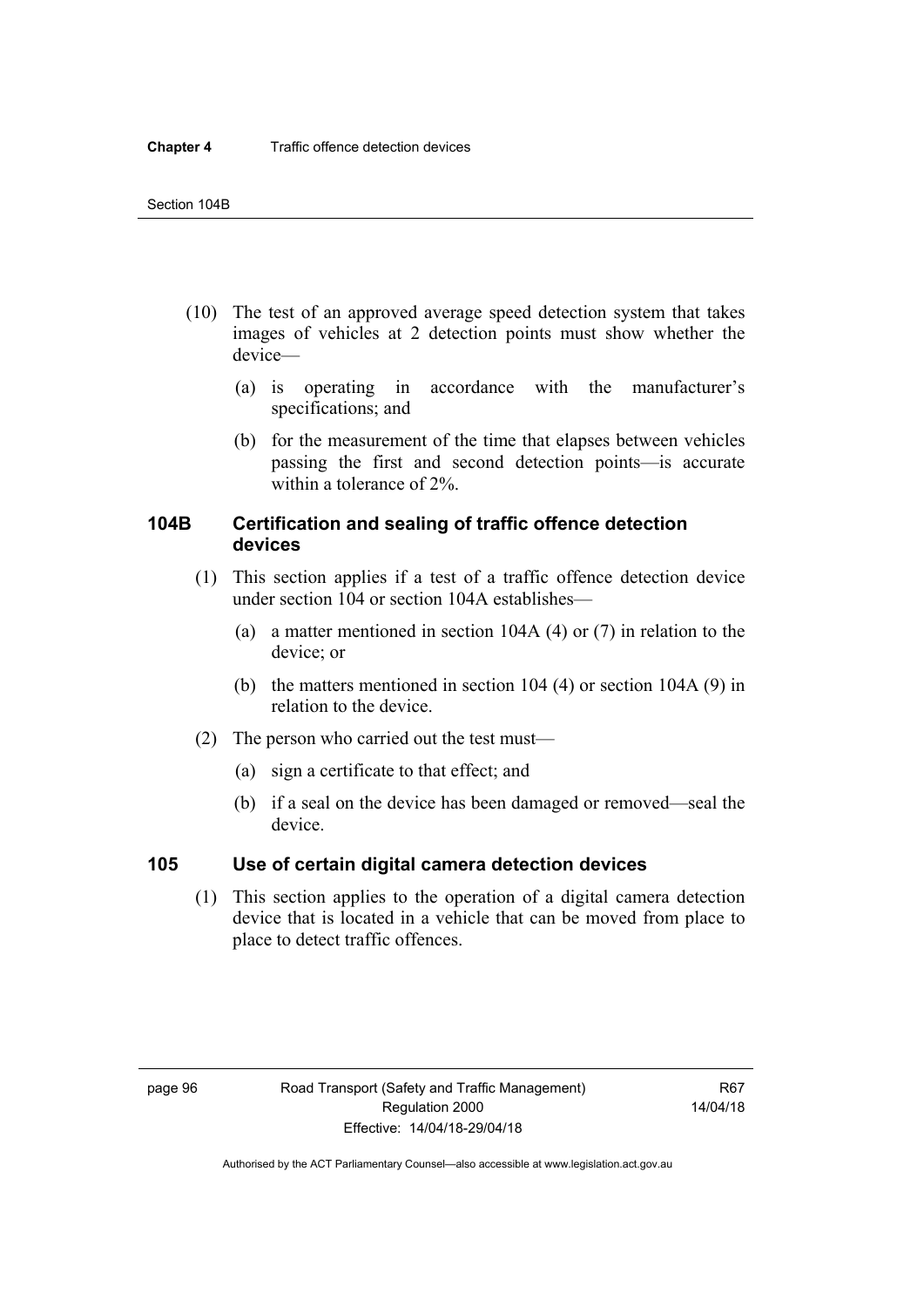(10) The test of an approved average speed detection system that takes images of vehicles at 2 detection points must show whether the device—

(a) is operating in accordance with the manufacturer's specifications; and

(b) for the measurement of the time that elapses between vehicles passing the first and second detection points—is accurate within a tolerance of 2%.

### 104B Certification and sealing of traffic offence detection devices

(1) This section applies if a test of a traffic offence detection device under section 104 or section 104A establishes—

(a) a matter mentioned in section 104A (4) or (7) in relation to the device; or

(b) the matters mentioned in section 104 (4) or section 104A (9) in relation to the device.

(2) The person who carried out the test must—

(a) sign a certificate to that effect; and

(b) if a seal on the device has been damaged or removed—seal the device.

### 105 Use of certain digital camera detection devices

(1) This section applies to the operation of a digital camera detection device that is located in a vehicle that can be moved from place to place to detect traffic offences.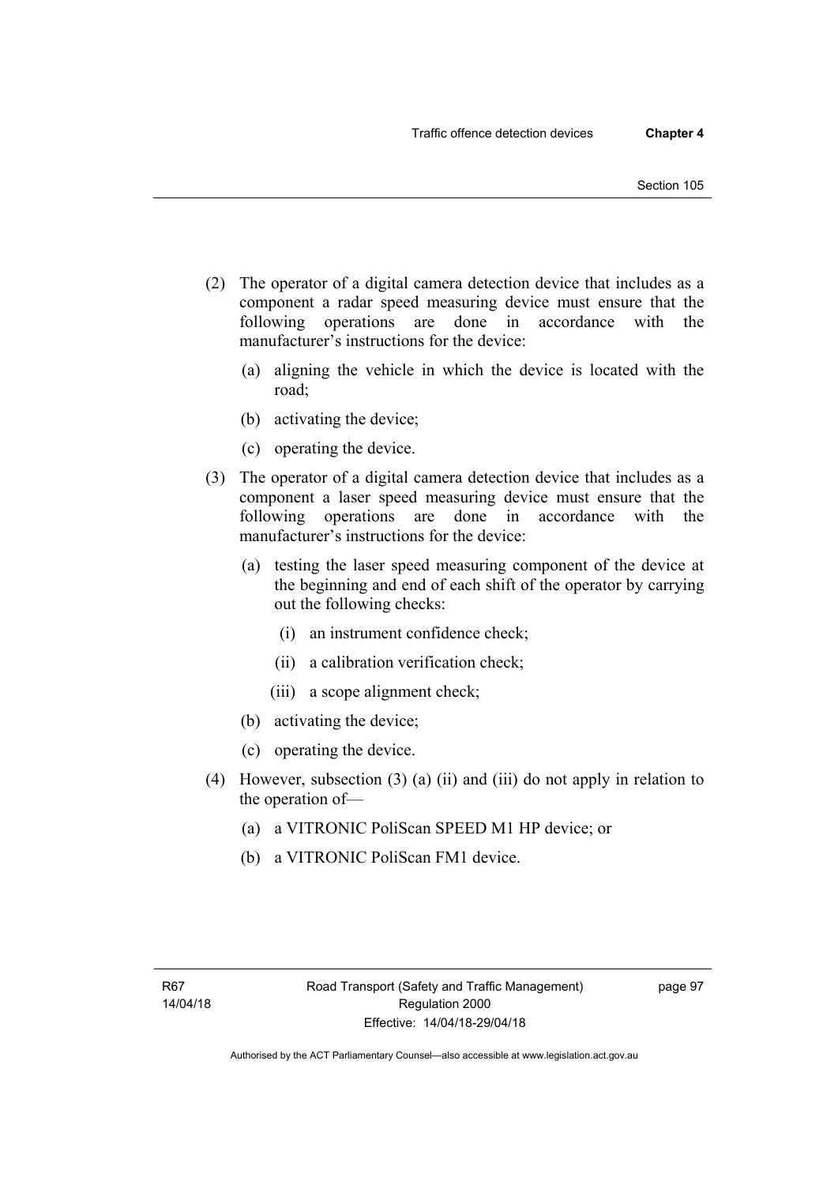(2) The operator of a digital camera detection device that includes as a component a radar speed measuring device must ensure that the following operations are done in accordance with the manufacturer's instructions for the device:

(a) aligning the vehicle in which the device is located with the road;

(b) activating the device;

(c) operating the device.

(3) The operator of a digital camera detection device that includes as a component a laser speed measuring device must ensure that the following operations are done in accordance with the manufacturer's instructions for the device:

(a) testing the laser speed measuring component of the device at the beginning and end of each shift of the operator by carrying out the following checks:

(i) an instrument confidence check;

(ii) a calibration verification check;

(iii) a scope alignment check;

(b) activating the device;

(c) operating the device.

(4) However, subsection (3) (a) (ii) and (iii) do not apply in relation to the operation of—

(a) a VITRONIC PoliScan SPEED M1 HP device; or

(b) a VITRONIC PoliScan FM1 device.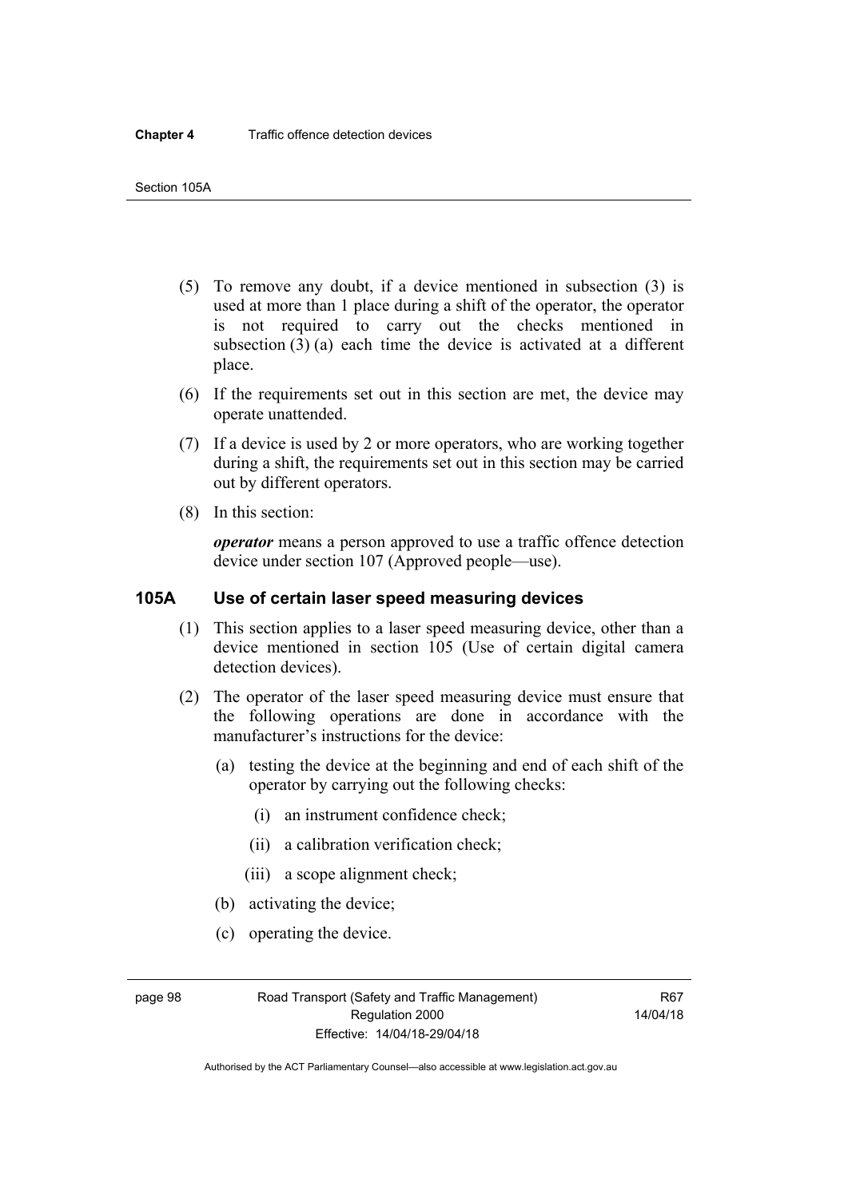(5) To remove any doubt, if a device mentioned in subsection (3) is used at more than 1 place during a shift of the operator, the operator is not required to carry out the checks mentioned in subsection (3) (a) each time the device is activated at a different place.

(6) If the requirements set out in this section are met, the device may operate unattended.

(7) If a device is used by 2 or more operators, who are working together during a shift, the requirements set out in this section may be carried out by different operators.

(8) In this section:

***operator*** means a person approved to use a traffic offence detection device under section 107 (Approved people—use).

## 105A Use of certain laser speed measuring devices

(1) This section applies to a laser speed measuring device, other than a device mentioned in section 105 (Use of certain digital camera detection devices).

(2) The operator of the laser speed measuring device must ensure that the following operations are done in accordance with the manufacturer's instructions for the device:

(a) testing the device at the beginning and end of each shift of the operator by carrying out the following checks:

(i) an instrument confidence check;

(ii) a calibration verification check;

(iii) a scope alignment check;

(b) activating the device;

(c) operating the device.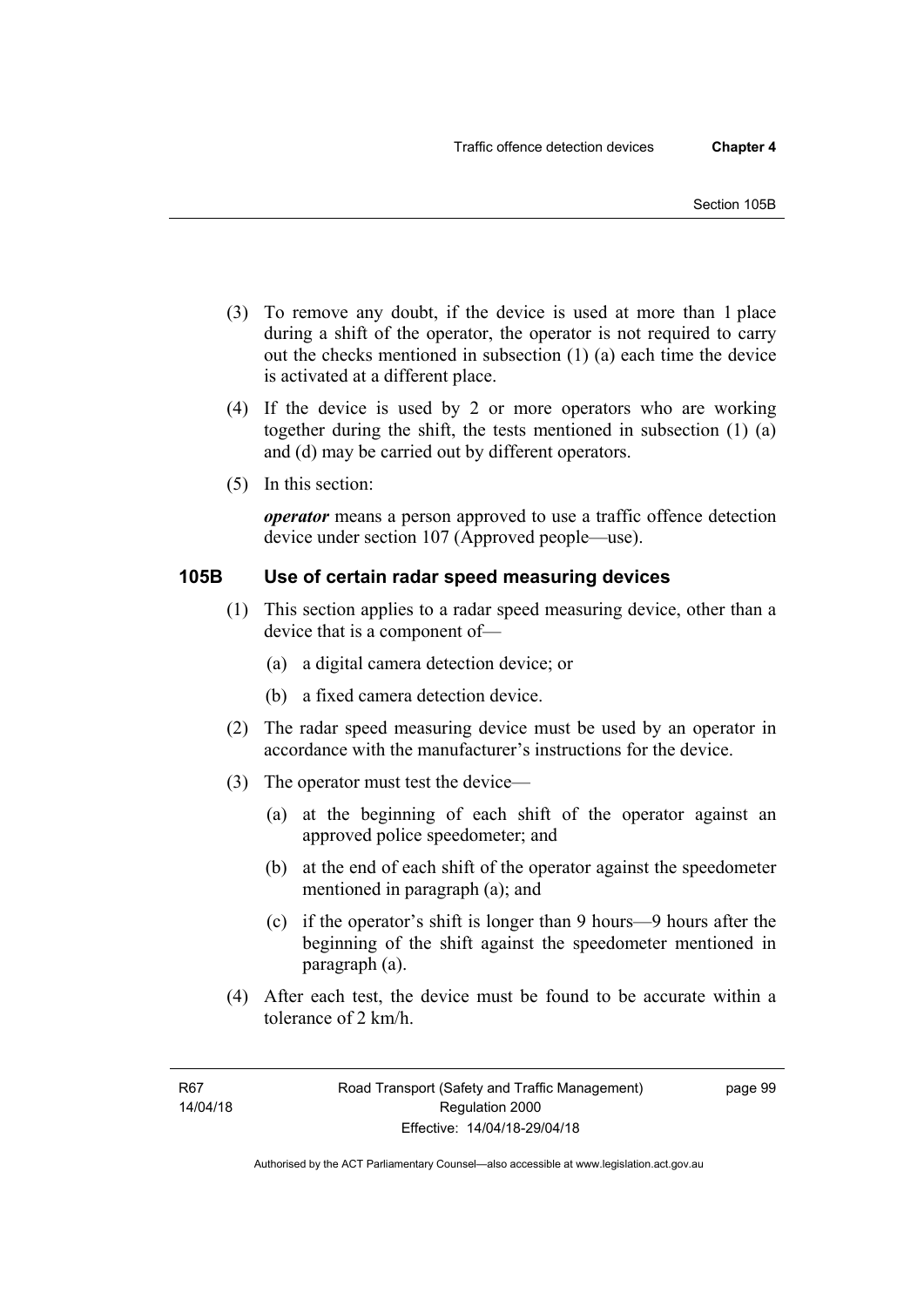(3) To remove any doubt, if the device is used at more than 1 place during a shift of the operator, the operator is not required to carry out the checks mentioned in subsection (1) (a) each time the device is activated at a different place.

(4) If the device is used by 2 or more operators who are working together during the shift, the tests mentioned in subsection (1) (a) and (d) may be carried out by different operators.

(5) In this section:

***operator*** means a person approved to use a traffic offence detection device under section 107 (Approved people—use).

## 105B Use of certain radar speed measuring devices

(1) This section applies to a radar speed measuring device, other than a device that is a component of—

(a) a digital camera detection device; or

(b) a fixed camera detection device.

(2) The radar speed measuring device must be used by an operator in accordance with the manufacturer's instructions for the device.

(3) The operator must test the device—

(a) at the beginning of each shift of the operator against an approved police speedometer; and

(b) at the end of each shift of the operator against the speedometer mentioned in paragraph (a); and

(c) if the operator's shift is longer than 9 hours—9 hours after the beginning of the shift against the speedometer mentioned in paragraph (a).

(4) After each test, the device must be found to be accurate within a tolerance of 2 km/h.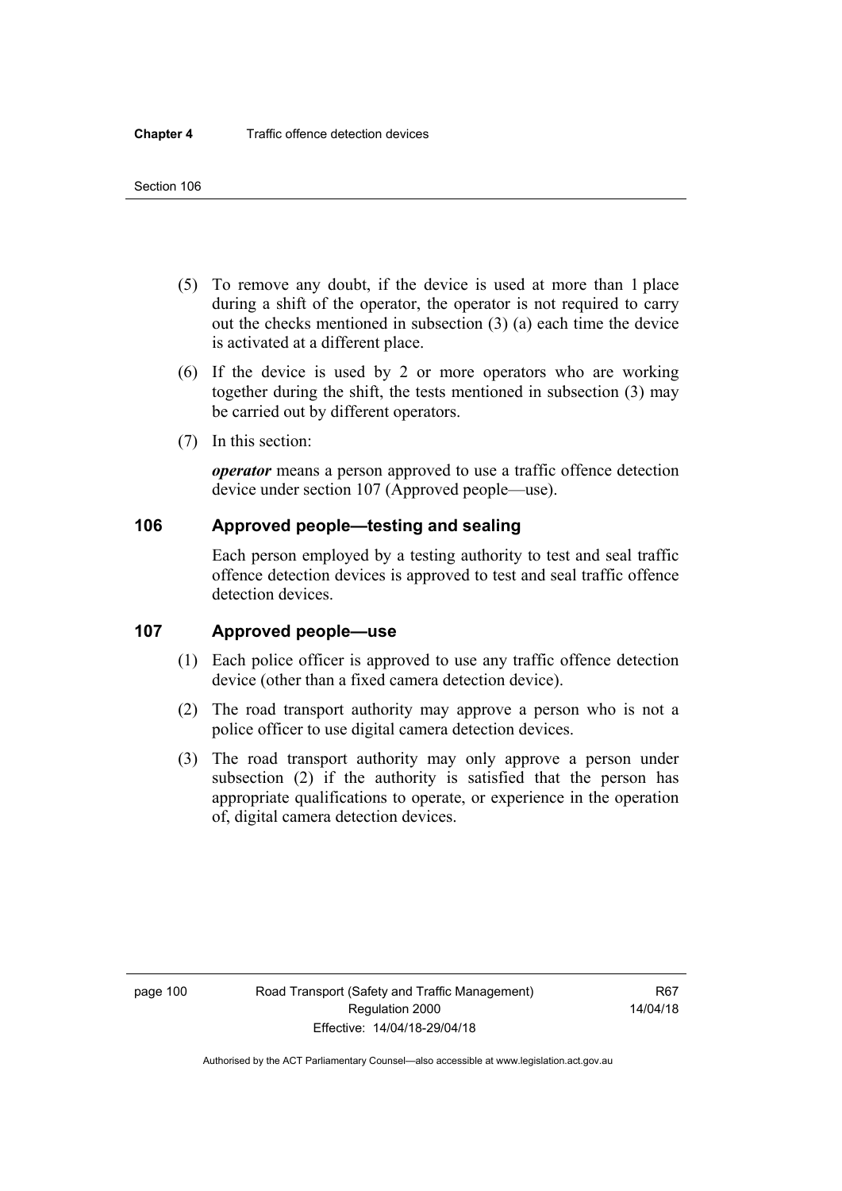(5) To remove any doubt, if the device is used at more than 1 place during a shift of the operator, the operator is not required to carry out the checks mentioned in subsection (3) (a) each time the device is activated at a different place.

(6) If the device is used by 2 or more operators who are working together during the shift, the tests mentioned in subsection (3) may be carried out by different operators.

(7) In this section:

***operator*** means a person approved to use a traffic offence detection device under section 107 (Approved people—use).

## 106 Approved people—testing and sealing

Each person employed by a testing authority to test and seal traffic offence detection devices is approved to test and seal traffic offence detection devices.

## 107 Approved people—use

(1) Each police officer is approved to use any traffic offence detection device (other than a fixed camera detection device).

(2) The road transport authority may approve a person who is not a police officer to use digital camera detection devices.

(3) The road transport authority may only approve a person under subsection (2) if the authority is satisfied that the person has appropriate qualifications to operate, or experience in the operation of, digital camera detection devices.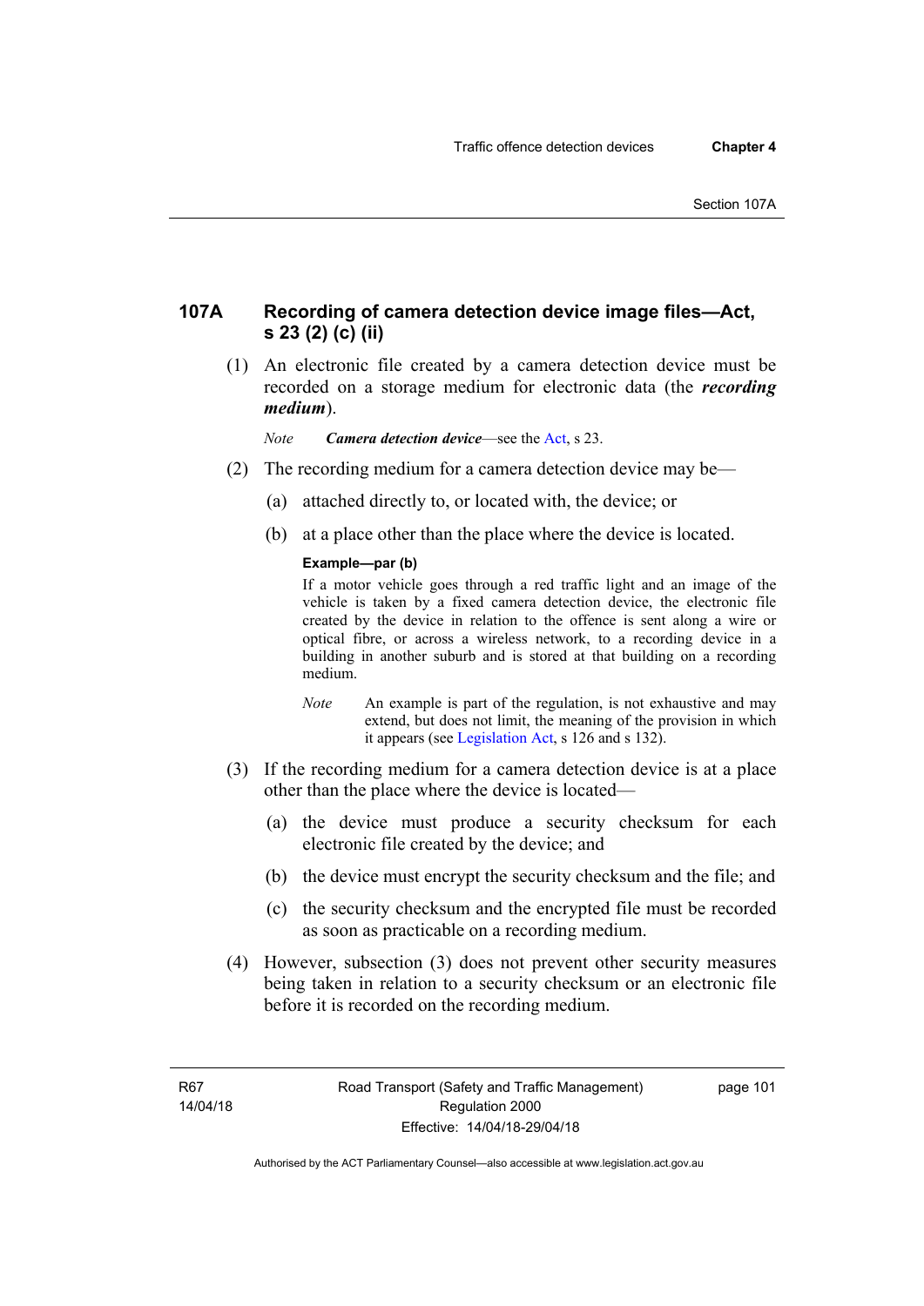## 107A Recording of camera detection device image files—Act, s 23 (2) (c) (ii)

(1) An electronic file created by a camera detection device must be recorded on a storage medium for electronic data (the ***recording medium***).

*Note* ***Camera detection device***—see the Act, s 23.

(2) The recording medium for a camera detection device may be—

(a) attached directly to, or located with, the device; or

(b) at a place other than the place where the device is located.

**Example—par (b)**

If a motor vehicle goes through a red traffic light and an image of the vehicle is taken by a fixed camera detection device, the electronic file created by the device in relation to the offence is sent along a wire or optical fibre, or across a wireless network, to a recording device in a building in another suburb and is stored at that building on a recording medium.

*Note* An example is part of the regulation, is not exhaustive and may extend, but does not limit, the meaning of the provision in which it appears (see Legislation Act, s 126 and s 132).

(3) If the recording medium for a camera detection device is at a place other than the place where the device is located—

(a) the device must produce a security checksum for each electronic file created by the device; and

(b) the device must encrypt the security checksum and the file; and

(c) the security checksum and the encrypted file must be recorded as soon as practicable on a recording medium.

(4) However, subsection (3) does not prevent other security measures being taken in relation to a security checksum or an electronic file before it is recorded on the recording medium.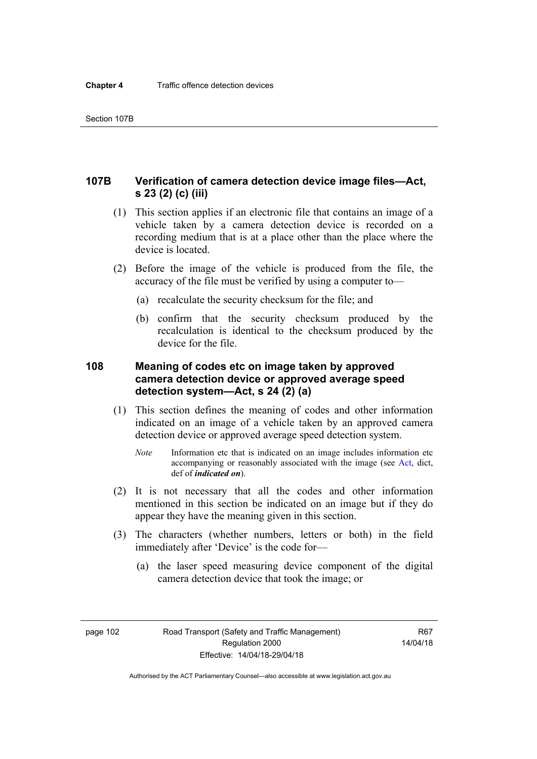## 107B Verification of camera detection device image files—Act, s 23 (2) (c) (iii)

(1) This section applies if an electronic file that contains an image of a vehicle taken by a camera detection device is recorded on a recording medium that is at a place other than the place where the device is located.

(2) Before the image of the vehicle is produced from the file, the accuracy of the file must be verified by using a computer to—

(a) recalculate the security checksum for the file; and

(b) confirm that the security checksum produced by the recalculation is identical to the checksum produced by the device for the file.

## 108 Meaning of codes etc on image taken by approved camera detection device or approved average speed detection system—Act, s 24 (2) (a)

(1) This section defines the meaning of codes and other information indicated on an image of a vehicle taken by an approved camera detection device or approved average speed detection system.

*Note* Information etc that is indicated on an image includes information etc accompanying or reasonably associated with the image (see Act, dict, def of ***indicated on***).

(2) It is not necessary that all the codes and other information mentioned in this section be indicated on an image but if they do appear they have the meaning given in this section.

(3) The characters (whether numbers, letters or both) in the field immediately after 'Device' is the code for—

(a) the laser speed measuring device component of the digital camera detection device that took the image; or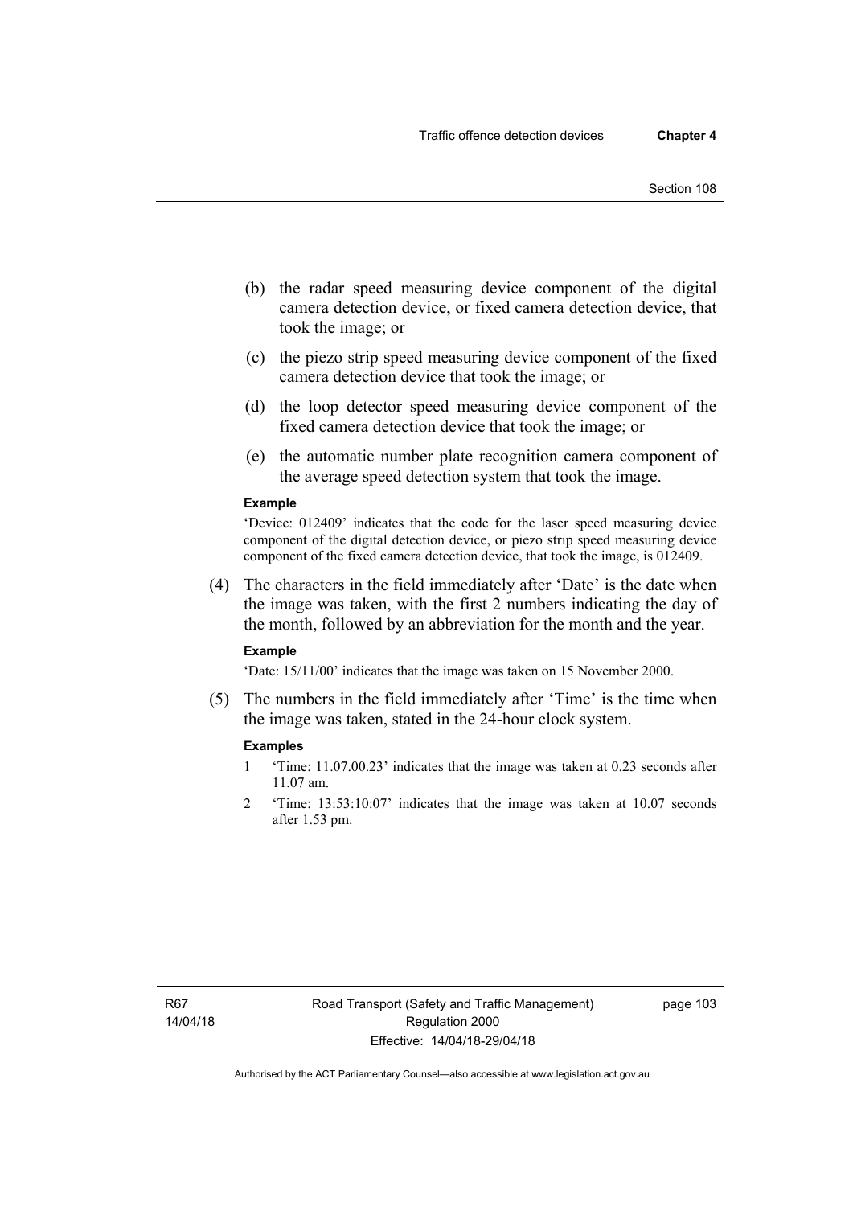(b) the radar speed measuring device component of the digital camera detection device, or fixed camera detection device, that took the image; or

(c) the piezo strip speed measuring device component of the fixed camera detection device that took the image; or

(d) the loop detector speed measuring device component of the fixed camera detection device that took the image; or

(e) the automatic number plate recognition camera component of the average speed detection system that took the image.

**Example**

'Device: 012409' indicates that the code for the laser speed measuring device component of the digital detection device, or piezo strip speed measuring device component of the fixed camera detection device, that took the image, is 012409.

(4) The characters in the field immediately after 'Date' is the date when the image was taken, with the first 2 numbers indicating the day of the month, followed by an abbreviation for the month and the year.

**Example**

'Date: 15/11/00' indicates that the image was taken on 15 November 2000.

(5) The numbers in the field immediately after 'Time' is the time when the image was taken, stated in the 24-hour clock system.

**Examples**

1 'Time: 11.07.00.23' indicates that the image was taken at 0.23 seconds after 11.07 am.

2 'Time: 13:53:10:07' indicates that the image was taken at 10.07 seconds after 1.53 pm.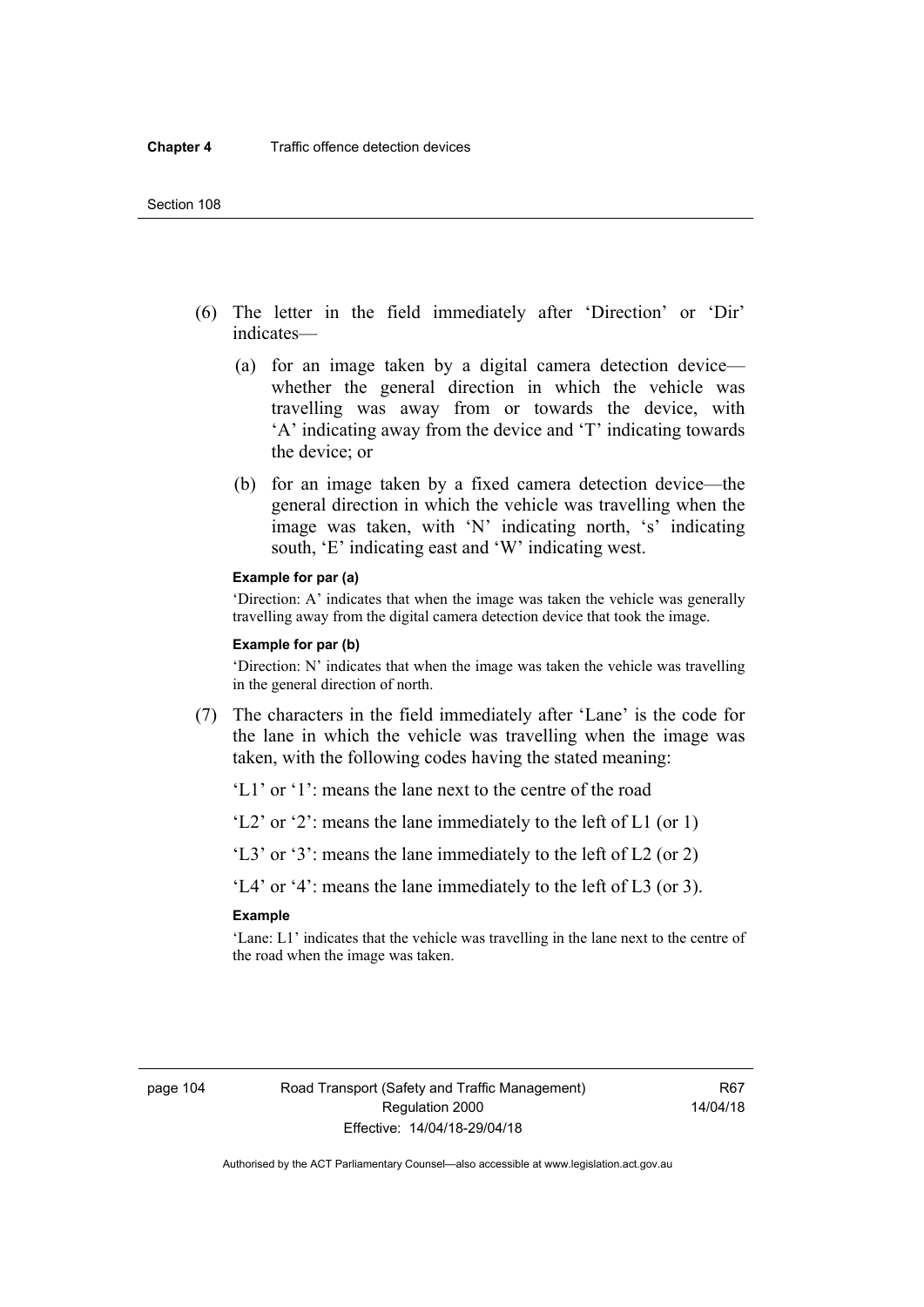(6) The letter in the field immediately after 'Direction' or 'Dir' indicates—

(a) for an image taken by a digital camera detection device—whether the general direction in which the vehicle was travelling was away from or towards the device, with 'A' indicating away from the device and 'T' indicating towards the device; or

(b) for an image taken by a fixed camera detection device—the general direction in which the vehicle was travelling when the image was taken, with 'N' indicating north, 's' indicating south, 'E' indicating east and 'W' indicating west.

**Example for par (a)**

'Direction: A' indicates that when the image was taken the vehicle was generally travelling away from the digital camera detection device that took the image.

**Example for par (b)**

'Direction: N' indicates that when the image was taken the vehicle was travelling in the general direction of north.

(7) The characters in the field immediately after 'Lane' is the code for the lane in which the vehicle was travelling when the image was taken, with the following codes having the stated meaning:

'L1' or '1': means the lane next to the centre of the road

'L2' or '2': means the lane immediately to the left of L1 (or 1)

'L3' or '3': means the lane immediately to the left of L2 (or 2)

'L4' or '4': means the lane immediately to the left of L3 (or 3).

**Example**

'Lane: L1' indicates that the vehicle was travelling in the lane next to the centre of the road when the image was taken.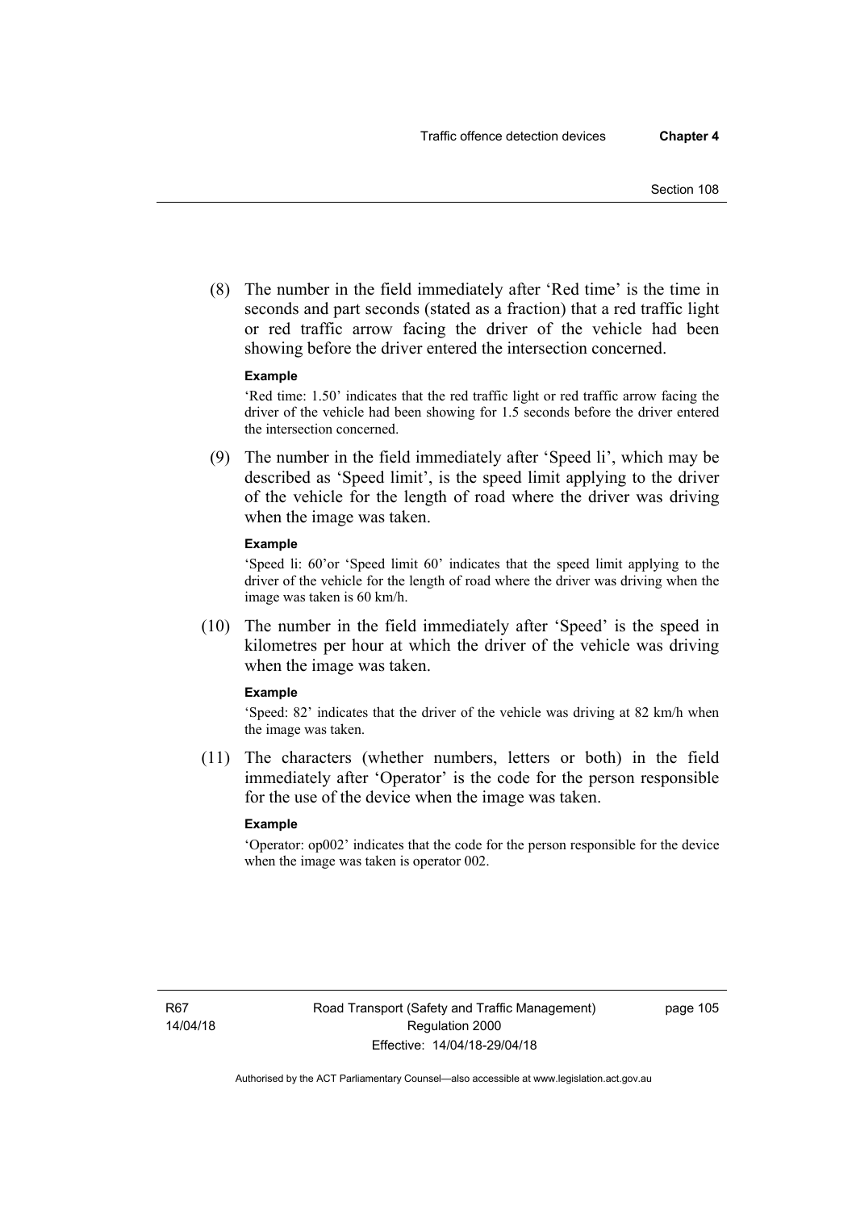(8) The number in the field immediately after 'Red time' is the time in seconds and part seconds (stated as a fraction) that a red traffic light or red traffic arrow facing the driver of the vehicle had been showing before the driver entered the intersection concerned.

**Example**

'Red time: 1.50' indicates that the red traffic light or red traffic arrow facing the driver of the vehicle had been showing for 1.5 seconds before the driver entered the intersection concerned.

(9) The number in the field immediately after 'Speed li', which may be described as 'Speed limit', is the speed limit applying to the driver of the vehicle for the length of road where the driver was driving when the image was taken.

**Example**

'Speed li: 60'or 'Speed limit 60' indicates that the speed limit applying to the driver of the vehicle for the length of road where the driver was driving when the image was taken is 60 km/h.

(10) The number in the field immediately after 'Speed' is the speed in kilometres per hour at which the driver of the vehicle was driving when the image was taken.

**Example**

'Speed: 82' indicates that the driver of the vehicle was driving at 82 km/h when the image was taken.

(11) The characters (whether numbers, letters or both) in the field immediately after 'Operator' is the code for the person responsible for the use of the device when the image was taken.

**Example**

'Operator: op002' indicates that the code for the person responsible for the device when the image was taken is operator 002.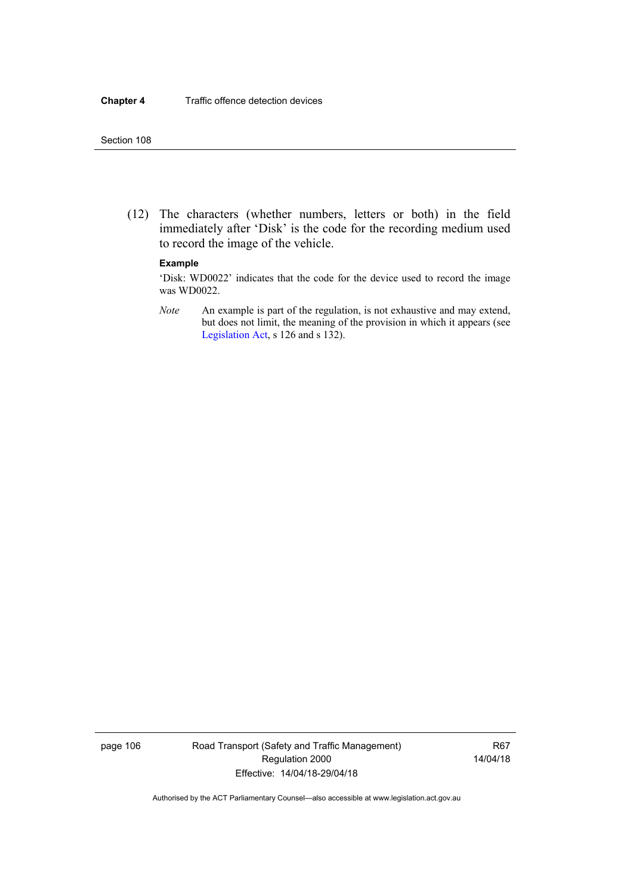(12) The characters (whether numbers, letters or both) in the field immediately after 'Disk' is the code for the recording medium used to record the image of the vehicle.

**Example**

'Disk: WD0022' indicates that the code for the device used to record the image was WD0022.

*Note* An example is part of the regulation, is not exhaustive and may extend, but does not limit, the meaning of the provision in which it appears (see Legislation Act, s 126 and s 132).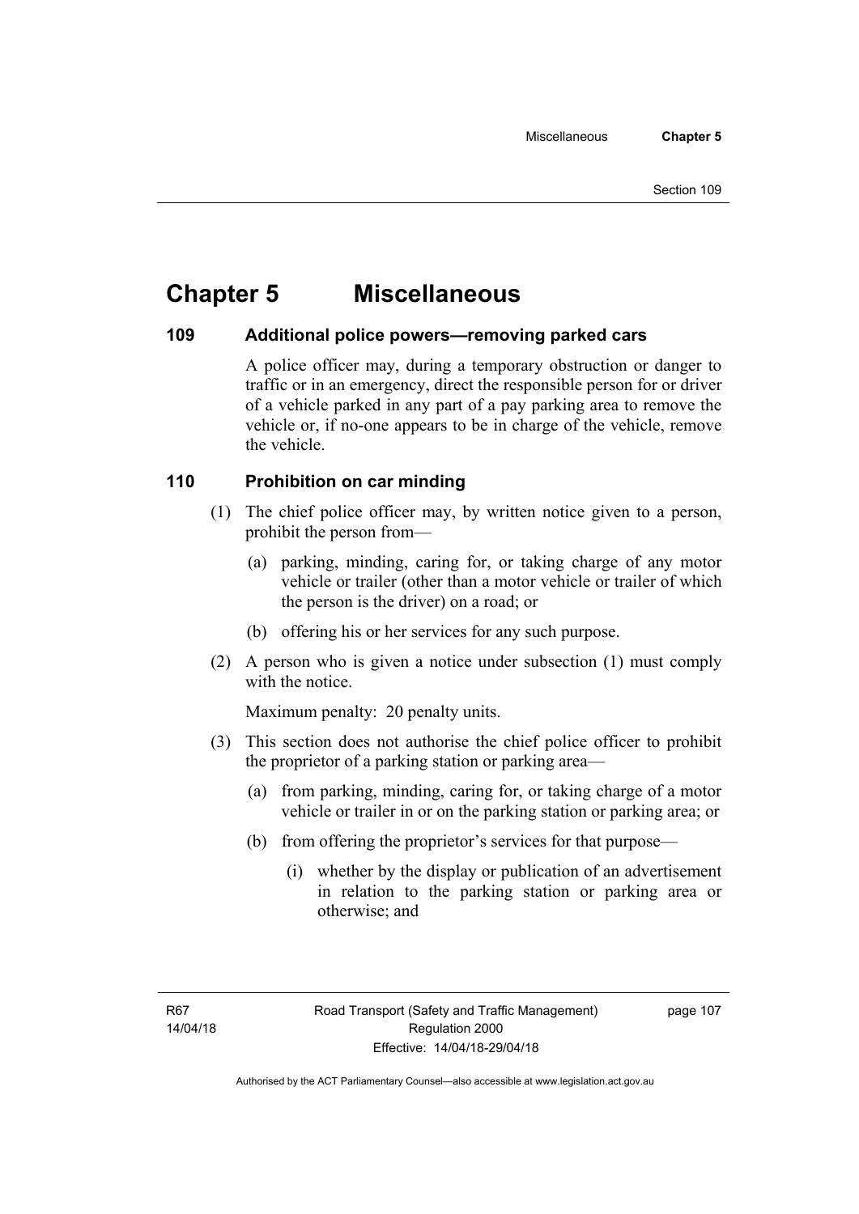# Chapter 5 Miscellaneous

## 109 Additional police powers—removing parked cars

A police officer may, during a temporary obstruction or danger to traffic or in an emergency, direct the responsible person for or driver of a vehicle parked in any part of a pay parking area to remove the vehicle or, if no-one appears to be in charge of the vehicle, remove the vehicle.

## 110 Prohibition on car minding

(1) The chief police officer may, by written notice given to a person, prohibit the person from—

(a) parking, minding, caring for, or taking charge of any motor vehicle or trailer (other than a motor vehicle or trailer of which the person is the driver) on a road; or

(b) offering his or her services for any such purpose.

(2) A person who is given a notice under subsection (1) must comply with the notice.

Maximum penalty: 20 penalty units.

(3) This section does not authorise the chief police officer to prohibit the proprietor of a parking station or parking area—

(a) from parking, minding, caring for, or taking charge of a motor vehicle or trailer in or on the parking station or parking area; or

(b) from offering the proprietor's services for that purpose—

(i) whether by the display or publication of an advertisement in relation to the parking station or parking area or otherwise; and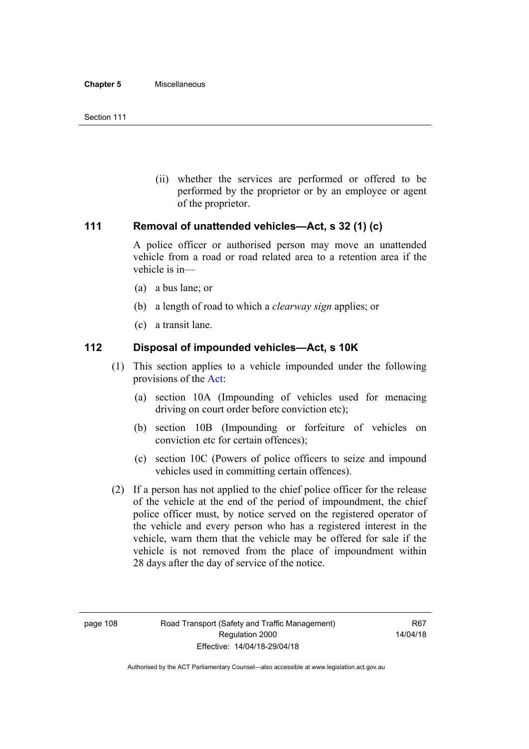(ii) whether the services are performed or offered to be performed by the proprietor or by an employee or agent of the proprietor.

## 111 Removal of unattended vehicles—Act, s 32 (1) (c)

A police officer or authorised person may move an unattended vehicle from a road or road related area to a retention area if the vehicle is in—

(a) a bus lane; or

(b) a length of road to which a *clearway sign* applies; or

(c) a transit lane.

## 112 Disposal of impounded vehicles—Act, s 10K

(1) This section applies to a vehicle impounded under the following provisions of the Act:

(a) section 10A (Impounding of vehicles used for menacing driving on court order before conviction etc);

(b) section 10B (Impounding or forfeiture of vehicles on conviction etc for certain offences);

(c) section 10C (Powers of police officers to seize and impound vehicles used in committing certain offences).

(2) If a person has not applied to the chief police officer for the release of the vehicle at the end of the period of impoundment, the chief police officer must, by notice served on the registered operator of the vehicle and every person who has a registered interest in the vehicle, warn them that the vehicle may be offered for sale if the vehicle is not removed from the place of impoundment within 28 days after the day of service of the notice.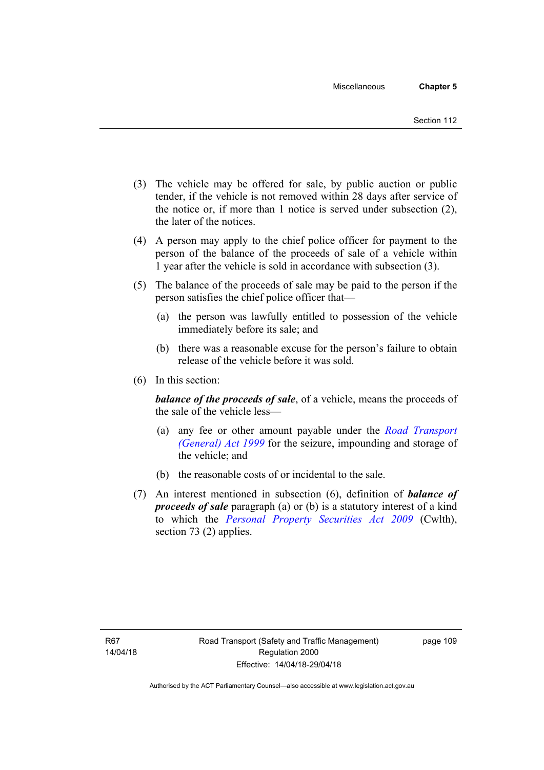(3) The vehicle may be offered for sale, by public auction or public tender, if the vehicle is not removed within 28 days after service of the notice or, if more than 1 notice is served under subsection (2), the later of the notices.

(4) A person may apply to the chief police officer for payment to the person of the balance of the proceeds of sale of a vehicle within 1 year after the vehicle is sold in accordance with subsection (3).

(5) The balance of the proceeds of sale may be paid to the person if the person satisfies the chief police officer that—

(a) the person was lawfully entitled to possession of the vehicle immediately before its sale; and

(b) there was a reasonable excuse for the person's failure to obtain release of the vehicle before it was sold.

(6) In this section:

***balance of the proceeds of sale***, of a vehicle, means the proceeds of the sale of the vehicle less—

(a) any fee or other amount payable under the *Road Transport (General) Act 1999* for the seizure, impounding and storage of the vehicle; and

(b) the reasonable costs of or incidental to the sale.

(7) An interest mentioned in subsection (6), definition of ***balance of proceeds of sale*** paragraph (a) or (b) is a statutory interest of a kind to which the *Personal Property Securities Act 2009* (Cwlth), section 73 (2) applies.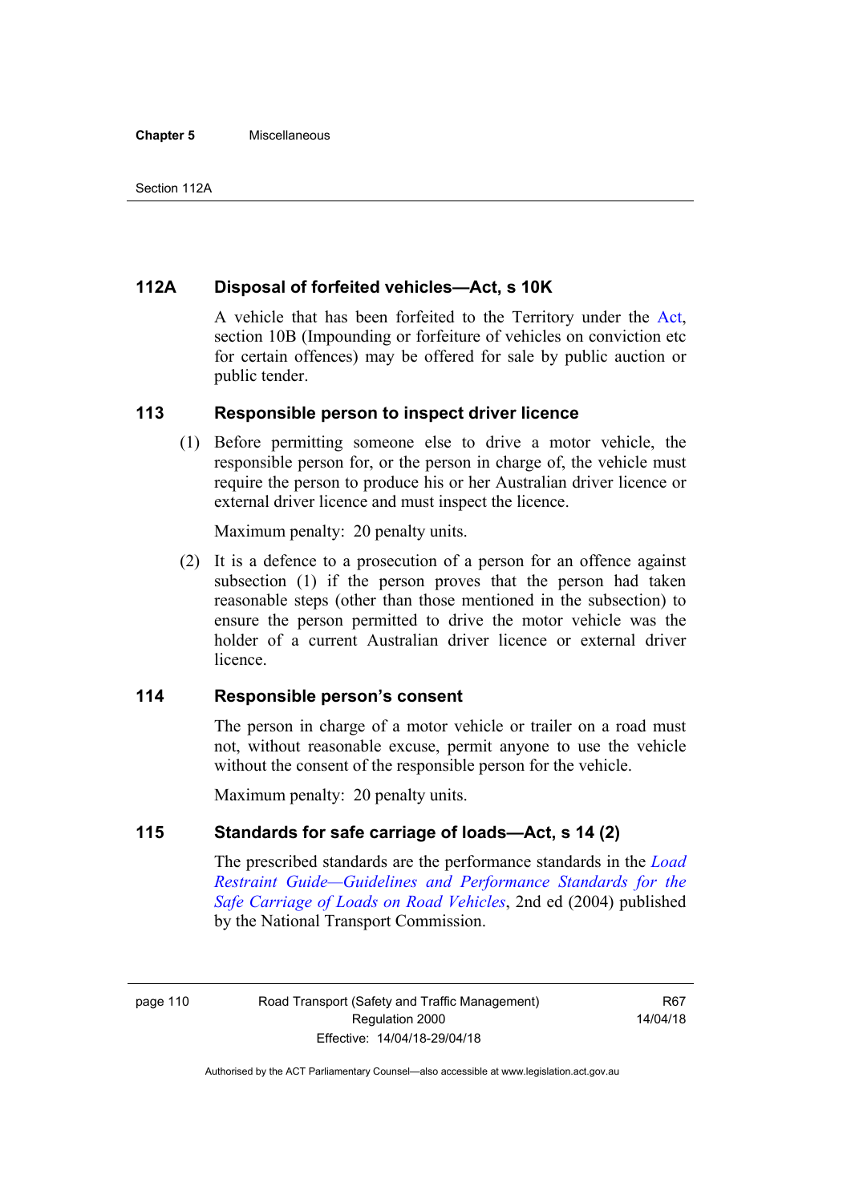### 112A Disposal of forfeited vehicles—Act, s 10K

A vehicle that has been forfeited to the Territory under the Act, section 10B (Impounding or forfeiture of vehicles on conviction etc for certain offences) may be offered for sale by public auction or public tender.

### 113 Responsible person to inspect driver licence

(1) Before permitting someone else to drive a motor vehicle, the responsible person for, or the person in charge of, the vehicle must require the person to produce his or her Australian driver licence or external driver licence and must inspect the licence.

Maximum penalty: 20 penalty units.

(2) It is a defence to a prosecution of a person for an offence against subsection (1) if the person proves that the person had taken reasonable steps (other than those mentioned in the subsection) to ensure the person permitted to drive the motor vehicle was the holder of a current Australian driver licence or external driver licence.

### 114 Responsible person's consent

The person in charge of a motor vehicle or trailer on a road must not, without reasonable excuse, permit anyone to use the vehicle without the consent of the responsible person for the vehicle.

Maximum penalty: 20 penalty units.

### 115 Standards for safe carriage of loads—Act, s 14 (2)

The prescribed standards are the performance standards in the *Load Restraint Guide—Guidelines and Performance Standards for the Safe Carriage of Loads on Road Vehicles*, 2nd ed (2004) published by the National Transport Commission.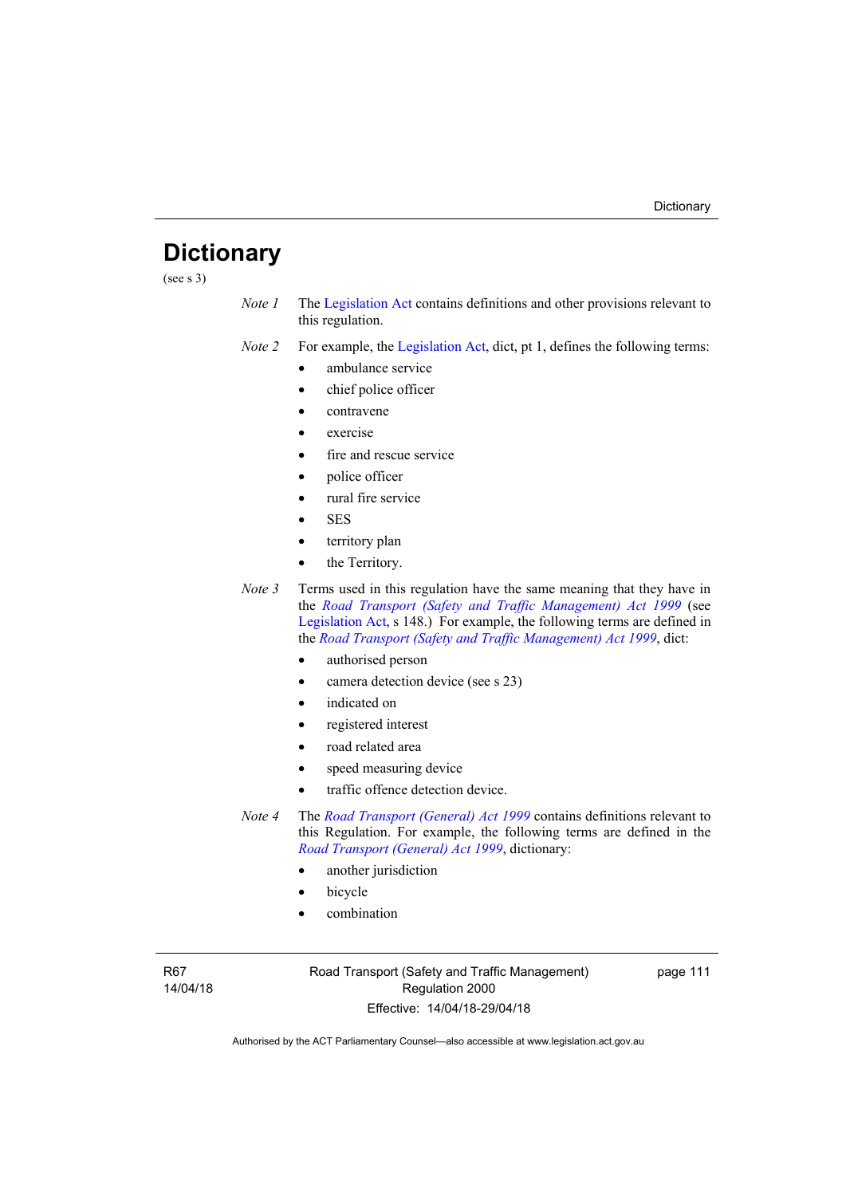# Dictionary

(see s 3)

*Note 1* The Legislation Act contains definitions and other provisions relevant to this regulation.

*Note 2* For example, the Legislation Act, dict, pt 1, defines the following terms:

- ambulance service
- chief police officer
- contravene
- exercise
- fire and rescue service
- police officer
- rural fire service
- SES
- territory plan
- the Territory.

*Note 3* Terms used in this regulation have the same meaning that they have in the *Road Transport (Safety and Traffic Management) Act 1999* (see Legislation Act, s 148.) For example, the following terms are defined in the *Road Transport (Safety and Traffic Management) Act 1999*, dict:

- authorised person
- camera detection device (see s 23)
- indicated on
- registered interest
- road related area
- speed measuring device
- traffic offence detection device.

*Note 4* The *Road Transport (General) Act 1999* contains definitions relevant to this Regulation. For example, the following terms are defined in the *Road Transport (General) Act 1999*, dictionary:

- another jurisdiction
- bicycle
- combination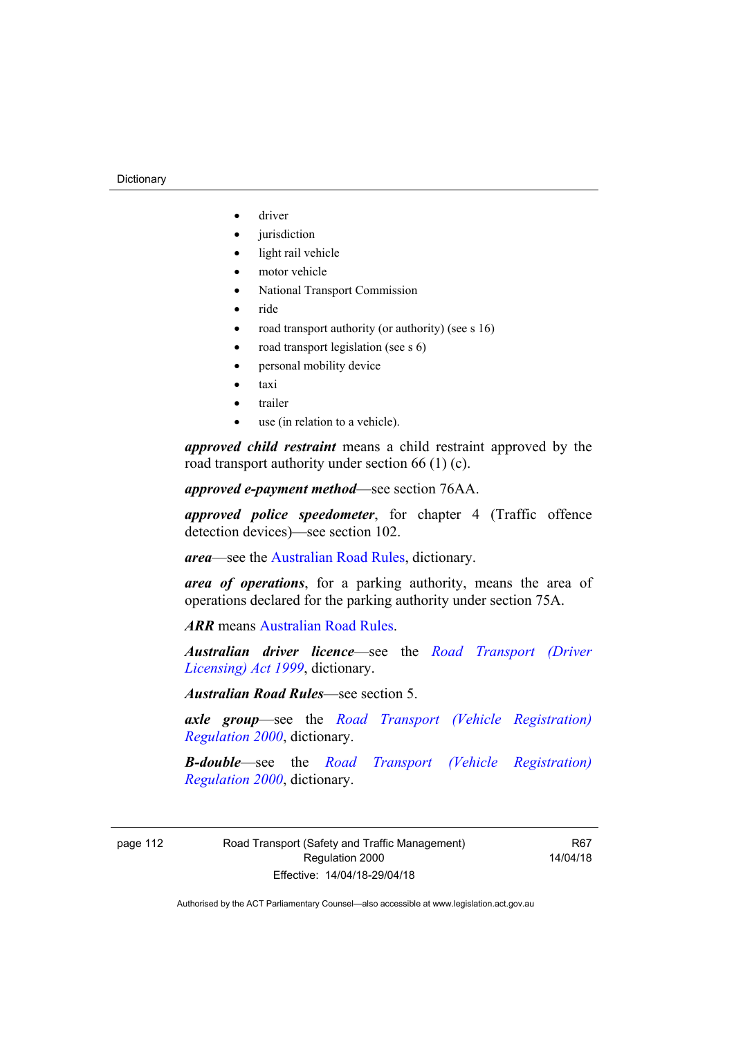- driver
- jurisdiction
- light rail vehicle
- motor vehicle
- National Transport Commission
- ride
- road transport authority (or authority) (see s 16)
- road transport legislation (see s 6)
- personal mobility device
- taxi
- trailer
- use (in relation to a vehicle).

***approved child restraint*** means a child restraint approved by the road transport authority under section 66 (1) (c).

***approved e-payment method***—see section 76AA.

***approved police speedometer***, for chapter 4 (Traffic offence detection devices)—see section 102.

***area***—see the Australian Road Rules, dictionary.

***area of operations***, for a parking authority, means the area of operations declared for the parking authority under section 75A.

***ARR*** means Australian Road Rules.

***Australian driver licence***—see the *Road Transport (Driver Licensing) Act 1999*, dictionary.

***Australian Road Rules***—see section 5.

***axle group***—see the *Road Transport (Vehicle Registration) Regulation 2000*, dictionary.

***B-double***—see the *Road Transport (Vehicle Registration) Regulation 2000*, dictionary.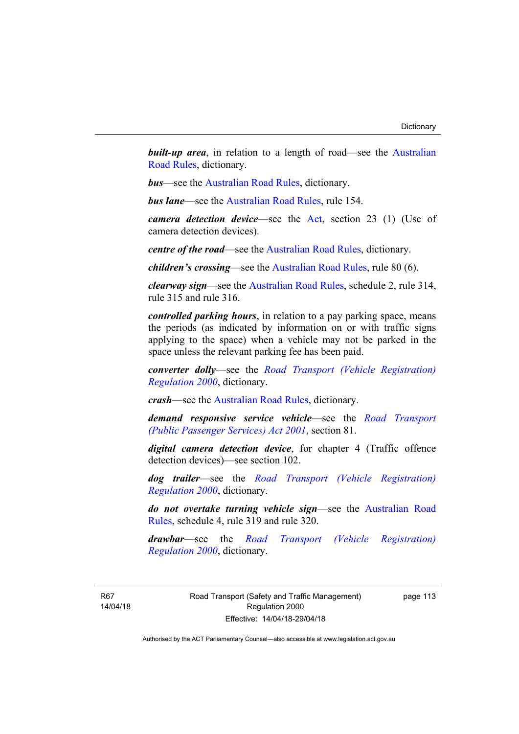***built-up area***, in relation to a length of road—see the Australian Road Rules, dictionary.

***bus***—see the Australian Road Rules, dictionary.

***bus lane***—see the Australian Road Rules, rule 154.

***camera detection device***—see the Act, section 23 (1) (Use of camera detection devices).

***centre of the road***—see the Australian Road Rules, dictionary.

***children's crossing***—see the Australian Road Rules, rule 80 (6).

***clearway sign***—see the Australian Road Rules, schedule 2, rule 314, rule 315 and rule 316.

***controlled parking hours***, in relation to a pay parking space, means the periods (as indicated by information on or with traffic signs applying to the space) when a vehicle may not be parked in the space unless the relevant parking fee has been paid.

***converter dolly***—see the *Road Transport (Vehicle Registration) Regulation 2000*, dictionary.

***crash***—see the Australian Road Rules, dictionary.

***demand responsive service vehicle***—see the *Road Transport (Public Passenger Services) Act 2001*, section 81.

***digital camera detection device***, for chapter 4 (Traffic offence detection devices)—see section 102.

***dog trailer***—see the *Road Transport (Vehicle Registration) Regulation 2000*, dictionary.

***do not overtake turning vehicle sign***—see the Australian Road Rules, schedule 4, rule 319 and rule 320.

***drawbar***—see the *Road Transport (Vehicle Registration) Regulation 2000*, dictionary.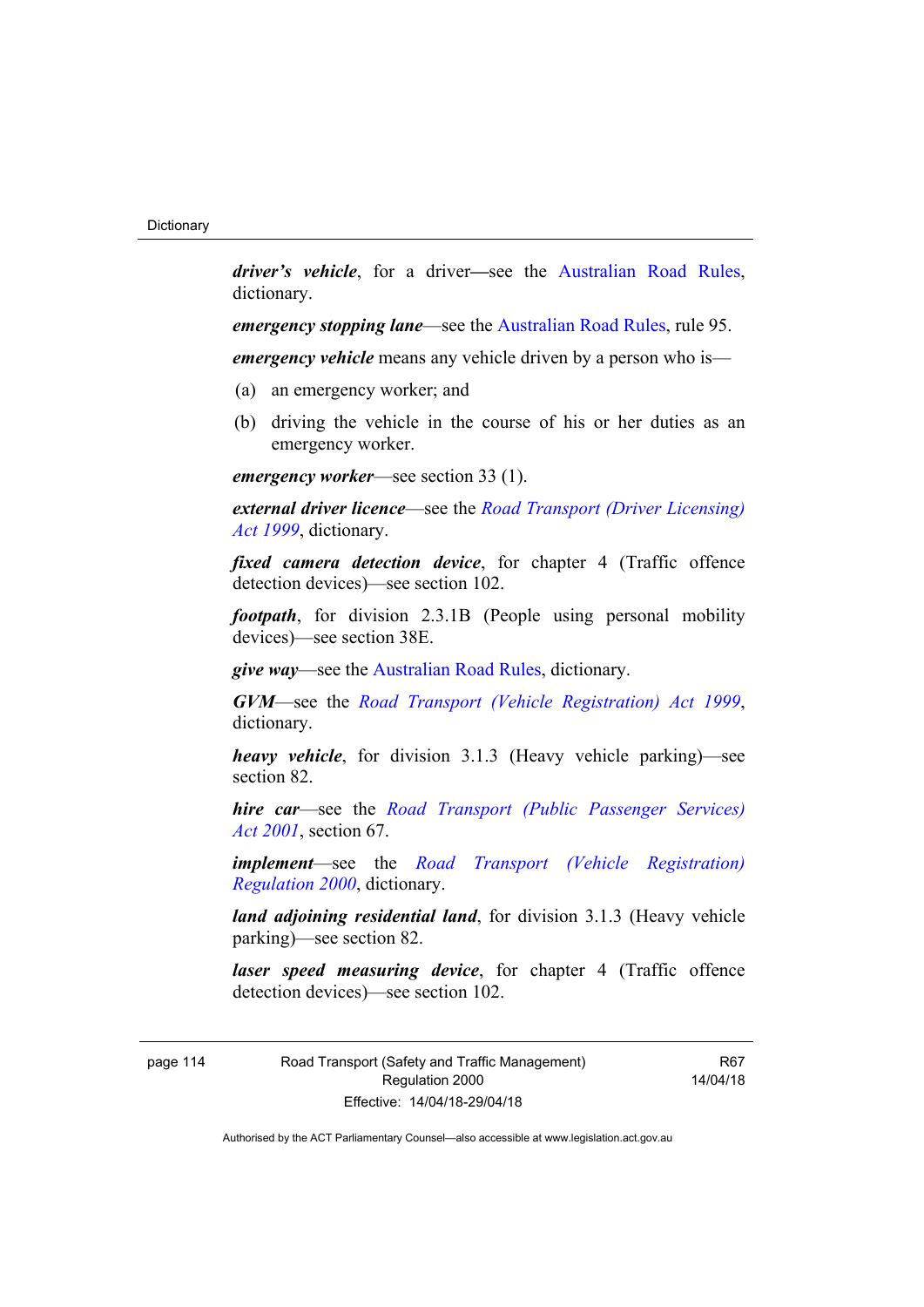***driver's vehicle***, for a driver—see the Australian Road Rules, dictionary.

***emergency stopping lane***—see the Australian Road Rules, rule 95.

***emergency vehicle*** means any vehicle driven by a person who is—

(a) an emergency worker; and

(b) driving the vehicle in the course of his or her duties as an emergency worker.

***emergency worker***—see section 33 (1).

***external driver licence***—see the *Road Transport (Driver Licensing) Act 1999*, dictionary.

***fixed camera detection device***, for chapter 4 (Traffic offence detection devices)—see section 102.

***footpath***, for division 2.3.1B (People using personal mobility devices)—see section 38E.

***give way***—see the Australian Road Rules, dictionary.

***GVM***—see the *Road Transport (Vehicle Registration) Act 1999*, dictionary.

***heavy vehicle***, for division 3.1.3 (Heavy vehicle parking)—see section 82.

***hire car***—see the *Road Transport (Public Passenger Services) Act 2001*, section 67.

***implement***—see the *Road Transport (Vehicle Registration) Regulation 2000*, dictionary.

***land adjoining residential land***, for division 3.1.3 (Heavy vehicle parking)—see section 82.

***laser speed measuring device***, for chapter 4 (Traffic offence detection devices)—see section 102.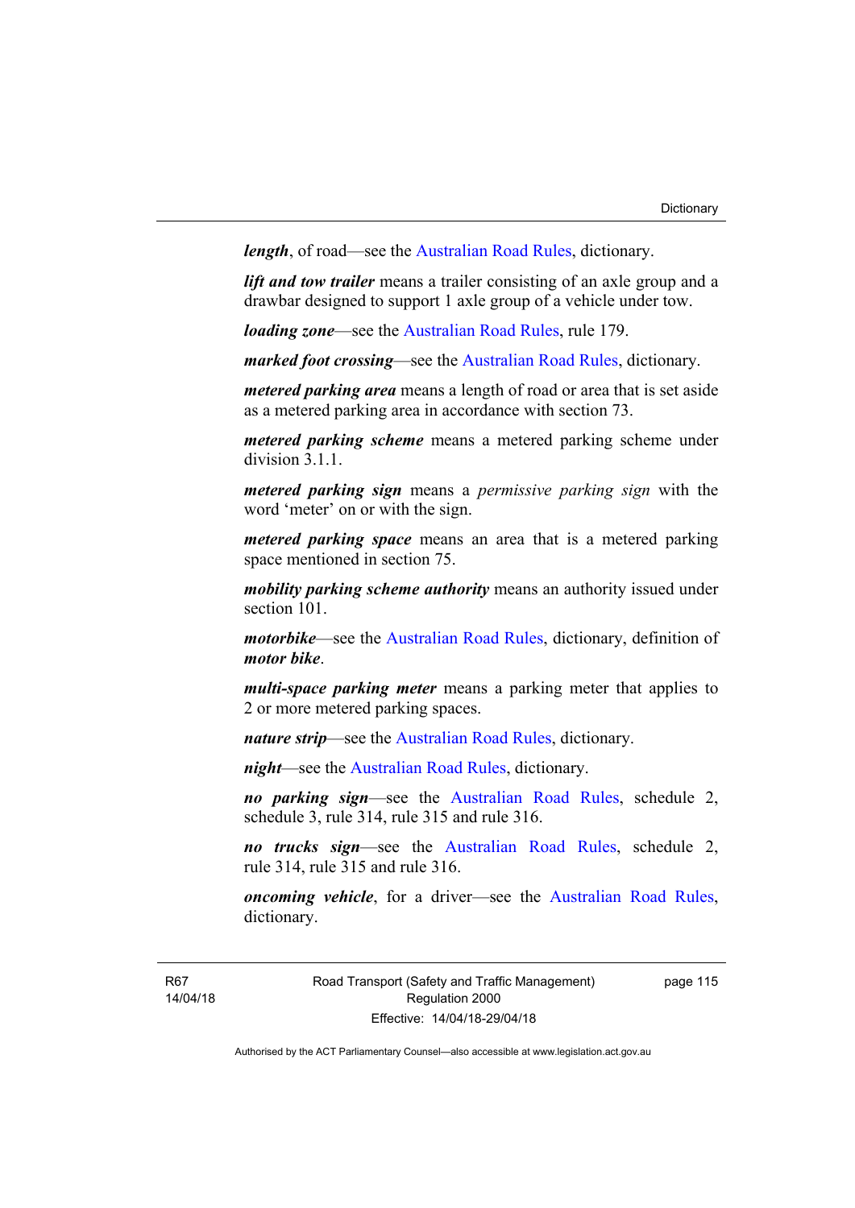***length***, of road—see the Australian Road Rules, dictionary.

***lift and tow trailer*** means a trailer consisting of an axle group and a drawbar designed to support 1 axle group of a vehicle under tow.

***loading zone***—see the Australian Road Rules, rule 179.

***marked foot crossing***—see the Australian Road Rules, dictionary.

***metered parking area*** means a length of road or area that is set aside as a metered parking area in accordance with section 73.

***metered parking scheme*** means a metered parking scheme under division 3.1.1.

***metered parking sign*** means a *permissive parking sign* with the word 'meter' on or with the sign.

***metered parking space*** means an area that is a metered parking space mentioned in section 75.

***mobility parking scheme authority*** means an authority issued under section 101.

***motorbike***—see the Australian Road Rules, dictionary, definition of ***motor bike***.

***multi-space parking meter*** means a parking meter that applies to 2 or more metered parking spaces.

***nature strip***—see the Australian Road Rules, dictionary.

***night***—see the Australian Road Rules, dictionary.

***no parking sign***—see the Australian Road Rules, schedule 2, schedule 3, rule 314, rule 315 and rule 316.

***no trucks sign***—see the Australian Road Rules, schedule 2, rule 314, rule 315 and rule 316.

***oncoming vehicle***, for a driver—see the Australian Road Rules, dictionary.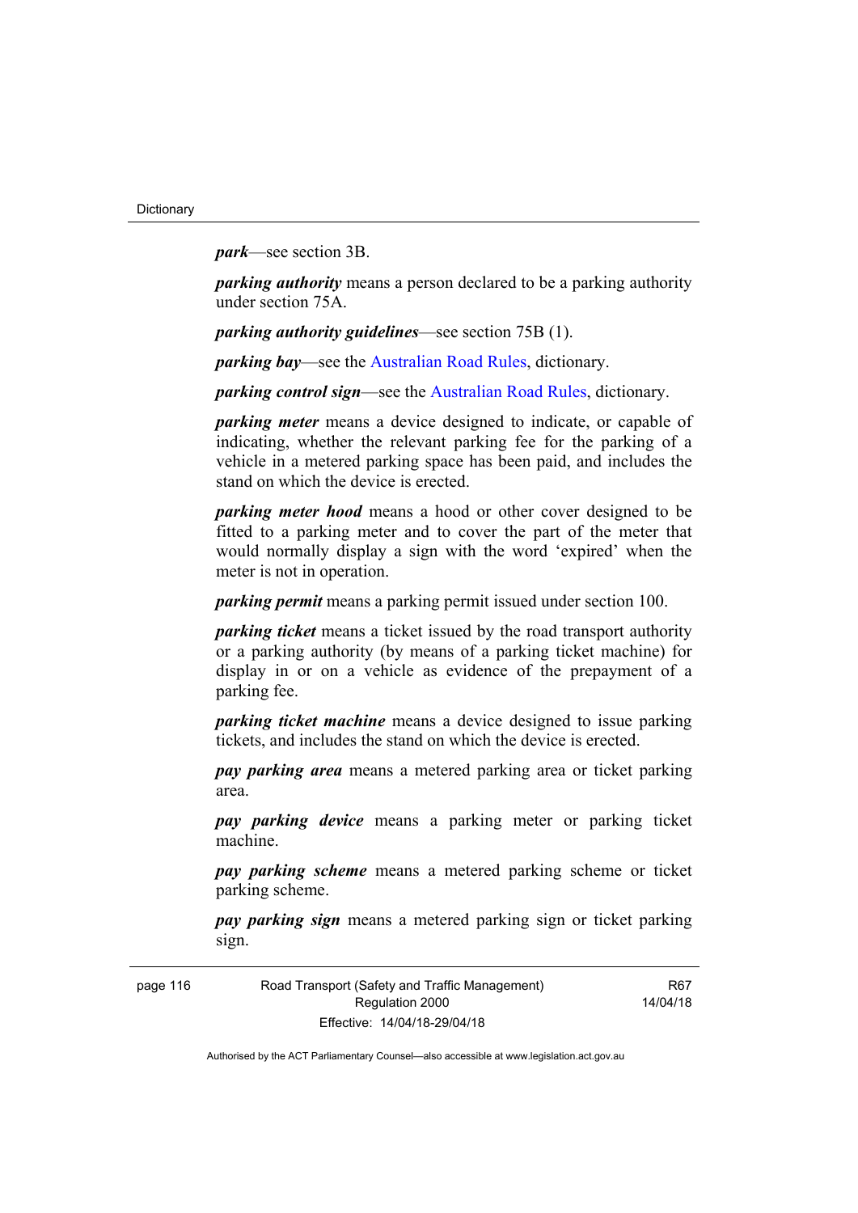***park***—see section 3B.

***parking authority*** means a person declared to be a parking authority under section 75A.

***parking authority guidelines***—see section 75B (1).

***parking bay***—see the Australian Road Rules, dictionary.

***parking control sign***—see the Australian Road Rules, dictionary.

***parking meter*** means a device designed to indicate, or capable of indicating, whether the relevant parking fee for the parking of a vehicle in a metered parking space has been paid, and includes the stand on which the device is erected.

***parking meter hood*** means a hood or other cover designed to be fitted to a parking meter and to cover the part of the meter that would normally display a sign with the word 'expired' when the meter is not in operation.

***parking permit*** means a parking permit issued under section 100.

***parking ticket*** means a ticket issued by the road transport authority or a parking authority (by means of a parking ticket machine) for display in or on a vehicle as evidence of the prepayment of a parking fee.

***parking ticket machine*** means a device designed to issue parking tickets, and includes the stand on which the device is erected.

***pay parking area*** means a metered parking area or ticket parking area.

***pay parking device*** means a parking meter or parking ticket machine.

***pay parking scheme*** means a metered parking scheme or ticket parking scheme.

***pay parking sign*** means a metered parking sign or ticket parking sign.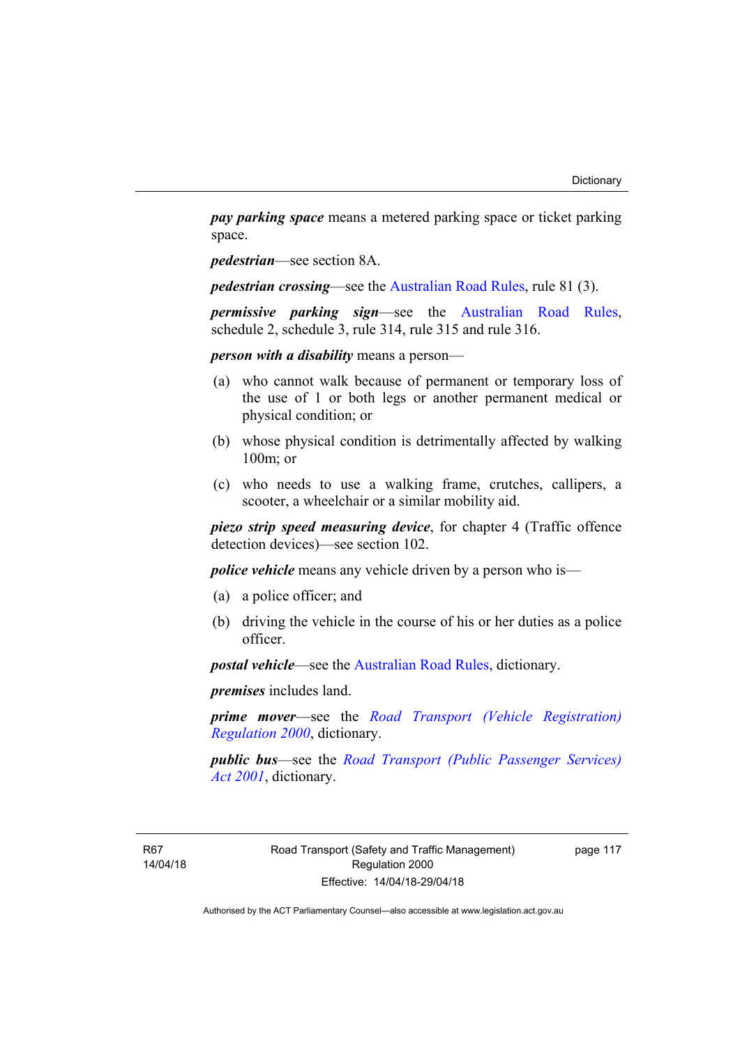***pay parking space*** means a metered parking space or ticket parking space.

***pedestrian***—see section 8A.

***pedestrian crossing***—see the Australian Road Rules, rule 81 (3).

***permissive parking sign***—see the Australian Road Rules, schedule 2, schedule 3, rule 314, rule 315 and rule 316.

***person with a disability*** means a person—

(a) who cannot walk because of permanent or temporary loss of the use of 1 or both legs or another permanent medical or physical condition; or

(b) whose physical condition is detrimentally affected by walking 100m; or

(c) who needs to use a walking frame, crutches, callipers, a scooter, a wheelchair or a similar mobility aid.

***piezo strip speed measuring device***, for chapter 4 (Traffic offence detection devices)—see section 102.

***police vehicle*** means any vehicle driven by a person who is—

(a) a police officer; and

(b) driving the vehicle in the course of his or her duties as a police officer.

***postal vehicle***—see the Australian Road Rules, dictionary.

***premises*** includes land.

***prime mover***—see the *Road Transport (Vehicle Registration) Regulation 2000*, dictionary.

***public bus***—see the *Road Transport (Public Passenger Services) Act 2001*, dictionary.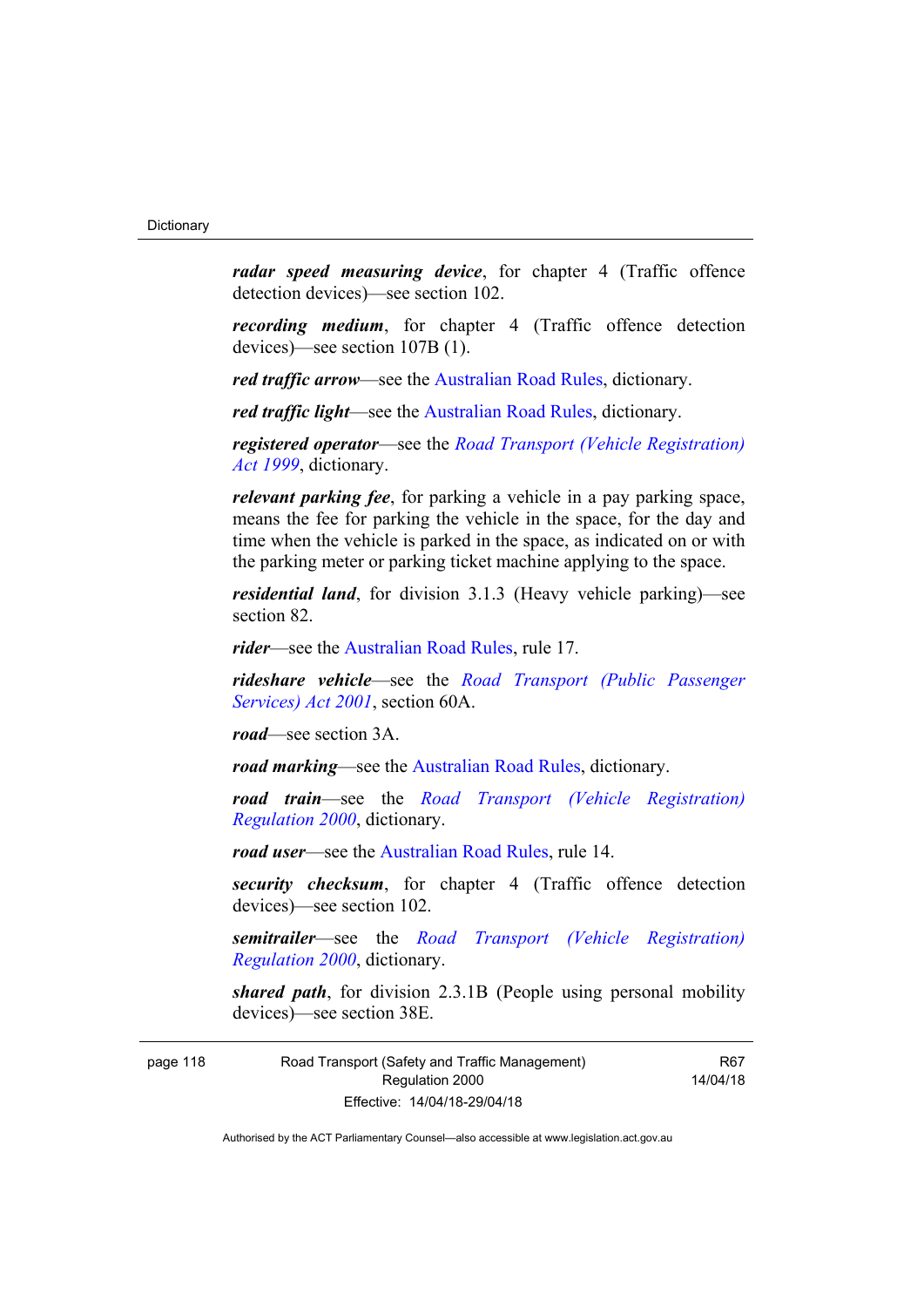***radar speed measuring device***, for chapter 4 (Traffic offence detection devices)—see section 102.

***recording medium***, for chapter 4 (Traffic offence detection devices)—see section 107B (1).

***red traffic arrow***—see the Australian Road Rules, dictionary.

***red traffic light***—see the Australian Road Rules, dictionary.

***registered operator***—see the *Road Transport (Vehicle Registration) Act 1999*, dictionary.

***relevant parking fee***, for parking a vehicle in a pay parking space, means the fee for parking the vehicle in the space, for the day and time when the vehicle is parked in the space, as indicated on or with the parking meter or parking ticket machine applying to the space.

***residential land***, for division 3.1.3 (Heavy vehicle parking)—see section 82.

***rider***—see the Australian Road Rules, rule 17.

***rideshare vehicle***—see the *Road Transport (Public Passenger Services) Act 2001*, section 60A.

***road***—see section 3A.

***road marking***—see the Australian Road Rules, dictionary.

***road train***—see the *Road Transport (Vehicle Registration) Regulation 2000*, dictionary.

***road user***—see the Australian Road Rules, rule 14.

***security checksum***, for chapter 4 (Traffic offence detection devices)—see section 102.

***semitrailer***—see the *Road Transport (Vehicle Registration) Regulation 2000*, dictionary.

***shared path***, for division 2.3.1B (People using personal mobility devices)—see section 38E.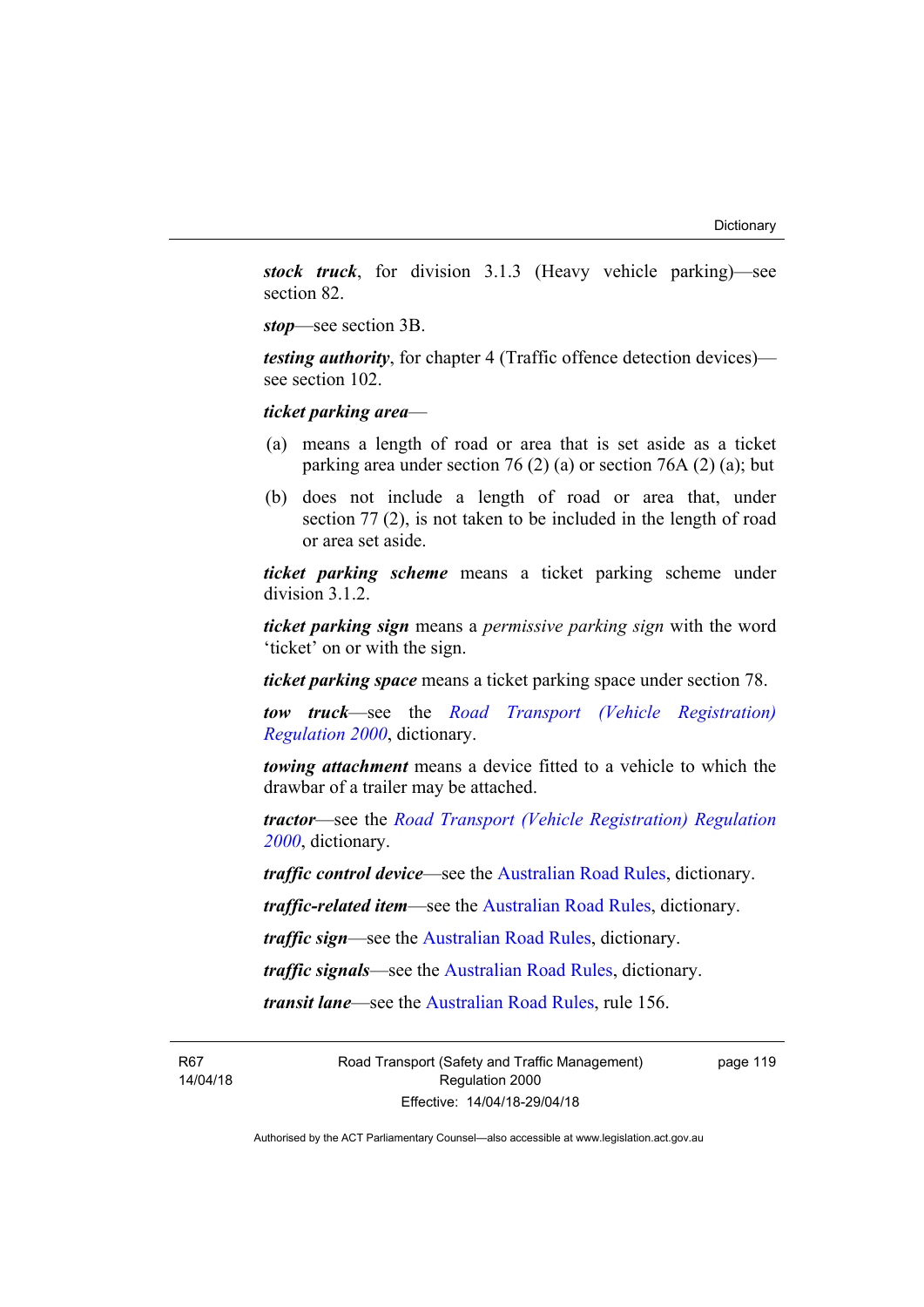***stock truck***, for division 3.1.3 (Heavy vehicle parking)—see section 82.

***stop***—see section 3B.

***testing authority***, for chapter 4 (Traffic offence detection devices)—see section 102.

***ticket parking area***—

(a) means a length of road or area that is set aside as a ticket parking area under section 76 (2) (a) or section 76A (2) (a); but

(b) does not include a length of road or area that, under section 77 (2), is not taken to be included in the length of road or area set aside.

***ticket parking scheme*** means a ticket parking scheme under division 3.1.2.

***ticket parking sign*** means a *permissive parking sign* with the word 'ticket' on or with the sign.

***ticket parking space*** means a ticket parking space under section 78.

***tow truck***—see the *Road Transport (Vehicle Registration) Regulation 2000*, dictionary.

***towing attachment*** means a device fitted to a vehicle to which the drawbar of a trailer may be attached.

***tractor***—see the *Road Transport (Vehicle Registration) Regulation 2000*, dictionary.

***traffic control device***—see the Australian Road Rules, dictionary.

***traffic-related item***—see the Australian Road Rules, dictionary.

***traffic sign***—see the Australian Road Rules, dictionary.

***traffic signals***—see the Australian Road Rules, dictionary.

***transit lane***—see the Australian Road Rules, rule 156.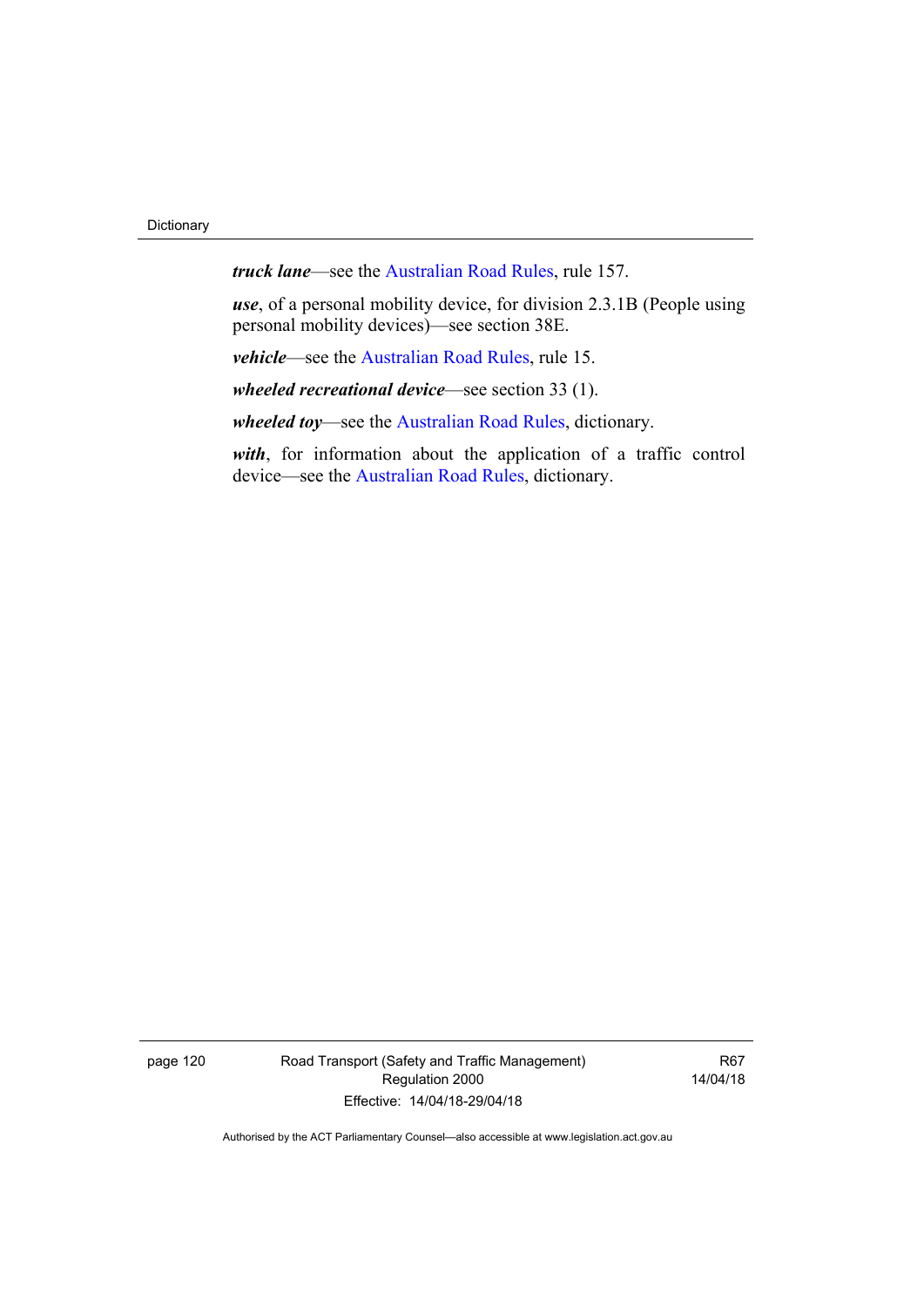***truck lane***—see the Australian Road Rules, rule 157.

***use***, of a personal mobility device, for division 2.3.1B (People using personal mobility devices)—see section 38E.

***vehicle***—see the Australian Road Rules, rule 15.

***wheeled recreational device***—see section 33 (1).

***wheeled toy***—see the Australian Road Rules, dictionary.

***with***, for information about the application of a traffic control device—see the Australian Road Rules, dictionary.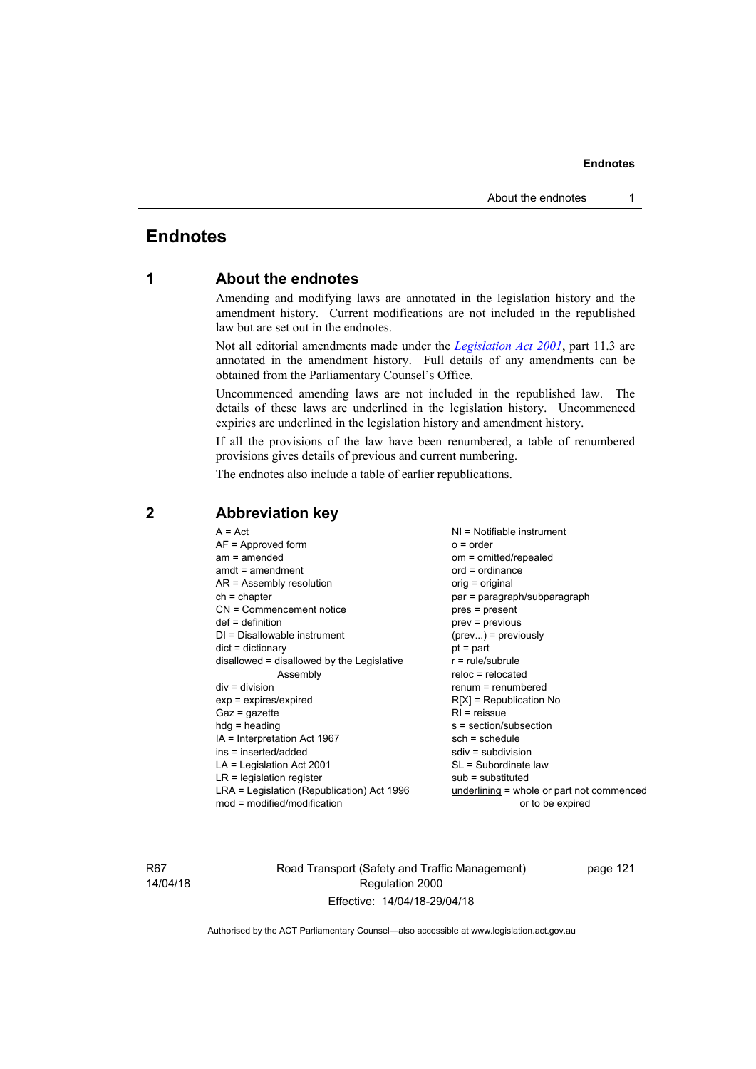# Endnotes

## 1 About the endnotes

Amending and modifying laws are annotated in the legislation history and the amendment history. Current modifications are not included in the republished law but are set out in the endnotes.

Not all editorial amendments made under the *Legislation Act 2001*, part 11.3 are annotated in the amendment history. Full details of any amendments can be obtained from the Parliamentary Counsel's Office.

Uncommenced amending laws are not included in the republished law. The details of these laws are underlined in the legislation history. Uncommenced expiries are underlined in the legislation history and amendment history.

If all the provisions of the law have been renumbered, a table of renumbered provisions gives details of previous and current numbering.

The endnotes also include a table of earlier republications.

## 2 Abbreviation key

A = Act
AF = Approved form
am = amended
amdt = amendment
AR = Assembly resolution
ch = chapter
CN = Commencement notice
def = definition
DI = Disallowable instrument
dict = dictionary
disallowed = disallowed by the Legislative Assembly
div = division
exp = expires/expired
Gaz = gazette
hdg = heading
IA = Interpretation Act 1967
ins = inserted/added
LA = Legislation Act 2001
LR = legislation register
LRA = Legislation (Republication) Act 1996
mod = modified/modification
NI = Notifiable instrument
o = order
om = omitted/repealed
ord = ordinance
orig = original
par = paragraph/subparagraph
pres = present
prev = previous
(prev...) = previously
pt = part
r = rule/subrule
reloc = relocated
renum = renumbered
R[X] = Republication No
RI = reissue
s = section/subsection
sch = schedule
sdiv = subdivision
SL = Subordinate law
sub = substituted
underlining = whole or part not commenced or to be expired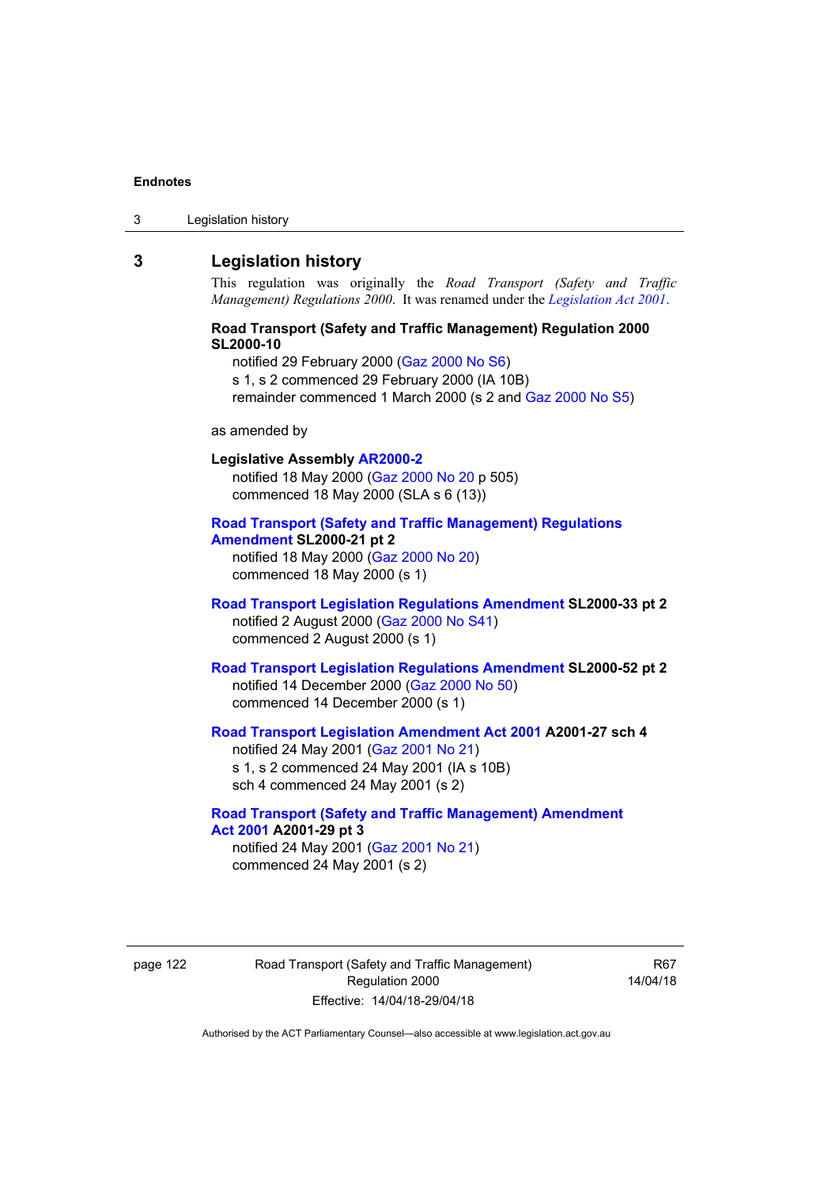## 3 Legislation history

This regulation was originally the *Road Transport (Safety and Traffic Management) Regulations 2000*. It was renamed under the *Legislation Act 2001*.

**Road Transport (Safety and Traffic Management) Regulation 2000 SL2000-10**

notified 29 February 2000 (Gaz 2000 No S6)

s 1, s 2 commenced 29 February 2000 (IA 10B)

remainder commenced 1 March 2000 (s 2 and Gaz 2000 No S5)

as amended by

**Legislative Assembly AR2000-2**

notified 18 May 2000 (Gaz 2000 No 20 p 505)

commenced 18 May 2000 (SLA s 6 (13))

**Road Transport (Safety and Traffic Management) Regulations Amendment SL2000-21 pt 2**

notified 18 May 2000 (Gaz 2000 No 20)

commenced 18 May 2000 (s 1)

**Road Transport Legislation Regulations Amendment SL2000-33 pt 2**

notified 2 August 2000 (Gaz 2000 No S41)

commenced 2 August 2000 (s 1)

**Road Transport Legislation Regulations Amendment SL2000-52 pt 2**

notified 14 December 2000 (Gaz 2000 No 50)

commenced 14 December 2000 (s 1)

**Road Transport Legislation Amendment Act 2001 A2001-27 sch 4**

notified 24 May 2001 (Gaz 2001 No 21)

s 1, s 2 commenced 24 May 2001 (IA s 10B)

sch 4 commenced 24 May 2001 (s 2)

**Road Transport (Safety and Traffic Management) Amendment Act 2001 A2001-29 pt 3**

notified 24 May 2001 (Gaz 2001 No 21)

commenced 24 May 2001 (s 2)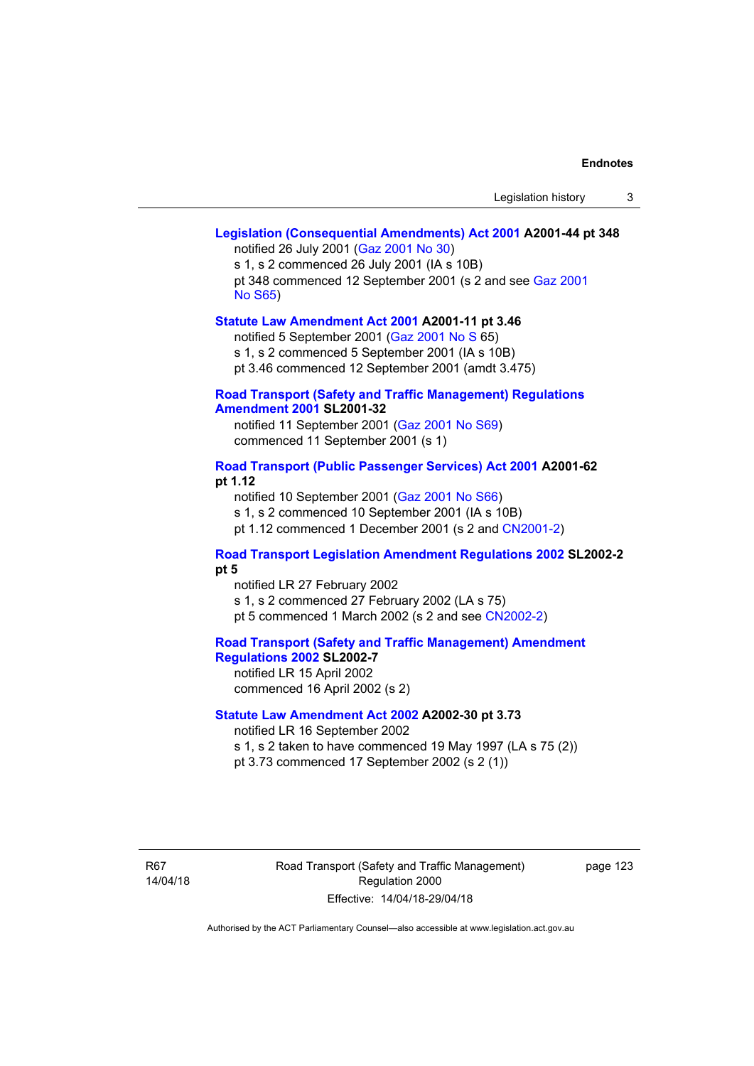**Legislation (Consequential Amendments) Act 2001 A2001-44 pt 348**
notified 26 July 2001 (Gaz 2001 No 30)
s 1, s 2 commenced 26 July 2001 (IA s 10B)
pt 348 commenced 12 September 2001 (s 2 and see Gaz 2001 No S65)

**Statute Law Amendment Act 2001 A2001-11 pt 3.46**
notified 5 September 2001 (Gaz 2001 No S 65)
s 1, s 2 commenced 5 September 2001 (IA s 10B)
pt 3.46 commenced 12 September 2001 (amdt 3.475)

**Road Transport (Safety and Traffic Management) Regulations Amendment 2001 SL2001-32**
notified 11 September 2001 (Gaz 2001 No S69)
commenced 11 September 2001 (s 1)

**Road Transport (Public Passenger Services) Act 2001 A2001-62 pt 1.12**
notified 10 September 2001 (Gaz 2001 No S66)
s 1, s 2 commenced 10 September 2001 (IA s 10B)
pt 1.12 commenced 1 December 2001 (s 2 and CN2001-2)

**Road Transport Legislation Amendment Regulations 2002 SL2002-2 pt 5**
notified LR 27 February 2002
s 1, s 2 commenced 27 February 2002 (LA s 75)
pt 5 commenced 1 March 2002 (s 2 and see CN2002-2)

**Road Transport (Safety and Traffic Management) Amendment Regulations 2002 SL2002-7**
notified LR 15 April 2002
commenced 16 April 2002 (s 2)

**Statute Law Amendment Act 2002 A2002-30 pt 3.73**
notified LR 16 September 2002
s 1, s 2 taken to have commenced 19 May 1997 (LA s 75 (2))
pt 3.73 commenced 17 September 2002 (s 2 (1))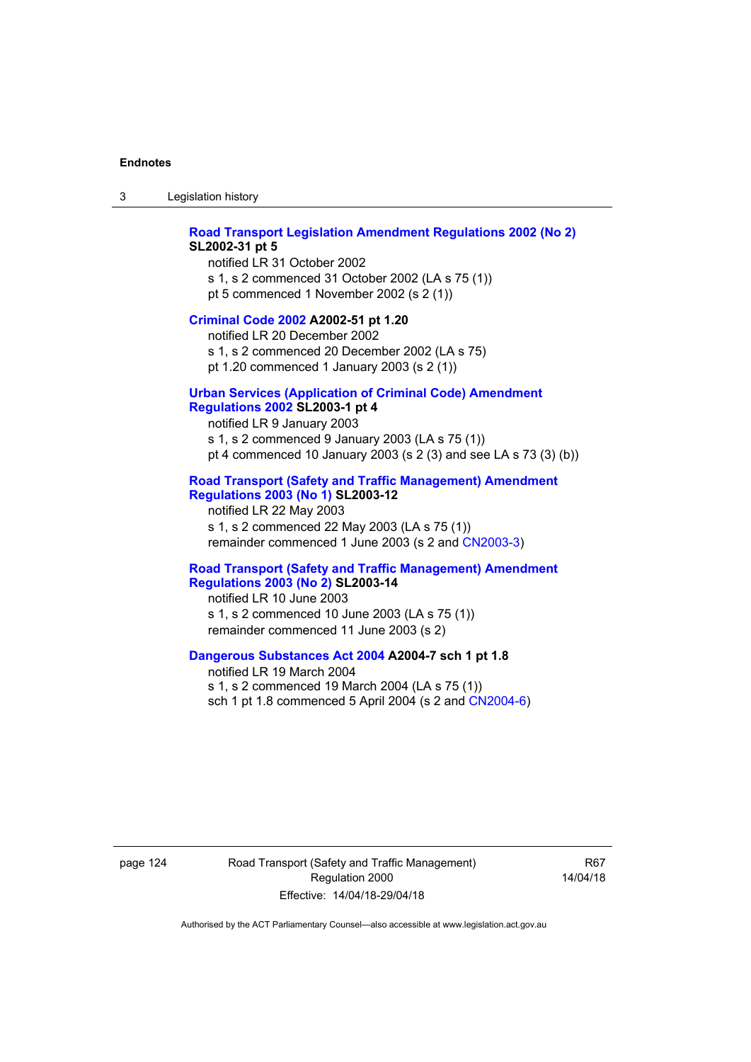**Road Transport Legislation Amendment Regulations 2002 (No 2) SL2002-31 pt 5**

notified LR 31 October 2002

s 1, s 2 commenced 31 October 2002 (LA s 75 (1))

pt 5 commenced 1 November 2002 (s 2 (1))

**Criminal Code 2002 A2002-51 pt 1.20**

notified LR 20 December 2002

s 1, s 2 commenced 20 December 2002 (LA s 75)

pt 1.20 commenced 1 January 2003 (s 2 (1))

**Urban Services (Application of Criminal Code) Amendment Regulations 2002 SL2003-1 pt 4**

notified LR 9 January 2003

s 1, s 2 commenced 9 January 2003 (LA s 75 (1))

pt 4 commenced 10 January 2003 (s 2 (3) and see LA s 73 (3) (b))

**Road Transport (Safety and Traffic Management) Amendment Regulations 2003 (No 1) SL2003-12**

notified LR 22 May 2003

s 1, s 2 commenced 22 May 2003 (LA s 75 (1))

remainder commenced 1 June 2003 (s 2 and CN2003-3)

**Road Transport (Safety and Traffic Management) Amendment Regulations 2003 (No 2) SL2003-14**

notified LR 10 June 2003

s 1, s 2 commenced 10 June 2003 (LA s 75 (1))

remainder commenced 11 June 2003 (s 2)

**Dangerous Substances Act 2004 A2004-7 sch 1 pt 1.8**

notified LR 19 March 2004

s 1, s 2 commenced 19 March 2004 (LA s 75 (1))

sch 1 pt 1.8 commenced 5 April 2004 (s 2 and CN2004-6)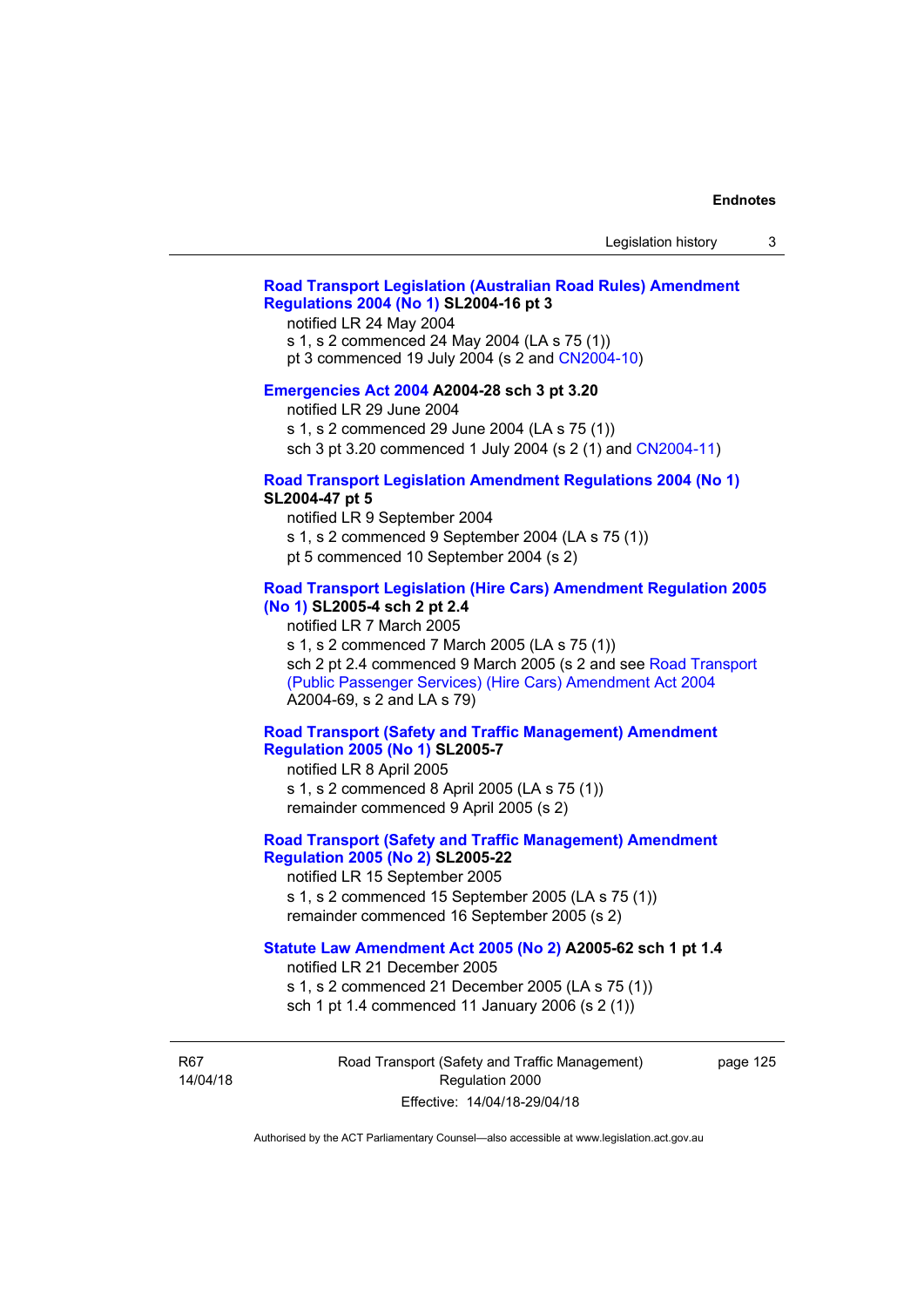**Road Transport Legislation (Australian Road Rules) Amendment Regulations 2004 (No 1) SL2004-16 pt 3**
notified LR 24 May 2004
s 1, s 2 commenced 24 May 2004 (LA s 75 (1))
pt 3 commenced 19 July 2004 (s 2 and CN2004-10)

**Emergencies Act 2004 A2004-28 sch 3 pt 3.20**
notified LR 29 June 2004
s 1, s 2 commenced 29 June 2004 (LA s 75 (1))
sch 3 pt 3.20 commenced 1 July 2004 (s 2 (1) and CN2004-11)

**Road Transport Legislation Amendment Regulations 2004 (No 1) SL2004-47 pt 5**
notified LR 9 September 2004
s 1, s 2 commenced 9 September 2004 (LA s 75 (1))
pt 5 commenced 10 September 2004 (s 2)

**Road Transport Legislation (Hire Cars) Amendment Regulation 2005 (No 1) SL2005-4 sch 2 pt 2.4**
notified LR 7 March 2005
s 1, s 2 commenced 7 March 2005 (LA s 75 (1))
sch 2 pt 2.4 commenced 9 March 2005 (s 2 and see Road Transport (Public Passenger Services) (Hire Cars) Amendment Act 2004 A2004-69, s 2 and LA s 79)

**Road Transport (Safety and Traffic Management) Amendment Regulation 2005 (No 1) SL2005-7**
notified LR 8 April 2005
s 1, s 2 commenced 8 April 2005 (LA s 75 (1))
remainder commenced 9 April 2005 (s 2)

**Road Transport (Safety and Traffic Management) Amendment Regulation 2005 (No 2) SL2005-22**
notified LR 15 September 2005
s 1, s 2 commenced 15 September 2005 (LA s 75 (1))
remainder commenced 16 September 2005 (s 2)

**Statute Law Amendment Act 2005 (No 2) A2005-62 sch 1 pt 1.4**
notified LR 21 December 2005
s 1, s 2 commenced 21 December 2005 (LA s 75 (1))
sch 1 pt 1.4 commenced 11 January 2006 (s 2 (1))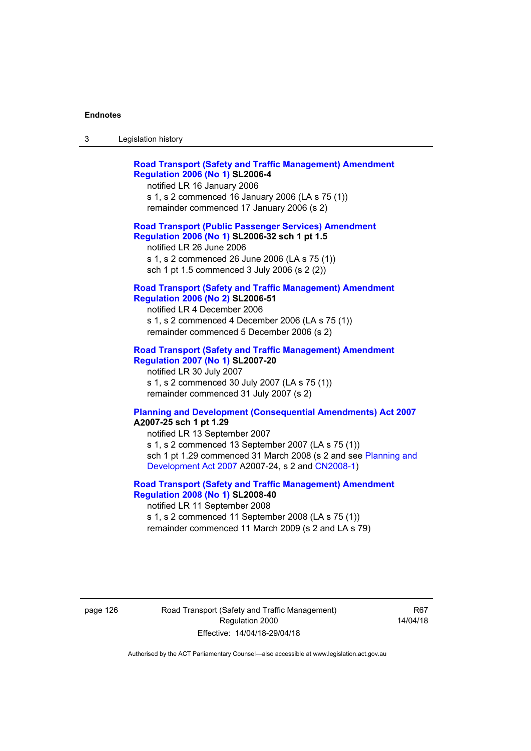**Road Transport (Safety and Traffic Management) Amendment Regulation 2006 (No 1) SL2006-4**

notified LR 16 January 2006

s 1, s 2 commenced 16 January 2006 (LA s 75 (1))

remainder commenced 17 January 2006 (s 2)

**Road Transport (Public Passenger Services) Amendment Regulation 2006 (No 1) SL2006-32 sch 1 pt 1.5**

notified LR 26 June 2006

s 1, s 2 commenced 26 June 2006 (LA s 75 (1))

sch 1 pt 1.5 commenced 3 July 2006 (s 2 (2))

**Road Transport (Safety and Traffic Management) Amendment Regulation 2006 (No 2) SL2006-51**

notified LR 4 December 2006

s 1, s 2 commenced 4 December 2006 (LA s 75 (1))

remainder commenced 5 December 2006 (s 2)

**Road Transport (Safety and Traffic Management) Amendment Regulation 2007 (No 1) SL2007-20**

notified LR 30 July 2007

s 1, s 2 commenced 30 July 2007 (LA s 75 (1))

remainder commenced 31 July 2007 (s 2)

**Planning and Development (Consequential Amendments) Act 2007 A2007-25 sch 1 pt 1.29**

notified LR 13 September 2007

s 1, s 2 commenced 13 September 2007 (LA s 75 (1))

sch 1 pt 1.29 commenced 31 March 2008 (s 2 and see Planning and Development Act 2007 A2007-24, s 2 and CN2008-1)

**Road Transport (Safety and Traffic Management) Amendment Regulation 2008 (No 1) SL2008-40**

notified LR 11 September 2008

s 1, s 2 commenced 11 September 2008 (LA s 75 (1))

remainder commenced 11 March 2009 (s 2 and LA s 79)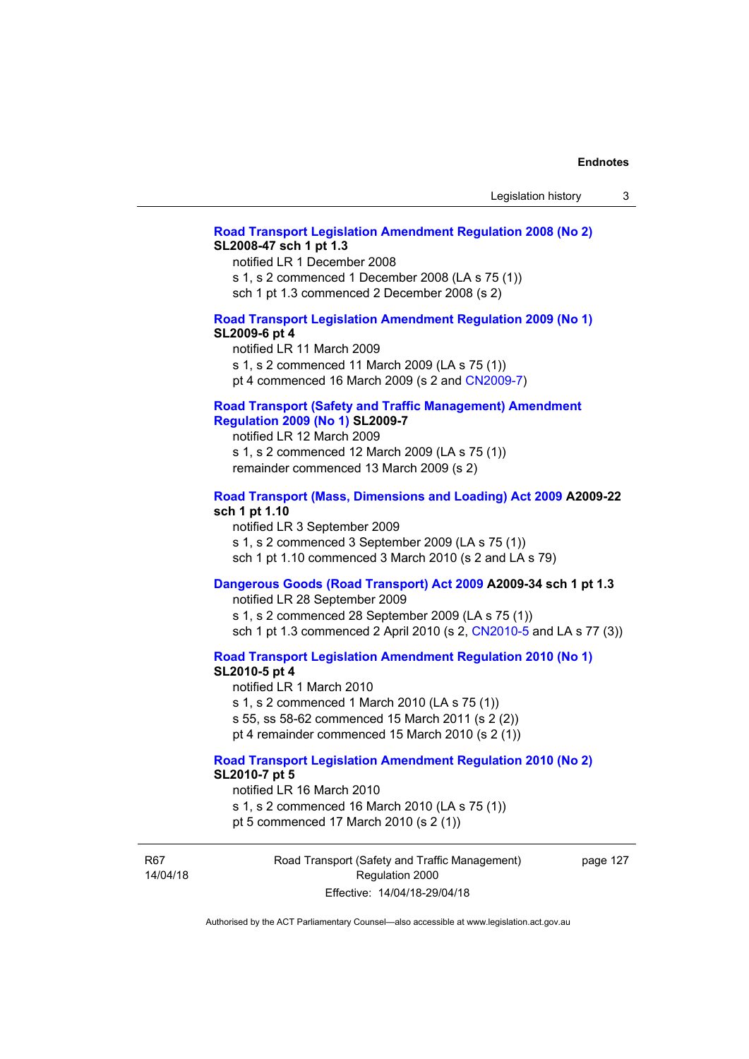**Road Transport Legislation Amendment Regulation 2008 (No 2)** **SL2008-47 sch 1 pt 1.3**

notified LR 1 December 2008

s 1, s 2 commenced 1 December 2008 (LA s 75 (1))

sch 1 pt 1.3 commenced 2 December 2008 (s 2)

**Road Transport Legislation Amendment Regulation 2009 (No 1)** **SL2009-6 pt 4**

notified LR 11 March 2009

s 1, s 2 commenced 11 March 2009 (LA s 75 (1))

pt 4 commenced 16 March 2009 (s 2 and CN2009-7)

**Road Transport (Safety and Traffic Management) Amendment Regulation 2009 (No 1)** **SL2009-7**

notified LR 12 March 2009

s 1, s 2 commenced 12 March 2009 (LA s 75 (1))

remainder commenced 13 March 2009 (s 2)

**Road Transport (Mass, Dimensions and Loading) Act 2009** **A2009-22 sch 1 pt 1.10**

notified LR 3 September 2009

s 1, s 2 commenced 3 September 2009 (LA s 75 (1))

sch 1 pt 1.10 commenced 3 March 2010 (s 2 and LA s 79)

**Dangerous Goods (Road Transport) Act 2009** **A2009-34 sch 1 pt 1.3**

notified LR 28 September 2009

s 1, s 2 commenced 28 September 2009 (LA s 75 (1))

sch 1 pt 1.3 commenced 2 April 2010 (s 2, CN2010-5 and LA s 77 (3))

**Road Transport Legislation Amendment Regulation 2010 (No 1)** **SL2010-5 pt 4**

notified LR 1 March 2010

s 1, s 2 commenced 1 March 2010 (LA s 75 (1))

s 55, ss 58-62 commenced 15 March 2011 (s 2 (2))

pt 4 remainder commenced 15 March 2010 (s 2 (1))

**Road Transport Legislation Amendment Regulation 2010 (No 2)** **SL2010-7 pt 5**

notified LR 16 March 2010

s 1, s 2 commenced 16 March 2010 (LA s 75 (1))

pt 5 commenced 17 March 2010 (s 2 (1))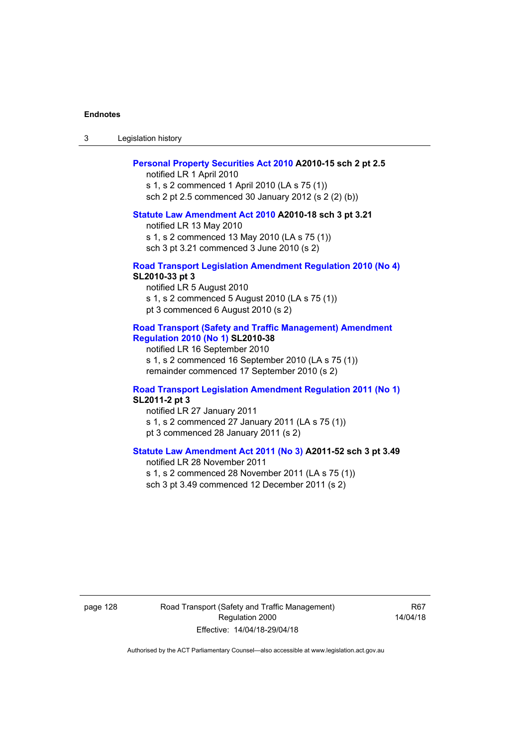**Personal Property Securities Act 2010 A2010-15 sch 2 pt 2.5**

notified LR 1 April 2010
s 1, s 2 commenced 1 April 2010 (LA s 75 (1))
sch 2 pt 2.5 commenced 30 January 2012 (s 2 (2) (b))

**Statute Law Amendment Act 2010 A2010-18 sch 3 pt 3.21**

notified LR 13 May 2010
s 1, s 2 commenced 13 May 2010 (LA s 75 (1))
sch 3 pt 3.21 commenced 3 June 2010 (s 2)

**Road Transport Legislation Amendment Regulation 2010 (No 4) SL2010-33 pt 3**

notified LR 5 August 2010
s 1, s 2 commenced 5 August 2010 (LA s 75 (1))
pt 3 commenced 6 August 2010 (s 2)

**Road Transport (Safety and Traffic Management) Amendment Regulation 2010 (No 1) SL2010-38**

notified LR 16 September 2010
s 1, s 2 commenced 16 September 2010 (LA s 75 (1))
remainder commenced 17 September 2010 (s 2)

**Road Transport Legislation Amendment Regulation 2011 (No 1) SL2011-2 pt 3**

notified LR 27 January 2011
s 1, s 2 commenced 27 January 2011 (LA s 75 (1))
pt 3 commenced 28 January 2011 (s 2)

**Statute Law Amendment Act 2011 (No 3) A2011-52 sch 3 pt 3.49**

notified LR 28 November 2011
s 1, s 2 commenced 28 November 2011 (LA s 75 (1))
sch 3 pt 3.49 commenced 12 December 2011 (s 2)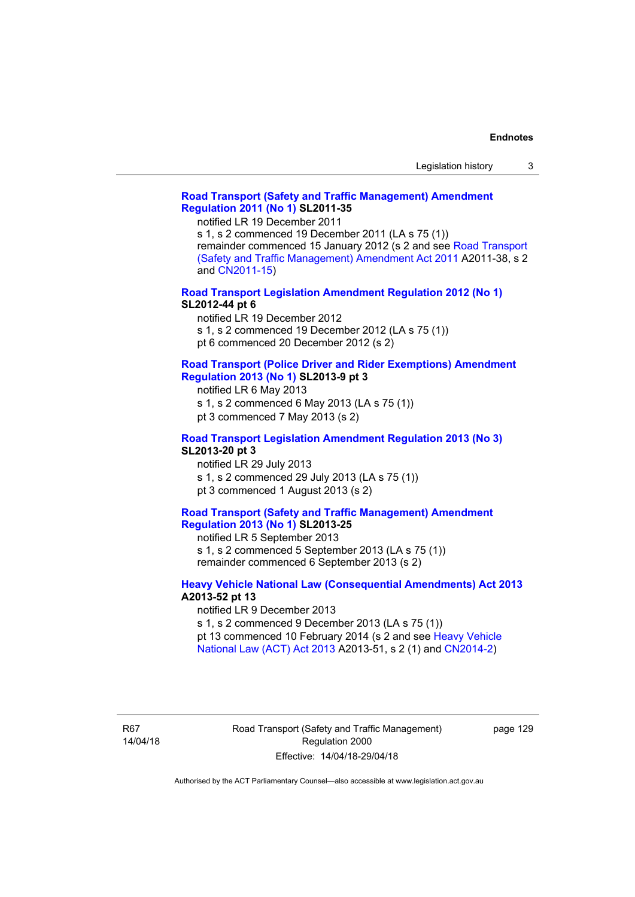**Road Transport (Safety and Traffic Management) Amendment Regulation 2011 (No 1) SL2011-35**

notified LR 19 December 2011
s 1, s 2 commenced 19 December 2011 (LA s 75 (1))
remainder commenced 15 January 2012 (s 2 and see Road Transport (Safety and Traffic Management) Amendment Act 2011 A2011-38, s 2 and CN2011-15)

**Road Transport Legislation Amendment Regulation 2012 (No 1) SL2012-44 pt 6**

notified LR 19 December 2012
s 1, s 2 commenced 19 December 2012 (LA s 75 (1))
pt 6 commenced 20 December 2012 (s 2)

**Road Transport (Police Driver and Rider Exemptions) Amendment Regulation 2013 (No 1) SL2013-9 pt 3**

notified LR 6 May 2013
s 1, s 2 commenced 6 May 2013 (LA s 75 (1))
pt 3 commenced 7 May 2013 (s 2)

**Road Transport Legislation Amendment Regulation 2013 (No 3) SL2013-20 pt 3**

notified LR 29 July 2013
s 1, s 2 commenced 29 July 2013 (LA s 75 (1))
pt 3 commenced 1 August 2013 (s 2)

**Road Transport (Safety and Traffic Management) Amendment Regulation 2013 (No 1) SL2013-25**

notified LR 5 September 2013
s 1, s 2 commenced 5 September 2013 (LA s 75 (1))
remainder commenced 6 September 2013 (s 2)

**Heavy Vehicle National Law (Consequential Amendments) Act 2013 A2013-52 pt 13**

notified LR 9 December 2013
s 1, s 2 commenced 9 December 2013 (LA s 75 (1))
pt 13 commenced 10 February 2014 (s 2 and see Heavy Vehicle National Law (ACT) Act 2013 A2013-51, s 2 (1) and CN2014-2)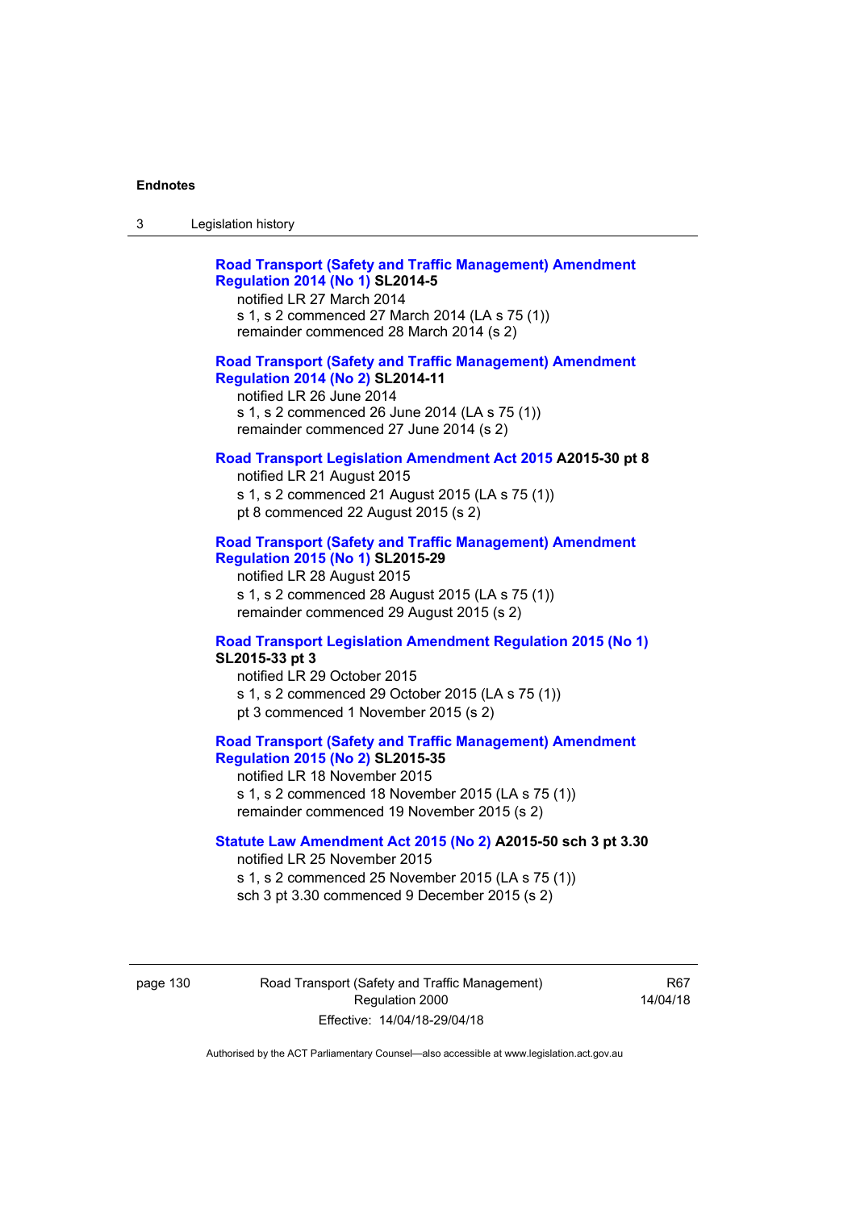**Road Transport (Safety and Traffic Management) Amendment Regulation 2014 (No 1) SL2014-5**
notified LR 27 March 2014
s 1, s 2 commenced 27 March 2014 (LA s 75 (1))
remainder commenced 28 March 2014 (s 2)

**Road Transport (Safety and Traffic Management) Amendment Regulation 2014 (No 2) SL2014-11**
notified LR 26 June 2014
s 1, s 2 commenced 26 June 2014 (LA s 75 (1))
remainder commenced 27 June 2014 (s 2)

**Road Transport Legislation Amendment Act 2015 A2015-30 pt 8**
notified LR 21 August 2015
s 1, s 2 commenced 21 August 2015 (LA s 75 (1))
pt 8 commenced 22 August 2015 (s 2)

**Road Transport (Safety and Traffic Management) Amendment Regulation 2015 (No 1) SL2015-29**
notified LR 28 August 2015
s 1, s 2 commenced 28 August 2015 (LA s 75 (1))
remainder commenced 29 August 2015 (s 2)

**Road Transport Legislation Amendment Regulation 2015 (No 1) SL2015-33 pt 3**
notified LR 29 October 2015
s 1, s 2 commenced 29 October 2015 (LA s 75 (1))
pt 3 commenced 1 November 2015 (s 2)

**Road Transport (Safety and Traffic Management) Amendment Regulation 2015 (No 2) SL2015-35**
notified LR 18 November 2015
s 1, s 2 commenced 18 November 2015 (LA s 75 (1))
remainder commenced 19 November 2015 (s 2)

**Statute Law Amendment Act 2015 (No 2) A2015-50 sch 3 pt 3.30**
notified LR 25 November 2015
s 1, s 2 commenced 25 November 2015 (LA s 75 (1))
sch 3 pt 3.30 commenced 9 December 2015 (s 2)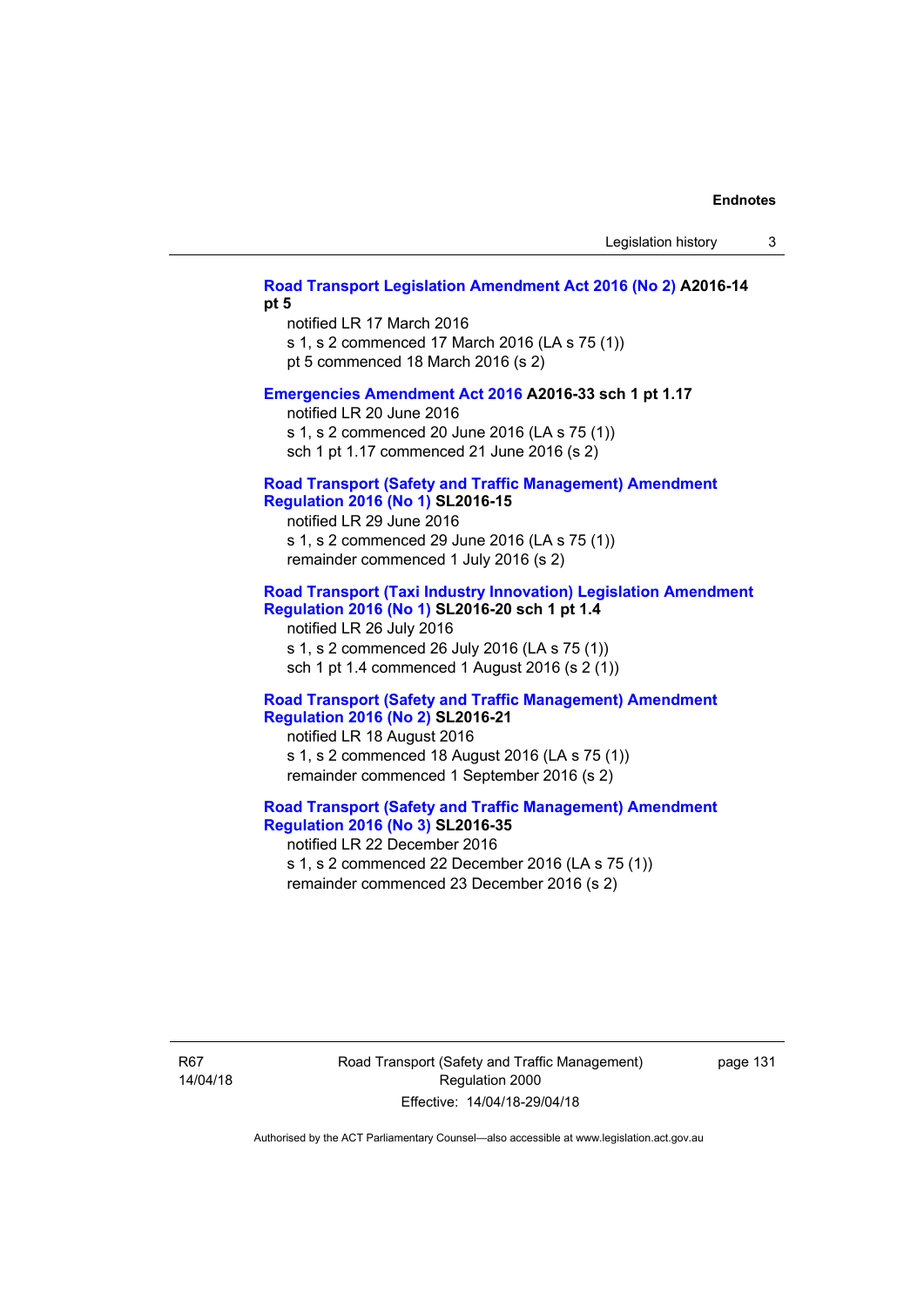**Road Transport Legislation Amendment Act 2016 (No 2) A2016-14 pt 5**
notified LR 17 March 2016
s 1, s 2 commenced 17 March 2016 (LA s 75 (1))
pt 5 commenced 18 March 2016 (s 2)

**Emergencies Amendment Act 2016 A2016-33 sch 1 pt 1.17**
notified LR 20 June 2016
s 1, s 2 commenced 20 June 2016 (LA s 75 (1))
sch 1 pt 1.17 commenced 21 June 2016 (s 2)

**Road Transport (Safety and Traffic Management) Amendment Regulation 2016 (No 1) SL2016-15**
notified LR 29 June 2016
s 1, s 2 commenced 29 June 2016 (LA s 75 (1))
remainder commenced 1 July 2016 (s 2)

**Road Transport (Taxi Industry Innovation) Legislation Amendment Regulation 2016 (No 1) SL2016-20 sch 1 pt 1.4**
notified LR 26 July 2016
s 1, s 2 commenced 26 July 2016 (LA s 75 (1))
sch 1 pt 1.4 commenced 1 August 2016 (s 2 (1))

**Road Transport (Safety and Traffic Management) Amendment Regulation 2016 (No 2) SL2016-21**
notified LR 18 August 2016
s 1, s 2 commenced 18 August 2016 (LA s 75 (1))
remainder commenced 1 September 2016 (s 2)

**Road Transport (Safety and Traffic Management) Amendment Regulation 2016 (No 3) SL2016-35**
notified LR 22 December 2016
s 1, s 2 commenced 22 December 2016 (LA s 75 (1))
remainder commenced 23 December 2016 (s 2)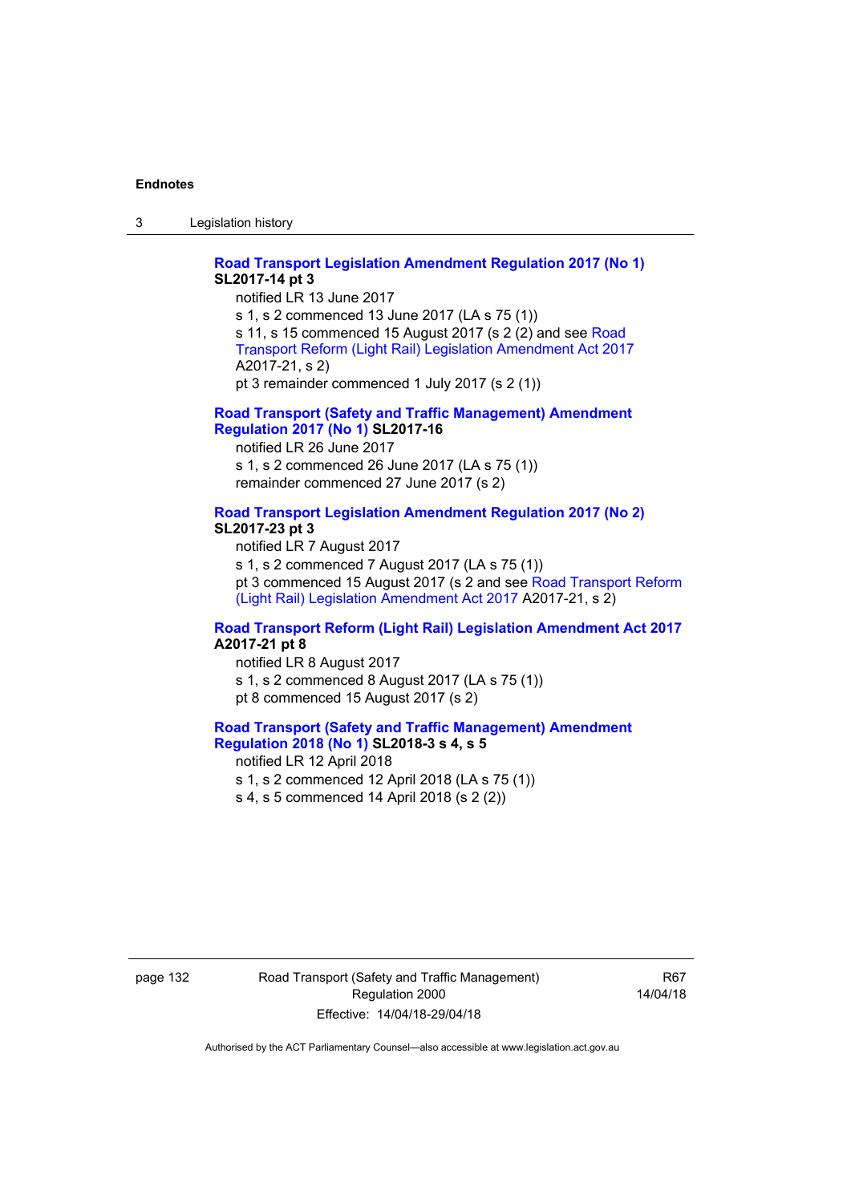**Road Transport Legislation Amendment Regulation 2017 (No 1) SL2017-14 pt 3**

notified LR 13 June 2017

s 1, s 2 commenced 13 June 2017 (LA s 75 (1))

s 11, s 15 commenced 15 August 2017 (s 2 (2) and see Road Transport Reform (Light Rail) Legislation Amendment Act 2017 A2017-21, s 2)

pt 3 remainder commenced 1 July 2017 (s 2 (1))

**Road Transport (Safety and Traffic Management) Amendment Regulation 2017 (No 1) SL2017-16**

notified LR 26 June 2017

s 1, s 2 commenced 26 June 2017 (LA s 75 (1))

remainder commenced 27 June 2017 (s 2)

**Road Transport Legislation Amendment Regulation 2017 (No 2) SL2017-23 pt 3**

notified LR 7 August 2017

s 1, s 2 commenced 7 August 2017 (LA s 75 (1))

pt 3 commenced 15 August 2017 (s 2 and see Road Transport Reform (Light Rail) Legislation Amendment Act 2017 A2017-21, s 2)

**Road Transport Reform (Light Rail) Legislation Amendment Act 2017 A2017-21 pt 8**

notified LR 8 August 2017

s 1, s 2 commenced 8 August 2017 (LA s 75 (1))

pt 8 commenced 15 August 2017 (s 2)

**Road Transport (Safety and Traffic Management) Amendment Regulation 2018 (No 1) SL2018-3 s 4, s 5**

notified LR 12 April 2018

s 1, s 2 commenced 12 April 2018 (LA s 75 (1))

s 4, s 5 commenced 14 April 2018 (s 2 (2))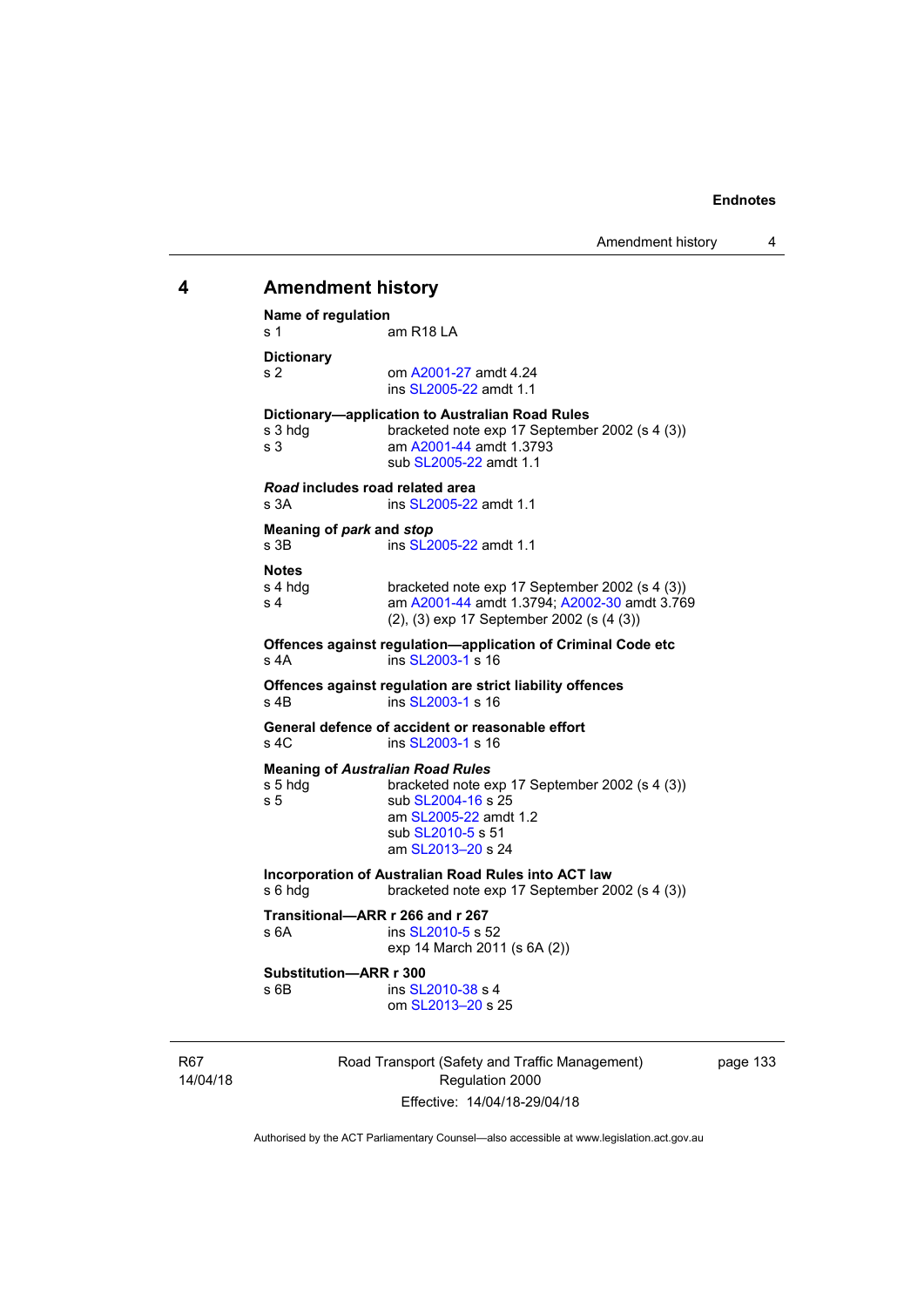## 4 Amendment history

**Name of regulation**
s 1 am R18 LA

**Dictionary**
s 2 om A2001-27 amdt 4.24
ins SL2005-22 amdt 1.1

**Dictionary—application to Australian Road Rules**
s 3 hdg bracketed note exp 17 September 2002 (s 4 (3))
s 3 am A2001-44 amdt 1.3793
sub SL2005-22 amdt 1.1

***Road* includes road related area**
s 3A ins SL2005-22 amdt 1.1

**Meaning of *park* and *stop***
s 3B ins SL2005-22 amdt 1.1

**Notes**
s 4 hdg bracketed note exp 17 September 2002 (s 4 (3))
s 4 am A2001-44 amdt 1.3794; A2002-30 amdt 3.769
(2), (3) exp 17 September 2002 (s (4 (3))

**Offences against regulation—application of Criminal Code etc**
s 4A ins SL2003-1 s 16

**Offences against regulation are strict liability offences**
s 4B ins SL2003-1 s 16

**General defence of accident or reasonable effort**
s 4C ins SL2003-1 s 16

**Meaning of *Australian Road Rules***
s 5 hdg bracketed note exp 17 September 2002 (s 4 (3))
s 5 sub SL2004-16 s 25
am SL2005-22 amdt 1.2
sub SL2010-5 s 51
am SL2013–20 s 24

**Incorporation of Australian Road Rules into ACT law**
s 6 hdg bracketed note exp 17 September 2002 (s 4 (3))

**Transitional—ARR r 266 and r 267**
s 6A ins SL2010-5 s 52
exp 14 March 2011 (s 6A (2))

**Substitution—ARR r 300**
s 6B ins SL2010-38 s 4
om SL2013–20 s 25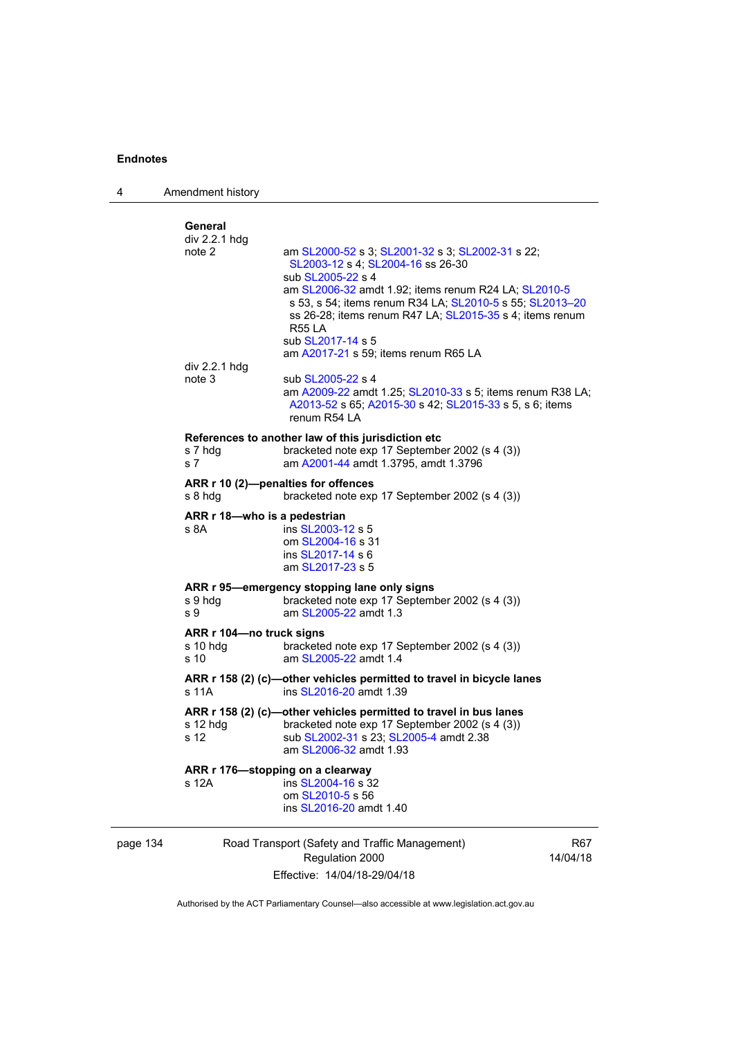**General**

div 2.2.1 hdg
note 2 — am SL2000-52 s 3; SL2001-32 s 3; SL2002-31 s 22; SL2003-12 s 4; SL2004-16 ss 26-30
sub SL2005-22 s 4
am SL2006-32 amdt 1.92; items renum R24 LA; SL2010-5 s 53, s 54; items renum R34 LA; SL2010-5 s 55; SL2013–20 ss 26-28; items renum R47 LA; SL2015-35 s 4; items renum R55 LA
sub SL2017-14 s 5
am A2017-21 s 59; items renum R65 LA

div 2.2.1 hdg
note 3 — sub SL2005-22 s 4
am A2009-22 amdt 1.25; SL2010-33 s 5; items renum R38 LA; A2013-52 s 65; A2015-30 s 42; SL2015-33 s 5, s 6; items renum R54 LA

**References to another law of this jurisdiction etc**

s 7 hdg — bracketed note exp 17 September 2002 (s 4 (3))
s 7 — am A2001-44 amdt 1.3795, amdt 1.3796

**ARR r 10 (2)—penalties for offences**

s 8 hdg — bracketed note exp 17 September 2002 (s 4 (3))

**ARR r 18—who is a pedestrian**

s 8A — ins SL2003-12 s 5
om SL2004-16 s 31
ins SL2017-14 s 6
am SL2017-23 s 5

**ARR r 95—emergency stopping lane only signs**

s 9 hdg — bracketed note exp 17 September 2002 (s 4 (3))
s 9 — am SL2005-22 amdt 1.3

**ARR r 104—no truck signs**

s 10 hdg — bracketed note exp 17 September 2002 (s 4 (3))
s 10 — am SL2005-22 amdt 1.4

**ARR r 158 (2) (c)—other vehicles permitted to travel in bicycle lanes**

s 11A — ins SL2016-20 amdt 1.39

**ARR r 158 (2) (c)—other vehicles permitted to travel in bus lanes**

s 12 hdg — bracketed note exp 17 September 2002 (s 4 (3))
s 12 — sub SL2002-31 s 23; SL2005-4 amdt 2.38
am SL2006-32 amdt 1.93

**ARR r 176—stopping on a clearway**

s 12A — ins SL2004-16 s 32
om SL2010-5 s 56
ins SL2016-20 amdt 1.40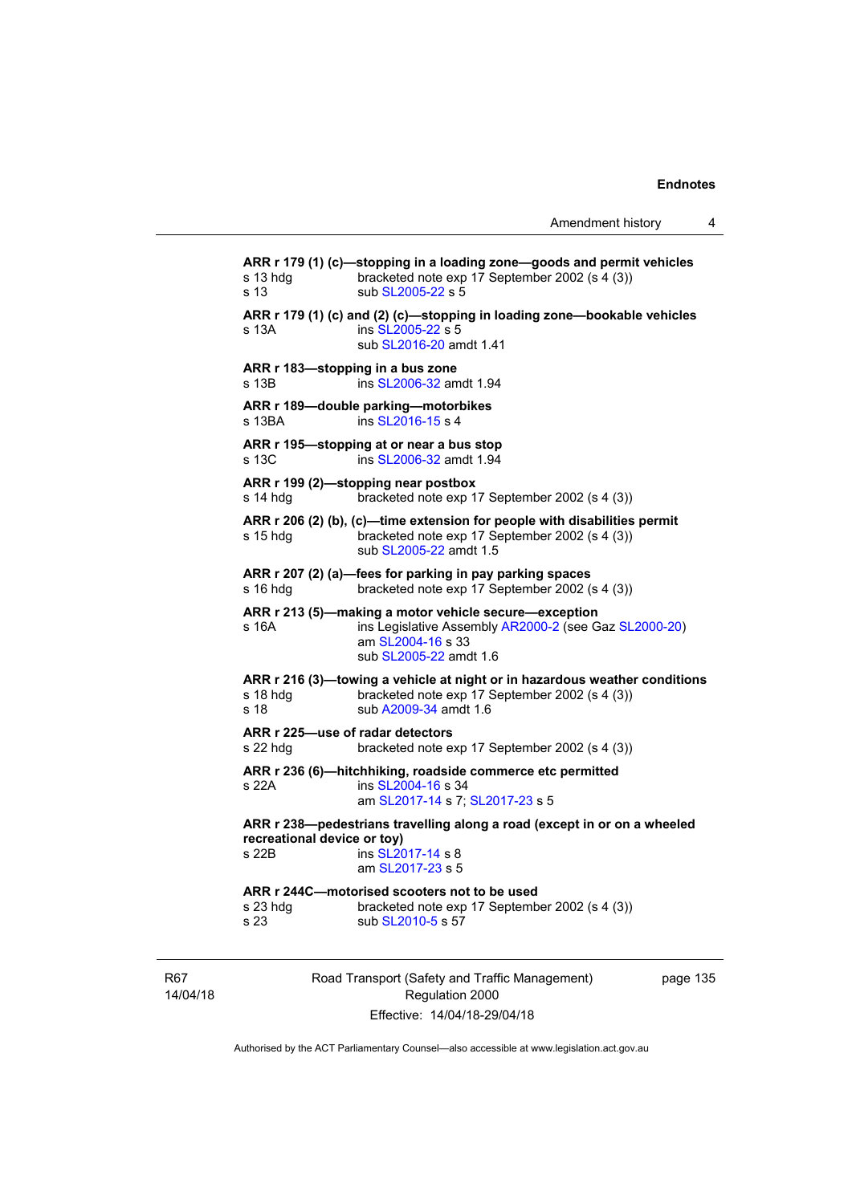**ARR r 179 (1) (c)—stopping in a loading zone—goods and permit vehicles**
s 13 hdg bracketed note exp 17 September 2002 (s 4 (3))
s 13 sub SL2005-22 s 5

**ARR r 179 (1) (c) and (2) (c)—stopping in loading zone—bookable vehicles**
s 13A ins SL2005-22 s 5
sub SL2016-20 amdt 1.41

**ARR r 183—stopping in a bus zone**
s 13B ins SL2006-32 amdt 1.94

**ARR r 189—double parking—motorbikes**
s 13BA ins SL2016-15 s 4

**ARR r 195—stopping at or near a bus stop**
s 13C ins SL2006-32 amdt 1.94

**ARR r 199 (2)—stopping near postbox**
s 14 hdg bracketed note exp 17 September 2002 (s 4 (3))

**ARR r 206 (2) (b), (c)—time extension for people with disabilities permit**
s 15 hdg bracketed note exp 17 September 2002 (s 4 (3))
sub SL2005-22 amdt 1.5

**ARR r 207 (2) (a)—fees for parking in pay parking spaces**
s 16 hdg bracketed note exp 17 September 2002 (s 4 (3))

**ARR r 213 (5)—making a motor vehicle secure—exception**
s 16A ins Legislative Assembly AR2000-2 (see Gaz SL2000-20)
am SL2004-16 s 33
sub SL2005-22 amdt 1.6

**ARR r 216 (3)—towing a vehicle at night or in hazardous weather conditions**
s 18 hdg bracketed note exp 17 September 2002 (s 4 (3))
s 18 sub A2009-34 amdt 1.6

**ARR r 225—use of radar detectors**
s 22 hdg bracketed note exp 17 September 2002 (s 4 (3))

**ARR r 236 (6)—hitchhiking, roadside commerce etc permitted**
s 22A ins SL2004-16 s 34
am SL2017-14 s 7; SL2017-23 s 5

**ARR r 238—pedestrians travelling along a road (except in or on a wheeled recreational device or toy)**
s 22B ins SL2017-14 s 8
am SL2017-23 s 5

**ARR r 244C—motorised scooters not to be used**
s 23 hdg bracketed note exp 17 September 2002 (s 4 (3))
s 23 sub SL2010-5 s 57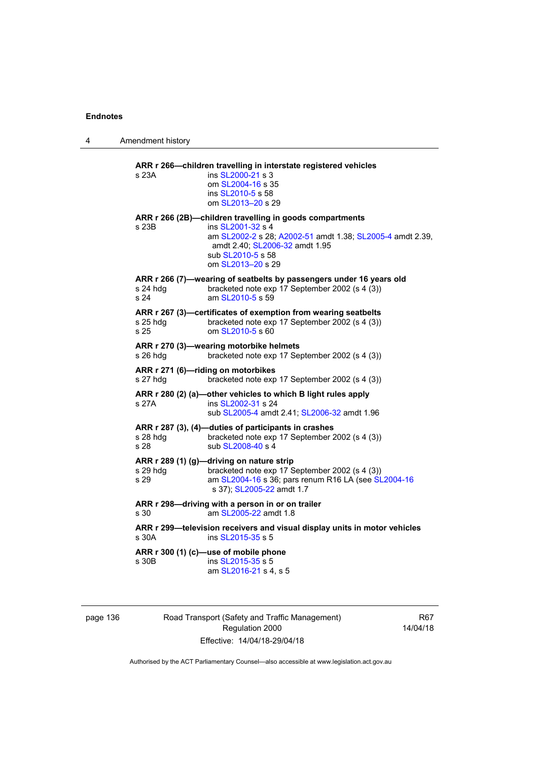**ARR r 266—children travelling in interstate registered vehicles**

s 23A ins SL2000-21 s 3
om SL2004-16 s 35
ins SL2010-5 s 58
om SL2013–20 s 29

**ARR r 266 (2B)—children travelling in goods compartments**

s 23B ins SL2001-32 s 4
am SL2002-2 s 28; A2002-51 amdt 1.38; SL2005-4 amdt 2.39, amdt 2.40; SL2006-32 amdt 1.95
sub SL2010-5 s 58
om SL2013–20 s 29

**ARR r 266 (7)—wearing of seatbelts by passengers under 16 years old**

s 24 hdg bracketed note exp 17 September 2002 (s 4 (3))
s 24 am SL2010-5 s 59

**ARR r 267 (3)—certificates of exemption from wearing seatbelts**

s 25 hdg bracketed note exp 17 September 2002 (s 4 (3))
s 25 om SL2010-5 s 60

**ARR r 270 (3)—wearing motorbike helmets**

s 26 hdg bracketed note exp 17 September 2002 (s 4 (3))

**ARR r 271 (6)—riding on motorbikes**

s 27 hdg bracketed note exp 17 September 2002 (s 4 (3))

**ARR r 280 (2) (a)—other vehicles to which B light rules apply**

s 27A ins SL2002-31 s 24
sub SL2005-4 amdt 2.41; SL2006-32 amdt 1.96

**ARR r 287 (3), (4)—duties of participants in crashes**

s 28 hdg bracketed note exp 17 September 2002 (s 4 (3))
s 28 sub SL2008-40 s 4

**ARR r 289 (1) (g)—driving on nature strip**

s 29 hdg bracketed note exp 17 September 2002 (s 4 (3))
s 29 am SL2004-16 s 36; pars renum R16 LA (see SL2004-16 s 37); SL2005-22 amdt 1.7

**ARR r 298—driving with a person in or on trailer**

s 30 am SL2005-22 amdt 1.8

**ARR r 299—television receivers and visual display units in motor vehicles**

s 30A ins SL2015-35 s 5

**ARR r 300 (1) (c)—use of mobile phone**

s 30B ins SL2015-35 s 5
am SL2016-21 s 4, s 5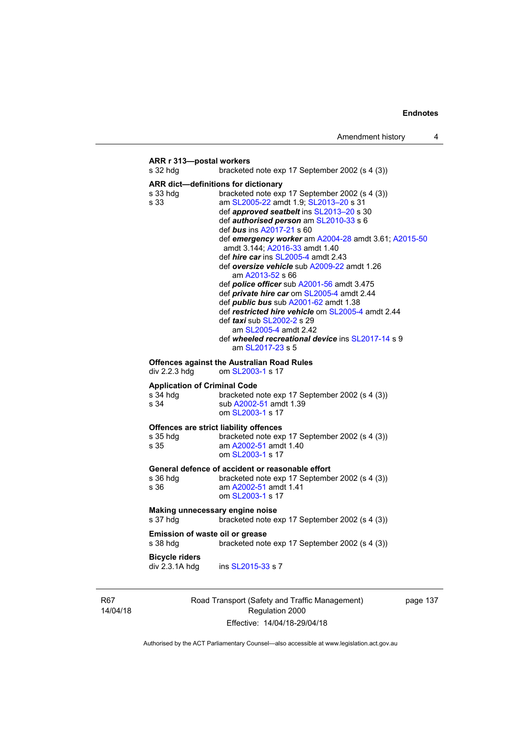**ARR r 313—postal workers**

s 32 hdg bracketed note exp 17 September 2002 (s 4 (3))

**ARR dict—definitions for dictionary**

s 33 hdg bracketed note exp 17 September 2002 (s 4 (3))
s 33 am SL2005-22 amdt 1.9; SL2013–20 s 31
def ***approved seatbelt*** ins SL2013–20 s 30
def ***authorised person*** am SL2010-33 s 6
def ***bus*** ins A2017-21 s 60
def ***emergency worker*** am A2004-28 amdt 3.61; A2015-50 amdt 3.144; A2016-33 amdt 1.40
def ***hire car*** ins SL2005-4 amdt 2.43
def ***oversize vehicle*** sub A2009-22 amdt 1.26
am A2013-52 s 66
def ***police officer*** sub A2001-56 amdt 3.475
def ***private hire car*** om SL2005-4 amdt 2.44
def ***public bus*** sub A2001-62 amdt 1.38
def ***restricted hire vehicle*** om SL2005-4 amdt 2.44
def ***taxi*** sub SL2002-2 s 29
am SL2005-4 amdt 2.42
def ***wheeled recreational device*** ins SL2017-14 s 9
am SL2017-23 s 5

**Offences against the Australian Road Rules**

div 2.2.3 hdg om SL2003-1 s 17

**Application of Criminal Code**

s 34 hdg bracketed note exp 17 September 2002 (s 4 (3))
s 34 sub A2002-51 amdt 1.39
om SL2003-1 s 17

**Offences are strict liability offences**

s 35 hdg bracketed note exp 17 September 2002 (s 4 (3))
s 35 am A2002-51 amdt 1.40
om SL2003-1 s 17

**General defence of accident or reasonable effort**

s 36 hdg bracketed note exp 17 September 2002 (s 4 (3))
s 36 am A2002-51 amdt 1.41
om SL2003-1 s 17

**Making unnecessary engine noise**

s 37 hdg bracketed note exp 17 September 2002 (s 4 (3))

**Emission of waste oil or grease**

s 38 hdg bracketed note exp 17 September 2002 (s 4 (3))

**Bicycle riders**

div 2.3.1A hdg ins SL2015-33 s 7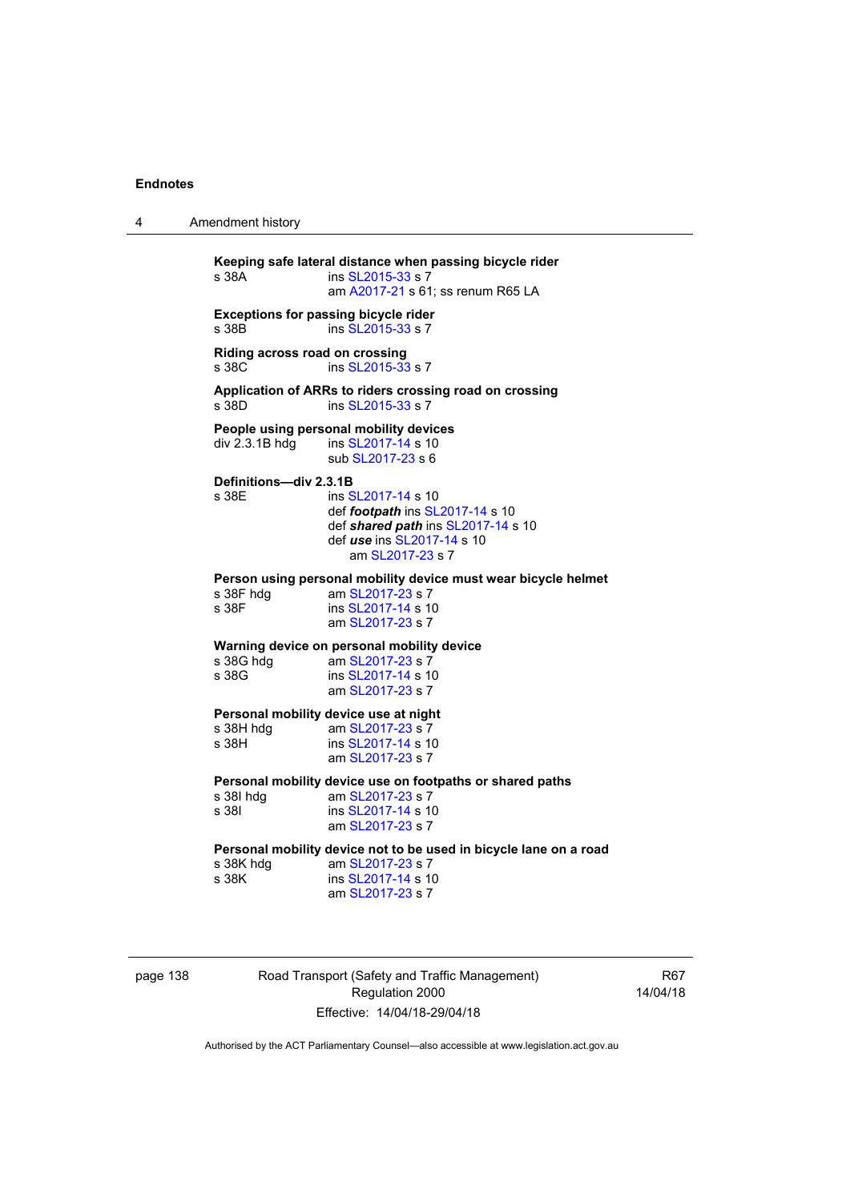**Keeping safe lateral distance when passing bicycle rider**

s 38A ins SL2015-33 s 7
am A2017-21 s 61; ss renum R65 LA

**Exceptions for passing bicycle rider**

s 38B ins SL2015-33 s 7

**Riding across road on crossing**

s 38C ins SL2015-33 s 7

**Application of ARRs to riders crossing road on crossing**

s 38D ins SL2015-33 s 7

**People using personal mobility devices**

div 2.3.1B hdg ins SL2017-14 s 10
sub SL2017-23 s 6

**Definitions—div 2.3.1B**

s 38E ins SL2017-14 s 10
def ***footpath*** ins SL2017-14 s 10
def ***shared path*** ins SL2017-14 s 10
def ***use*** ins SL2017-14 s 10
am SL2017-23 s 7

**Person using personal mobility device must wear bicycle helmet**

s 38F hdg am SL2017-23 s 7
s 38F ins SL2017-14 s 10
am SL2017-23 s 7

**Warning device on personal mobility device**

s 38G hdg am SL2017-23 s 7
s 38G ins SL2017-14 s 10
am SL2017-23 s 7

**Personal mobility device use at night**

s 38H hdg am SL2017-23 s 7
s 38H ins SL2017-14 s 10
am SL2017-23 s 7

**Personal mobility device use on footpaths or shared paths**

s 38I hdg am SL2017-23 s 7
s 38I ins SL2017-14 s 10
am SL2017-23 s 7

**Personal mobility device not to be used in bicycle lane on a road**

s 38K hdg am SL2017-23 s 7
s 38K ins SL2017-14 s 10
am SL2017-23 s 7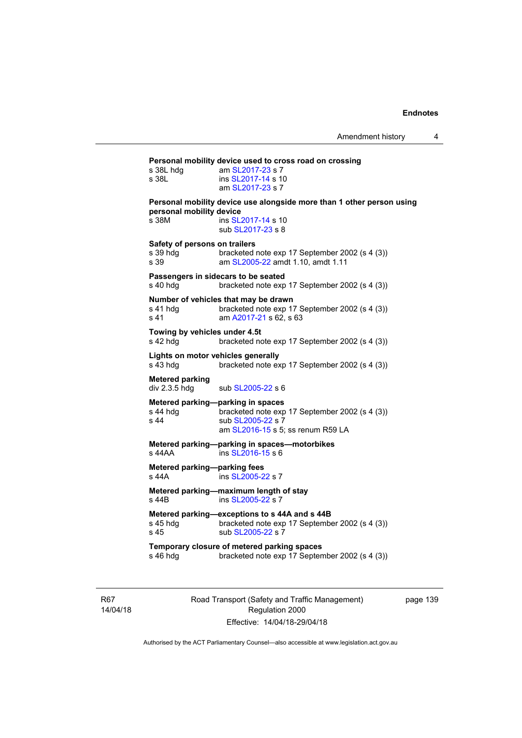**Personal mobility device used to cross road on crossing**

s 38L hdg am SL2017-23 s 7

s 38L ins SL2017-14 s 10
am SL2017-23 s 7

**Personal mobility device use alongside more than 1 other person using personal mobility device**

s 38M ins SL2017-14 s 10
sub SL2017-23 s 8

**Safety of persons on trailers**

s 39 hdg bracketed note exp 17 September 2002 (s 4 (3))

s 39 am SL2005-22 amdt 1.10, amdt 1.11

**Passengers in sidecars to be seated**

s 40 hdg bracketed note exp 17 September 2002 (s 4 (3))

**Number of vehicles that may be drawn**

s 41 hdg bracketed note exp 17 September 2002 (s 4 (3))

s 41 am A2017-21 s 62, s 63

**Towing by vehicles under 4.5t**

s 42 hdg bracketed note exp 17 September 2002 (s 4 (3))

**Lights on motor vehicles generally**

s 43 hdg bracketed note exp 17 September 2002 (s 4 (3))

**Metered parking**

div 2.3.5 hdg sub SL2005-22 s 6

**Metered parking—parking in spaces**

s 44 hdg bracketed note exp 17 September 2002 (s 4 (3))

s 44 sub SL2005-22 s 7
am SL2016-15 s 5; ss renum R59 LA

**Metered parking—parking in spaces—motorbikes**

s 44AA ins SL2016-15 s 6

**Metered parking—parking fees**

s 44A ins SL2005-22 s 7

**Metered parking—maximum length of stay**

s 44B ins SL2005-22 s 7

**Metered parking—exceptions to s 44A and s 44B**

s 45 hdg bracketed note exp 17 September 2002 (s 4 (3))

s 45 sub SL2005-22 s 7

**Temporary closure of metered parking spaces**

s 46 hdg bracketed note exp 17 September 2002 (s 4 (3))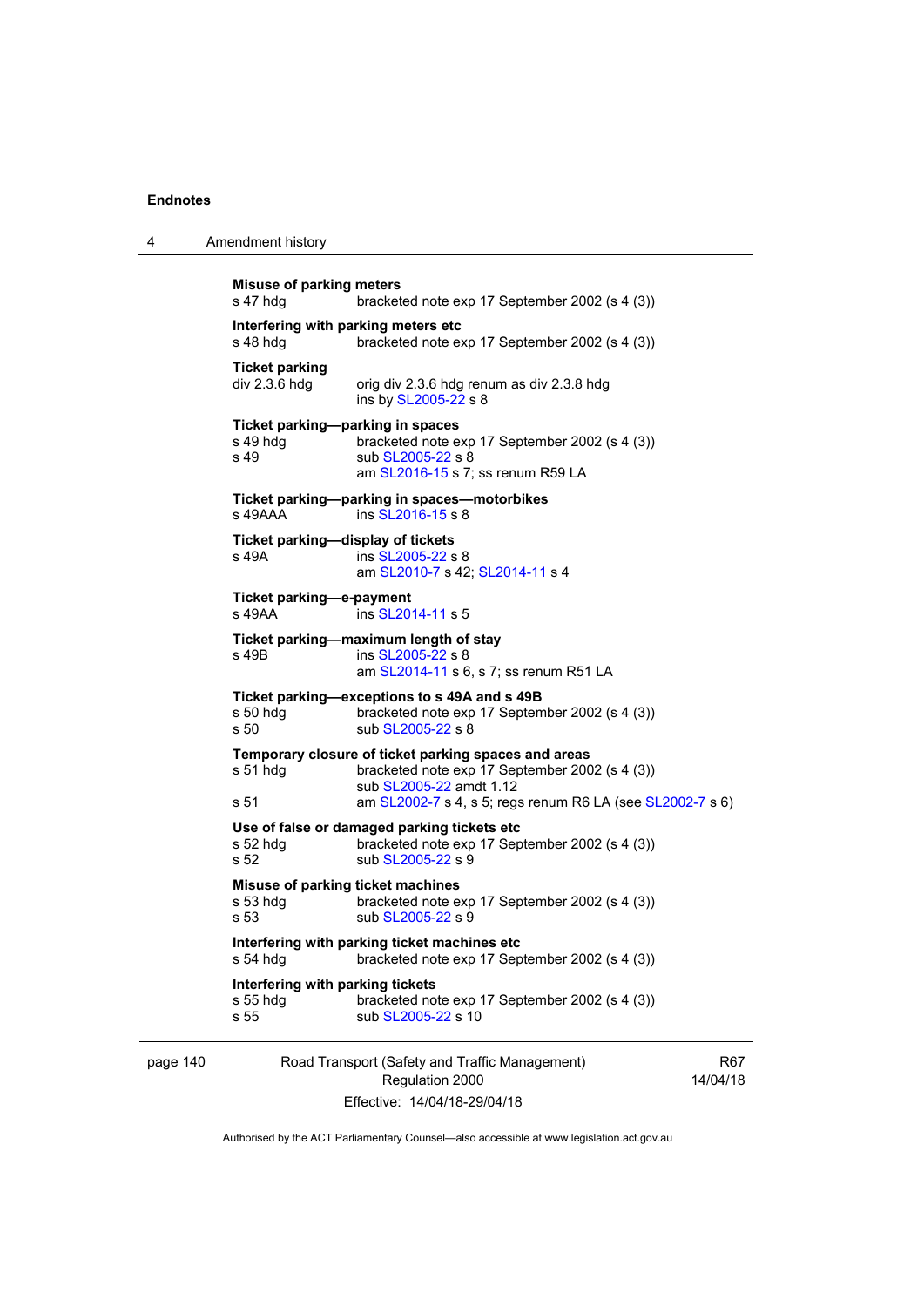**Misuse of parking meters**
s 47 hdg bracketed note exp 17 September 2002 (s 4 (3))

**Interfering with parking meters etc**
s 48 hdg bracketed note exp 17 September 2002 (s 4 (3))

**Ticket parking**
div 2.3.6 hdg orig div 2.3.6 hdg renum as div 2.3.8 hdg
ins by SL2005-22 s 8

**Ticket parking—parking in spaces**
s 49 hdg bracketed note exp 17 September 2002 (s 4 (3))
s 49 sub SL2005-22 s 8
am SL2016-15 s 7; ss renum R59 LA

**Ticket parking—parking in spaces—motorbikes**
s 49AAA ins SL2016-15 s 8

**Ticket parking—display of tickets**
s 49A ins SL2005-22 s 8
am SL2010-7 s 42; SL2014-11 s 4

**Ticket parking—e-payment**
s 49AA ins SL2014-11 s 5

**Ticket parking—maximum length of stay**
s 49B ins SL2005-22 s 8
am SL2014-11 s 6, s 7; ss renum R51 LA

**Ticket parking—exceptions to s 49A and s 49B**
s 50 hdg bracketed note exp 17 September 2002 (s 4 (3))
s 50 sub SL2005-22 s 8

**Temporary closure of ticket parking spaces and areas**
s 51 hdg bracketed note exp 17 September 2002 (s 4 (3))
sub SL2005-22 amdt 1.12
s 51 am SL2002-7 s 4, s 5; regs renum R6 LA (see SL2002-7 s 6)

**Use of false or damaged parking tickets etc**
s 52 hdg bracketed note exp 17 September 2002 (s 4 (3))
s 52 sub SL2005-22 s 9

**Misuse of parking ticket machines**
s 53 hdg bracketed note exp 17 September 2002 (s 4 (3))
s 53 sub SL2005-22 s 9

**Interfering with parking ticket machines etc**
s 54 hdg bracketed note exp 17 September 2002 (s 4 (3))

**Interfering with parking tickets**
s 55 hdg bracketed note exp 17 September 2002 (s 4 (3))
s 55 sub SL2005-22 s 10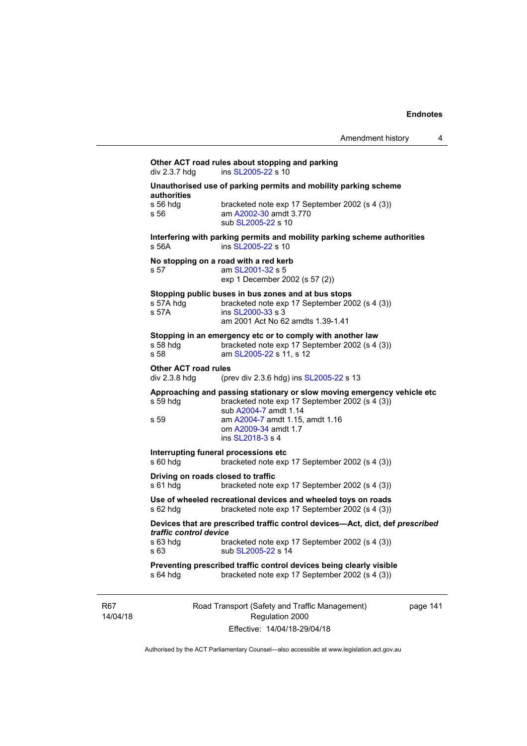**Other ACT road rules about stopping and parking**

div 2.3.7 hdg ins SL2005-22 s 10

**Unauthorised use of parking permits and mobility parking scheme authorities**

s 56 hdg bracketed note exp 17 September 2002 (s 4 (3))
s 56 am A2002-30 amdt 3.770
sub SL2005-22 s 10

**Interfering with parking permits and mobility parking scheme authorities**

s 56A ins SL2005-22 s 10

**No stopping on a road with a red kerb**

s 57 am SL2001-32 s 5
exp 1 December 2002 (s 57 (2))

**Stopping public buses in bus zones and at bus stops**

s 57A hdg bracketed note exp 17 September 2002 (s 4 (3))
s 57A ins SL2000-33 s 3
am 2001 Act No 62 amdts 1.39-1.41

**Stopping in an emergency etc or to comply with another law**

s 58 hdg bracketed note exp 17 September 2002 (s 4 (3))
s 58 am SL2005-22 s 11, s 12

**Other ACT road rules**

div 2.3.8 hdg (prev div 2.3.6 hdg) ins SL2005-22 s 13

**Approaching and passing stationary or slow moving emergency vehicle etc**

s 59 hdg bracketed note exp 17 September 2002 (s 4 (3))
sub A2004-7 amdt 1.14
s 59 am A2004-7 amdt 1.15, amdt 1.16
om A2009-34 amdt 1.7
ins SL2018-3 s 4

**Interrupting funeral processions etc**

s 60 hdg bracketed note exp 17 September 2002 (s 4 (3))

**Driving on roads closed to traffic**

s 61 hdg bracketed note exp 17 September 2002 (s 4 (3))

**Use of wheeled recreational devices and wheeled toys on roads**

s 62 hdg bracketed note exp 17 September 2002 (s 4 (3))

**Devices that are prescribed traffic control devices—Act, dict, def *prescribed traffic control device***

s 63 hdg bracketed note exp 17 September 2002 (s 4 (3))
s 63 sub SL2005-22 s 14

**Preventing prescribed traffic control devices being clearly visible**

s 64 hdg bracketed note exp 17 September 2002 (s 4 (3))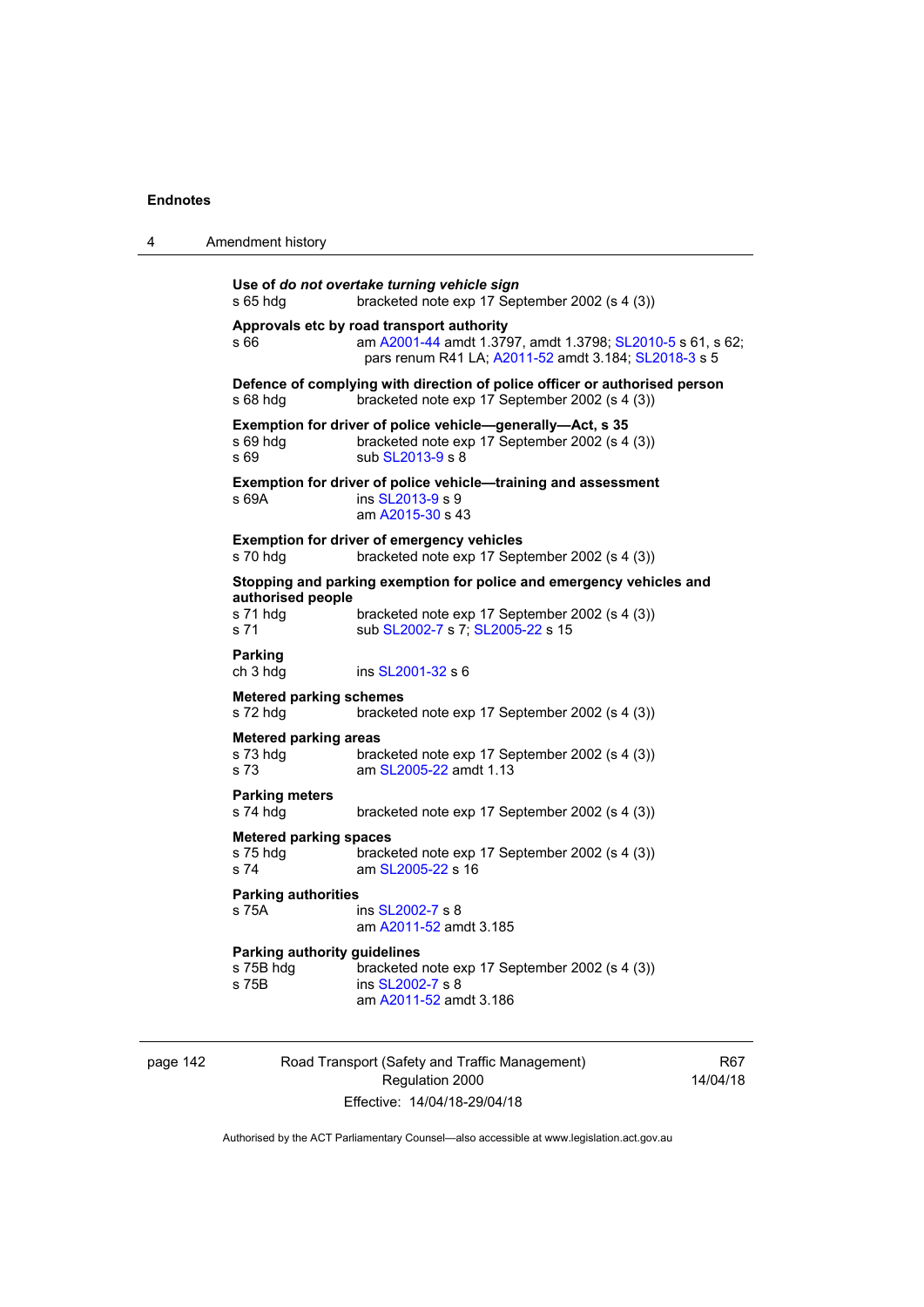**Use of *do not overtake turning vehicle sign***
s 65 hdg bracketed note exp 17 September 2002 (s 4 (3))

**Approvals etc by road transport authority**
s 66 am A2001-44 amdt 1.3797, amdt 1.3798; SL2010-5 s 61, s 62; pars renum R41 LA; A2011-52 amdt 3.184; SL2018-3 s 5

**Defence of complying with direction of police officer or authorised person**
s 68 hdg bracketed note exp 17 September 2002 (s 4 (3))

**Exemption for driver of police vehicle—generally—Act, s 35**
s 69 hdg bracketed note exp 17 September 2002 (s 4 (3))
s 69 sub SL2013-9 s 8

**Exemption for driver of police vehicle—training and assessment**
s 69A ins SL2013-9 s 9
am A2015-30 s 43

**Exemption for driver of emergency vehicles**
s 70 hdg bracketed note exp 17 September 2002 (s 4 (3))

**Stopping and parking exemption for police and emergency vehicles and authorised people**
s 71 hdg bracketed note exp 17 September 2002 (s 4 (3))
s 71 sub SL2002-7 s 7; SL2005-22 s 15

**Parking**
ch 3 hdg ins SL2001-32 s 6

**Metered parking schemes**
s 72 hdg bracketed note exp 17 September 2002 (s 4 (3))

**Metered parking areas**
s 73 hdg bracketed note exp 17 September 2002 (s 4 (3))
s 73 am SL2005-22 amdt 1.13

**Parking meters**
s 74 hdg bracketed note exp 17 September 2002 (s 4 (3))

**Metered parking spaces**
s 75 hdg bracketed note exp 17 September 2002 (s 4 (3))
s 74 am SL2005-22 s 16

**Parking authorities**
s 75A ins SL2002-7 s 8
am A2011-52 amdt 3.185

**Parking authority guidelines**
s 75B hdg bracketed note exp 17 September 2002 (s 4 (3))
s 75B ins SL2002-7 s 8
am A2011-52 amdt 3.186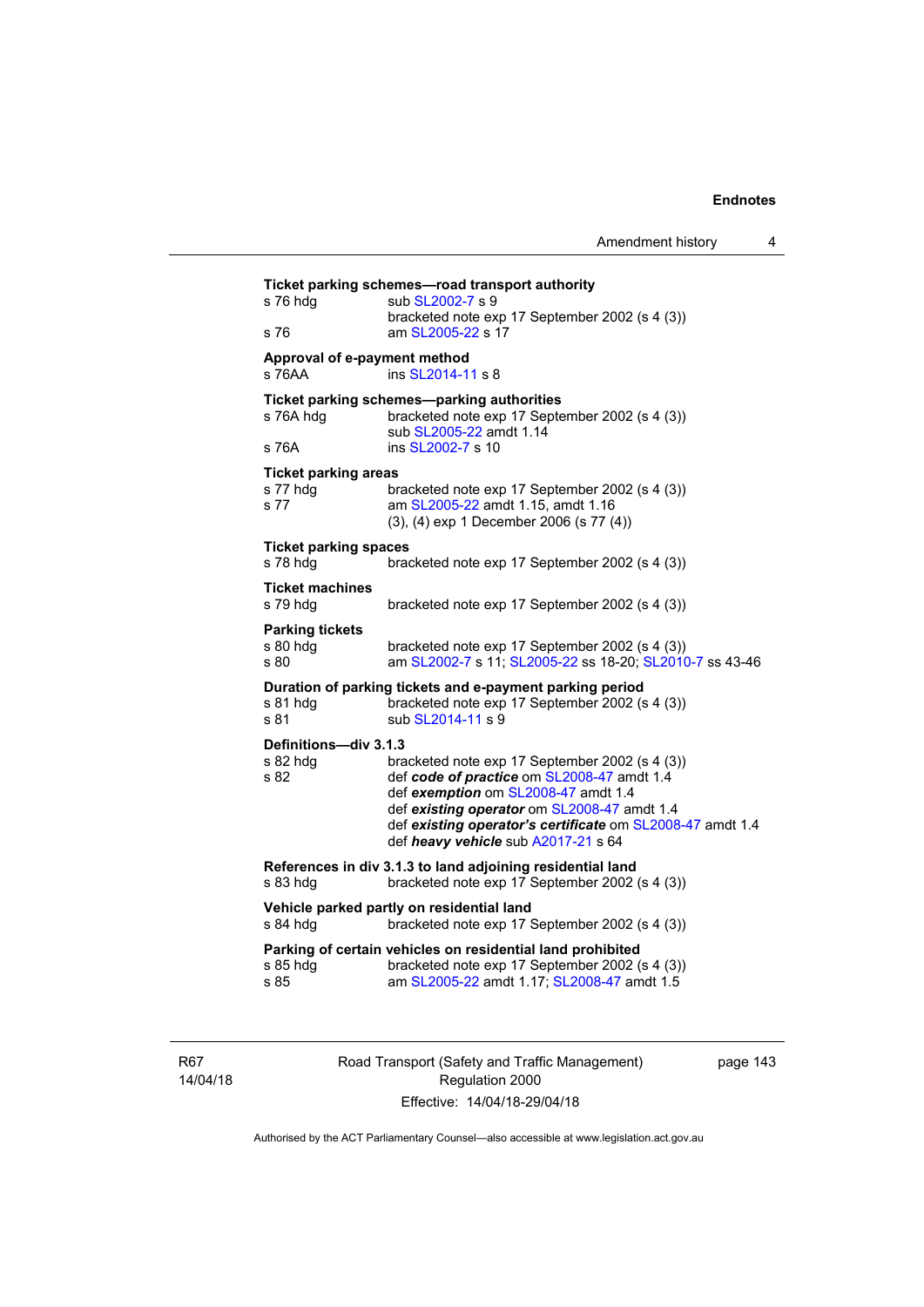**Ticket parking schemes—road transport authority**

s 76 hdg sub SL2002-7 s 9
bracketed note exp 17 September 2002 (s 4 (3))

s 76 am SL2005-22 s 17

**Approval of e-payment method**

s 76AA ins SL2014-11 s 8

**Ticket parking schemes—parking authorities**

s 76A hdg bracketed note exp 17 September 2002 (s 4 (3))
sub SL2005-22 amdt 1.14

s 76A ins SL2002-7 s 10

**Ticket parking areas**

s 77 hdg bracketed note exp 17 September 2002 (s 4 (3))

s 77 am SL2005-22 amdt 1.15, amdt 1.16
(3), (4) exp 1 December 2006 (s 77 (4))

**Ticket parking spaces**

s 78 hdg bracketed note exp 17 September 2002 (s 4 (3))

**Ticket machines**

s 79 hdg bracketed note exp 17 September 2002 (s 4 (3))

**Parking tickets**

s 80 hdg bracketed note exp 17 September 2002 (s 4 (3))

s 80 am SL2002-7 s 11; SL2005-22 ss 18-20; SL2010-7 ss 43-46

**Duration of parking tickets and e-payment parking period**

s 81 hdg bracketed note exp 17 September 2002 (s 4 (3))

s 81 sub SL2014-11 s 9

**Definitions—div 3.1.3**

s 82 hdg bracketed note exp 17 September 2002 (s 4 (3))

s 82 def ***code of practice*** om SL2008-47 amdt 1.4
def ***exemption*** om SL2008-47 amdt 1.4
def ***existing operator*** om SL2008-47 amdt 1.4
def ***existing operator's certificate*** om SL2008-47 amdt 1.4
def ***heavy vehicle*** sub A2017-21 s 64

**References in div 3.1.3 to land adjoining residential land**

s 83 hdg bracketed note exp 17 September 2002 (s 4 (3))

**Vehicle parked partly on residential land**

s 84 hdg bracketed note exp 17 September 2002 (s 4 (3))

**Parking of certain vehicles on residential land prohibited**

s 85 hdg bracketed note exp 17 September 2002 (s 4 (3))

s 85 am SL2005-22 amdt 1.17; SL2008-47 amdt 1.5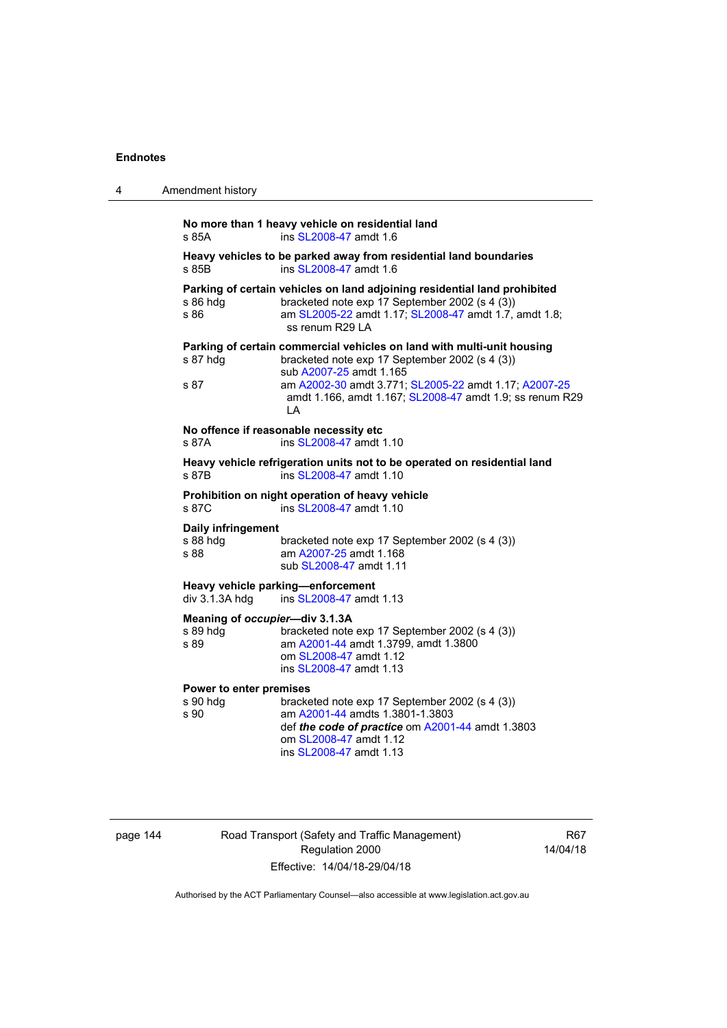**No more than 1 heavy vehicle on residential land**

s 85A ins SL2008-47 amdt 1.6

**Heavy vehicles to be parked away from residential land boundaries**

s 85B ins SL2008-47 amdt 1.6

**Parking of certain vehicles on land adjoining residential land prohibited**

s 86 hdg bracketed note exp 17 September 2002 (s 4 (3))

s 86 am SL2005-22 amdt 1.17; SL2008-47 amdt 1.7, amdt 1.8; ss renum R29 LA

**Parking of certain commercial vehicles on land with multi-unit housing**

s 87 hdg bracketed note exp 17 September 2002 (s 4 (3))
sub A2007-25 amdt 1.165

s 87 am A2002-30 amdt 3.771; SL2005-22 amdt 1.17; A2007-25 amdt 1.166, amdt 1.167; SL2008-47 amdt 1.9; ss renum R29 LA

**No offence if reasonable necessity etc**

s 87A ins SL2008-47 amdt 1.10

**Heavy vehicle refrigeration units not to be operated on residential land**

s 87B ins SL2008-47 amdt 1.10

**Prohibition on night operation of heavy vehicle**

s 87C ins SL2008-47 amdt 1.10

**Daily infringement**

s 88 hdg bracketed note exp 17 September 2002 (s 4 (3))

s 88 am A2007-25 amdt 1.168
sub SL2008-47 amdt 1.11

**Heavy vehicle parking—enforcement**

div 3.1.3A hdg ins SL2008-47 amdt 1.13

**Meaning of *occupier*—div 3.1.3A**

s 89 hdg bracketed note exp 17 September 2002 (s 4 (3))

s 89 am A2001-44 amdt 1.3799, amdt 1.3800
om SL2008-47 amdt 1.12
ins SL2008-47 amdt 1.13

**Power to enter premises**

s 90 hdg bracketed note exp 17 September 2002 (s 4 (3))

s 90 am A2001-44 amdts 1.3801-1.3803
def ***the code of practice*** om A2001-44 amdt 1.3803
om SL2008-47 amdt 1.12
ins SL2008-47 amdt 1.13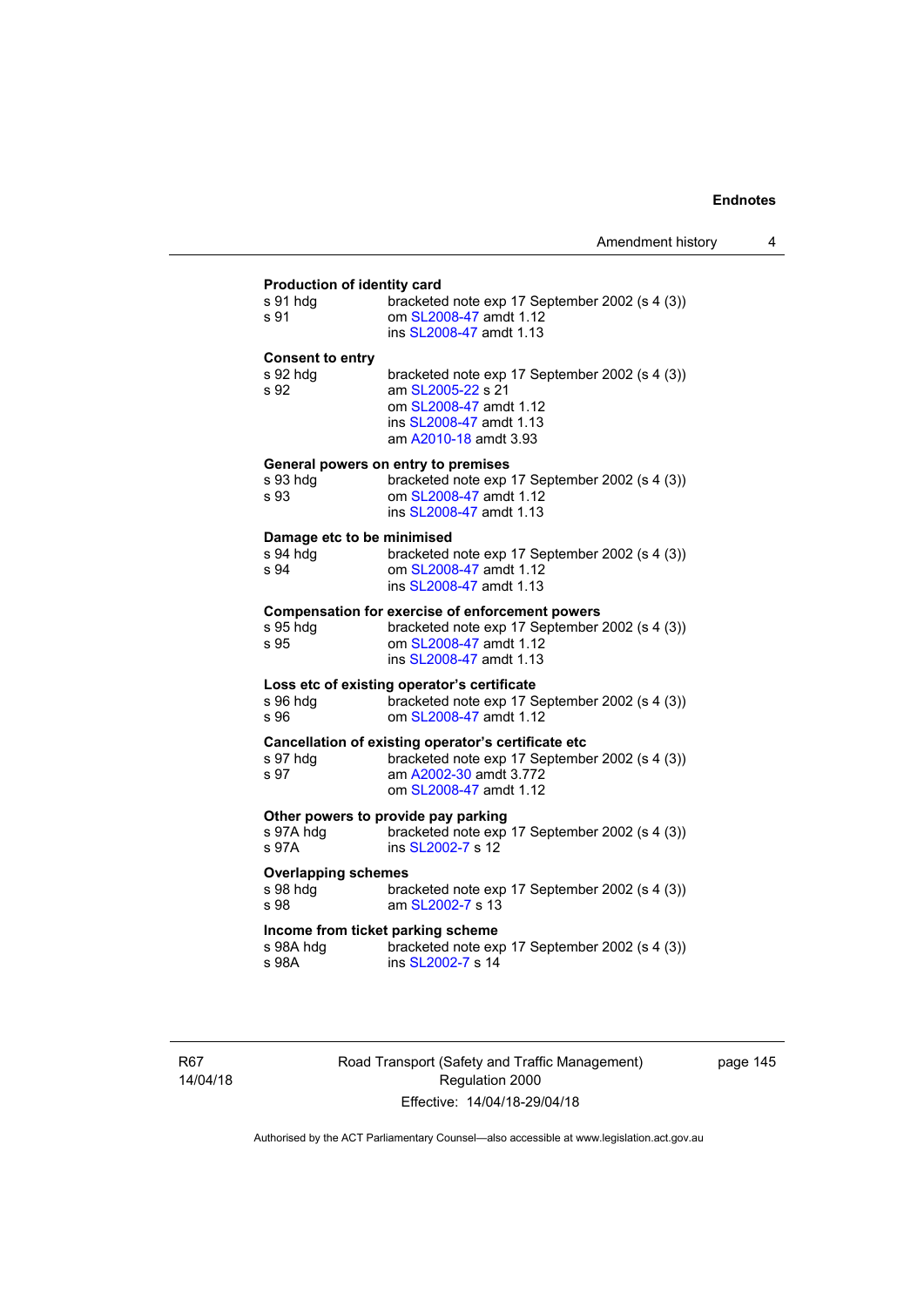**Production of identity card**

s 91 hdg bracketed note exp 17 September 2002 (s 4 (3))
s 91 om SL2008-47 amdt 1.12
ins SL2008-47 amdt 1.13

**Consent to entry**

s 92 hdg bracketed note exp 17 September 2002 (s 4 (3))
s 92 am SL2005-22 s 21
om SL2008-47 amdt 1.12
ins SL2008-47 amdt 1.13
am A2010-18 amdt 3.93

**General powers on entry to premises**

s 93 hdg bracketed note exp 17 September 2002 (s 4 (3))
s 93 om SL2008-47 amdt 1.12
ins SL2008-47 amdt 1.13

**Damage etc to be minimised**

s 94 hdg bracketed note exp 17 September 2002 (s 4 (3))
s 94 om SL2008-47 amdt 1.12
ins SL2008-47 amdt 1.13

**Compensation for exercise of enforcement powers**

s 95 hdg bracketed note exp 17 September 2002 (s 4 (3))
s 95 om SL2008-47 amdt 1.12
ins SL2008-47 amdt 1.13

**Loss etc of existing operator's certificate**

s 96 hdg bracketed note exp 17 September 2002 (s 4 (3))
s 96 om SL2008-47 amdt 1.12

**Cancellation of existing operator's certificate etc**

s 97 hdg bracketed note exp 17 September 2002 (s 4 (3))
s 97 am A2002-30 amdt 3.772
om SL2008-47 amdt 1.12

**Other powers to provide pay parking**

s 97A hdg bracketed note exp 17 September 2002 (s 4 (3))
s 97A ins SL2002-7 s 12

**Overlapping schemes**

s 98 hdg bracketed note exp 17 September 2002 (s 4 (3))
s 98 am SL2002-7 s 13

**Income from ticket parking scheme**

s 98A hdg bracketed note exp 17 September 2002 (s 4 (3))
s 98A ins SL2002-7 s 14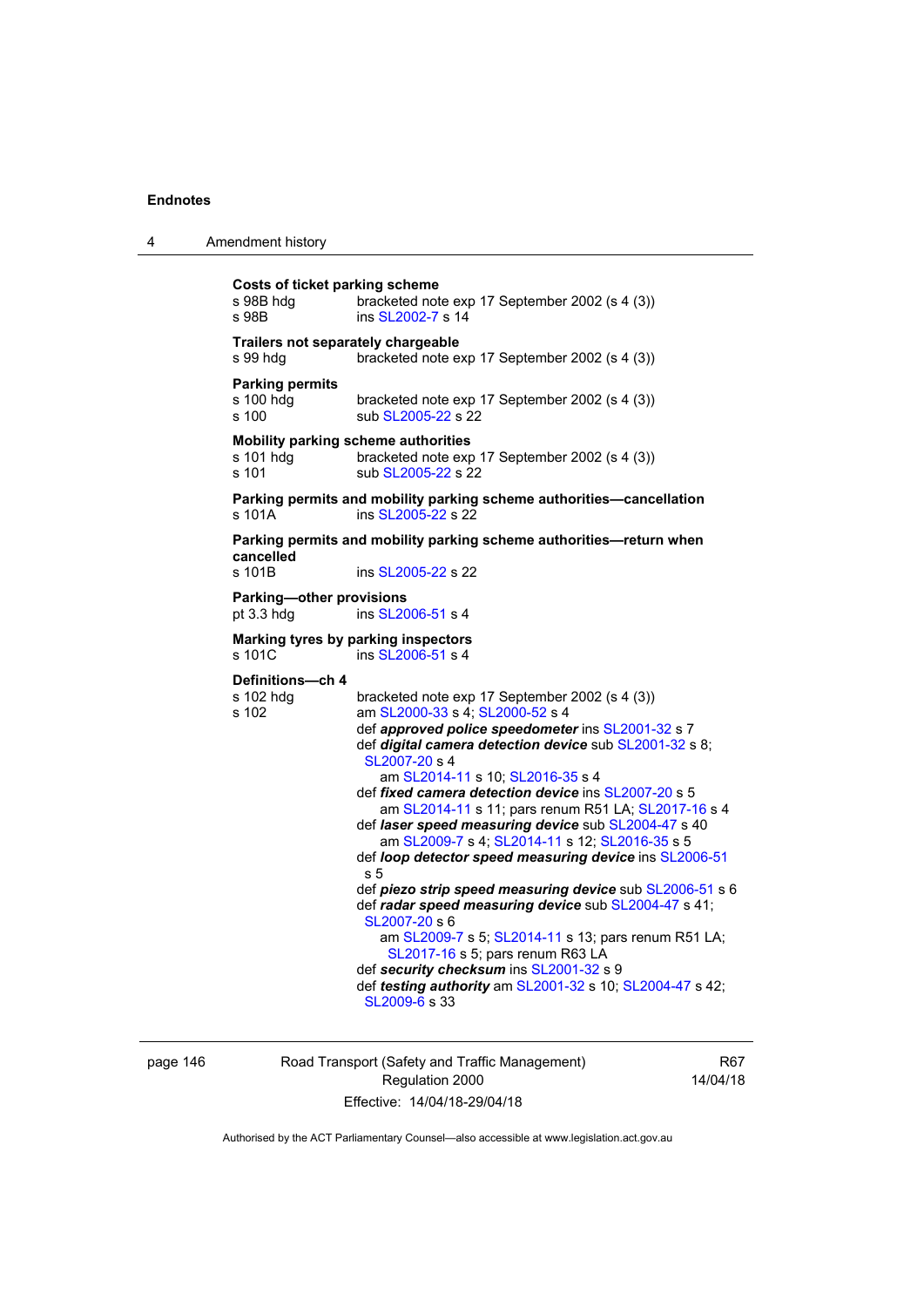**Costs of ticket parking scheme**

s 98B hdg bracketed note exp 17 September 2002 (s 4 (3))

s 98B ins SL2002-7 s 14

**Trailers not separately chargeable**

s 99 hdg bracketed note exp 17 September 2002 (s 4 (3))

**Parking permits**

s 100 hdg bracketed note exp 17 September 2002 (s 4 (3))

s 100 sub SL2005-22 s 22

**Mobility parking scheme authorities**

s 101 hdg bracketed note exp 17 September 2002 (s 4 (3))

s 101 sub SL2005-22 s 22

**Parking permits and mobility parking scheme authorities—cancellation**

s 101A ins SL2005-22 s 22

**Parking permits and mobility parking scheme authorities—return when cancelled**

s 101B ins SL2005-22 s 22

**Parking—other provisions**

pt 3.3 hdg ins SL2006-51 s 4

**Marking tyres by parking inspectors**

s 101C ins SL2006-51 s 4

**Definitions—ch 4**

s 102 hdg bracketed note exp 17 September 2002 (s 4 (3))

s 102 am SL2000-33 s 4; SL2000-52 s 4

def ***approved police speedometer*** ins SL2001-32 s 7

def ***digital camera detection device*** sub SL2001-32 s 8; SL2007-20 s 4

am SL2014-11 s 10; SL2016-35 s 4

def ***fixed camera detection device*** ins SL2007-20 s 5

am SL2014-11 s 11; pars renum R51 LA; SL2017-16 s 4

def ***laser speed measuring device*** sub SL2004-47 s 40

am SL2009-7 s 4; SL2014-11 s 12; SL2016-35 s 5

def ***loop detector speed measuring device*** ins SL2006-51 s 5

def ***piezo strip speed measuring device*** sub SL2006-51 s 6

def ***radar speed measuring device*** sub SL2004-47 s 41; SL2007-20 s 6

am SL2009-7 s 5; SL2014-11 s 13; pars renum R51 LA; SL2017-16 s 5; pars renum R63 LA

def ***security checksum*** ins SL2001-32 s 9

def ***testing authority*** am SL2001-32 s 10; SL2004-47 s 42; SL2009-6 s 33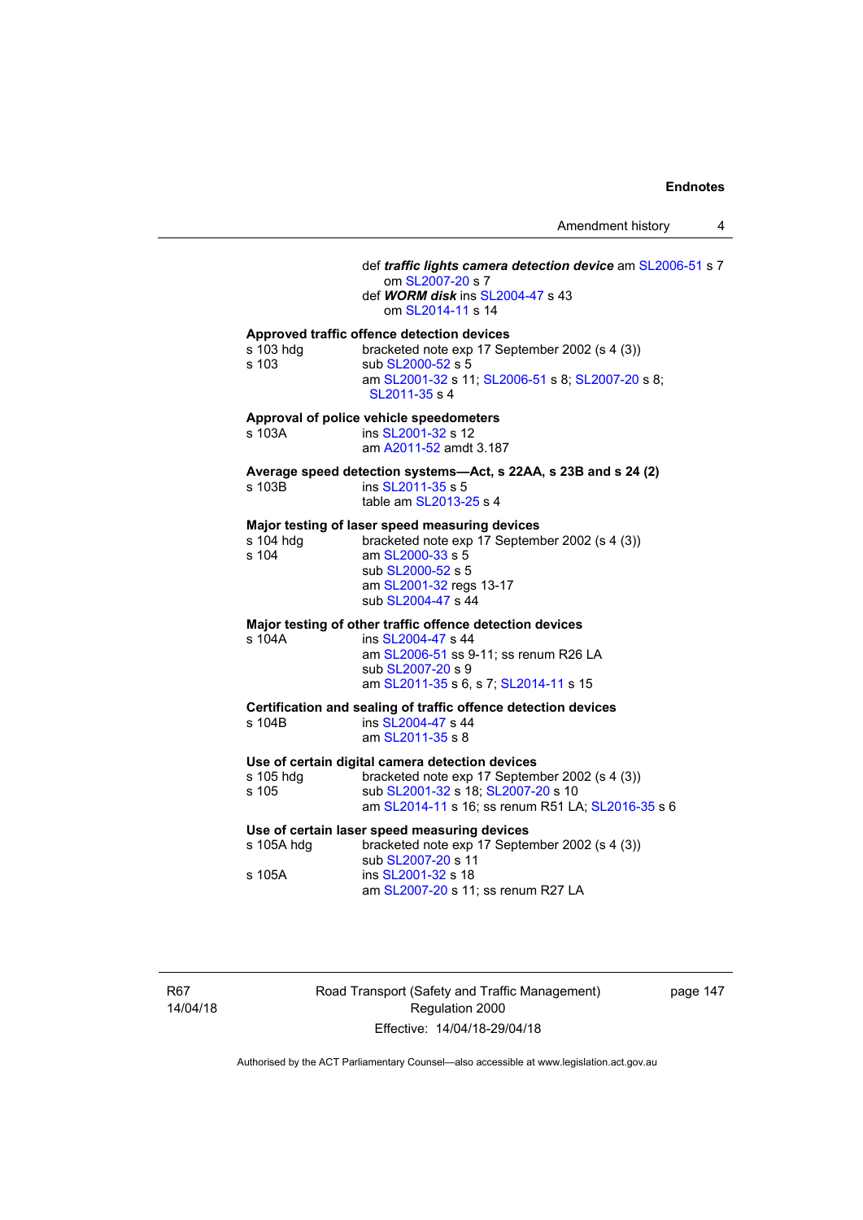def ***traffic lights camera detection device*** am SL2006-51 s 7
om SL2007-20 s 7

def ***WORM disk*** ins SL2004-47 s 43
om SL2014-11 s 14

**Approved traffic offence detection devices**

s 103 hdg bracketed note exp 17 September 2002 (s 4 (3))

s 103 sub SL2000-52 s 5
am SL2001-32 s 11; SL2006-51 s 8; SL2007-20 s 8; SL2011-35 s 4

**Approval of police vehicle speedometers**

s 103A ins SL2001-32 s 12
am A2011-52 amdt 3.187

**Average speed detection systems—Act, s 22AA, s 23B and s 24 (2)**

s 103B ins SL2011-35 s 5
table am SL2013-25 s 4

**Major testing of laser speed measuring devices**

s 104 hdg bracketed note exp 17 September 2002 (s 4 (3))

s 104 am SL2000-33 s 5
sub SL2000-52 s 5
am SL2001-32 regs 13-17
sub SL2004-47 s 44

**Major testing of other traffic offence detection devices**

s 104A ins SL2004-47 s 44
am SL2006-51 ss 9-11; ss renum R26 LA
sub SL2007-20 s 9
am SL2011-35 s 6, s 7; SL2014-11 s 15

**Certification and sealing of traffic offence detection devices**

s 104B ins SL2004-47 s 44
am SL2011-35 s 8

**Use of certain digital camera detection devices**

s 105 hdg bracketed note exp 17 September 2002 (s 4 (3))

s 105 sub SL2001-32 s 18; SL2007-20 s 10
am SL2014-11 s 16; ss renum R51 LA; SL2016-35 s 6

**Use of certain laser speed measuring devices**

s 105A hdg bracketed note exp 17 September 2002 (s 4 (3))
sub SL2007-20 s 11

s 105A ins SL2001-32 s 18
am SL2007-20 s 11; ss renum R27 LA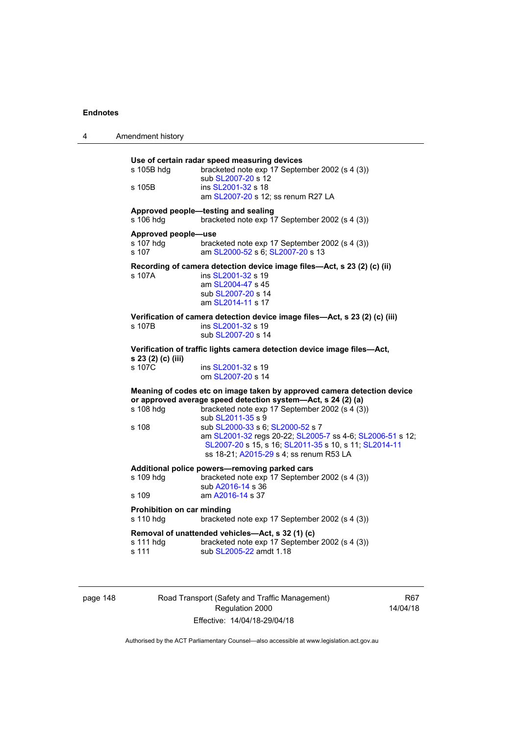**Use of certain radar speed measuring devices**

s 105B hdg — bracketed note exp 17 September 2002 (s 4 (3))
sub SL2007-20 s 12

s 105B — ins SL2001-32 s 18
am SL2007-20 s 12; ss renum R27 LA

**Approved people—testing and sealing**

s 106 hdg — bracketed note exp 17 September 2002 (s 4 (3))

**Approved people—use**

s 107 hdg — bracketed note exp 17 September 2002 (s 4 (3))

s 107 — am SL2000-52 s 6; SL2007-20 s 13

**Recording of camera detection device image files—Act, s 23 (2) (c) (ii)**

s 107A — ins SL2001-32 s 19
am SL2004-47 s 45
sub SL2007-20 s 14
am SL2014-11 s 17

**Verification of camera detection device image files—Act, s 23 (2) (c) (iii)**

s 107B — ins SL2001-32 s 19
sub SL2007-20 s 14

**Verification of traffic lights camera detection device image files—Act, s 23 (2) (c) (iii)**

s 107C — ins SL2001-32 s 19
om SL2007-20 s 14

**Meaning of codes etc on image taken by approved camera detection device or approved average speed detection system—Act, s 24 (2) (a)**

s 108 hdg — bracketed note exp 17 September 2002 (s 4 (3))
sub SL2011-35 s 9

s 108 — sub SL2000-33 s 6; SL2000-52 s 7
am SL2001-32 regs 20-22; SL2005-7 ss 4-6; SL2006-51 s 12; SL2007-20 s 15, s 16; SL2011-35 s 10, s 11; SL2014-11 ss 18-21; A2015-29 s 4; ss renum R53 LA

**Additional police powers—removing parked cars**

s 109 hdg — bracketed note exp 17 September 2002 (s 4 (3))
sub A2016-14 s 36

s 109 — am A2016-14 s 37

**Prohibition on car minding**

s 110 hdg — bracketed note exp 17 September 2002 (s 4 (3))

**Removal of unattended vehicles—Act, s 32 (1) (c)**

s 111 hdg — bracketed note exp 17 September 2002 (s 4 (3))

s 111 — sub SL2005-22 amdt 1.18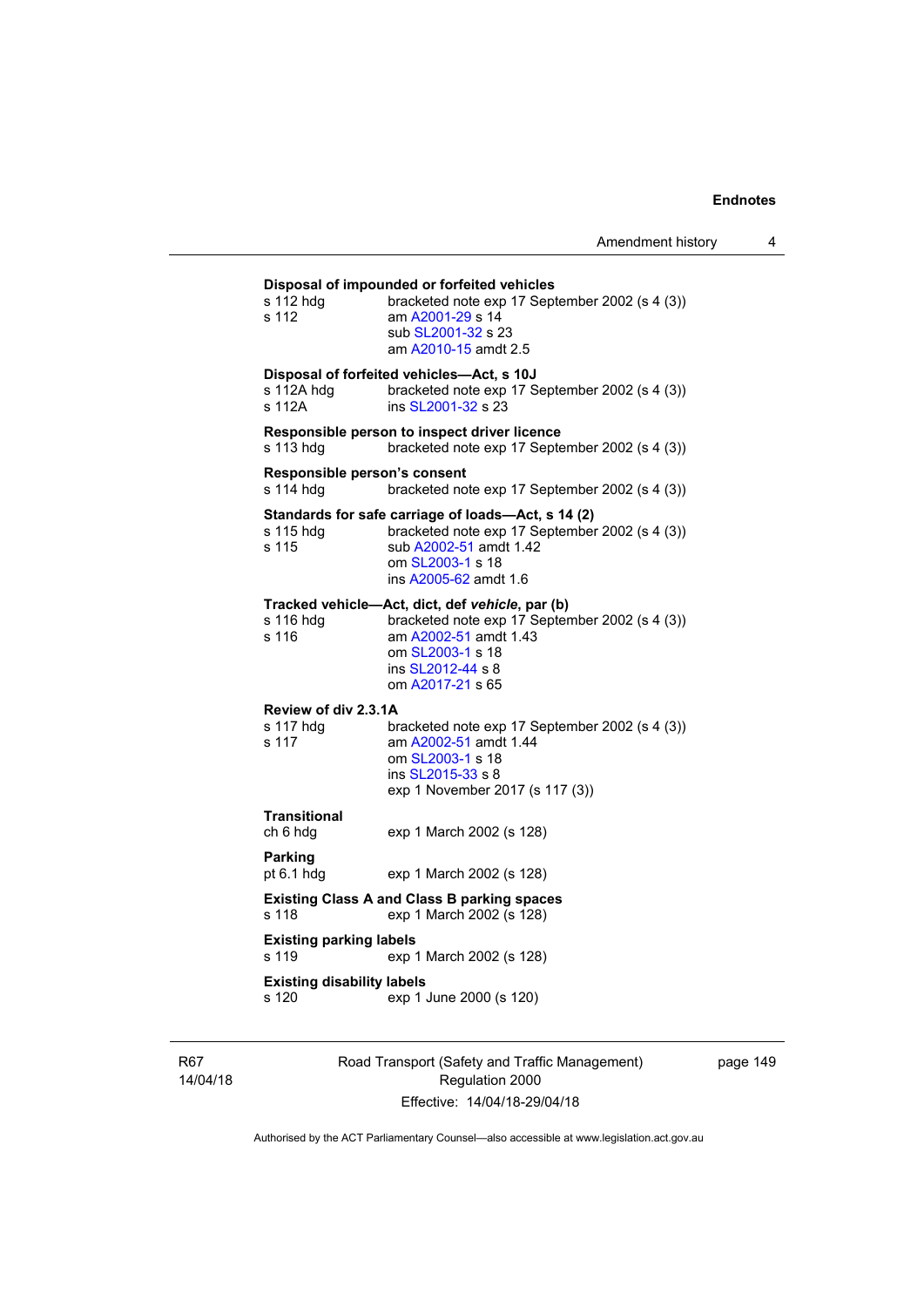**Disposal of impounded or forfeited vehicles**
s 112 hdg bracketed note exp 17 September 2002 (s 4 (3))
s 112 am A2001-29 s 14
sub SL2001-32 s 23
am A2010-15 amdt 2.5

**Disposal of forfeited vehicles—Act, s 10J**
s 112A hdg bracketed note exp 17 September 2002 (s 4 (3))
s 112A ins SL2001-32 s 23

**Responsible person to inspect driver licence**
s 113 hdg bracketed note exp 17 September 2002 (s 4 (3))

**Responsible person's consent**
s 114 hdg bracketed note exp 17 September 2002 (s 4 (3))

**Standards for safe carriage of loads—Act, s 14 (2)**
s 115 hdg bracketed note exp 17 September 2002 (s 4 (3))
s 115 sub A2002-51 amdt 1.42
om SL2003-1 s 18
ins A2005-62 amdt 1.6

**Tracked vehicle—Act, dict, def *vehicle*, par (b)**
s 116 hdg bracketed note exp 17 September 2002 (s 4 (3))
s 116 am A2002-51 amdt 1.43
om SL2003-1 s 18
ins SL2012-44 s 8
om A2017-21 s 65

**Review of div 2.3.1A**
s 117 hdg bracketed note exp 17 September 2002 (s 4 (3))
s 117 am A2002-51 amdt 1.44
om SL2003-1 s 18
ins SL2015-33 s 8
exp 1 November 2017 (s 117 (3))

**Transitional**
ch 6 hdg exp 1 March 2002 (s 128)

**Parking**
pt 6.1 hdg exp 1 March 2002 (s 128)

**Existing Class A and Class B parking spaces**
s 118 exp 1 March 2002 (s 128)

**Existing parking labels**
s 119 exp 1 March 2002 (s 128)

**Existing disability labels**
s 120 exp 1 June 2000 (s 120)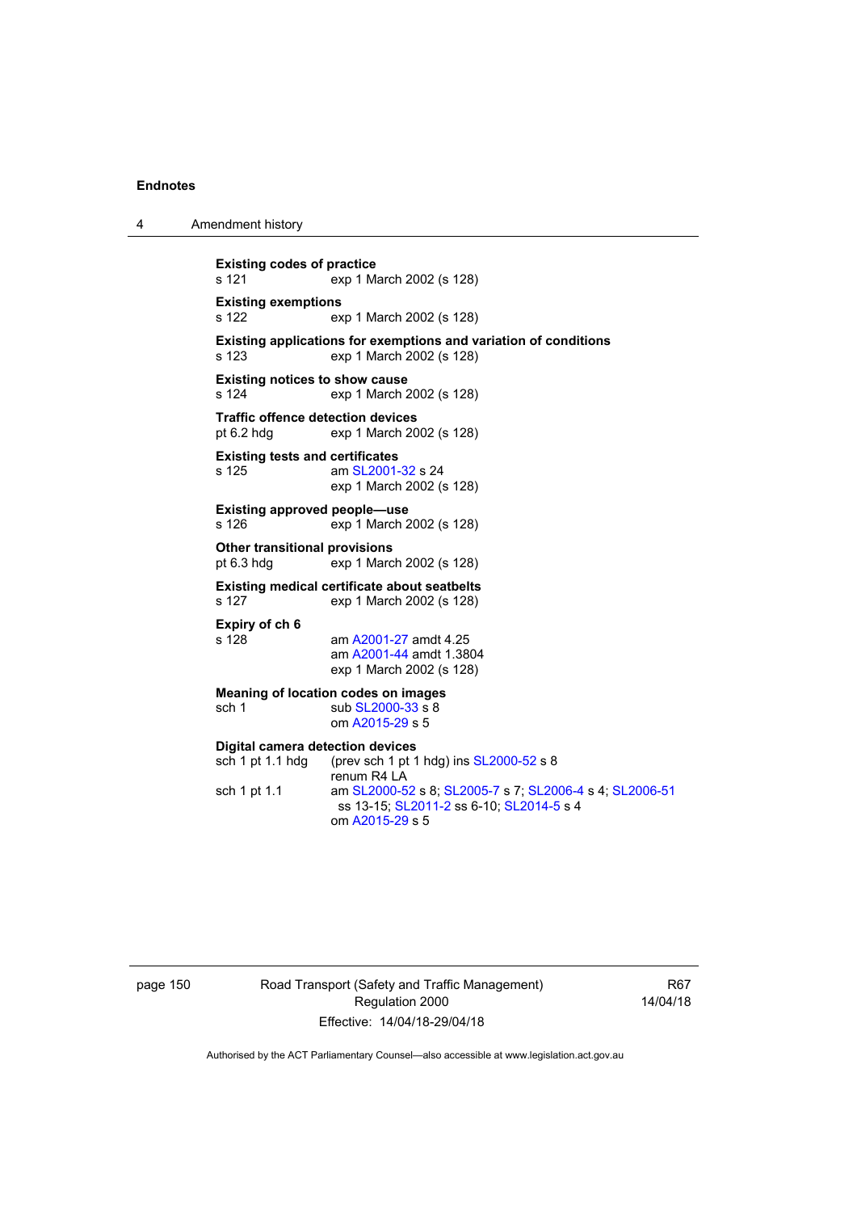**Existing codes of practice**
s 121 exp 1 March 2002 (s 128)

**Existing exemptions**
s 122 exp 1 March 2002 (s 128)

**Existing applications for exemptions and variation of conditions**
s 123 exp 1 March 2002 (s 128)

**Existing notices to show cause**
s 124 exp 1 March 2002 (s 128)

**Traffic offence detection devices**
pt 6.2 hdg exp 1 March 2002 (s 128)

**Existing tests and certificates**
s 125 am SL2001-32 s 24
exp 1 March 2002 (s 128)

**Existing approved people—use**
s 126 exp 1 March 2002 (s 128)

**Other transitional provisions**
pt 6.3 hdg exp 1 March 2002 (s 128)

**Existing medical certificate about seatbelts**
s 127 exp 1 March 2002 (s 128)

**Expiry of ch 6**
s 128 am A2001-27 amdt 4.25
am A2001-44 amdt 1.3804
exp 1 March 2002 (s 128)

**Meaning of location codes on images**
sch 1 sub SL2000-33 s 8
om A2015-29 s 5

**Digital camera detection devices**
sch 1 pt 1.1 hdg (prev sch 1 pt 1 hdg) ins SL2000-52 s 8
renum R4 LA
sch 1 pt 1.1 am SL2000-52 s 8; SL2005-7 s 7; SL2006-4 s 4; SL2006-51 ss 13-15; SL2011-2 ss 6-10; SL2014-5 s 4
om A2015-29 s 5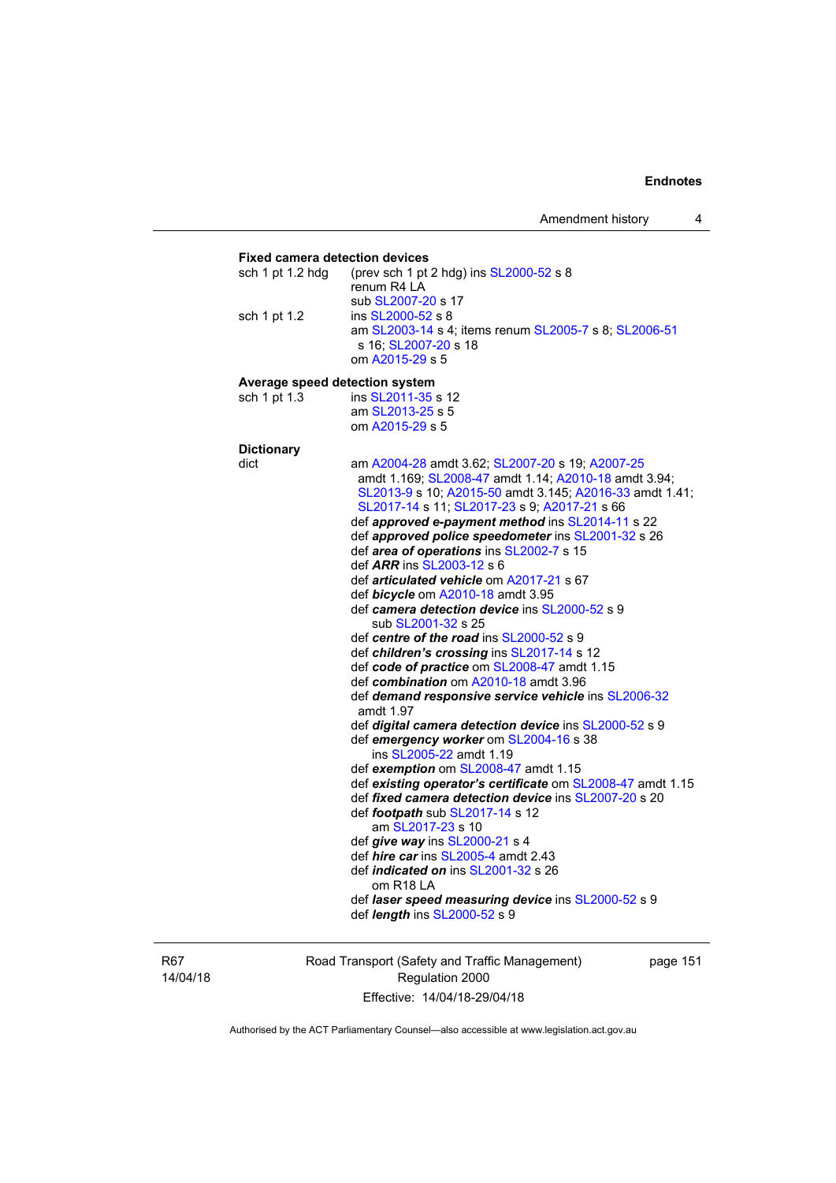**Fixed camera detection devices**

sch 1 pt 1.2 hdg (prev sch 1 pt 2 hdg) ins SL2000-52 s 8
renum R4 LA
sub SL2007-20 s 17

sch 1 pt 1.2 ins SL2000-52 s 8
am SL2003-14 s 4; items renum SL2005-7 s 8; SL2006-51 s 16; SL2007-20 s 18
om A2015-29 s 5

**Average speed detection system**

sch 1 pt 1.3 ins SL2011-35 s 12
am SL2013-25 s 5
om A2015-29 s 5

**Dictionary**

dict am A2004-28 amdt 3.62; SL2007-20 s 19; A2007-25 amdt 1.169; SL2008-47 amdt 1.14; A2010-18 amdt 3.94; SL2013-9 s 10; A2015-50 amdt 3.145; A2016-33 amdt 1.41; SL2017-14 s 11; SL2017-23 s 9; A2017-21 s 66

def ***approved e-payment method*** ins SL2014-11 s 22
def ***approved police speedometer*** ins SL2001-32 s 26
def ***area of operations*** ins SL2002-7 s 15
def ***ARR*** ins SL2003-12 s 6
def ***articulated vehicle*** om A2017-21 s 67
def ***bicycle*** om A2010-18 amdt 3.95
def ***camera detection device*** ins SL2000-52 s 9
sub SL2001-32 s 25
def ***centre of the road*** ins SL2000-52 s 9
def ***children's crossing*** ins SL2017-14 s 12
def ***code of practice*** om SL2008-47 amdt 1.15
def ***combination*** om A2010-18 amdt 3.96
def ***demand responsive service vehicle*** ins SL2006-32 amdt 1.97
def ***digital camera detection device*** ins SL2000-52 s 9
def ***emergency worker*** om SL2004-16 s 38
ins SL2005-22 amdt 1.19
def ***exemption*** om SL2008-47 amdt 1.15
def ***existing operator's certificate*** om SL2008-47 amdt 1.15
def ***fixed camera detection device*** ins SL2007-20 s 20
def ***footpath*** sub SL2017-14 s 12
am SL2017-23 s 10
def ***give way*** ins SL2000-21 s 4
def ***hire car*** ins SL2005-4 amdt 2.43
def ***indicated on*** ins SL2001-32 s 26
om R18 LA
def ***laser speed measuring device*** ins SL2000-52 s 9
def ***length*** ins SL2000-52 s 9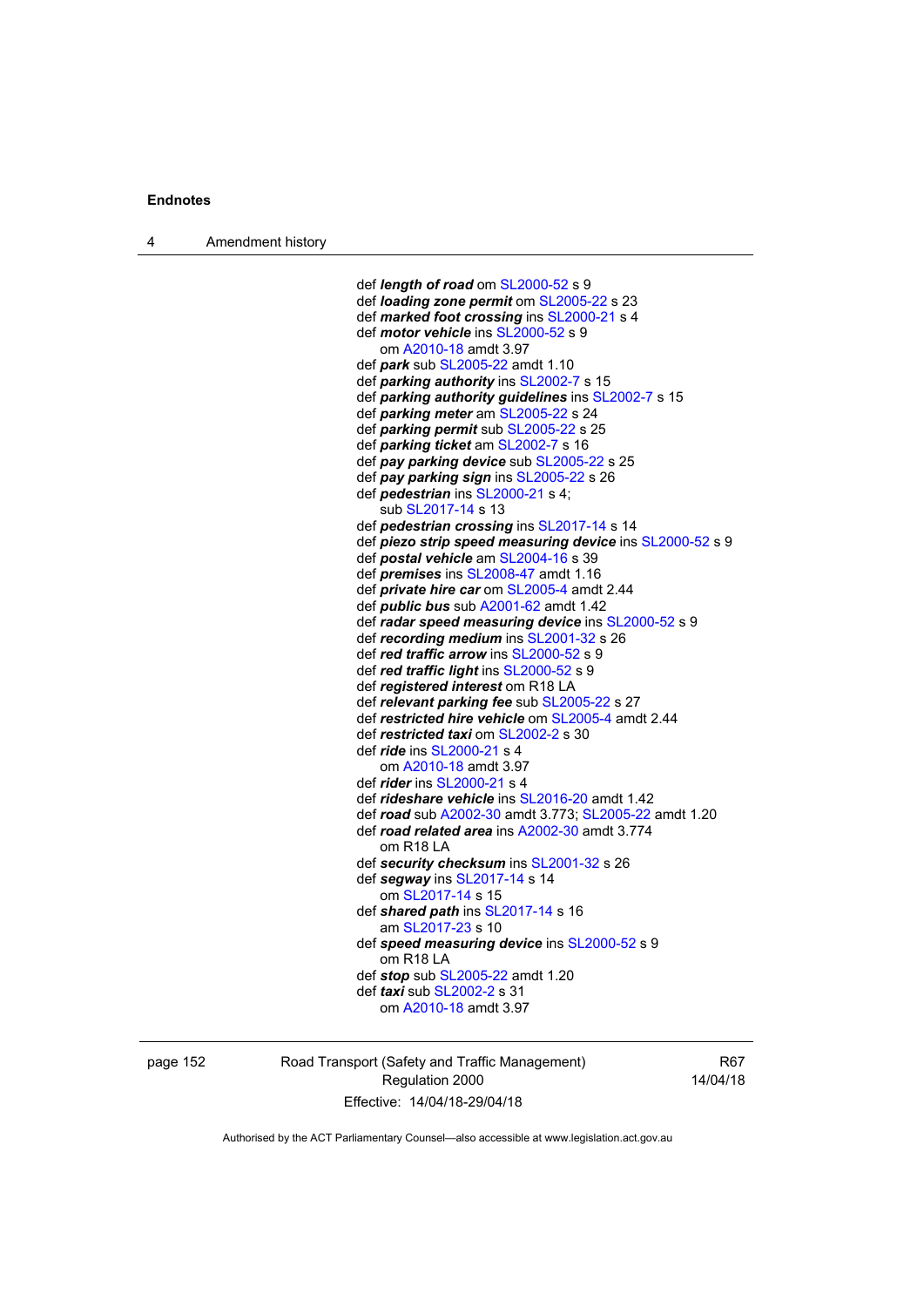def ***length of road*** om SL2000-52 s 9
def ***loading zone permit*** om SL2005-22 s 23
def ***marked foot crossing*** ins SL2000-21 s 4
def ***motor vehicle*** ins SL2000-52 s 9
    om A2010-18 amdt 3.97
def ***park*** sub SL2005-22 amdt 1.10
def ***parking authority*** ins SL2002-7 s 15
def ***parking authority guidelines*** ins SL2002-7 s 15
def ***parking meter*** am SL2005-22 s 24
def ***parking permit*** sub SL2005-22 s 25
def ***parking ticket*** am SL2002-7 s 16
def ***pay parking device*** sub SL2005-22 s 25
def ***pay parking sign*** ins SL2005-22 s 26
def ***pedestrian*** ins SL2000-21 s 4;
    sub SL2017-14 s 13
def ***pedestrian crossing*** ins SL2017-14 s 14
def ***piezo strip speed measuring device*** ins SL2000-52 s 9
def ***postal vehicle*** am SL2004-16 s 39
def ***premises*** ins SL2008-47 amdt 1.16
def ***private hire car*** om SL2005-4 amdt 2.44
def ***public bus*** sub A2001-62 amdt 1.42
def ***radar speed measuring device*** ins SL2000-52 s 9
def ***recording medium*** ins SL2001-32 s 26
def ***red traffic arrow*** ins SL2000-52 s 9
def ***red traffic light*** ins SL2000-52 s 9
def ***registered interest*** om R18 LA
def ***relevant parking fee*** sub SL2005-22 s 27
def ***restricted hire vehicle*** om SL2005-4 amdt 2.44
def ***restricted taxi*** om SL2002-2 s 30
def ***ride*** ins SL2000-21 s 4
    om A2010-18 amdt 3.97
def ***rider*** ins SL2000-21 s 4
def ***rideshare vehicle*** ins SL2016-20 amdt 1.42
def ***road*** sub A2002-30 amdt 3.773; SL2005-22 amdt 1.20
def ***road related area*** ins A2002-30 amdt 3.774
    om R18 LA
def ***security checksum*** ins SL2001-32 s 26
def ***segway*** ins SL2017-14 s 14
    om SL2017-14 s 15
def ***shared path*** ins SL2017-14 s 16
    am SL2017-23 s 10
def ***speed measuring device*** ins SL2000-52 s 9
    om R18 LA
def ***stop*** sub SL2005-22 amdt 1.20
def ***taxi*** sub SL2002-2 s 31
    om A2010-18 amdt 3.97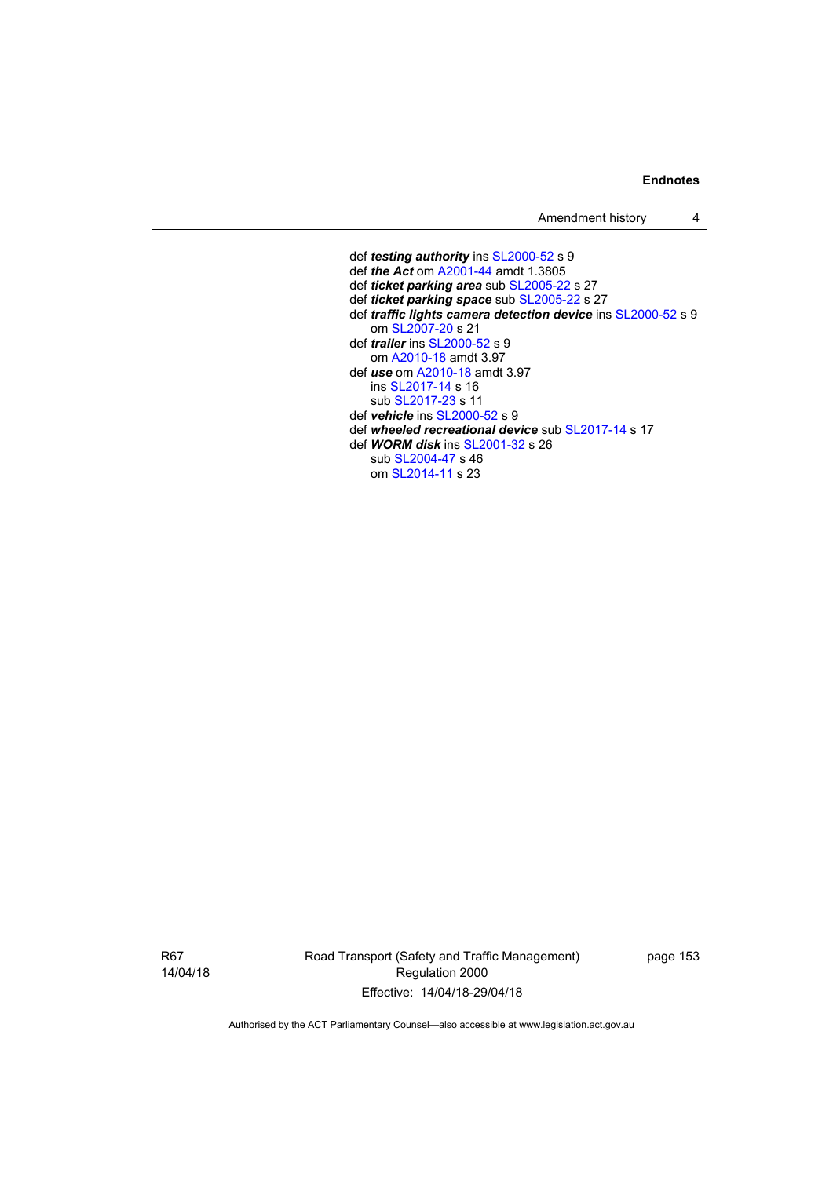def ***testing authority*** ins SL2000-52 s 9
def ***the Act*** om A2001-44 amdt 1.3805
def ***ticket parking area*** sub SL2005-22 s 27
def ***ticket parking space*** sub SL2005-22 s 27
def ***traffic lights camera detection device*** ins SL2000-52 s 9
    om SL2007-20 s 21
def ***trailer*** ins SL2000-52 s 9
    om A2010-18 amdt 3.97
def ***use*** om A2010-18 amdt 3.97
    ins SL2017-14 s 16
    sub SL2017-23 s 11
def ***vehicle*** ins SL2000-52 s 9
def ***wheeled recreational device*** sub SL2017-14 s 17
def ***WORM disk*** ins SL2001-32 s 26
    sub SL2004-47 s 46
    om SL2014-11 s 23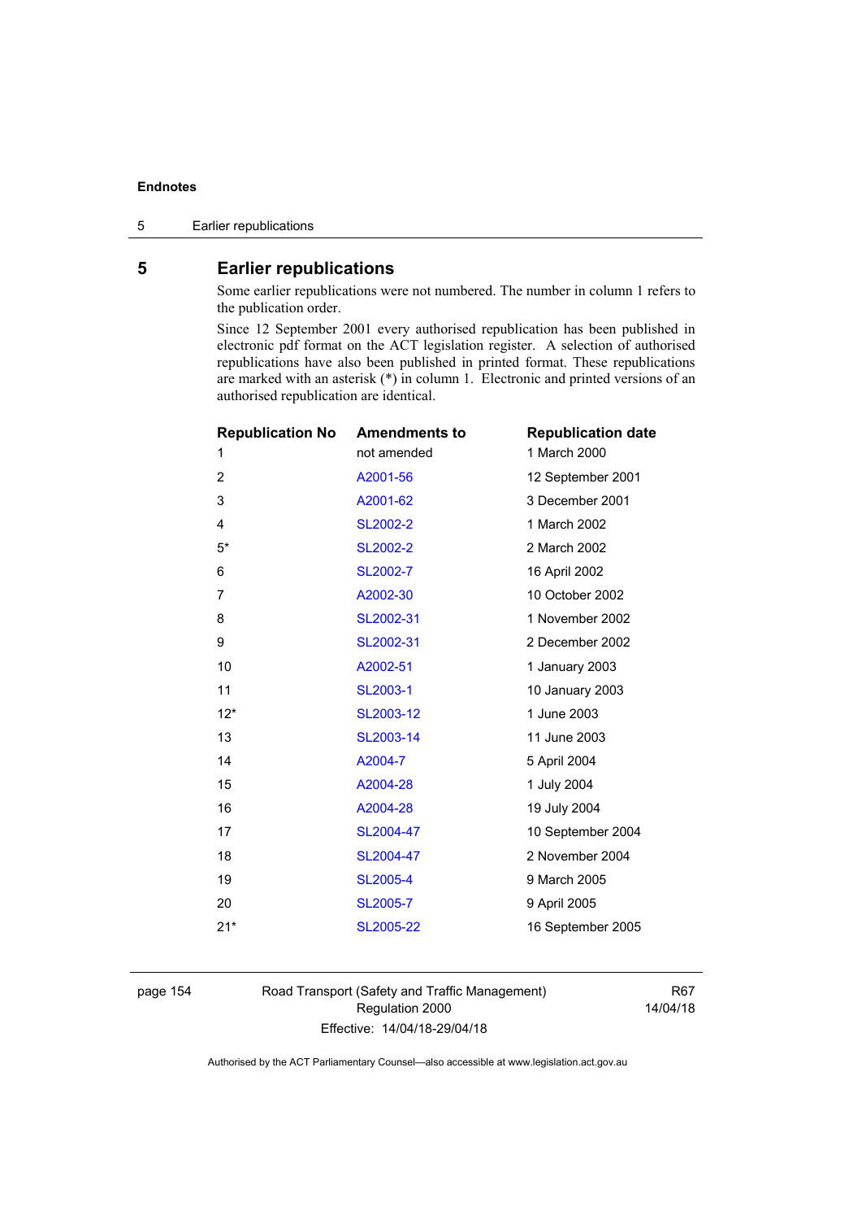# 5 Earlier republications

Some earlier republications were not numbered. The number in column 1 refers to the publication order.

Since 12 September 2001 every authorised republication has been published in electronic pdf format on the ACT legislation register. A selection of authorised republications have also been published in printed format. These republications are marked with an asterisk (*) in column 1. Electronic and printed versions of an authorised republication are identical.

| Republication No | Amendments to | Republication date |
|---|---|---|
| 1 | not amended | 1 March 2000 |
| 2 | A2001-56 | 12 September 2001 |
| 3 | A2001-62 | 3 December 2001 |
| 4 | SL2002-2 | 1 March 2002 |
| 5* | SL2002-2 | 2 March 2002 |
| 6 | SL2002-7 | 16 April 2002 |
| 7 | A2002-30 | 10 October 2002 |
| 8 | SL2002-31 | 1 November 2002 |
| 9 | SL2002-31 | 2 December 2002 |
| 10 | A2002-51 | 1 January 2003 |
| 11 | SL2003-1 | 10 January 2003 |
| 12* | SL2003-12 | 1 June 2003 |
| 13 | SL2003-14 | 11 June 2003 |
| 14 | A2004-7 | 5 April 2004 |
| 15 | A2004-28 | 1 July 2004 |
| 16 | A2004-28 | 19 July 2004 |
| 17 | SL2004-47 | 10 September 2004 |
| 18 | SL2004-47 | 2 November 2004 |
| 19 | SL2005-4 | 9 March 2005 |
| 20 | SL2005-7 | 9 April 2005 |
| 21* | SL2005-22 | 16 September 2005 |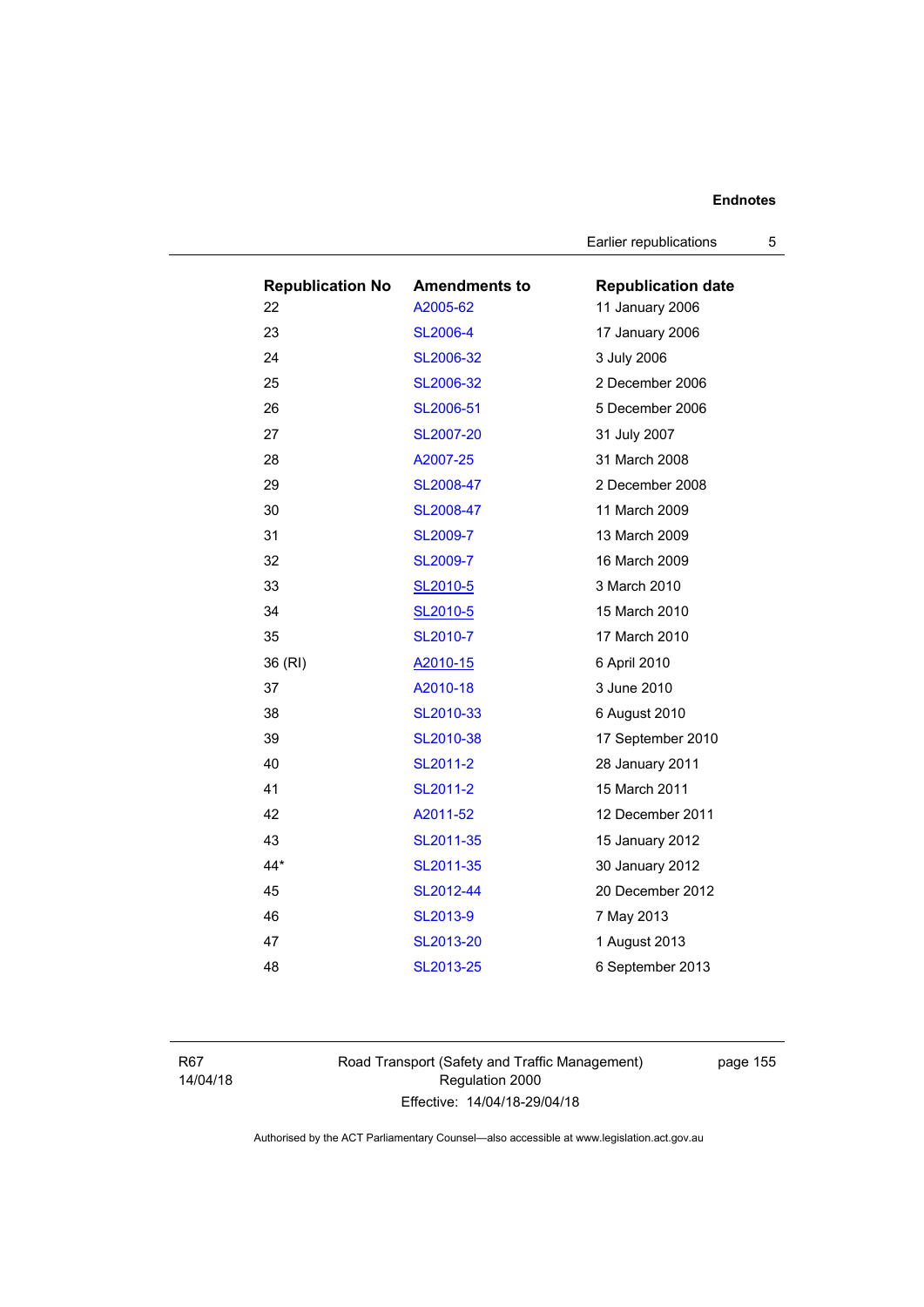| Republication No | Amendments to | Republication date |
|---|---|---|
| 22 | A2005-62 | 11 January 2006 |
| 23 | SL2006-4 | 17 January 2006 |
| 24 | SL2006-32 | 3 July 2006 |
| 25 | SL2006-32 | 2 December 2006 |
| 26 | SL2006-51 | 5 December 2006 |
| 27 | SL2007-20 | 31 July 2007 |
| 28 | A2007-25 | 31 March 2008 |
| 29 | SL2008-47 | 2 December 2008 |
| 30 | SL2008-47 | 11 March 2009 |
| 31 | SL2009-7 | 13 March 2009 |
| 32 | SL2009-7 | 16 March 2009 |
| 33 | SL2010-5 | 3 March 2010 |
| 34 | SL2010-5 | 15 March 2010 |
| 35 | SL2010-7 | 17 March 2010 |
| 36 (RI) | A2010-15 | 6 April 2010 |
| 37 | A2010-18 | 3 June 2010 |
| 38 | SL2010-33 | 6 August 2010 |
| 39 | SL2010-38 | 17 September 2010 |
| 40 | SL2011-2 | 28 January 2011 |
| 41 | SL2011-2 | 15 March 2011 |
| 42 | A2011-52 | 12 December 2011 |
| 43 | SL2011-35 | 15 January 2012 |
| 44* | SL2011-35 | 30 January 2012 |
| 45 | SL2012-44 | 20 December 2012 |
| 46 | SL2013-9 | 7 May 2013 |
| 47 | SL2013-20 | 1 August 2013 |
| 48 | SL2013-25 | 6 September 2013 |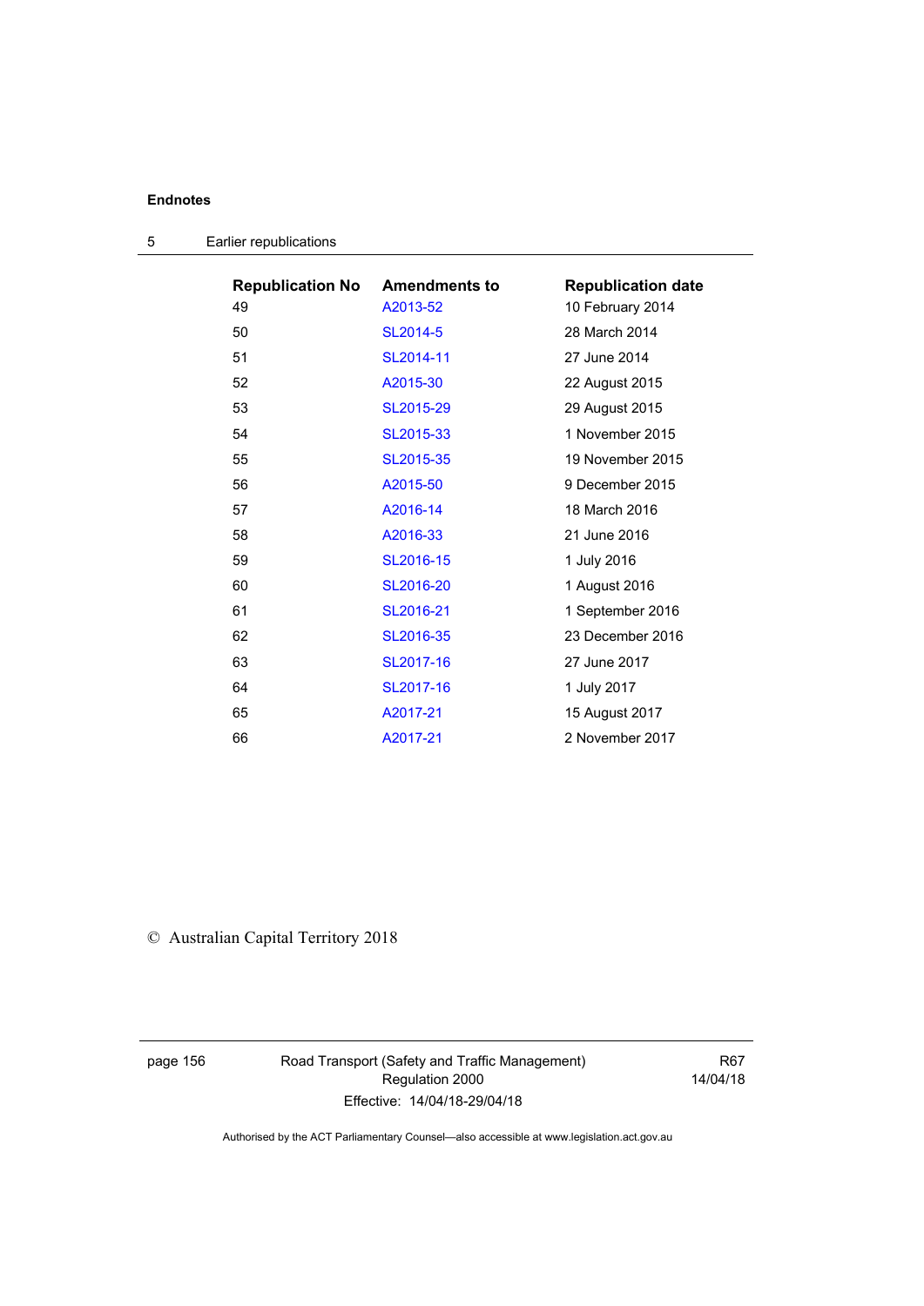## 5 Earlier republications

| Republication No | Amendments to | Republication date |
|---|---|---|
| 49 | A2013-52 | 10 February 2014 |
| 50 | SL2014-5 | 28 March 2014 |
| 51 | SL2014-11 | 27 June 2014 |
| 52 | A2015-30 | 22 August 2015 |
| 53 | SL2015-29 | 29 August 2015 |
| 54 | SL2015-33 | 1 November 2015 |
| 55 | SL2015-35 | 19 November 2015 |
| 56 | A2015-50 | 9 December 2015 |
| 57 | A2016-14 | 18 March 2016 |
| 58 | A2016-33 | 21 June 2016 |
| 59 | SL2016-15 | 1 July 2016 |
| 60 | SL2016-20 | 1 August 2016 |
| 61 | SL2016-21 | 1 September 2016 |
| 62 | SL2016-35 | 23 December 2016 |
| 63 | SL2017-16 | 27 June 2017 |
| 64 | SL2017-16 | 1 July 2017 |
| 65 | A2017-21 | 15 August 2017 |
| 66 | A2017-21 | 2 November 2017 |

© Australian Capital Territory 2018